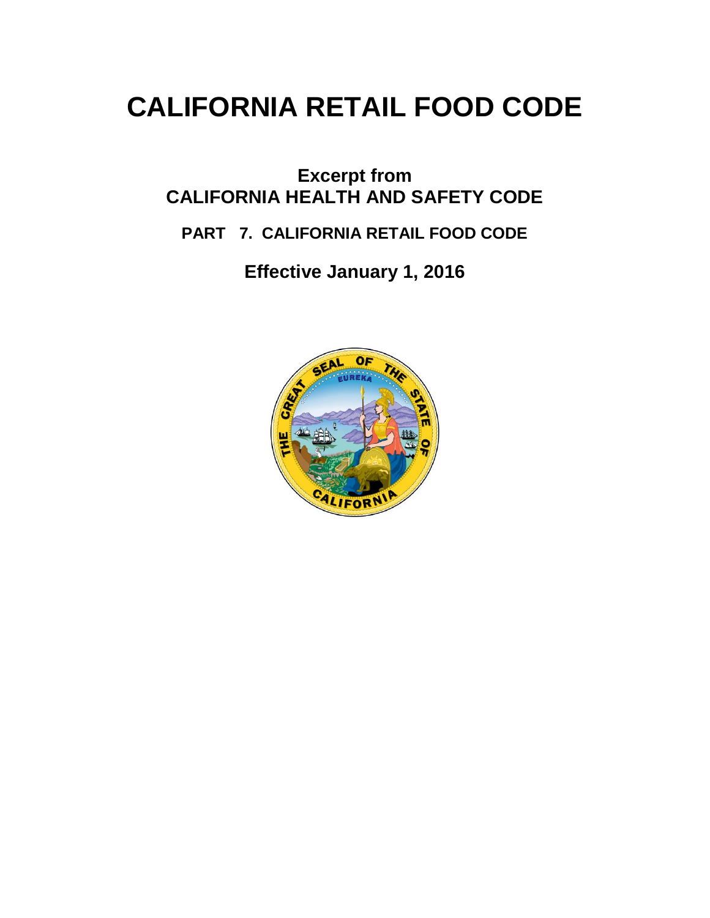# CALIFORNIA RETAIL FOOD CODE

## Excerpt from
## CALIFORNIA HEALTH AND SAFETY CODE

### PART 7. CALIFORNIA RETAIL FOOD CODE

### Effective January 1, 2016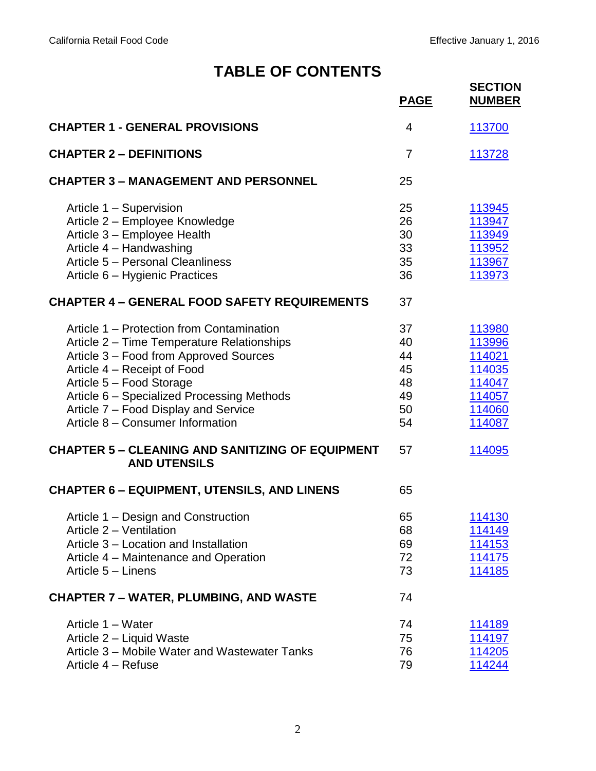# TABLE OF CONTENTS

| | PAGE | SECTION NUMBER |
|---|---|---|
| **CHAPTER 1 - GENERAL PROVISIONS** | 4 | 113700 |
| **CHAPTER 2 – DEFINITIONS** | 7 | 113728 |
| **CHAPTER 3 – MANAGEMENT AND PERSONNEL** | 25 | |
| Article 1 – Supervision | 25 | 113945 |
| Article 2 – Employee Knowledge | 26 | 113947 |
| Article 3 – Employee Health | 30 | 113949 |
| Article 4 – Handwashing | 33 | 113952 |
| Article 5 – Personal Cleanliness | 35 | 113967 |
| Article 6 – Hygienic Practices | 36 | 113973 |
| **CHAPTER 4 – GENERAL FOOD SAFETY REQUIREMENTS** | 37 | |
| Article 1 – Protection from Contamination | 37 | 113980 |
| Article 2 – Time Temperature Relationships | 40 | 113996 |
| Article 3 – Food from Approved Sources | 44 | 114021 |
| Article 4 – Receipt of Food | 45 | 114035 |
| Article 5 – Food Storage | 48 | 114047 |
| Article 6 – Specialized Processing Methods | 49 | 114057 |
| Article 7 – Food Display and Service | 50 | 114060 |
| Article 8 – Consumer Information | 54 | 114087 |
| **CHAPTER 5 – CLEANING AND SANITIZING OF EQUIPMENT AND UTENSILS** | 57 | 114095 |
| **CHAPTER 6 – EQUIPMENT, UTENSILS, AND LINENS** | 65 | |
| Article 1 – Design and Construction | 65 | 114130 |
| Article 2 – Ventilation | 68 | 114149 |
| Article 3 – Location and Installation | 69 | 114153 |
| Article 4 – Maintenance and Operation | 72 | 114175 |
| Article 5 – Linens | 73 | 114185 |
| **CHAPTER 7 – WATER, PLUMBING, AND WASTE** | 74 | |
| Article 1 – Water | 74 | 114189 |
| Article 2 – Liquid Waste | 75 | 114197 |
| Article 3 – Mobile Water and Wastewater Tanks | 76 | 114205 |
| Article 4 – Refuse | 79 | 114244 |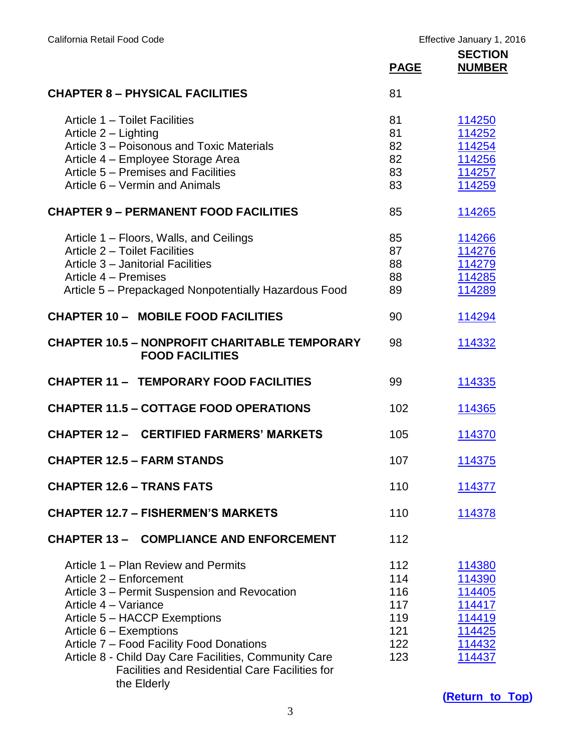| | PAGE | SECTION NUMBER |
|---|---|---|
| **CHAPTER 8 – PHYSICAL FACILITIES** | 81 | |
| Article 1 – Toilet Facilities | 81 | 114250 |
| Article 2 – Lighting | 81 | 114252 |
| Article 3 – Poisonous and Toxic Materials | 82 | 114254 |
| Article 4 – Employee Storage Area | 82 | 114256 |
| Article 5 – Premises and Facilities | 83 | 114257 |
| Article 6 – Vermin and Animals | 83 | 114259 |
| **CHAPTER 9 – PERMANENT FOOD FACILITIES** | 85 | 114265 |
| Article 1 – Floors, Walls, and Ceilings | 85 | 114266 |
| Article 2 – Toilet Facilities | 87 | 114276 |
| Article 3 – Janitorial Facilities | 88 | 114279 |
| Article 4 – Premises | 88 | 114285 |
| Article 5 – Prepackaged Nonpotentially Hazardous Food | 89 | 114289 |
| **CHAPTER 10 – MOBILE FOOD FACILITIES** | 90 | 114294 |
| **CHAPTER 10.5 – NONPROFIT CHARITABLE TEMPORARY FOOD FACILITIES** | 98 | 114332 |
| **CHAPTER 11 – TEMPORARY FOOD FACILITIES** | 99 | 114335 |
| **CHAPTER 11.5 – COTTAGE FOOD OPERATIONS** | 102 | 114365 |
| **CHAPTER 12 – CERTIFIED FARMERS' MARKETS** | 105 | 114370 |
| **CHAPTER 12.5 – FARM STANDS** | 107 | 114375 |
| **CHAPTER 12.6 – TRANS FATS** | 110 | 114377 |
| **CHAPTER 12.7 – FISHERMEN'S MARKETS** | 110 | 114378 |
| **CHAPTER 13 – COMPLIANCE AND ENFORCEMENT** | 112 | |
| Article 1 – Plan Review and Permits | 112 | 114380 |
| Article 2 – Enforcement | 114 | 114390 |
| Article 3 – Permit Suspension and Revocation | 116 | 114405 |
| Article 4 – Variance | 117 | 114417 |
| Article 5 – HACCP Exemptions | 119 | 114419 |
| Article 6 – Exemptions | 121 | 114425 |
| Article 7 – Food Facility Food Donations | 122 | 114432 |
| Article 8 - Child Day Care Facilities, Community Care Facilities and Residential Care Facilities for the Elderly | 123 | 114437 |

(Return to Top)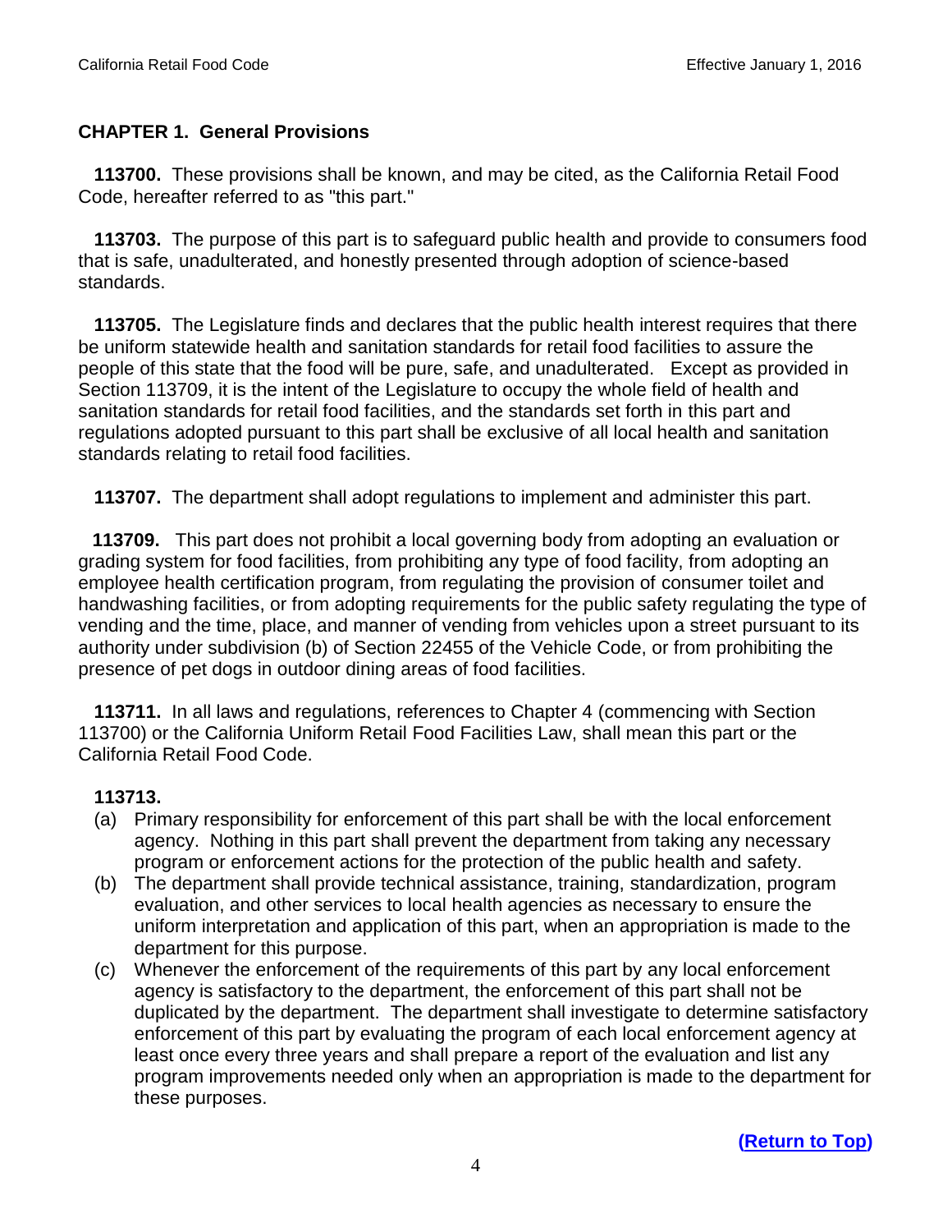## CHAPTER 1. General Provisions

**113700.** These provisions shall be known, and may be cited, as the California Retail Food Code, hereafter referred to as "this part."

**113703.** The purpose of this part is to safeguard public health and provide to consumers food that is safe, unadulterated, and honestly presented through adoption of science-based standards.

**113705.** The Legislature finds and declares that the public health interest requires that there be uniform statewide health and sanitation standards for retail food facilities to assure the people of this state that the food will be pure, safe, and unadulterated. Except as provided in Section 113709, it is the intent of the Legislature to occupy the whole field of health and sanitation standards for retail food facilities, and the standards set forth in this part and regulations adopted pursuant to this part shall be exclusive of all local health and sanitation standards relating to retail food facilities.

**113707.** The department shall adopt regulations to implement and administer this part.

**113709.** This part does not prohibit a local governing body from adopting an evaluation or grading system for food facilities, from prohibiting any type of food facility, from adopting an employee health certification program, from regulating the provision of consumer toilet and handwashing facilities, or from adopting requirements for the public safety regulating the type of vending and the time, place, and manner of vending from vehicles upon a street pursuant to its authority under subdivision (b) of Section 22455 of the Vehicle Code, or from prohibiting the presence of pet dogs in outdoor dining areas of food facilities.

**113711.** In all laws and regulations, references to Chapter 4 (commencing with Section 113700) or the California Uniform Retail Food Facilities Law, shall mean this part or the California Retail Food Code.

**113713.**

(a) Primary responsibility for enforcement of this part shall be with the local enforcement agency. Nothing in this part shall prevent the department from taking any necessary program or enforcement actions for the protection of the public health and safety.

(b) The department shall provide technical assistance, training, standardization, program evaluation, and other services to local health agencies as necessary to ensure the uniform interpretation and application of this part, when an appropriation is made to the department for this purpose.

(c) Whenever the enforcement of the requirements of this part by any local enforcement agency is satisfactory to the department, the enforcement of this part shall not be duplicated by the department. The department shall investigate to determine satisfactory enforcement of this part by evaluating the program of each local enforcement agency at least once every three years and shall prepare a report of the evaluation and list any program improvements needed only when an appropriation is made to the department for these purposes.

(Return to Top)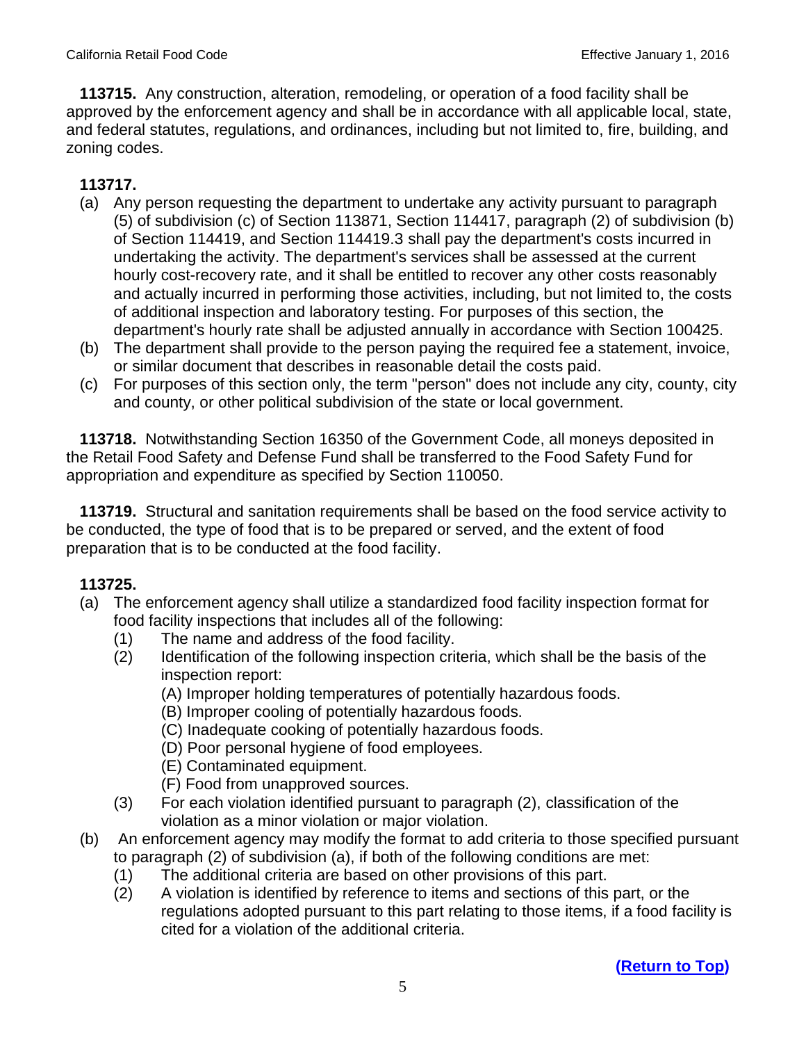**113715.** Any construction, alteration, remodeling, or operation of a food facility shall be approved by the enforcement agency and shall be in accordance with all applicable local, state, and federal statutes, regulations, and ordinances, including but not limited to, fire, building, and zoning codes.

**113717.**

(a) Any person requesting the department to undertake any activity pursuant to paragraph (5) of subdivision (c) of Section 113871, Section 114417, paragraph (2) of subdivision (b) of Section 114419, and Section 114419.3 shall pay the department's costs incurred in undertaking the activity. The department's services shall be assessed at the current hourly cost-recovery rate, and it shall be entitled to recover any other costs reasonably and actually incurred in performing those activities, including, but not limited to, the costs of additional inspection and laboratory testing. For purposes of this section, the department's hourly rate shall be adjusted annually in accordance with Section 100425.

(b) The department shall provide to the person paying the required fee a statement, invoice, or similar document that describes in reasonable detail the costs paid.

(c) For purposes of this section only, the term "person" does not include any city, county, city and county, or other political subdivision of the state or local government.

**113718.** Notwithstanding Section 16350 of the Government Code, all moneys deposited in the Retail Food Safety and Defense Fund shall be transferred to the Food Safety Fund for appropriation and expenditure as specified by Section 110050.

**113719.** Structural and sanitation requirements shall be based on the food service activity to be conducted, the type of food that is to be prepared or served, and the extent of food preparation that is to be conducted at the food facility.

**113725.**

(a) The enforcement agency shall utilize a standardized food facility inspection format for food facility inspections that includes all of the following:
  (1) The name and address of the food facility.
  (2) Identification of the following inspection criteria, which shall be the basis of the inspection report:
    (A) Improper holding temperatures of potentially hazardous foods.
    (B) Improper cooling of potentially hazardous foods.
    (C) Inadequate cooking of potentially hazardous foods.
    (D) Poor personal hygiene of food employees.
    (E) Contaminated equipment.
    (F) Food from unapproved sources.
  (3) For each violation identified pursuant to paragraph (2), classification of the violation as a minor violation or major violation.

(b) An enforcement agency may modify the format to add criteria to those specified pursuant to paragraph (2) of subdivision (a), if both of the following conditions are met:
  (1) The additional criteria are based on other provisions of this part.
  (2) A violation is identified by reference to items and sections of this part, or the regulations adopted pursuant to this part relating to those items, if a food facility is cited for a violation of the additional criteria.

(Return to Top)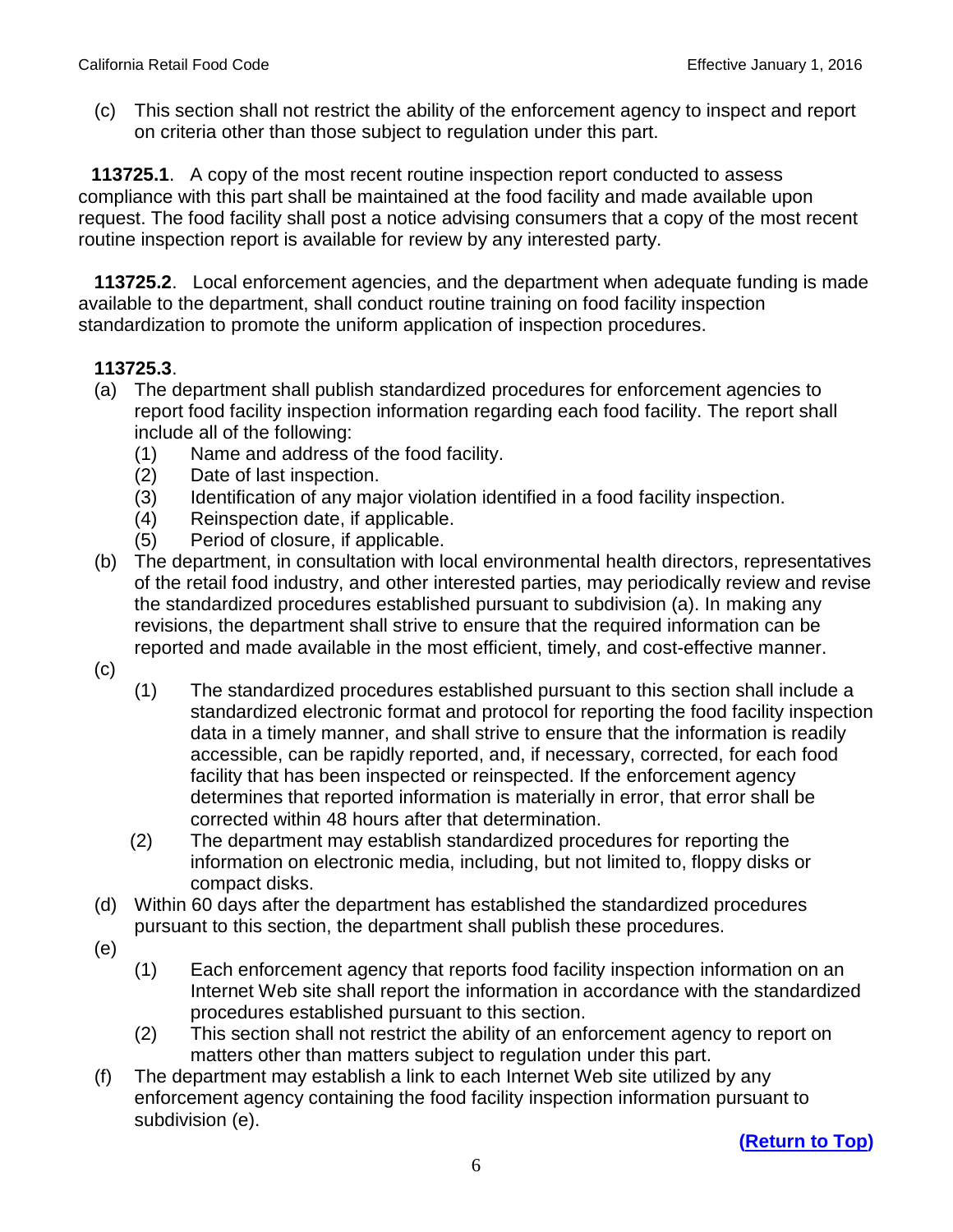(c) This section shall not restrict the ability of the enforcement agency to inspect and report on criteria other than those subject to regulation under this part.

**113725.1**. A copy of the most recent routine inspection report conducted to assess compliance with this part shall be maintained at the food facility and made available upon request. The food facility shall post a notice advising consumers that a copy of the most recent routine inspection report is available for review by any interested party.

**113725.2**. Local enforcement agencies, and the department when adequate funding is made available to the department, shall conduct routine training on food facility inspection standardization to promote the uniform application of inspection procedures.

**113725.3**.

(a) The department shall publish standardized procedures for enforcement agencies to report food facility inspection information regarding each food facility. The report shall include all of the following:
 (1) Name and address of the food facility.
 (2) Date of last inspection.
 (3) Identification of any major violation identified in a food facility inspection.
 (4) Reinspection date, if applicable.
 (5) Period of closure, if applicable.

(b) The department, in consultation with local environmental health directors, representatives of the retail food industry, and other interested parties, may periodically review and revise the standardized procedures established pursuant to subdivision (a). In making any revisions, the department shall strive to ensure that the required information can be reported and made available in the most efficient, timely, and cost-effective manner.

(c)
 (1) The standardized procedures established pursuant to this section shall include a standardized electronic format and protocol for reporting the food facility inspection data in a timely manner, and shall strive to ensure that the information is readily accessible, can be rapidly reported, and, if necessary, corrected, for each food facility that has been inspected or reinspected. If the enforcement agency determines that reported information is materially in error, that error shall be corrected within 48 hours after that determination.
 (2) The department may establish standardized procedures for reporting the information on electronic media, including, but not limited to, floppy disks or compact disks.

(d) Within 60 days after the department has established the standardized procedures pursuant to this section, the department shall publish these procedures.

(e)
 (1) Each enforcement agency that reports food facility inspection information on an Internet Web site shall report the information in accordance with the standardized procedures established pursuant to this section.
 (2) This section shall not restrict the ability of an enforcement agency to report on matters other than matters subject to regulation under this part.

(f) The department may establish a link to each Internet Web site utilized by any enforcement agency containing the food facility inspection information pursuant to subdivision (e).

**(Return to Top)**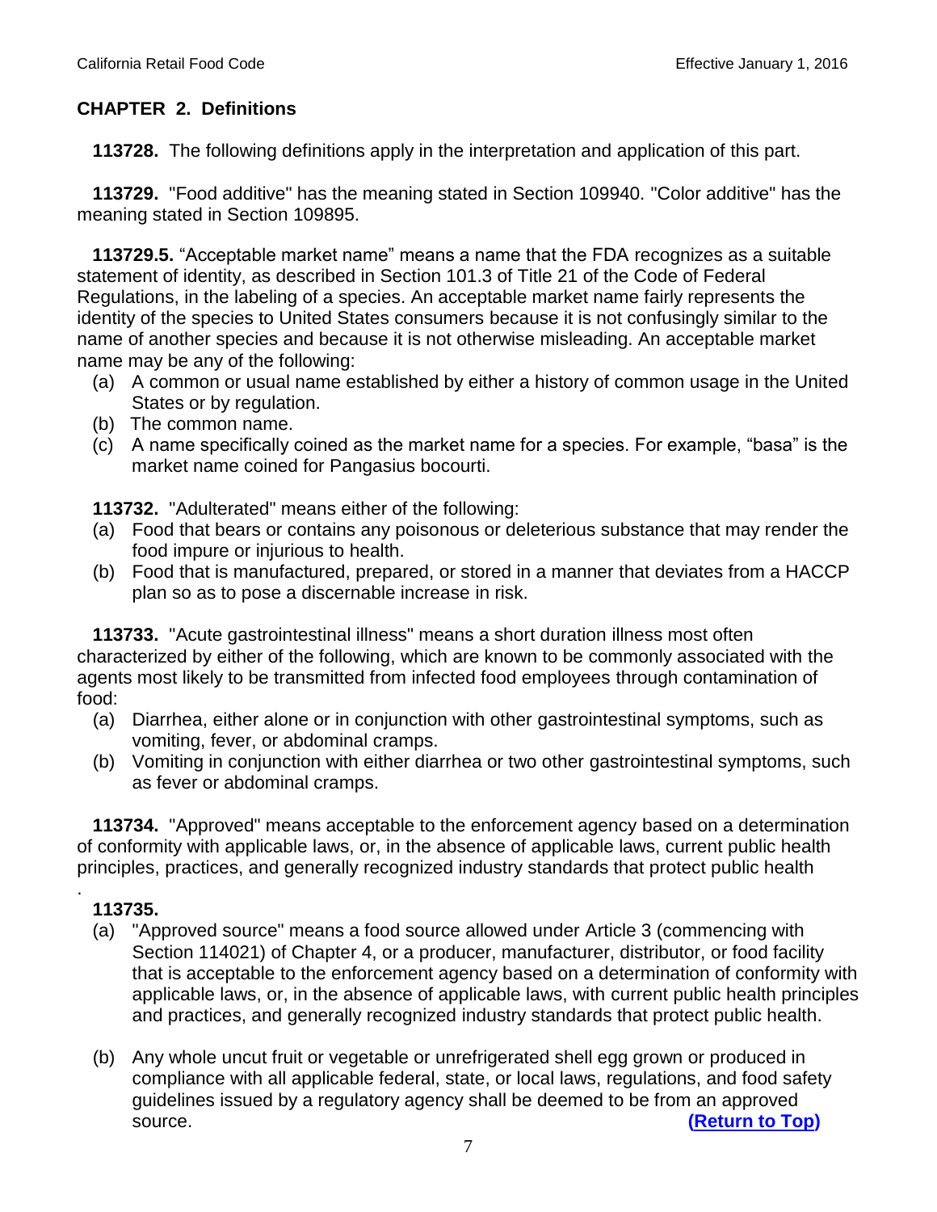## CHAPTER 2. Definitions

**113728.** The following definitions apply in the interpretation and application of this part.

**113729.** "Food additive" has the meaning stated in Section 109940. "Color additive" has the meaning stated in Section 109895.

**113729.5.** "Acceptable market name" means a name that the FDA recognizes as a suitable statement of identity, as described in Section 101.3 of Title 21 of the Code of Federal Regulations, in the labeling of a species. An acceptable market name fairly represents the identity of the species to United States consumers because it is not confusingly similar to the name of another species and because it is not otherwise misleading. An acceptable market name may be any of the following:

(a) A common or usual name established by either a history of common usage in the United States or by regulation.
(b) The common name.
(c) A name specifically coined as the market name for a species. For example, "basa" is the market name coined for Pangasius bocourti.

**113732.** "Adulterated" means either of the following:

(a) Food that bears or contains any poisonous or deleterious substance that may render the food impure or injurious to health.
(b) Food that is manufactured, prepared, or stored in a manner that deviates from a HACCP plan so as to pose a discernable increase in risk.

**113733.** "Acute gastrointestinal illness" means a short duration illness most often characterized by either of the following, which are known to be commonly associated with the agents most likely to be transmitted from infected food employees through contamination of food:

(a) Diarrhea, either alone or in conjunction with other gastrointestinal symptoms, such as vomiting, fever, or abdominal cramps.
(b) Vomiting in conjunction with either diarrhea or two other gastrointestinal symptoms, such as fever or abdominal cramps.

**113734.** "Approved" means acceptable to the enforcement agency based on a determination of conformity with applicable laws, or, in the absence of applicable laws, current public health principles, practices, and generally recognized industry standards that protect public health.

**113735.**

(a) "Approved source" means a food source allowed under Article 3 (commencing with Section 114021) of Chapter 4, or a producer, manufacturer, distributor, or food facility that is acceptable to the enforcement agency based on a determination of conformity with applicable laws, or, in the absence of applicable laws, with current public health principles and practices, and generally recognized industry standards that protect public health.

(b) Any whole uncut fruit or vegetable or unrefrigerated shell egg grown or produced in compliance with all applicable federal, state, or local laws, regulations, and food safety guidelines issued by a regulatory agency shall be deemed to be from an approved source. **(Return to Top)**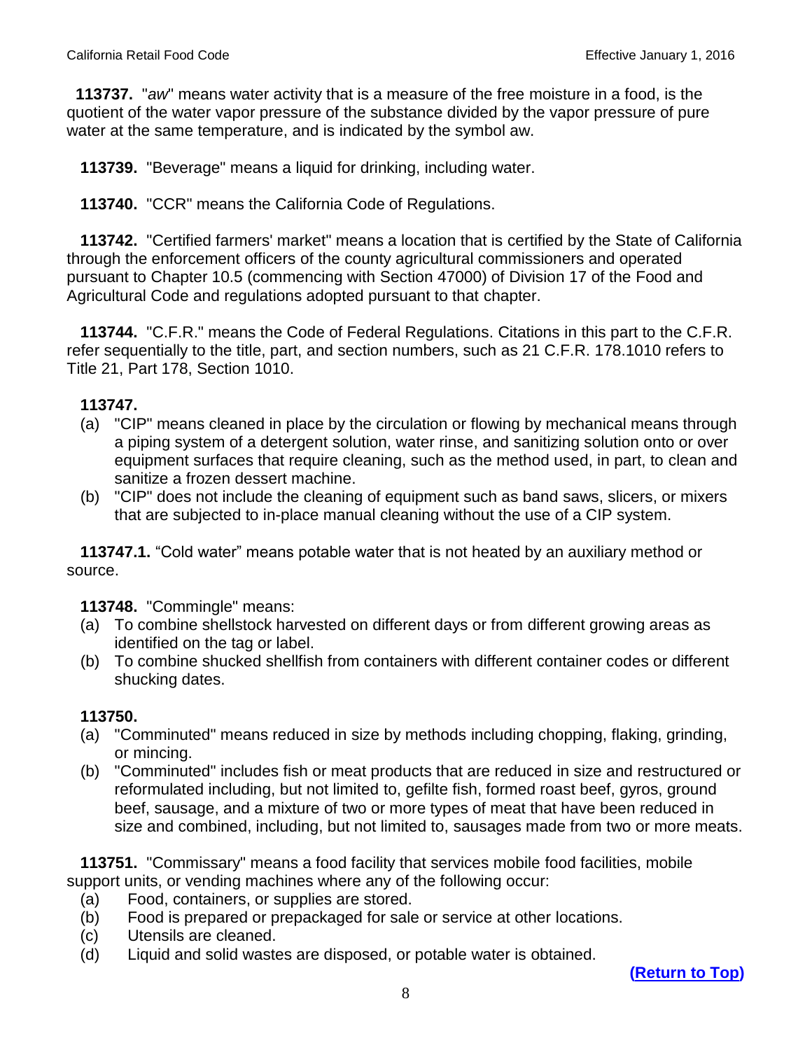**113737.** "*aw*" means water activity that is a measure of the free moisture in a food, is the quotient of the water vapor pressure of the substance divided by the vapor pressure of pure water at the same temperature, and is indicated by the symbol aw.

**113739.** "Beverage" means a liquid for drinking, including water.

**113740.** "CCR" means the California Code of Regulations.

**113742.** "Certified farmers' market" means a location that is certified by the State of California through the enforcement officers of the county agricultural commissioners and operated pursuant to Chapter 10.5 (commencing with Section 47000) of Division 17 of the Food and Agricultural Code and regulations adopted pursuant to that chapter.

**113744.** "C.F.R." means the Code of Federal Regulations. Citations in this part to the C.F.R. refer sequentially to the title, part, and section numbers, such as 21 C.F.R. 178.1010 refers to Title 21, Part 178, Section 1010.

**113747.**

(a) "CIP" means cleaned in place by the circulation or flowing by mechanical means through a piping system of a detergent solution, water rinse, and sanitizing solution onto or over equipment surfaces that require cleaning, such as the method used, in part, to clean and sanitize a frozen dessert machine.

(b) "CIP" does not include the cleaning of equipment such as band saws, slicers, or mixers that are subjected to in-place manual cleaning without the use of a CIP system.

**113747.1.** "Cold water" means potable water that is not heated by an auxiliary method or source.

**113748.** "Commingle" means:

(a) To combine shellstock harvested on different days or from different growing areas as identified on the tag or label.

(b) To combine shucked shellfish from containers with different container codes or different shucking dates.

**113750.**

(a) "Comminuted" means reduced in size by methods including chopping, flaking, grinding, or mincing.

(b) "Comminuted" includes fish or meat products that are reduced in size and restructured or reformulated including, but not limited to, gefilte fish, formed roast beef, gyros, ground beef, sausage, and a mixture of two or more types of meat that have been reduced in size and combined, including, but not limited to, sausages made from two or more meats.

**113751.** "Commissary" means a food facility that services mobile food facilities, mobile support units, or vending machines where any of the following occur:

(a) Food, containers, or supplies are stored.

(b) Food is prepared or prepackaged for sale or service at other locations.

(c) Utensils are cleaned.

(d) Liquid and solid wastes are disposed, or potable water is obtained.

**(Return to Top)**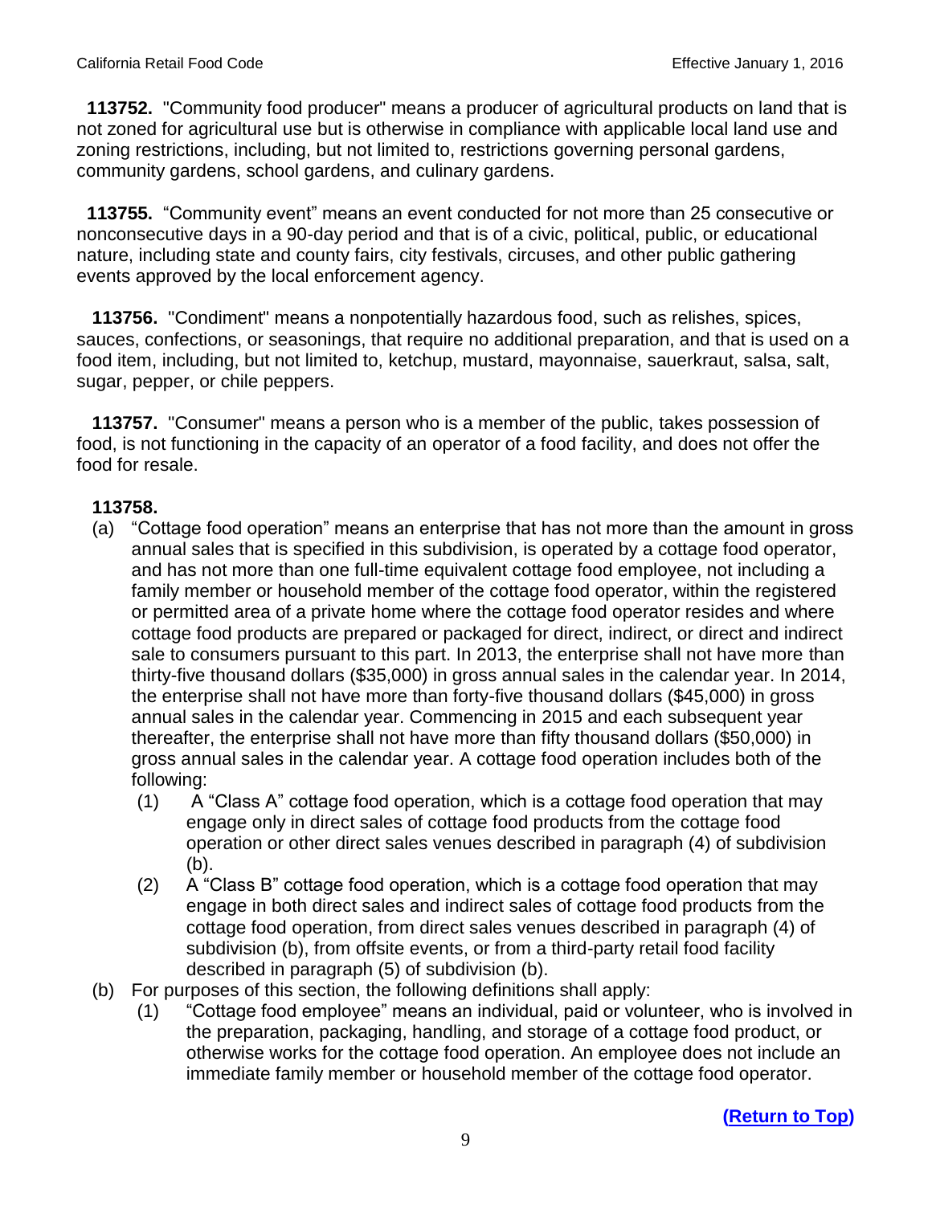**113752.** "Community food producer" means a producer of agricultural products on land that is not zoned for agricultural use but is otherwise in compliance with applicable local land use and zoning restrictions, including, but not limited to, restrictions governing personal gardens, community gardens, school gardens, and culinary gardens.

**113755.** "Community event" means an event conducted for not more than 25 consecutive or nonconsecutive days in a 90-day period and that is of a civic, political, public, or educational nature, including state and county fairs, city festivals, circuses, and other public gathering events approved by the local enforcement agency.

**113756.** "Condiment" means a nonpotentially hazardous food, such as relishes, spices, sauces, confections, or seasonings, that require no additional preparation, and that is used on a food item, including, but not limited to, ketchup, mustard, mayonnaise, sauerkraut, salsa, salt, sugar, pepper, or chile peppers.

**113757.** "Consumer" means a person who is a member of the public, takes possession of food, is not functioning in the capacity of an operator of a food facility, and does not offer the food for resale.

**113758.**

(a) "Cottage food operation" means an enterprise that has not more than the amount in gross annual sales that is specified in this subdivision, is operated by a cottage food operator, and has not more than one full-time equivalent cottage food employee, not including a family member or household member of the cottage food operator, within the registered or permitted area of a private home where the cottage food operator resides and where cottage food products are prepared or packaged for direct, indirect, or direct and indirect sale to consumers pursuant to this part. In 2013, the enterprise shall not have more than thirty-five thousand dollars ($35,000) in gross annual sales in the calendar year. In 2014, the enterprise shall not have more than forty-five thousand dollars ($45,000) in gross annual sales in the calendar year. Commencing in 2015 and each subsequent year thereafter, the enterprise shall not have more than fifty thousand dollars ($50,000) in gross annual sales in the calendar year. A cottage food operation includes both of the following:

   (1) A "Class A" cottage food operation, which is a cottage food operation that may engage only in direct sales of cottage food products from the cottage food operation or other direct sales venues described in paragraph (4) of subdivision (b).

   (2) A "Class B" cottage food operation, which is a cottage food operation that may engage in both direct sales and indirect sales of cottage food products from the cottage food operation, from direct sales venues described in paragraph (4) of subdivision (b), from offsite events, or from a third-party retail food facility described in paragraph (5) of subdivision (b).

(b) For purposes of this section, the following definitions shall apply:

   (1) "Cottage food employee" means an individual, paid or volunteer, who is involved in the preparation, packaging, handling, and storage of a cottage food product, or otherwise works for the cottage food operation. An employee does not include an immediate family member or household member of the cottage food operator.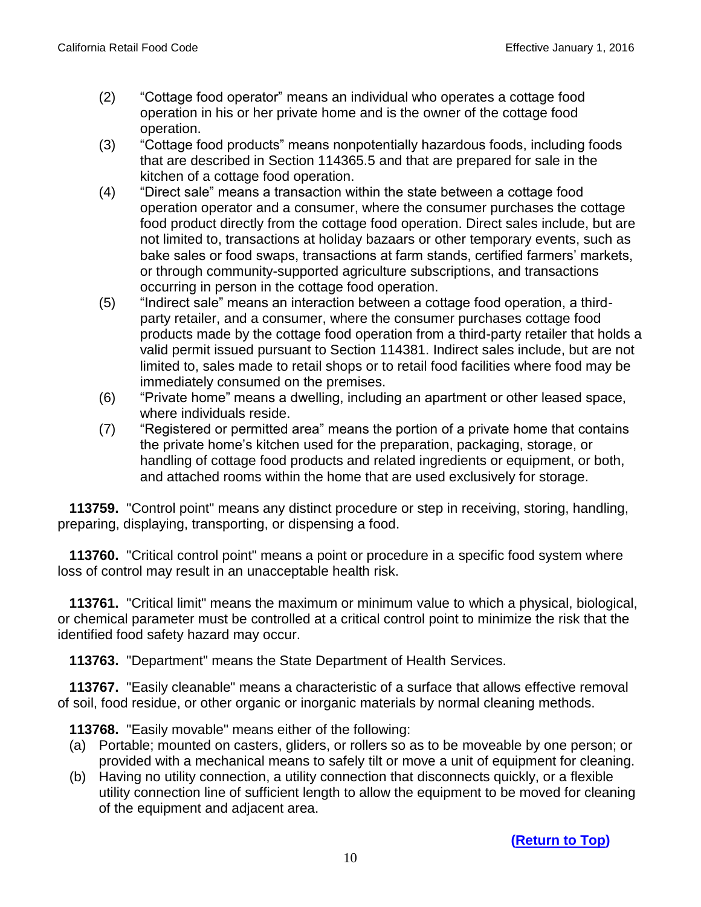(2) "Cottage food operator" means an individual who operates a cottage food operation in his or her private home and is the owner of the cottage food operation.

(3) "Cottage food products" means nonpotentially hazardous foods, including foods that are described in Section 114365.5 and that are prepared for sale in the kitchen of a cottage food operation.

(4) "Direct sale" means a transaction within the state between a cottage food operation operator and a consumer, where the consumer purchases the cottage food product directly from the cottage food operation. Direct sales include, but are not limited to, transactions at holiday bazaars or other temporary events, such as bake sales or food swaps, transactions at farm stands, certified farmers' markets, or through community-supported agriculture subscriptions, and transactions occurring in person in the cottage food operation.

(5) "Indirect sale" means an interaction between a cottage food operation, a third-party retailer, and a consumer, where the consumer purchases cottage food products made by the cottage food operation from a third-party retailer that holds a valid permit issued pursuant to Section 114381. Indirect sales include, but are not limited to, sales made to retail shops or to retail food facilities where food may be immediately consumed on the premises.

(6) "Private home" means a dwelling, including an apartment or other leased space, where individuals reside.

(7) "Registered or permitted area" means the portion of a private home that contains the private home's kitchen used for the preparation, packaging, storage, or handling of cottage food products and related ingredients or equipment, or both, and attached rooms within the home that are used exclusively for storage.

**113759.** "Control point" means any distinct procedure or step in receiving, storing, handling, preparing, displaying, transporting, or dispensing a food.

**113760.** "Critical control point" means a point or procedure in a specific food system where loss of control may result in an unacceptable health risk.

**113761.** "Critical limit" means the maximum or minimum value to which a physical, biological, or chemical parameter must be controlled at a critical control point to minimize the risk that the identified food safety hazard may occur.

**113763.** "Department" means the State Department of Health Services.

**113767.** "Easily cleanable" means a characteristic of a surface that allows effective removal of soil, food residue, or other organic or inorganic materials by normal cleaning methods.

**113768.** "Easily movable" means either of the following:

(a) Portable; mounted on casters, gliders, or rollers so as to be moveable by one person; or provided with a mechanical means to safely tilt or move a unit of equipment for cleaning.

(b) Having no utility connection, a utility connection that disconnects quickly, or a flexible utility connection line of sufficient length to allow the equipment to be moved for cleaning of the equipment and adjacent area.

**(Return to Top)**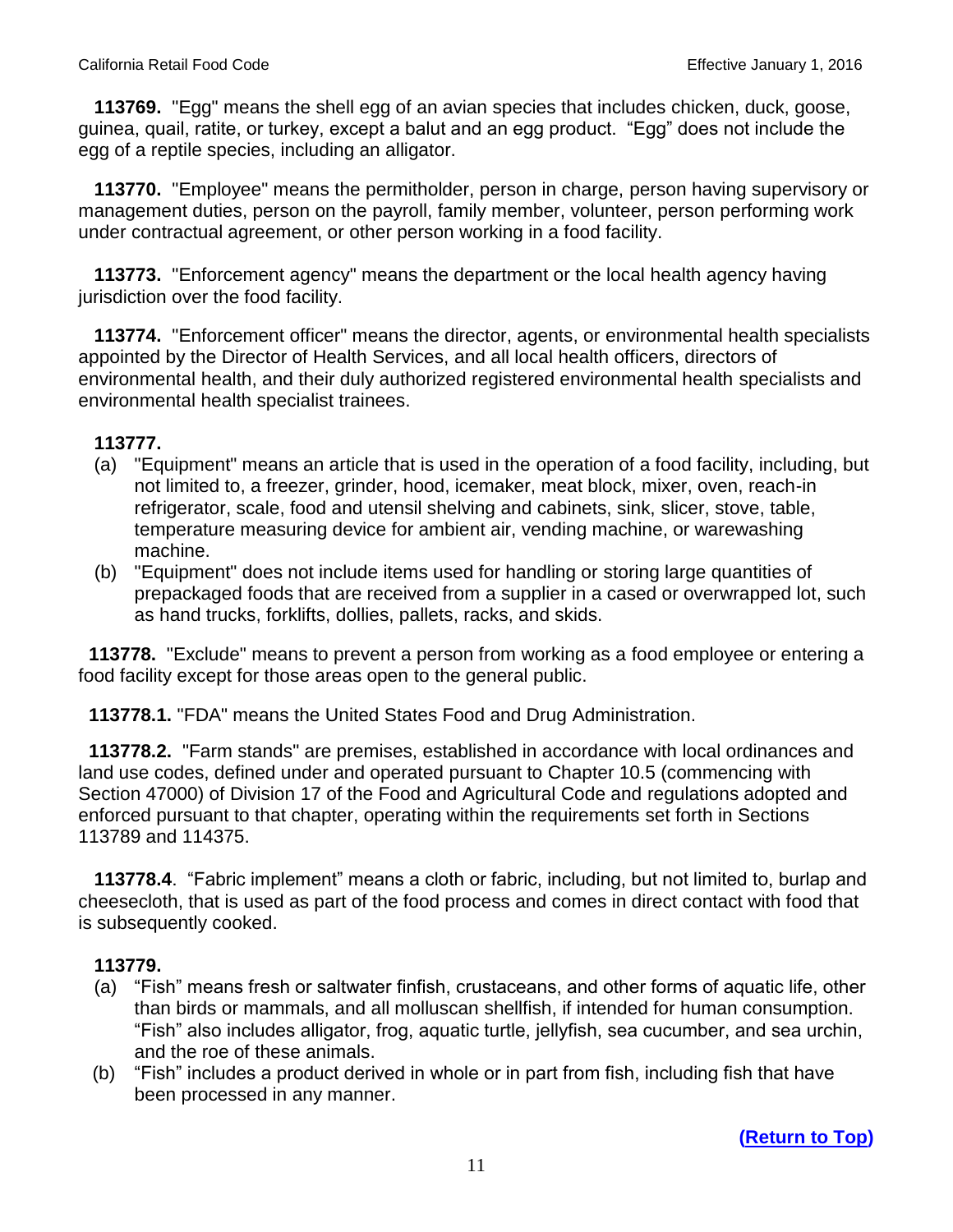**113769.** "Egg" means the shell egg of an avian species that includes chicken, duck, goose, guinea, quail, ratite, or turkey, except a balut and an egg product. "Egg" does not include the egg of a reptile species, including an alligator.

**113770.** "Employee" means the permitholder, person in charge, person having supervisory or management duties, person on the payroll, family member, volunteer, person performing work under contractual agreement, or other person working in a food facility.

**113773.** "Enforcement agency" means the department or the local health agency having jurisdiction over the food facility.

**113774.** "Enforcement officer" means the director, agents, or environmental health specialists appointed by the Director of Health Services, and all local health officers, directors of environmental health, and their duly authorized registered environmental health specialists and environmental health specialist trainees.

**113777.**

(a) "Equipment" means an article that is used in the operation of a food facility, including, but not limited to, a freezer, grinder, hood, icemaker, meat block, mixer, oven, reach-in refrigerator, scale, food and utensil shelving and cabinets, sink, slicer, stove, table, temperature measuring device for ambient air, vending machine, or warewashing machine.

(b) "Equipment" does not include items used for handling or storing large quantities of prepackaged foods that are received from a supplier in a cased or overwrapped lot, such as hand trucks, forklifts, dollies, pallets, racks, and skids.

**113778.** "Exclude" means to prevent a person from working as a food employee or entering a food facility except for those areas open to the general public.

**113778.1.** "FDA" means the United States Food and Drug Administration.

**113778.2.** "Farm stands" are premises, established in accordance with local ordinances and land use codes, defined under and operated pursuant to Chapter 10.5 (commencing with Section 47000) of Division 17 of the Food and Agricultural Code and regulations adopted and enforced pursuant to that chapter, operating within the requirements set forth in Sections 113789 and 114375.

**113778.4**. "Fabric implement" means a cloth or fabric, including, but not limited to, burlap and cheesecloth, that is used as part of the food process and comes in direct contact with food that is subsequently cooked.

**113779.**

(a) "Fish" means fresh or saltwater finfish, crustaceans, and other forms of aquatic life, other than birds or mammals, and all molluscan shellfish, if intended for human consumption. "Fish" also includes alligator, frog, aquatic turtle, jellyfish, sea cucumber, and sea urchin, and the roe of these animals.

(b) "Fish" includes a product derived in whole or in part from fish, including fish that have been processed in any manner.

**(Return to Top)**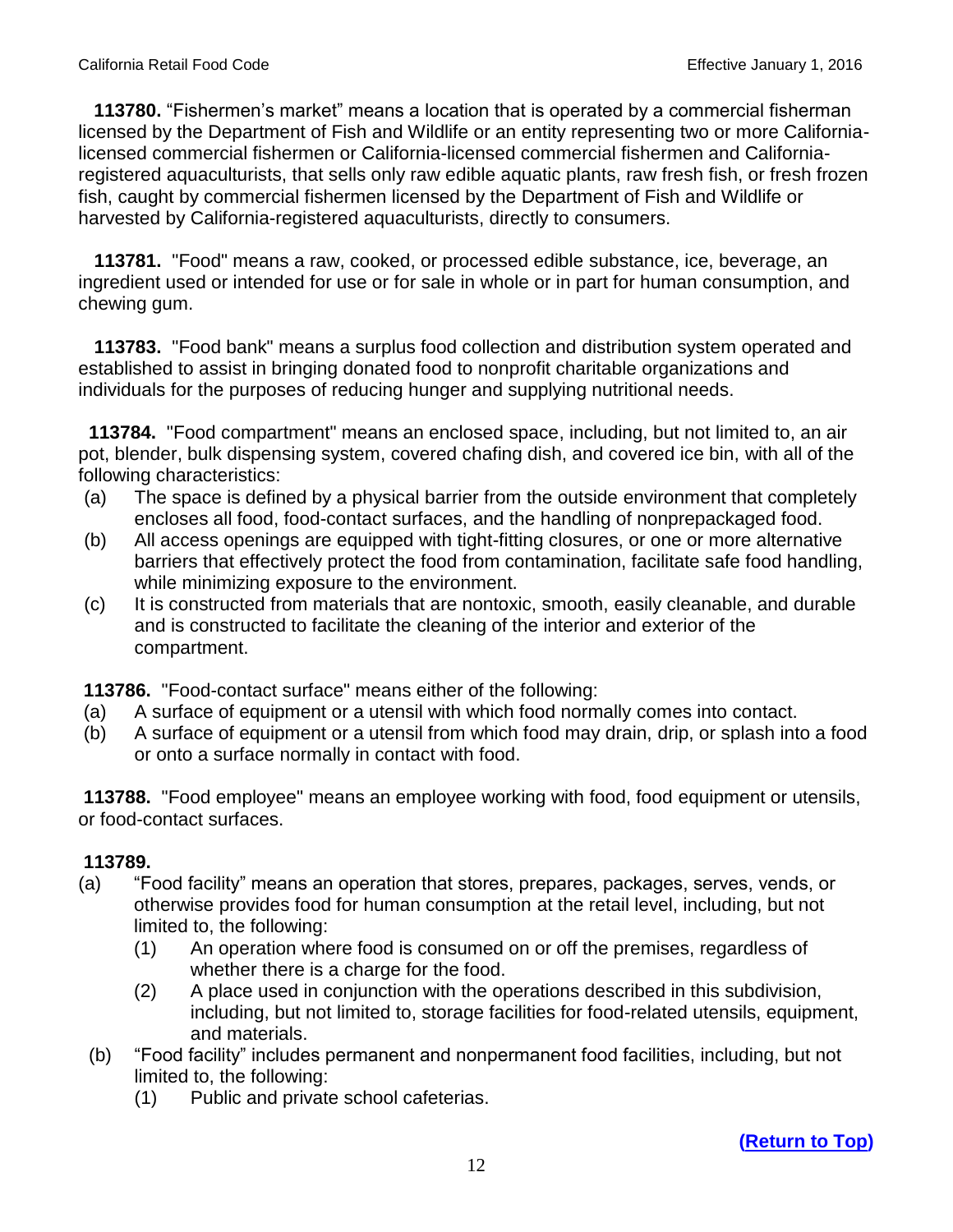**113780.** “Fishermen’s market” means a location that is operated by a commercial fisherman licensed by the Department of Fish and Wildlife or an entity representing two or more California-licensed commercial fishermen or California-licensed commercial fishermen and California-registered aquaculturists, that sells only raw edible aquatic plants, raw fresh fish, or fresh frozen fish, caught by commercial fishermen licensed by the Department of Fish and Wildlife or harvested by California-registered aquaculturists, directly to consumers.

**113781.** "Food" means a raw, cooked, or processed edible substance, ice, beverage, an ingredient used or intended for use or for sale in whole or in part for human consumption, and chewing gum.

**113783.** "Food bank" means a surplus food collection and distribution system operated and established to assist in bringing donated food to nonprofit charitable organizations and individuals for the purposes of reducing hunger and supplying nutritional needs.

**113784.** "Food compartment" means an enclosed space, including, but not limited to, an air pot, blender, bulk dispensing system, covered chafing dish, and covered ice bin, with all of the following characteristics:

(a) The space is defined by a physical barrier from the outside environment that completely encloses all food, food-contact surfaces, and the handling of nonprepackaged food.
(b) All access openings are equipped with tight-fitting closures, or one or more alternative barriers that effectively protect the food from contamination, facilitate safe food handling, while minimizing exposure to the environment.
(c) It is constructed from materials that are nontoxic, smooth, easily cleanable, and durable and is constructed to facilitate the cleaning of the interior and exterior of the compartment.

**113786.** "Food-contact surface" means either of the following:

(a) A surface of equipment or a utensil with which food normally comes into contact.
(b) A surface of equipment or a utensil from which food may drain, drip, or splash into a food or onto a surface normally in contact with food.

**113788.** "Food employee" means an employee working with food, food equipment or utensils, or food-contact surfaces.

**113789.**

(a) “Food facility” means an operation that stores, prepares, packages, serves, vends, or otherwise provides food for human consumption at the retail level, including, but not limited to, the following:
  (1) An operation where food is consumed on or off the premises, regardless of whether there is a charge for the food.
  (2) A place used in conjunction with the operations described in this subdivision, including, but not limited to, storage facilities for food-related utensils, equipment, and materials.
(b) “Food facility” includes permanent and nonpermanent food facilities, including, but not limited to, the following:
  (1) Public and private school cafeterias.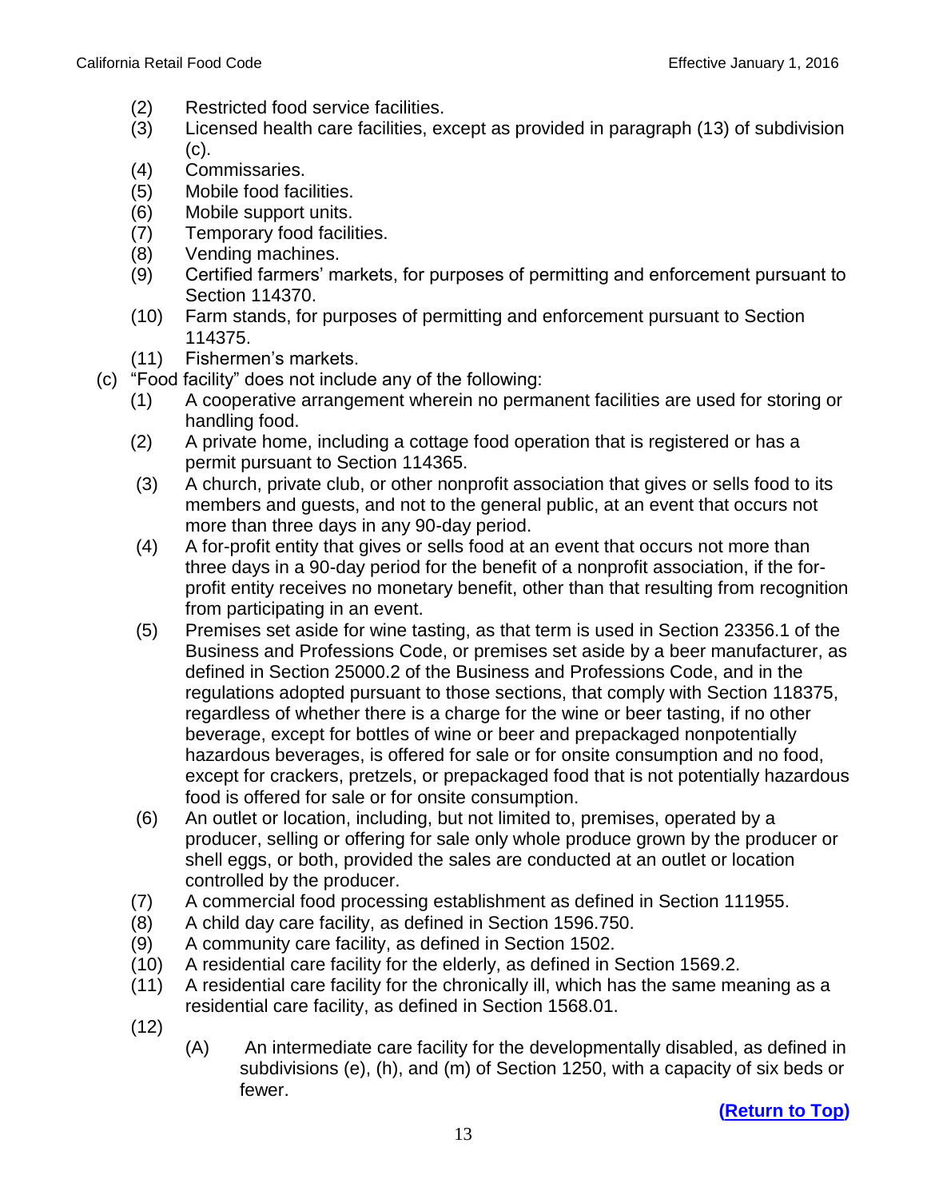(2) Restricted food service facilities.
(3) Licensed health care facilities, except as provided in paragraph (13) of subdivision (c).
(4) Commissaries.
(5) Mobile food facilities.
(6) Mobile support units.
(7) Temporary food facilities.
(8) Vending machines.
(9) Certified farmers' markets, for purposes of permitting and enforcement pursuant to Section 114370.
(10) Farm stands, for purposes of permitting and enforcement pursuant to Section 114375.
(11) Fishermen's markets.

(c) "Food facility" does not include any of the following:

(1) A cooperative arrangement wherein no permanent facilities are used for storing or handling food.
(2) A private home, including a cottage food operation that is registered or has a permit pursuant to Section 114365.
(3) A church, private club, or other nonprofit association that gives or sells food to its members and guests, and not to the general public, at an event that occurs not more than three days in any 90-day period.
(4) A for-profit entity that gives or sells food at an event that occurs not more than three days in a 90-day period for the benefit of a nonprofit association, if the for-profit entity receives no monetary benefit, other than that resulting from recognition from participating in an event.
(5) Premises set aside for wine tasting, as that term is used in Section 23356.1 of the Business and Professions Code, or premises set aside by a beer manufacturer, as defined in Section 25000.2 of the Business and Professions Code, and in the regulations adopted pursuant to those sections, that comply with Section 118375, regardless of whether there is a charge for the wine or beer tasting, if no other beverage, except for bottles of wine or beer and prepackaged nonpotentially hazardous beverages, is offered for sale or for onsite consumption and no food, except for crackers, pretzels, or prepackaged food that is not potentially hazardous food is offered for sale or for onsite consumption.
(6) An outlet or location, including, but not limited to, premises, operated by a producer, selling or offering for sale only whole produce grown by the producer or shell eggs, or both, provided the sales are conducted at an outlet or location controlled by the producer.
(7) A commercial food processing establishment as defined in Section 111955.
(8) A child day care facility, as defined in Section 1596.750.
(9) A community care facility, as defined in Section 1502.
(10) A residential care facility for the elderly, as defined in Section 1569.2.
(11) A residential care facility for the chronically ill, which has the same meaning as a residential care facility, as defined in Section 1568.01.
(12)
(A) An intermediate care facility for the developmentally disabled, as defined in subdivisions (e), (h), and (m) of Section 1250, with a capacity of six beds or fewer.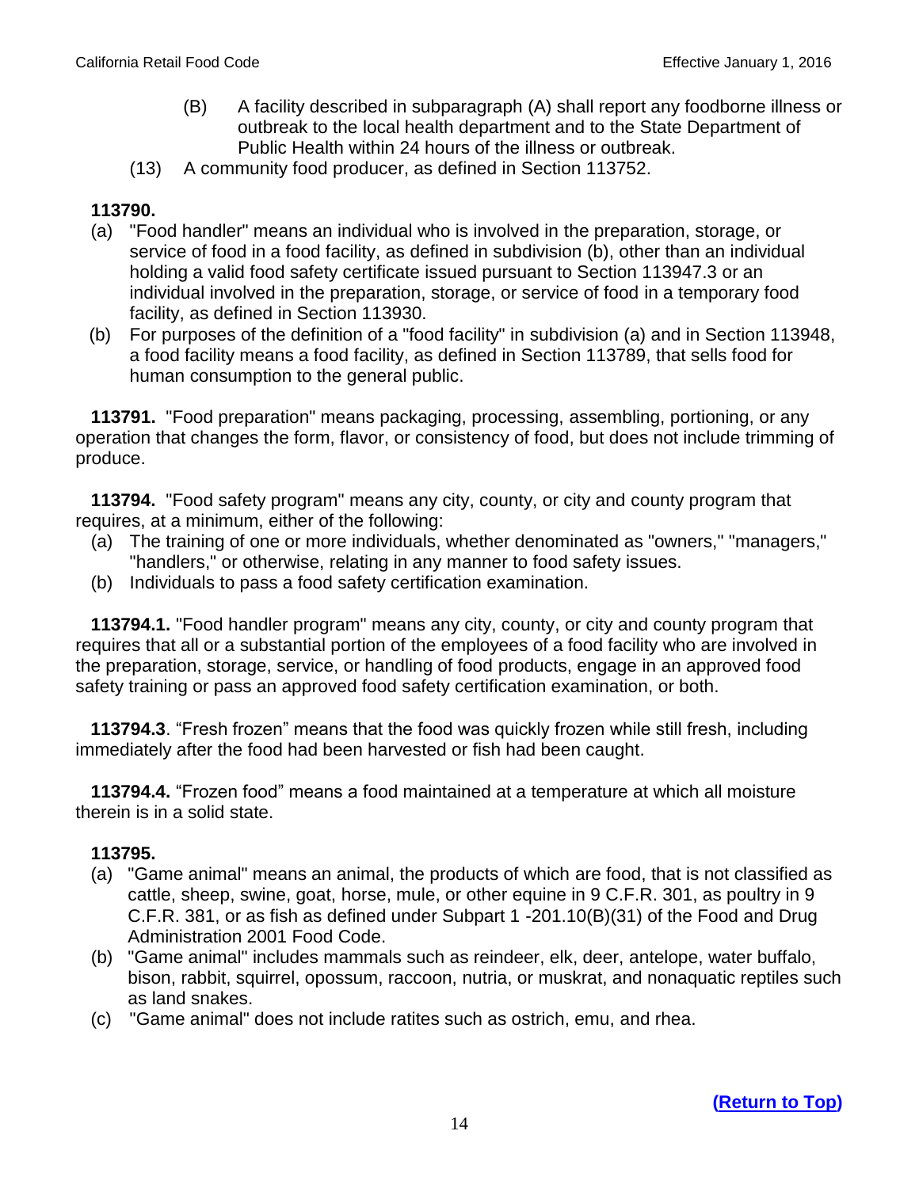(B) A facility described in subparagraph (A) shall report any foodborne illness or outbreak to the local health department and to the State Department of Public Health within 24 hours of the illness or outbreak.

(13) A community food producer, as defined in Section 113752.

**113790.**

(a) "Food handler" means an individual who is involved in the preparation, storage, or service of food in a food facility, as defined in subdivision (b), other than an individual holding a valid food safety certificate issued pursuant to Section 113947.3 or an individual involved in the preparation, storage, or service of food in a temporary food facility, as defined in Section 113930.

(b) For purposes of the definition of a "food facility" in subdivision (a) and in Section 113948, a food facility means a food facility, as defined in Section 113789, that sells food for human consumption to the general public.

**113791.** "Food preparation" means packaging, processing, assembling, portioning, or any operation that changes the form, flavor, or consistency of food, but does not include trimming of produce.

**113794.** "Food safety program" means any city, county, or city and county program that requires, at a minimum, either of the following:

(a) The training of one or more individuals, whether denominated as "owners," "managers," "handlers," or otherwise, relating in any manner to food safety issues.

(b) Individuals to pass a food safety certification examination.

**113794.1.** "Food handler program" means any city, county, or city and county program that requires that all or a substantial portion of the employees of a food facility who are involved in the preparation, storage, service, or handling of food products, engage in an approved food safety training or pass an approved food safety certification examination, or both.

**113794.3**. "Fresh frozen" means that the food was quickly frozen while still fresh, including immediately after the food had been harvested or fish had been caught.

**113794.4.** "Frozen food" means a food maintained at a temperature at which all moisture therein is in a solid state.

**113795.**

(a) "Game animal" means an animal, the products of which are food, that is not classified as cattle, sheep, swine, goat, horse, mule, or other equine in 9 C.F.R. 301, as poultry in 9 C.F.R. 381, or as fish as defined under Subpart 1 -201.10(B)(31) of the Food and Drug Administration 2001 Food Code.

(b) "Game animal" includes mammals such as reindeer, elk, deer, antelope, water buffalo, bison, rabbit, squirrel, opossum, raccoon, nutria, or muskrat, and nonaquatic reptiles such as land snakes.

(c) "Game animal" does not include ratites such as ostrich, emu, and rhea.

**(Return to Top)**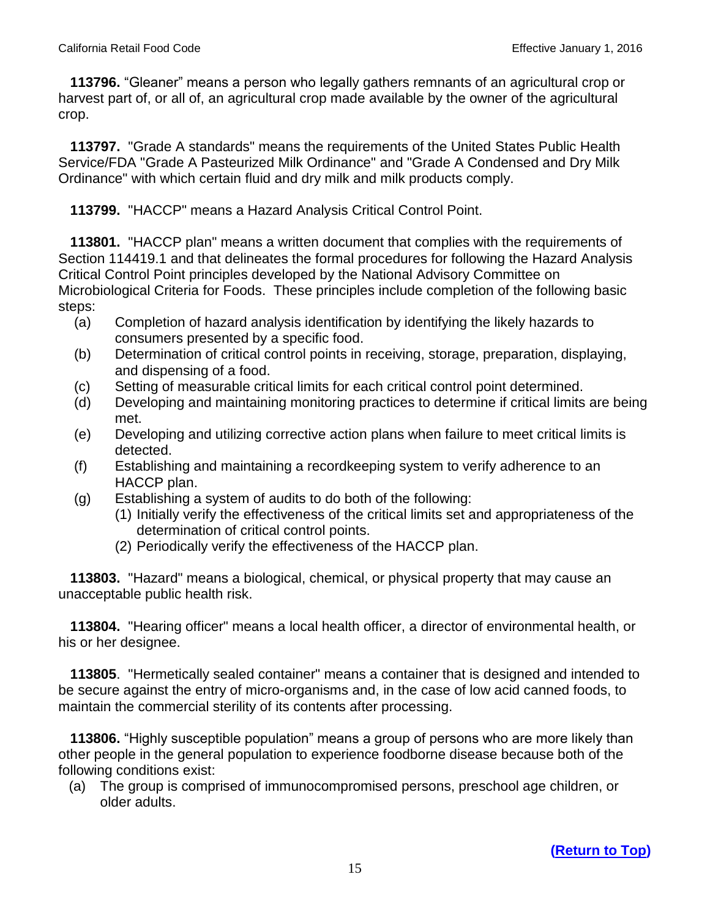**113796.** “Gleaner” means a person who legally gathers remnants of an agricultural crop or harvest part of, or all of, an agricultural crop made available by the owner of the agricultural crop.

**113797.** "Grade A standards" means the requirements of the United States Public Health Service/FDA "Grade A Pasteurized Milk Ordinance" and "Grade A Condensed and Dry Milk Ordinance" with which certain fluid and dry milk and milk products comply.

**113799.** "HACCP" means a Hazard Analysis Critical Control Point.

**113801.** "HACCP plan" means a written document that complies with the requirements of Section 114419.1 and that delineates the formal procedures for following the Hazard Analysis Critical Control Point principles developed by the National Advisory Committee on Microbiological Criteria for Foods. These principles include completion of the following basic steps:

- (a) Completion of hazard analysis identification by identifying the likely hazards to consumers presented by a specific food.
- (b) Determination of critical control points in receiving, storage, preparation, displaying, and dispensing of a food.
- (c) Setting of measurable critical limits for each critical control point determined.
- (d) Developing and maintaining monitoring practices to determine if critical limits are being met.
- (e) Developing and utilizing corrective action plans when failure to meet critical limits is detected.
- (f) Establishing and maintaining a recordkeeping system to verify adherence to an HACCP plan.
- (g) Establishing a system of audits to do both of the following:
  - (1) Initially verify the effectiveness of the critical limits set and appropriateness of the determination of critical control points.
  - (2) Periodically verify the effectiveness of the HACCP plan.

**113803.** "Hazard" means a biological, chemical, or physical property that may cause an unacceptable public health risk.

**113804.** "Hearing officer" means a local health officer, a director of environmental health, or his or her designee.

**113805**. "Hermetically sealed container" means a container that is designed and intended to be secure against the entry of micro-organisms and, in the case of low acid canned foods, to maintain the commercial sterility of its contents after processing.

**113806.** “Highly susceptible population” means a group of persons who are more likely than other people in the general population to experience foodborne disease because both of the following conditions exist:

- (a) The group is comprised of immunocompromised persons, preschool age children, or older adults.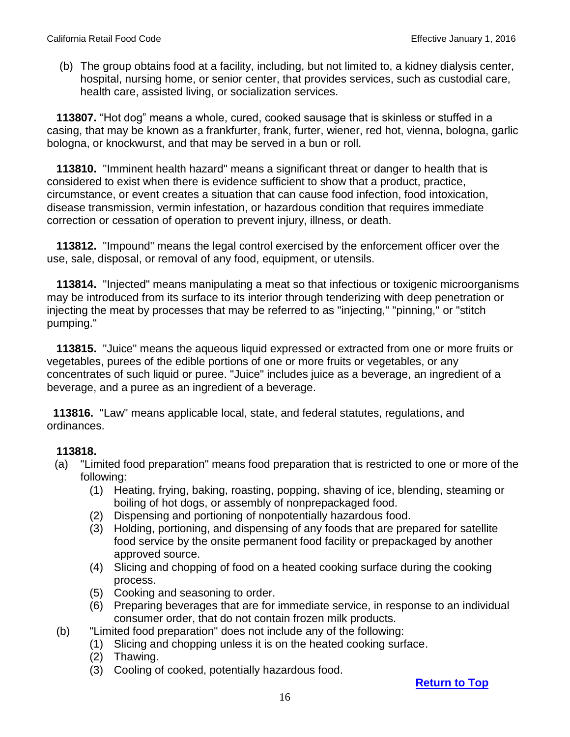(b) The group obtains food at a facility, including, but not limited to, a kidney dialysis center, hospital, nursing home, or senior center, that provides services, such as custodial care, health care, assisted living, or socialization services.

**113807.** "Hot dog" means a whole, cured, cooked sausage that is skinless or stuffed in a casing, that may be known as a frankfurter, frank, furter, wiener, red hot, vienna, bologna, garlic bologna, or knockwurst, and that may be served in a bun or roll.

**113810.** "Imminent health hazard" means a significant threat or danger to health that is considered to exist when there is evidence sufficient to show that a product, practice, circumstance, or event creates a situation that can cause food infection, food intoxication, disease transmission, vermin infestation, or hazardous condition that requires immediate correction or cessation of operation to prevent injury, illness, or death.

**113812.** "Impound" means the legal control exercised by the enforcement officer over the use, sale, disposal, or removal of any food, equipment, or utensils.

**113814.** "Injected" means manipulating a meat so that infectious or toxigenic microorganisms may be introduced from its surface to its interior through tenderizing with deep penetration or injecting the meat by processes that may be referred to as "injecting," "pinning," or "stitch pumping."

**113815.** "Juice" means the aqueous liquid expressed or extracted from one or more fruits or vegetables, purees of the edible portions of one or more fruits or vegetables, or any concentrates of such liquid or puree. "Juice" includes juice as a beverage, an ingredient of a beverage, and a puree as an ingredient of a beverage.

**113816.** "Law" means applicable local, state, and federal statutes, regulations, and ordinances.

**113818.**

(a) "Limited food preparation" means food preparation that is restricted to one or more of the following:
   (1) Heating, frying, baking, roasting, popping, shaving of ice, blending, steaming or boiling of hot dogs, or assembly of nonprepackaged food.
   (2) Dispensing and portioning of nonpotentially hazardous food.
   (3) Holding, portioning, and dispensing of any foods that are prepared for satellite food service by the onsite permanent food facility or prepackaged by another approved source.
   (4) Slicing and chopping of food on a heated cooking surface during the cooking process.
   (5) Cooking and seasoning to order.
   (6) Preparing beverages that are for immediate service, in response to an individual consumer order, that do not contain frozen milk products.

(b) "Limited food preparation" does not include any of the following:
   (1) Slicing and chopping unless it is on the heated cooking surface.
   (2) Thawing.
   (3) Cooling of cooked, potentially hazardous food.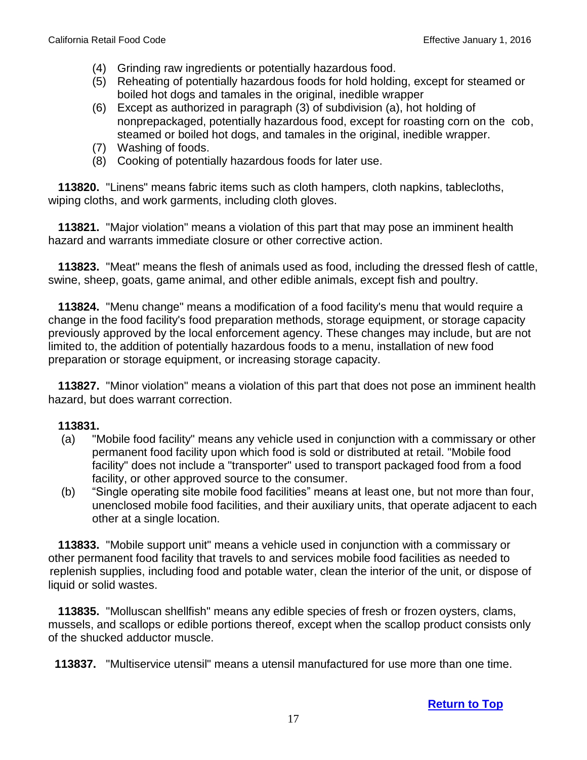(4) Grinding raw ingredients or potentially hazardous food.
(5) Reheating of potentially hazardous foods for hold holding, except for steamed or boiled hot dogs and tamales in the original, inedible wrapper
(6) Except as authorized in paragraph (3) of subdivision (a), hot holding of nonprepackaged, potentially hazardous food, except for roasting corn on the cob, steamed or boiled hot dogs, and tamales in the original, inedible wrapper.
(7) Washing of foods.
(8) Cooking of potentially hazardous foods for later use.

**113820.** "Linens" means fabric items such as cloth hampers, cloth napkins, tablecloths, wiping cloths, and work garments, including cloth gloves.

**113821.** "Major violation" means a violation of this part that may pose an imminent health hazard and warrants immediate closure or other corrective action.

**113823.** "Meat" means the flesh of animals used as food, including the dressed flesh of cattle, swine, sheep, goats, game animal, and other edible animals, except fish and poultry.

**113824.** "Menu change" means a modification of a food facility's menu that would require a change in the food facility's food preparation methods, storage equipment, or storage capacity previously approved by the local enforcement agency. These changes may include, but are not limited to, the addition of potentially hazardous foods to a menu, installation of new food preparation or storage equipment, or increasing storage capacity.

**113827.** "Minor violation" means a violation of this part that does not pose an imminent health hazard, but does warrant correction.

**113831.**
(a) "Mobile food facility" means any vehicle used in conjunction with a commissary or other permanent food facility upon which food is sold or distributed at retail. "Mobile food facility" does not include a "transporter" used to transport packaged food from a food facility, or other approved source to the consumer.
(b) "Single operating site mobile food facilities" means at least one, but not more than four, unenclosed mobile food facilities, and their auxiliary units, that operate adjacent to each other at a single location.

**113833.** "Mobile support unit" means a vehicle used in conjunction with a commissary or other permanent food facility that travels to and services mobile food facilities as needed to replenish supplies, including food and potable water, clean the interior of the unit, or dispose of liquid or solid wastes.

**113835.** "Molluscan shellfish" means any edible species of fresh or frozen oysters, clams, mussels, and scallops or edible portions thereof, except when the scallop product consists only of the shucked adductor muscle.

**113837.** "Multiservice utensil" means a utensil manufactured for use more than one time.

[Return to Top]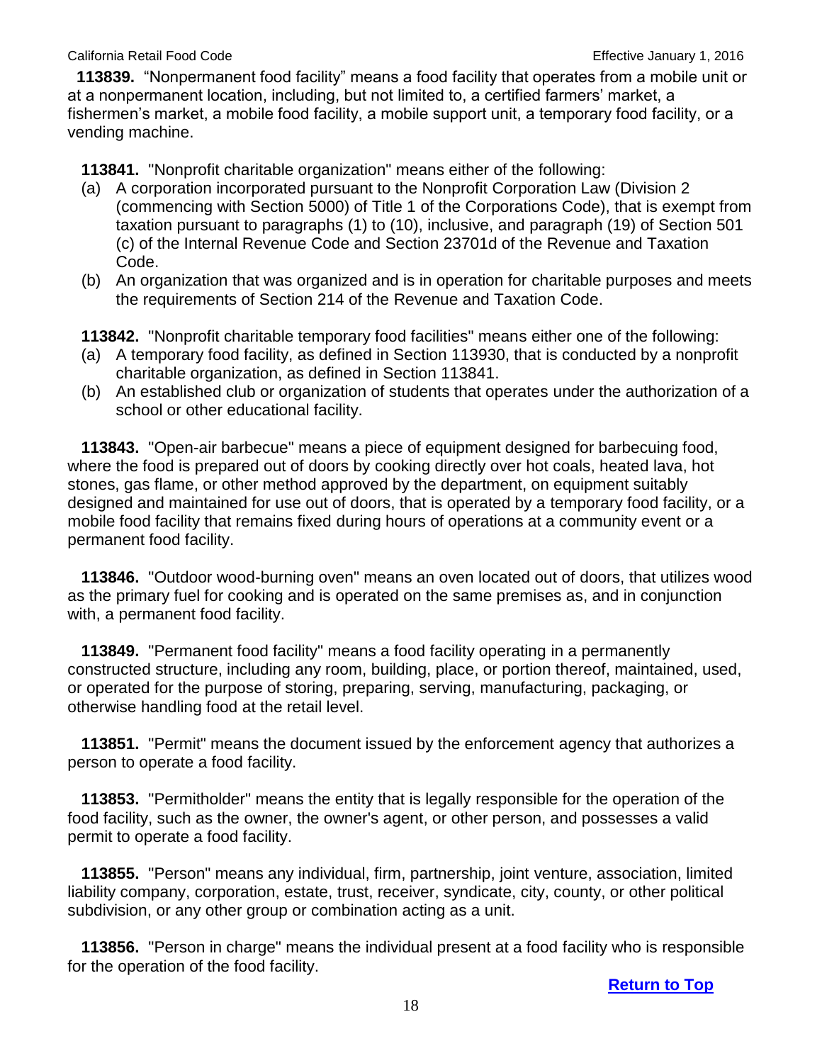**113839.** "Nonpermanent food facility" means a food facility that operates from a mobile unit or at a nonpermanent location, including, but not limited to, a certified farmers' market, a fishermen's market, a mobile food facility, a mobile support unit, a temporary food facility, or a vending machine.

**113841.** "Nonprofit charitable organization" means either of the following:

(a) A corporation incorporated pursuant to the Nonprofit Corporation Law (Division 2 (commencing with Section 5000) of Title 1 of the Corporations Code), that is exempt from taxation pursuant to paragraphs (1) to (10), inclusive, and paragraph (19) of Section 501 (c) of the Internal Revenue Code and Section 23701d of the Revenue and Taxation Code.

(b) An organization that was organized and is in operation for charitable purposes and meets the requirements of Section 214 of the Revenue and Taxation Code.

**113842.** "Nonprofit charitable temporary food facilities" means either one of the following:

(a) A temporary food facility, as defined in Section 113930, that is conducted by a nonprofit charitable organization, as defined in Section 113841.

(b) An established club or organization of students that operates under the authorization of a school or other educational facility.

**113843.** "Open-air barbecue" means a piece of equipment designed for barbecuing food, where the food is prepared out of doors by cooking directly over hot coals, heated lava, hot stones, gas flame, or other method approved by the department, on equipment suitably designed and maintained for use out of doors, that is operated by a temporary food facility, or a mobile food facility that remains fixed during hours of operations at a community event or a permanent food facility.

**113846.** "Outdoor wood-burning oven" means an oven located out of doors, that utilizes wood as the primary fuel for cooking and is operated on the same premises as, and in conjunction with, a permanent food facility.

**113849.** "Permanent food facility" means a food facility operating in a permanently constructed structure, including any room, building, place, or portion thereof, maintained, used, or operated for the purpose of storing, preparing, serving, manufacturing, packaging, or otherwise handling food at the retail level.

**113851.** "Permit" means the document issued by the enforcement agency that authorizes a person to operate a food facility.

**113853.** "Permitholder" means the entity that is legally responsible for the operation of the food facility, such as the owner, the owner's agent, or other person, and possesses a valid permit to operate a food facility.

**113855.** "Person" means any individual, firm, partnership, joint venture, association, limited liability company, corporation, estate, trust, receiver, syndicate, city, county, or other political subdivision, or any other group or combination acting as a unit.

**113856.** "Person in charge" means the individual present at a food facility who is responsible for the operation of the food facility.

Return to Top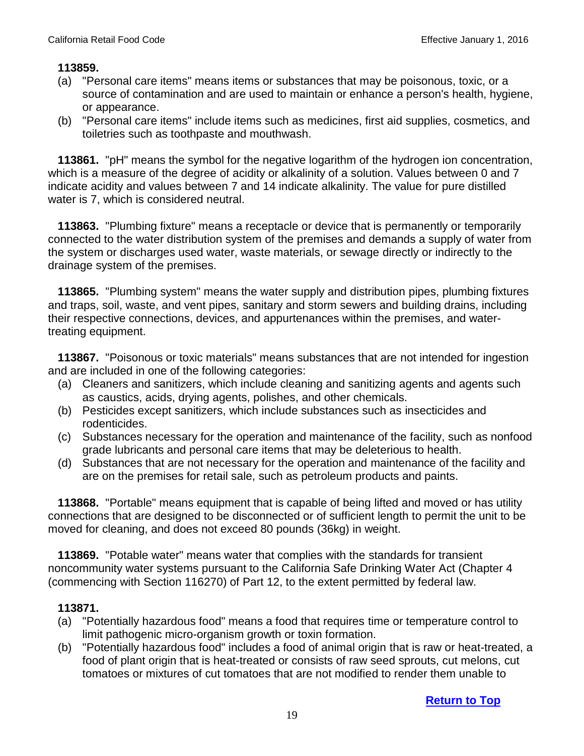**113859.**

(a) "Personal care items" means items or substances that may be poisonous, toxic, or a source of contamination and are used to maintain or enhance a person's health, hygiene, or appearance.

(b) "Personal care items" include items such as medicines, first aid supplies, cosmetics, and toiletries such as toothpaste and mouthwash.

**113861.** "pH" means the symbol for the negative logarithm of the hydrogen ion concentration, which is a measure of the degree of acidity or alkalinity of a solution. Values between 0 and 7 indicate acidity and values between 7 and 14 indicate alkalinity. The value for pure distilled water is 7, which is considered neutral.

**113863.** "Plumbing fixture" means a receptacle or device that is permanently or temporarily connected to the water distribution system of the premises and demands a supply of water from the system or discharges used water, waste materials, or sewage directly or indirectly to the drainage system of the premises.

**113865.** "Plumbing system" means the water supply and distribution pipes, plumbing fixtures and traps, soil, waste, and vent pipes, sanitary and storm sewers and building drains, including their respective connections, devices, and appurtenances within the premises, and water-treating equipment.

**113867.** "Poisonous or toxic materials" means substances that are not intended for ingestion and are included in one of the following categories:

(a) Cleaners and sanitizers, which include cleaning and sanitizing agents and agents such as caustics, acids, drying agents, polishes, and other chemicals.

(b) Pesticides except sanitizers, which include substances such as insecticides and rodenticides.

(c) Substances necessary for the operation and maintenance of the facility, such as nonfood grade lubricants and personal care items that may be deleterious to health.

(d) Substances that are not necessary for the operation and maintenance of the facility and are on the premises for retail sale, such as petroleum products and paints.

**113868.** "Portable" means equipment that is capable of being lifted and moved or has utility connections that are designed to be disconnected or of sufficient length to permit the unit to be moved for cleaning, and does not exceed 80 pounds (36kg) in weight.

**113869.** "Potable water" means water that complies with the standards for transient noncommunity water systems pursuant to the California Safe Drinking Water Act (Chapter 4 (commencing with Section 116270) of Part 12, to the extent permitted by federal law.

**113871.**

(a) "Potentially hazardous food" means a food that requires time or temperature control to limit pathogenic micro-organism growth or toxin formation.

(b) "Potentially hazardous food" includes a food of animal origin that is raw or heat-treated, a food of plant origin that is heat-treated or consists of raw seed sprouts, cut melons, cut tomatoes or mixtures of cut tomatoes that are not modified to render them unable to

[Return to Top]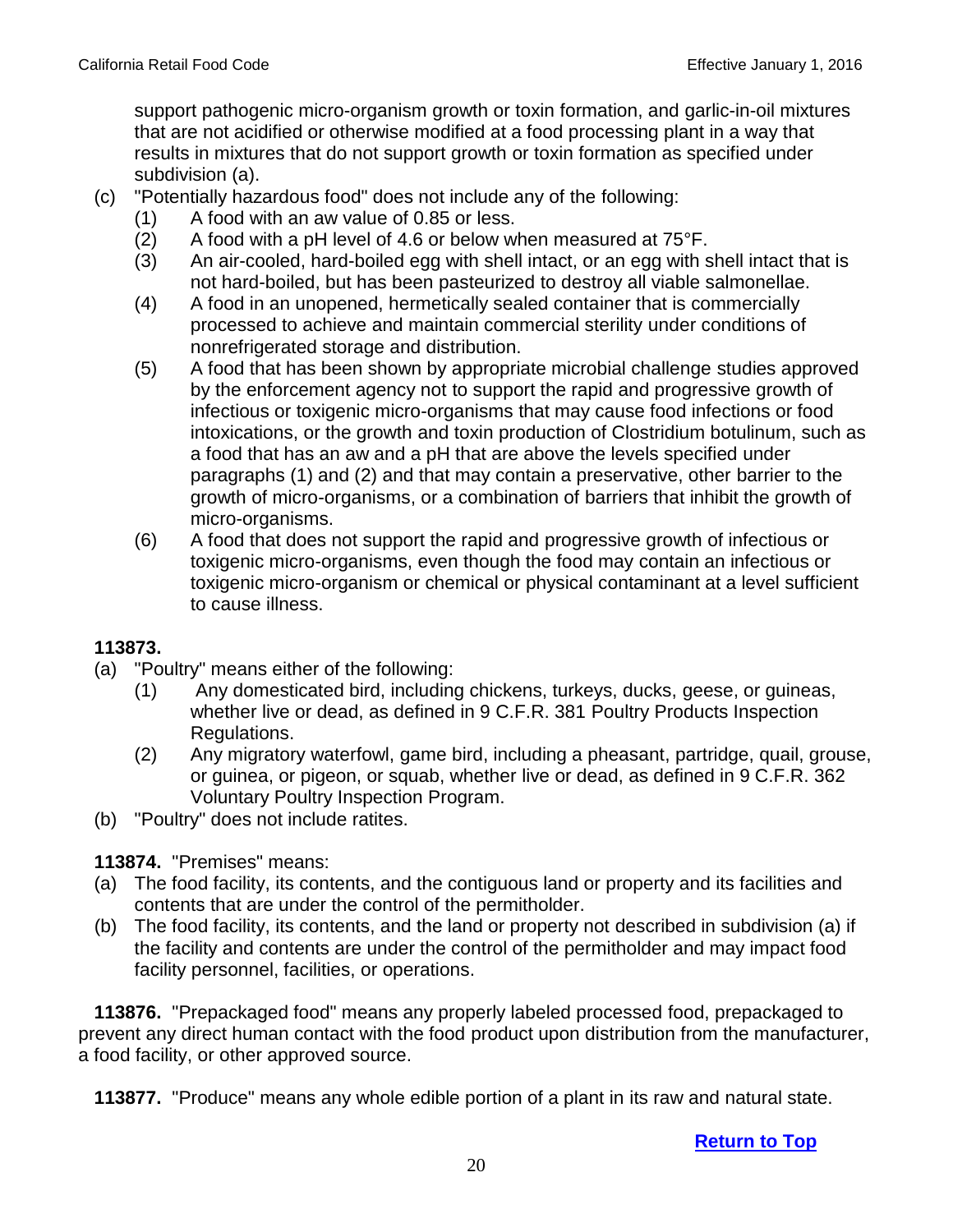support pathogenic micro-organism growth or toxin formation, and garlic-in-oil mixtures that are not acidified or otherwise modified at a food processing plant in a way that results in mixtures that do not support growth or toxin formation as specified under subdivision (a).

(c) "Potentially hazardous food" does not include any of the following:
   (1) A food with an aw value of 0.85 or less.
   (2) A food with a pH level of 4.6 or below when measured at 75°F.
   (3) An air-cooled, hard-boiled egg with shell intact, or an egg with shell intact that is not hard-boiled, but has been pasteurized to destroy all viable salmonellae.
   (4) A food in an unopened, hermetically sealed container that is commercially processed to achieve and maintain commercial sterility under conditions of nonrefrigerated storage and distribution.
   (5) A food that has been shown by appropriate microbial challenge studies approved by the enforcement agency not to support the rapid and progressive growth of infectious or toxigenic micro-organisms that may cause food infections or food intoxications, or the growth and toxin production of Clostridium botulinum, such as a food that has an aw and a pH that are above the levels specified under paragraphs (1) and (2) and that may contain a preservative, other barrier to the growth of micro-organisms, or a combination of barriers that inhibit the growth of micro-organisms.
   (6) A food that does not support the rapid and progressive growth of infectious or toxigenic micro-organisms, even though the food may contain an infectious or toxigenic micro-organism or chemical or physical contaminant at a level sufficient to cause illness.

**113873.**

(a) "Poultry" means either of the following:
   (1) Any domesticated bird, including chickens, turkeys, ducks, geese, or guineas, whether live or dead, as defined in 9 C.F.R. 381 Poultry Products Inspection Regulations.
   (2) Any migratory waterfowl, game bird, including a pheasant, partridge, quail, grouse, or guinea, or pigeon, or squab, whether live or dead, as defined in 9 C.F.R. 362 Voluntary Poultry Inspection Program.

(b) "Poultry" does not include ratites.

**113874.** "Premises" means:

(a) The food facility, its contents, and the contiguous land or property and its facilities and contents that are under the control of the permitholder.

(b) The food facility, its contents, and the land or property not described in subdivision (a) if the facility and contents are under the control of the permitholder and may impact food facility personnel, facilities, or operations.

**113876.** "Prepackaged food" means any properly labeled processed food, prepackaged to prevent any direct human contact with the food product upon distribution from the manufacturer, a food facility, or other approved source.

**113877.** "Produce" means any whole edible portion of a plant in its raw and natural state.

**Return to Top**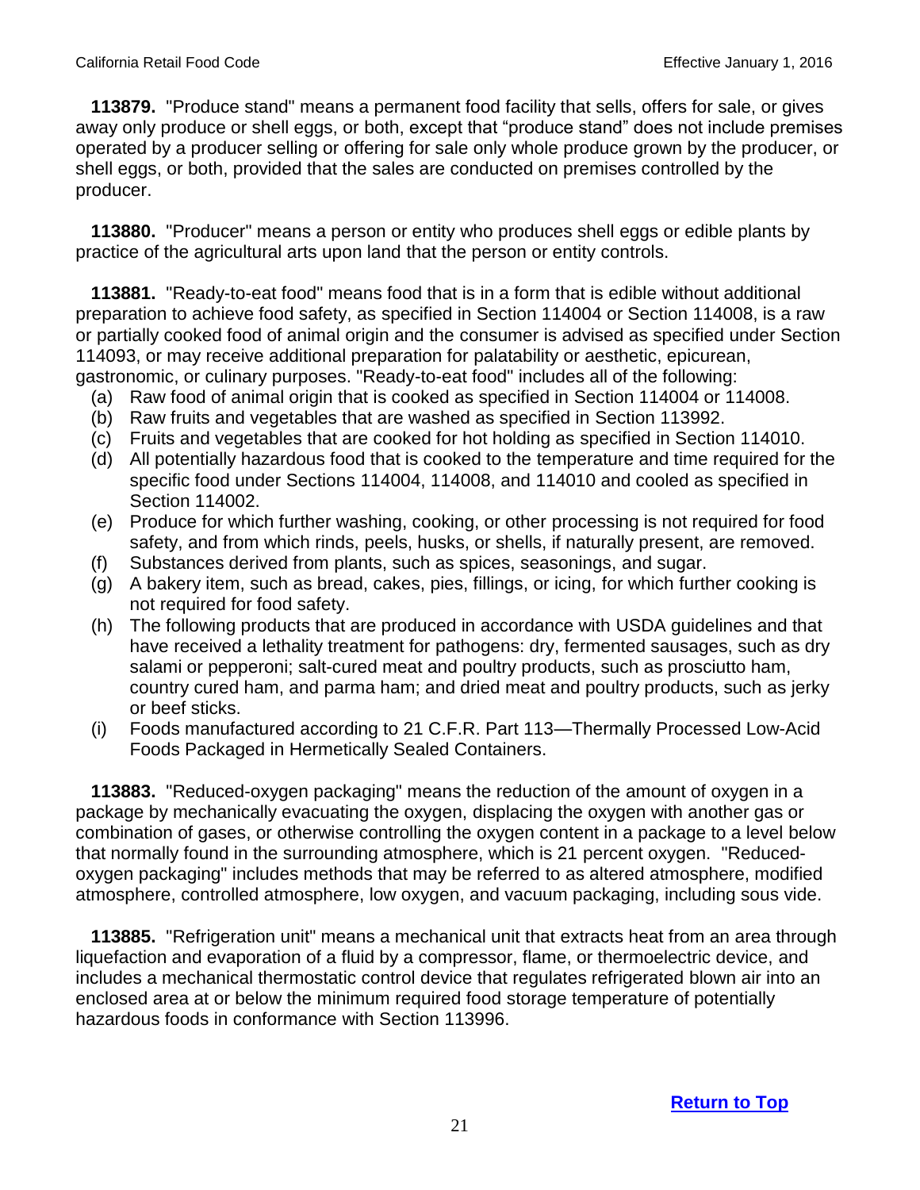**113879.** "Produce stand" means a permanent food facility that sells, offers for sale, or gives away only produce or shell eggs, or both, except that "produce stand" does not include premises operated by a producer selling or offering for sale only whole produce grown by the producer, or shell eggs, or both, provided that the sales are conducted on premises controlled by the producer.

**113880.** "Producer" means a person or entity who produces shell eggs or edible plants by practice of the agricultural arts upon land that the person or entity controls.

**113881.** "Ready-to-eat food" means food that is in a form that is edible without additional preparation to achieve food safety, as specified in Section 114004 or Section 114008, is a raw or partially cooked food of animal origin and the consumer is advised as specified under Section 114093, or may receive additional preparation for palatability or aesthetic, epicurean, gastronomic, or culinary purposes. "Ready-to-eat food" includes all of the following:

(a) Raw food of animal origin that is cooked as specified in Section 114004 or 114008.
(b) Raw fruits and vegetables that are washed as specified in Section 113992.
(c) Fruits and vegetables that are cooked for hot holding as specified in Section 114010.
(d) All potentially hazardous food that is cooked to the temperature and time required for the specific food under Sections 114004, 114008, and 114010 and cooled as specified in Section 114002.
(e) Produce for which further washing, cooking, or other processing is not required for food safety, and from which rinds, peels, husks, or shells, if naturally present, are removed.
(f) Substances derived from plants, such as spices, seasonings, and sugar.
(g) A bakery item, such as bread, cakes, pies, fillings, or icing, for which further cooking is not required for food safety.
(h) The following products that are produced in accordance with USDA guidelines and that have received a lethality treatment for pathogens: dry, fermented sausages, such as dry salami or pepperoni; salt-cured meat and poultry products, such as prosciutto ham, country cured ham, and parma ham; and dried meat and poultry products, such as jerky or beef sticks.
(i) Foods manufactured according to 21 C.F.R. Part 113—Thermally Processed Low-Acid Foods Packaged in Hermetically Sealed Containers.

**113883.** "Reduced-oxygen packaging" means the reduction of the amount of oxygen in a package by mechanically evacuating the oxygen, displacing the oxygen with another gas or combination of gases, or otherwise controlling the oxygen content in a package to a level below that normally found in the surrounding atmosphere, which is 21 percent oxygen. "Reduced-oxygen packaging" includes methods that may be referred to as altered atmosphere, modified atmosphere, controlled atmosphere, low oxygen, and vacuum packaging, including sous vide.

**113885.** "Refrigeration unit" means a mechanical unit that extracts heat from an area through liquefaction and evaporation of a fluid by a compressor, flame, or thermoelectric device, and includes a mechanical thermostatic control device that regulates refrigerated blown air into an enclosed area at or below the minimum required food storage temperature of potentially hazardous foods in conformance with Section 113996.

Return to Top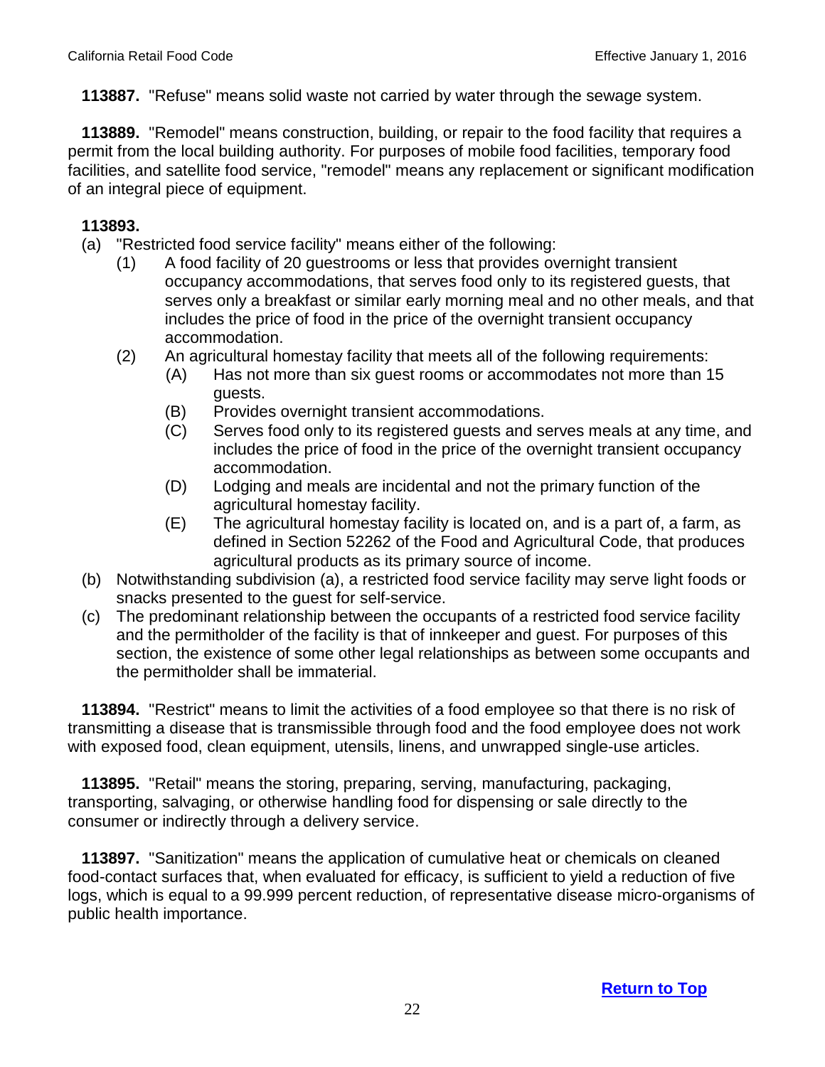**113887.** "Refuse" means solid waste not carried by water through the sewage system.

**113889.** "Remodel" means construction, building, or repair to the food facility that requires a permit from the local building authority. For purposes of mobile food facilities, temporary food facilities, and satellite food service, "remodel" means any replacement or significant modification of an integral piece of equipment.

**113893.**

(a) "Restricted food service facility" means either of the following:

   (1) A food facility of 20 guestrooms or less that provides overnight transient occupancy accommodations, that serves food only to its registered guests, that serves only a breakfast or similar early morning meal and no other meals, and that includes the price of food in the price of the overnight transient occupancy accommodation.

   (2) An agricultural homestay facility that meets all of the following requirements:

      (A) Has not more than six guest rooms or accommodates not more than 15 guests.

      (B) Provides overnight transient accommodations.

      (C) Serves food only to its registered guests and serves meals at any time, and includes the price of food in the price of the overnight transient occupancy accommodation.

      (D) Lodging and meals are incidental and not the primary function of the agricultural homestay facility.

      (E) The agricultural homestay facility is located on, and is a part of, a farm, as defined in Section 52262 of the Food and Agricultural Code, that produces agricultural products as its primary source of income.

(b) Notwithstanding subdivision (a), a restricted food service facility may serve light foods or snacks presented to the guest for self-service.

(c) The predominant relationship between the occupants of a restricted food service facility and the permitholder of the facility is that of innkeeper and guest. For purposes of this section, the existence of some other legal relationships as between some occupants and the permitholder shall be immaterial.

**113894.** "Restrict" means to limit the activities of a food employee so that there is no risk of transmitting a disease that is transmissible through food and the food employee does not work with exposed food, clean equipment, utensils, linens, and unwrapped single-use articles.

**113895.** "Retail" means the storing, preparing, serving, manufacturing, packaging, transporting, salvaging, or otherwise handling food for dispensing or sale directly to the consumer or indirectly through a delivery service.

**113897.** "Sanitization" means the application of cumulative heat or chemicals on cleaned food-contact surfaces that, when evaluated for efficacy, is sufficient to yield a reduction of five logs, which is equal to a 99.999 percent reduction, of representative disease micro-organisms of public health importance.

Return to Top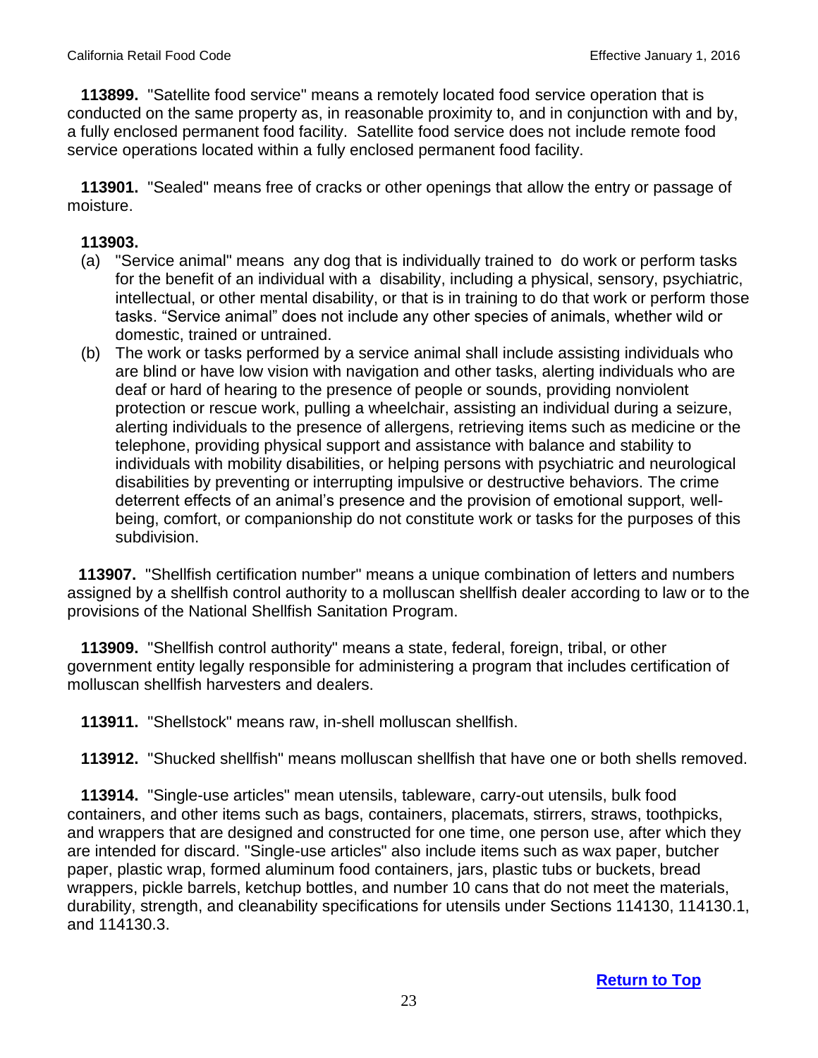**113899.** "Satellite food service" means a remotely located food service operation that is conducted on the same property as, in reasonable proximity to, and in conjunction with and by, a fully enclosed permanent food facility. Satellite food service does not include remote food service operations located within a fully enclosed permanent food facility.

**113901.** "Sealed" means free of cracks or other openings that allow the entry or passage of moisture.

**113903.**

(a) "Service animal" means any dog that is individually trained to do work or perform tasks for the benefit of an individual with a disability, including a physical, sensory, psychiatric, intellectual, or other mental disability, or that is in training to do that work or perform those tasks. "Service animal" does not include any other species of animals, whether wild or domestic, trained or untrained.

(b) The work or tasks performed by a service animal shall include assisting individuals who are blind or have low vision with navigation and other tasks, alerting individuals who are deaf or hard of hearing to the presence of people or sounds, providing nonviolent protection or rescue work, pulling a wheelchair, assisting an individual during a seizure, alerting individuals to the presence of allergens, retrieving items such as medicine or the telephone, providing physical support and assistance with balance and stability to individuals with mobility disabilities, or helping persons with psychiatric and neurological disabilities by preventing or interrupting impulsive or destructive behaviors. The crime deterrent effects of an animal's presence and the provision of emotional support, well-being, comfort, or companionship do not constitute work or tasks for the purposes of this subdivision.

**113907.** "Shellfish certification number" means a unique combination of letters and numbers assigned by a shellfish control authority to a molluscan shellfish dealer according to law or to the provisions of the National Shellfish Sanitation Program.

**113909.** "Shellfish control authority" means a state, federal, foreign, tribal, or other government entity legally responsible for administering a program that includes certification of molluscan shellfish harvesters and dealers.

**113911.** "Shellstock" means raw, in-shell molluscan shellfish.

**113912.** "Shucked shellfish" means molluscan shellfish that have one or both shells removed.

**113914.** "Single-use articles" mean utensils, tableware, carry-out utensils, bulk food containers, and other items such as bags, containers, placemats, stirrers, straws, toothpicks, and wrappers that are designed and constructed for one time, one person use, after which they are intended for discard. "Single-use articles" also include items such as wax paper, butcher paper, plastic wrap, formed aluminum food containers, jars, plastic tubs or buckets, bread wrappers, pickle barrels, ketchup bottles, and number 10 cans that do not meet the materials, durability, strength, and cleanability specifications for utensils under Sections 114130, 114130.1, and 114130.3.

Return to Top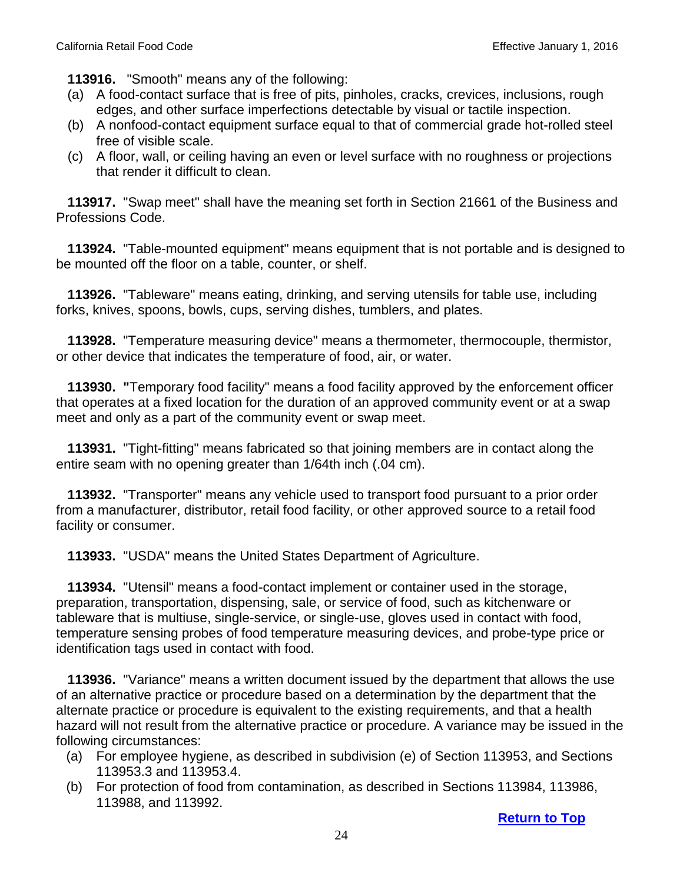**113916.** "Smooth" means any of the following:

(a) A food-contact surface that is free of pits, pinholes, cracks, crevices, inclusions, rough edges, and other surface imperfections detectable by visual or tactile inspection.

(b) A nonfood-contact equipment surface equal to that of commercial grade hot-rolled steel free of visible scale.

(c) A floor, wall, or ceiling having an even or level surface with no roughness or projections that render it difficult to clean.

**113917.** "Swap meet" shall have the meaning set forth in Section 21661 of the Business and Professions Code.

**113924.** "Table-mounted equipment" means equipment that is not portable and is designed to be mounted off the floor on a table, counter, or shelf.

**113926.** "Tableware" means eating, drinking, and serving utensils for table use, including forks, knives, spoons, bowls, cups, serving dishes, tumblers, and plates.

**113928.** "Temperature measuring device" means a thermometer, thermocouple, thermistor, or other device that indicates the temperature of food, air, or water.

**113930. "**Temporary food facility" means a food facility approved by the enforcement officer that operates at a fixed location for the duration of an approved community event or at a swap meet and only as a part of the community event or swap meet.

**113931.** "Tight-fitting" means fabricated so that joining members are in contact along the entire seam with no opening greater than 1/64th inch (.04 cm).

**113932.** "Transporter" means any vehicle used to transport food pursuant to a prior order from a manufacturer, distributor, retail food facility, or other approved source to a retail food facility or consumer.

**113933.** "USDA" means the United States Department of Agriculture.

**113934.** "Utensil" means a food-contact implement or container used in the storage, preparation, transportation, dispensing, sale, or service of food, such as kitchenware or tableware that is multiuse, single-service, or single-use, gloves used in contact with food, temperature sensing probes of food temperature measuring devices, and probe-type price or identification tags used in contact with food.

**113936.** "Variance" means a written document issued by the department that allows the use of an alternative practice or procedure based on a determination by the department that the alternate practice or procedure is equivalent to the existing requirements, and that a health hazard will not result from the alternative practice or procedure. A variance may be issued in the following circumstances:

(a) For employee hygiene, as described in subdivision (e) of Section 113953, and Sections 113953.3 and 113953.4.

(b) For protection of food from contamination, as described in Sections 113984, 113986, 113988, and 113992.

**Return to Top**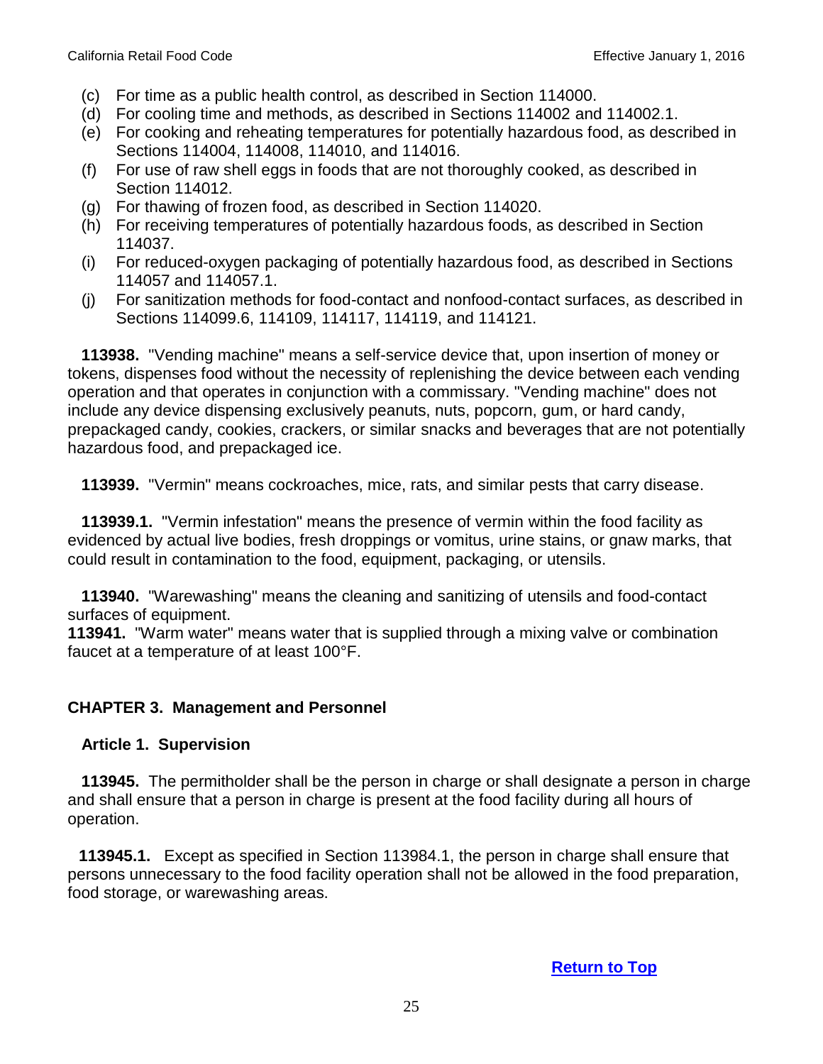(c) For time as a public health control, as described in Section 114000.
(d) For cooling time and methods, as described in Sections 114002 and 114002.1.
(e) For cooking and reheating temperatures for potentially hazardous food, as described in Sections 114004, 114008, 114010, and 114016.
(f) For use of raw shell eggs in foods that are not thoroughly cooked, as described in Section 114012.
(g) For thawing of frozen food, as described in Section 114020.
(h) For receiving temperatures of potentially hazardous foods, as described in Section 114037.
(i) For reduced-oxygen packaging of potentially hazardous food, as described in Sections 114057 and 114057.1.
(j) For sanitization methods for food-contact and nonfood-contact surfaces, as described in Sections 114099.6, 114109, 114117, 114119, and 114121.

**113938.** "Vending machine" means a self-service device that, upon insertion of money or tokens, dispenses food without the necessity of replenishing the device between each vending operation and that operates in conjunction with a commissary. "Vending machine" does not include any device dispensing exclusively peanuts, nuts, popcorn, gum, or hard candy, prepackaged candy, cookies, crackers, or similar snacks and beverages that are not potentially hazardous food, and prepackaged ice.

**113939.** "Vermin" means cockroaches, mice, rats, and similar pests that carry disease.

**113939.1.** "Vermin infestation" means the presence of vermin within the food facility as evidenced by actual live bodies, fresh droppings or vomitus, urine stains, or gnaw marks, that could result in contamination to the food, equipment, packaging, or utensils.

**113940.** "Warewashing" means the cleaning and sanitizing of utensils and food-contact surfaces of equipment.

**113941.** "Warm water" means water that is supplied through a mixing valve or combination faucet at a temperature of at least 100°F.

## CHAPTER 3. Management and Personnel

### Article 1. Supervision

**113945.** The permitholder shall be the person in charge or shall designate a person in charge and shall ensure that a person in charge is present at the food facility during all hours of operation.

**113945.1.** Except as specified in Section 113984.1, the person in charge shall ensure that persons unnecessary to the food facility operation shall not be allowed in the food preparation, food storage, or warewashing areas.

Return to Top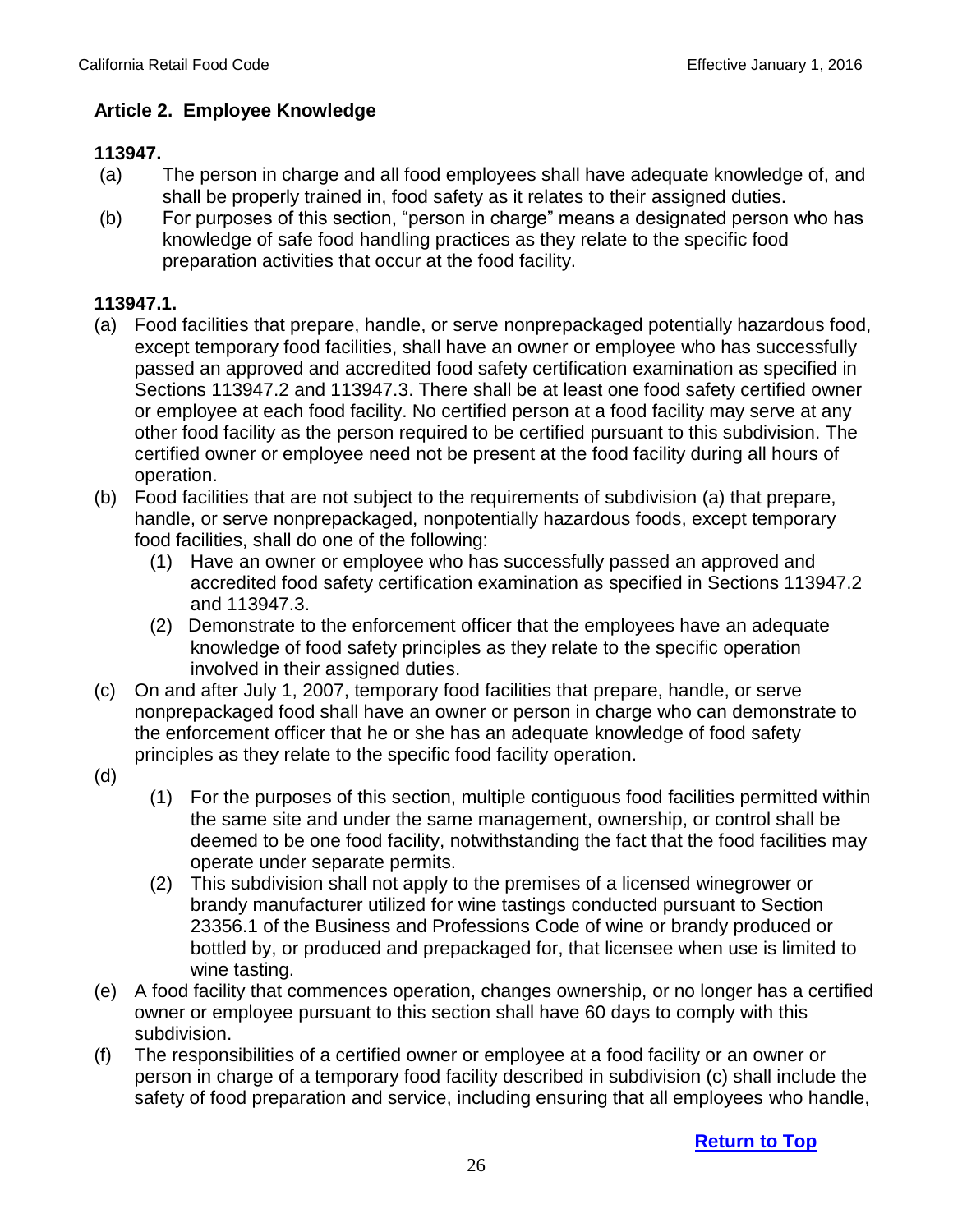## Article 2. Employee Knowledge

**113947.**

(a) The person in charge and all food employees shall have adequate knowledge of, and shall be properly trained in, food safety as it relates to their assigned duties.

(b) For purposes of this section, "person in charge" means a designated person who has knowledge of safe food handling practices as they relate to the specific food preparation activities that occur at the food facility.

**113947.1.**

(a) Food facilities that prepare, handle, or serve nonprepackaged potentially hazardous food, except temporary food facilities, shall have an owner or employee who has successfully passed an approved and accredited food safety certification examination as specified in Sections 113947.2 and 113947.3. There shall be at least one food safety certified owner or employee at each food facility. No certified person at a food facility may serve at any other food facility as the person required to be certified pursuant to this subdivision. The certified owner or employee need not be present at the food facility during all hours of operation.

(b) Food facilities that are not subject to the requirements of subdivision (a) that prepare, handle, or serve nonprepackaged, nonpotentially hazardous foods, except temporary food facilities, shall do one of the following:

- (1) Have an owner or employee who has successfully passed an approved and accredited food safety certification examination as specified in Sections 113947.2 and 113947.3.
- (2) Demonstrate to the enforcement officer that the employees have an adequate knowledge of food safety principles as they relate to the specific operation involved in their assigned duties.

(c) On and after July 1, 2007, temporary food facilities that prepare, handle, or serve nonprepackaged food shall have an owner or person in charge who can demonstrate to the enforcement officer that he or she has an adequate knowledge of food safety principles as they relate to the specific food facility operation.

(d)

- (1) For the purposes of this section, multiple contiguous food facilities permitted within the same site and under the same management, ownership, or control shall be deemed to be one food facility, notwithstanding the fact that the food facilities may operate under separate permits.
- (2) This subdivision shall not apply to the premises of a licensed winegrower or brandy manufacturer utilized for wine tastings conducted pursuant to Section 23356.1 of the Business and Professions Code of wine or brandy produced or bottled by, or produced and prepackaged for, that licensee when use is limited to wine tasting.

(e) A food facility that commences operation, changes ownership, or no longer has a certified owner or employee pursuant to this section shall have 60 days to comply with this subdivision.

(f) The responsibilities of a certified owner or employee at a food facility or an owner or person in charge of a temporary food facility described in subdivision (c) shall include the safety of food preparation and service, including ensuring that all employees who handle,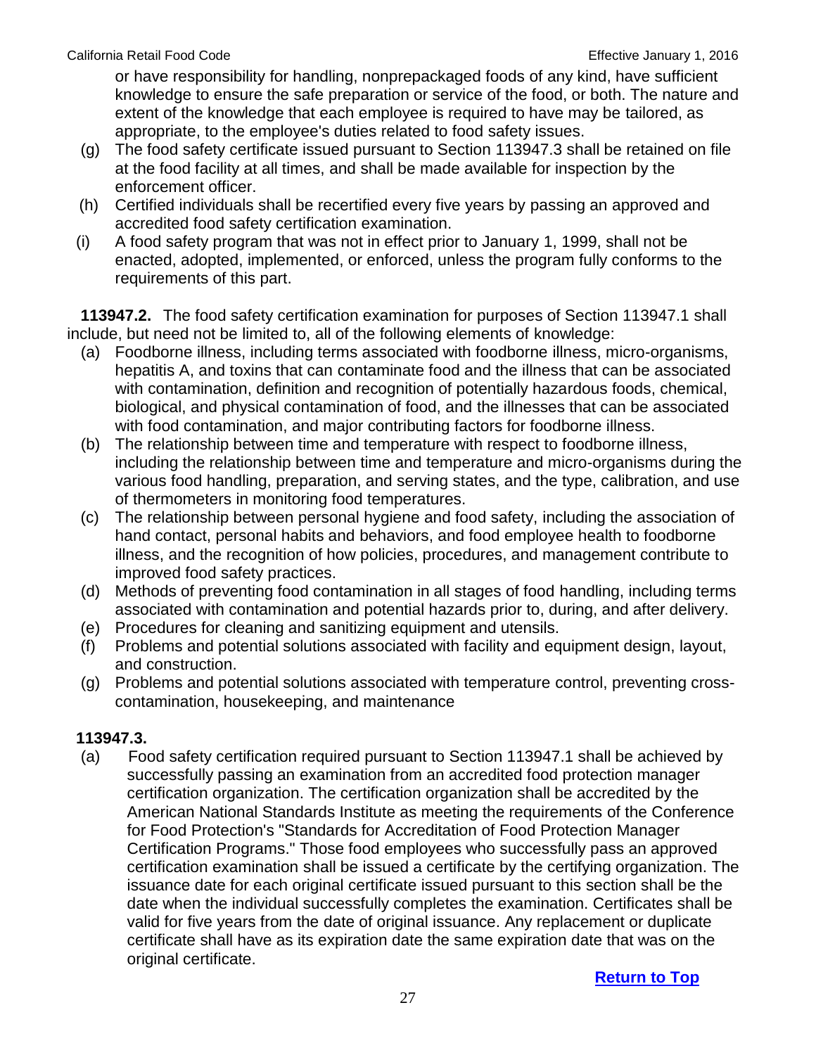or have responsibility for handling, nonprepackaged foods of any kind, have sufficient knowledge to ensure the safe preparation or service of the food, or both. The nature and extent of the knowledge that each employee is required to have may be tailored, as appropriate, to the employee's duties related to food safety issues.

(g) The food safety certificate issued pursuant to Section 113947.3 shall be retained on file at the food facility at all times, and shall be made available for inspection by the enforcement officer.

(h) Certified individuals shall be recertified every five years by passing an approved and accredited food safety certification examination.

(i) A food safety program that was not in effect prior to January 1, 1999, shall not be enacted, adopted, implemented, or enforced, unless the program fully conforms to the requirements of this part.

**113947.2.** The food safety certification examination for purposes of Section 113947.1 shall include, but need not be limited to, all of the following elements of knowledge:

(a) Foodborne illness, including terms associated with foodborne illness, micro-organisms, hepatitis A, and toxins that can contaminate food and the illness that can be associated with contamination, definition and recognition of potentially hazardous foods, chemical, biological, and physical contamination of food, and the illnesses that can be associated with food contamination, and major contributing factors for foodborne illness.

(b) The relationship between time and temperature with respect to foodborne illness, including the relationship between time and temperature and micro-organisms during the various food handling, preparation, and serving states, and the type, calibration, and use of thermometers in monitoring food temperatures.

(c) The relationship between personal hygiene and food safety, including the association of hand contact, personal habits and behaviors, and food employee health to foodborne illness, and the recognition of how policies, procedures, and management contribute to improved food safety practices.

(d) Methods of preventing food contamination in all stages of food handling, including terms associated with contamination and potential hazards prior to, during, and after delivery.

(e) Procedures for cleaning and sanitizing equipment and utensils.

(f) Problems and potential solutions associated with facility and equipment design, layout, and construction.

(g) Problems and potential solutions associated with temperature control, preventing cross-contamination, housekeeping, and maintenance

**113947.3.**

(a) Food safety certification required pursuant to Section 113947.1 shall be achieved by successfully passing an examination from an accredited food protection manager certification organization. The certification organization shall be accredited by the American National Standards Institute as meeting the requirements of the Conference for Food Protection's "Standards for Accreditation of Food Protection Manager Certification Programs." Those food employees who successfully pass an approved certification examination shall be issued a certificate by the certifying organization. The issuance date for each original certificate issued pursuant to this section shall be the date when the individual successfully completes the examination. Certificates shall be valid for five years from the date of original issuance. Any replacement or duplicate certificate shall have as its expiration date the same expiration date that was on the original certificate.

**Return to Top**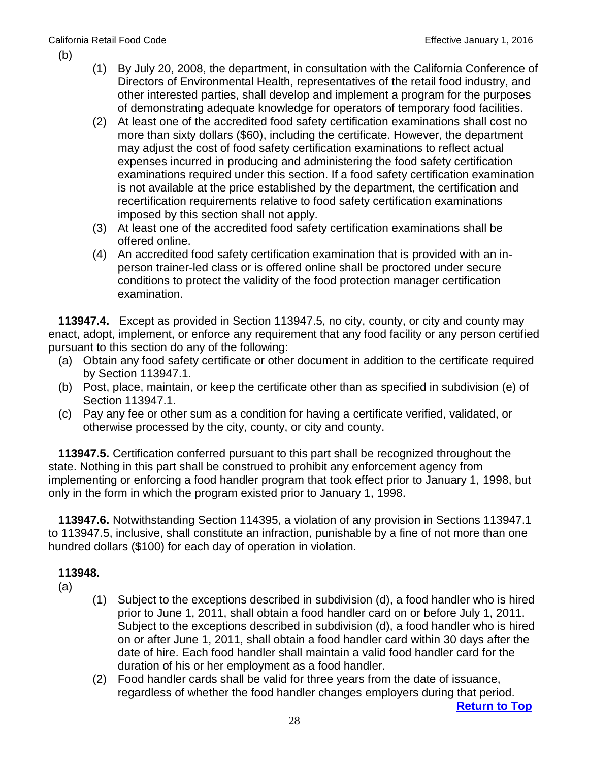(b)

(1) By July 20, 2008, the department, in consultation with the California Conference of Directors of Environmental Health, representatives of the retail food industry, and other interested parties, shall develop and implement a program for the purposes of demonstrating adequate knowledge for operators of temporary food facilities.

(2) At least one of the accredited food safety certification examinations shall cost no more than sixty dollars ($60), including the certificate. However, the department may adjust the cost of food safety certification examinations to reflect actual expenses incurred in producing and administering the food safety certification examinations required under this section. If a food safety certification examination is not available at the price established by the department, the certification and recertification requirements relative to food safety certification examinations imposed by this section shall not apply.

(3) At least one of the accredited food safety certification examinations shall be offered online.

(4) An accredited food safety certification examination that is provided with an in-person trainer-led class or is offered online shall be proctored under secure conditions to protect the validity of the food protection manager certification examination.

**113947.4.** Except as provided in Section 113947.5, no city, county, or city and county may enact, adopt, implement, or enforce any requirement that any food facility or any person certified pursuant to this section do any of the following:

(a) Obtain any food safety certificate or other document in addition to the certificate required by Section 113947.1.

(b) Post, place, maintain, or keep the certificate other than as specified in subdivision (e) of Section 113947.1.

(c) Pay any fee or other sum as a condition for having a certificate verified, validated, or otherwise processed by the city, county, or city and county.

**113947.5.** Certification conferred pursuant to this part shall be recognized throughout the state. Nothing in this part shall be construed to prohibit any enforcement agency from implementing or enforcing a food handler program that took effect prior to January 1, 1998, but only in the form in which the program existed prior to January 1, 1998.

**113947.6.** Notwithstanding Section 114395, a violation of any provision in Sections 113947.1 to 113947.5, inclusive, shall constitute an infraction, punishable by a fine of not more than one hundred dollars ($100) for each day of operation in violation.

**113948.**

(a)

(1) Subject to the exceptions described in subdivision (d), a food handler who is hired prior to June 1, 2011, shall obtain a food handler card on or before July 1, 2011. Subject to the exceptions described in subdivision (d), a food handler who is hired on or after June 1, 2011, shall obtain a food handler card within 30 days after the date of hire. Each food handler shall maintain a valid food handler card for the duration of his or her employment as a food handler.

(2) Food handler cards shall be valid for three years from the date of issuance, regardless of whether the food handler changes employers during that period.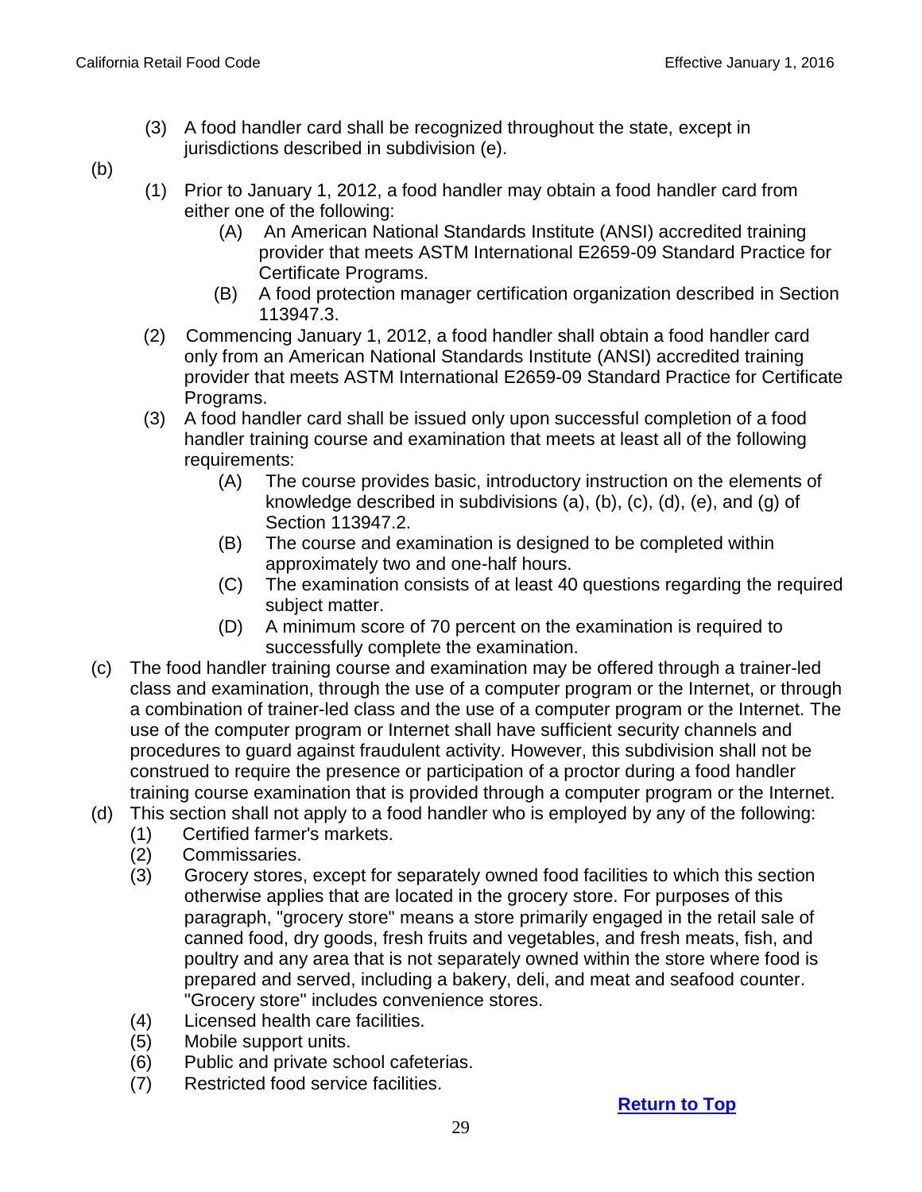(3) A food handler card shall be recognized throughout the state, except in jurisdictions described in subdivision (e).

(b)

(1) Prior to January 1, 2012, a food handler may obtain a food handler card from either one of the following:
   (A) An American National Standards Institute (ANSI) accredited training provider that meets ASTM International E2659-09 Standard Practice for Certificate Programs.
   (B) A food protection manager certification organization described in Section 113947.3.

(2) Commencing January 1, 2012, a food handler shall obtain a food handler card only from an American National Standards Institute (ANSI) accredited training provider that meets ASTM International E2659-09 Standard Practice for Certificate Programs.

(3) A food handler card shall be issued only upon successful completion of a food handler training course and examination that meets at least all of the following requirements:
   (A) The course provides basic, introductory instruction on the elements of knowledge described in subdivisions (a), (b), (c), (d), (e), and (g) of Section 113947.2.
   (B) The course and examination is designed to be completed within approximately two and one-half hours.
   (C) The examination consists of at least 40 questions regarding the required subject matter.
   (D) A minimum score of 70 percent on the examination is required to successfully complete the examination.

(c) The food handler training course and examination may be offered through a trainer-led class and examination, through the use of a computer program or the Internet, or through a combination of trainer-led class and the use of a computer program or the Internet. The use of the computer program or Internet shall have sufficient security channels and procedures to guard against fraudulent activity. However, this subdivision shall not be construed to require the presence or participation of a proctor during a food handler training course examination that is provided through a computer program or the Internet.

(d) This section shall not apply to a food handler who is employed by any of the following:
   (1) Certified farmer's markets.
   (2) Commissaries.
   (3) Grocery stores, except for separately owned food facilities to which this section otherwise applies that are located in the grocery store. For purposes of this paragraph, "grocery store" means a store primarily engaged in the retail sale of canned food, dry goods, fresh fruits and vegetables, and fresh meats, fish, and poultry and any area that is not separately owned within the store where food is prepared and served, including a bakery, deli, and meat and seafood counter. "Grocery store" includes convenience stores.
   (4) Licensed health care facilities.
   (5) Mobile support units.
   (6) Public and private school cafeterias.
   (7) Restricted food service facilities.

Return to Top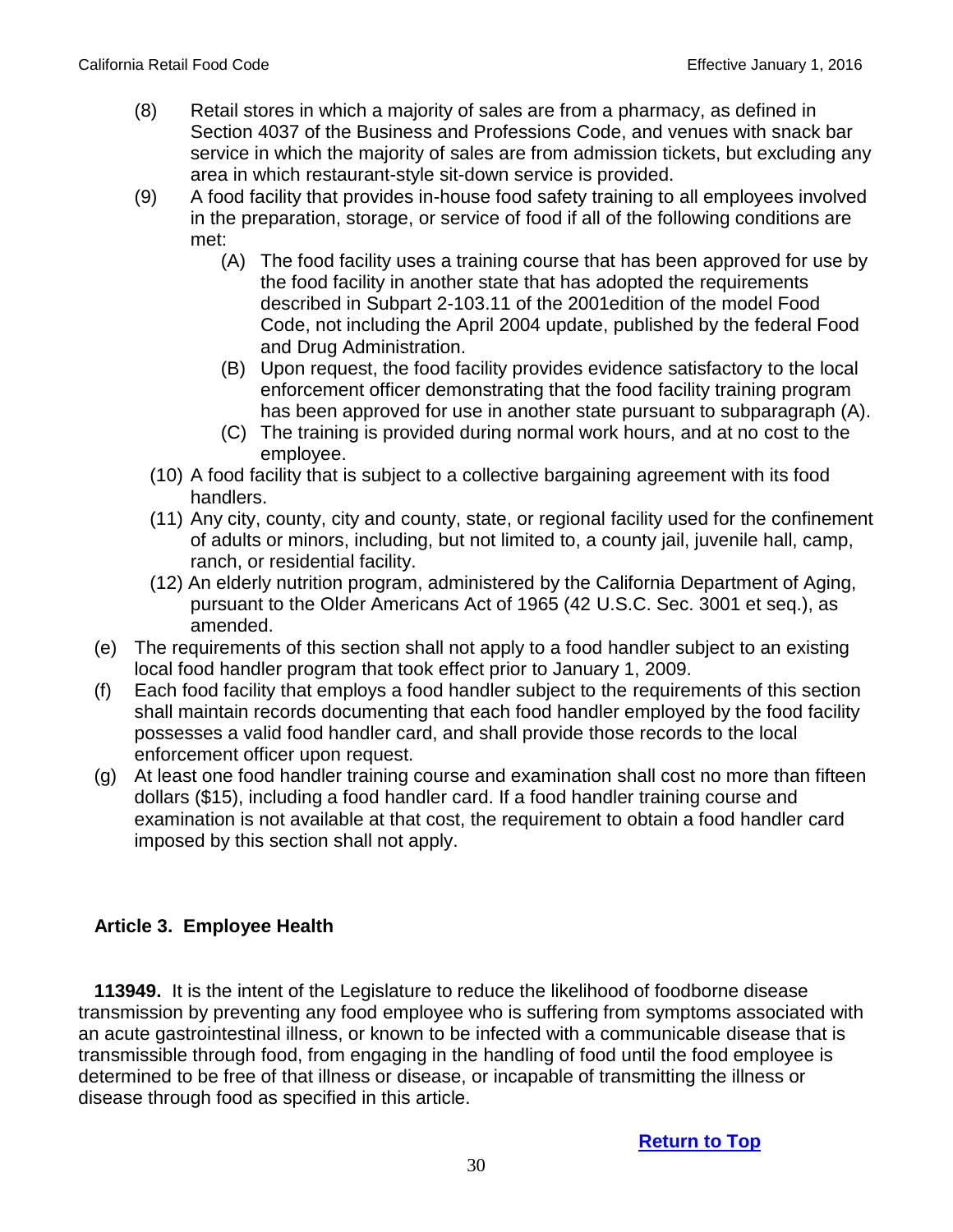(8) Retail stores in which a majority of sales are from a pharmacy, as defined in Section 4037 of the Business and Professions Code, and venues with snack bar service in which the majority of sales are from admission tickets, but excluding any area in which restaurant-style sit-down service is provided.

(9) A food facility that provides in-house food safety training to all employees involved in the preparation, storage, or service of food if all of the following conditions are met:

- (A) The food facility uses a training course that has been approved for use by the food facility in another state that has adopted the requirements described in Subpart 2-103.11 of the 2001edition of the model Food Code, not including the April 2004 update, published by the federal Food and Drug Administration.
- (B) Upon request, the food facility provides evidence satisfactory to the local enforcement officer demonstrating that the food facility training program has been approved for use in another state pursuant to subparagraph (A).
- (C) The training is provided during normal work hours, and at no cost to the employee.

(10) A food facility that is subject to a collective bargaining agreement with its food handlers.

(11) Any city, county, city and county, state, or regional facility used for the confinement of adults or minors, including, but not limited to, a county jail, juvenile hall, camp, ranch, or residential facility.

(12) An elderly nutrition program, administered by the California Department of Aging, pursuant to the Older Americans Act of 1965 (42 U.S.C. Sec. 3001 et seq.), as amended.

(e) The requirements of this section shall not apply to a food handler subject to an existing local food handler program that took effect prior to January 1, 2009.

(f) Each food facility that employs a food handler subject to the requirements of this section shall maintain records documenting that each food handler employed by the food facility possesses a valid food handler card, and shall provide those records to the local enforcement officer upon request.

(g) At least one food handler training course and examination shall cost no more than fifteen dollars ($15), including a food handler card. If a food handler training course and examination is not available at that cost, the requirement to obtain a food handler card imposed by this section shall not apply.

## Article 3. Employee Health

**113949.** It is the intent of the Legislature to reduce the likelihood of foodborne disease transmission by preventing any food employee who is suffering from symptoms associated with an acute gastrointestinal illness, or known to be infected with a communicable disease that is transmissible through food, from engaging in the handling of food until the food employee is determined to be free of that illness or disease, or incapable of transmitting the illness or disease through food as specified in this article.

**Return to Top**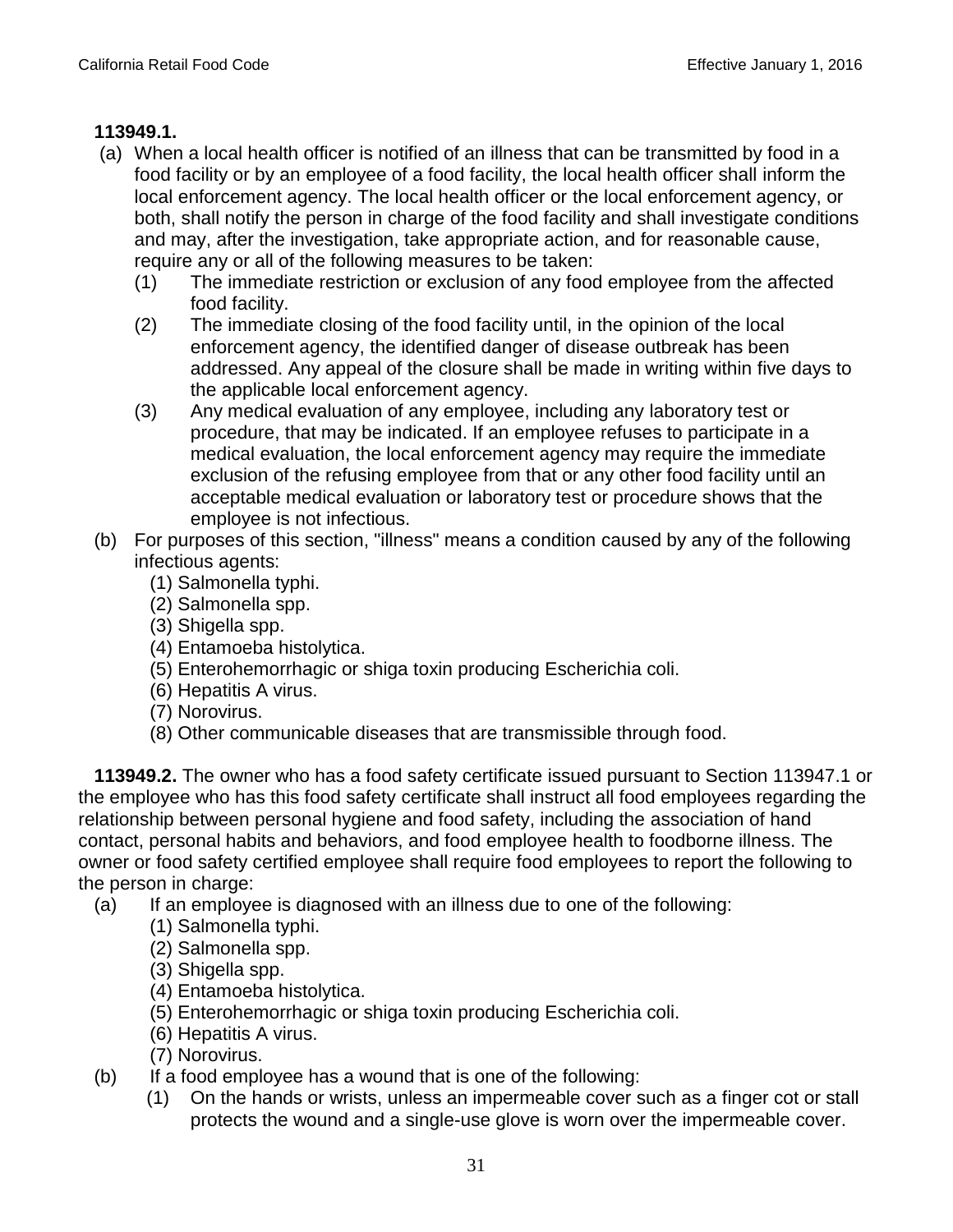**113949.1.**

(a) When a local health officer is notified of an illness that can be transmitted by food in a food facility or by an employee of a food facility, the local health officer shall inform the local enforcement agency. The local health officer or the local enforcement agency, or both, shall notify the person in charge of the food facility and shall investigate conditions and may, after the investigation, take appropriate action, and for reasonable cause, require any or all of the following measures to be taken:

   (1) The immediate restriction or exclusion of any food employee from the affected food facility.

   (2) The immediate closing of the food facility until, in the opinion of the local enforcement agency, the identified danger of disease outbreak has been addressed. Any appeal of the closure shall be made in writing within five days to the applicable local enforcement agency.

   (3) Any medical evaluation of any employee, including any laboratory test or procedure, that may be indicated. If an employee refuses to participate in a medical evaluation, the local enforcement agency may require the immediate exclusion of the refusing employee from that or any other food facility until an acceptable medical evaluation or laboratory test or procedure shows that the employee is not infectious.

(b) For purposes of this section, "illness" means a condition caused by any of the following infectious agents:

   (1) Salmonella typhi.
   (2) Salmonella spp.
   (3) Shigella spp.
   (4) Entamoeba histolytica.
   (5) Enterohemorrhagic or shiga toxin producing Escherichia coli.
   (6) Hepatitis A virus.
   (7) Norovirus.
   (8) Other communicable diseases that are transmissible through food.

**113949.2.** The owner who has a food safety certificate issued pursuant to Section 113947.1 or the employee who has this food safety certificate shall instruct all food employees regarding the relationship between personal hygiene and food safety, including the association of hand contact, personal habits and behaviors, and food employee health to foodborne illness. The owner or food safety certified employee shall require food employees to report the following to the person in charge:

(a) If an employee is diagnosed with an illness due to one of the following:

   (1) Salmonella typhi.
   (2) Salmonella spp.
   (3) Shigella spp.
   (4) Entamoeba histolytica.
   (5) Enterohemorrhagic or shiga toxin producing Escherichia coli.
   (6) Hepatitis A virus.
   (7) Norovirus.

(b) If a food employee has a wound that is one of the following:

   (1) On the hands or wrists, unless an impermeable cover such as a finger cot or stall protects the wound and a single-use glove is worn over the impermeable cover.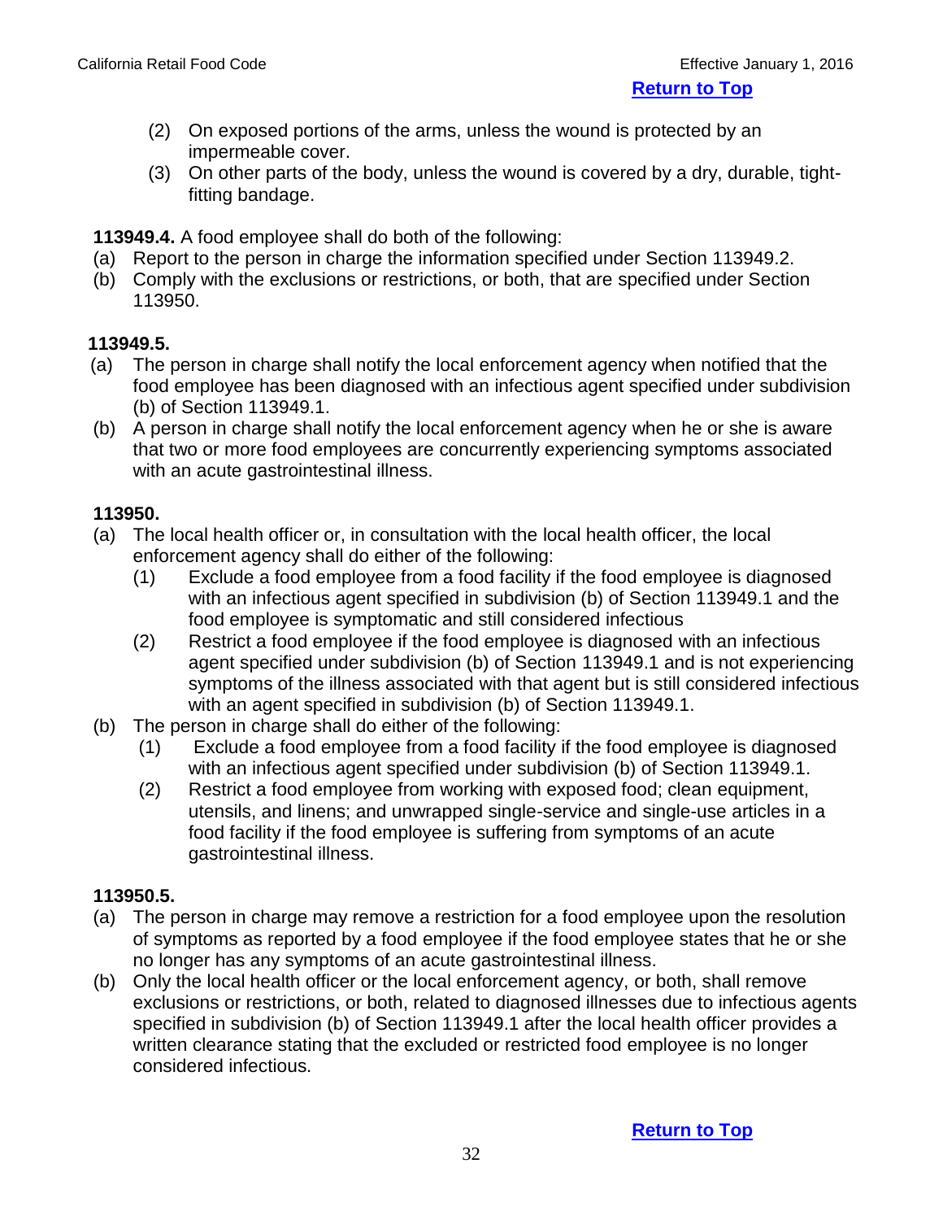(2) On exposed portions of the arms, unless the wound is protected by an impermeable cover.
(3) On other parts of the body, unless the wound is covered by a dry, durable, tight-fitting bandage.

**113949.4.** A food employee shall do both of the following:
(a) Report to the person in charge the information specified under Section 113949.2.
(b) Comply with the exclusions or restrictions, or both, that are specified under Section 113950.

**113949.5.**
(a) The person in charge shall notify the local enforcement agency when notified that the food employee has been diagnosed with an infectious agent specified under subdivision (b) of Section 113949.1.
(b) A person in charge shall notify the local enforcement agency when he or she is aware that two or more food employees are concurrently experiencing symptoms associated with an acute gastrointestinal illness.

**113950.**
(a) The local health officer or, in consultation with the local health officer, the local enforcement agency shall do either of the following:
  (1) Exclude a food employee from a food facility if the food employee is diagnosed with an infectious agent specified in subdivision (b) of Section 113949.1 and the food employee is symptomatic and still considered infectious
  (2) Restrict a food employee if the food employee is diagnosed with an infectious agent specified under subdivision (b) of Section 113949.1 and is not experiencing symptoms of the illness associated with that agent but is still considered infectious with an agent specified in subdivision (b) of Section 113949.1.
(b) The person in charge shall do either of the following:
  (1) Exclude a food employee from a food facility if the food employee is diagnosed with an infectious agent specified under subdivision (b) of Section 113949.1.
  (2) Restrict a food employee from working with exposed food; clean equipment, utensils, and linens; and unwrapped single-service and single-use articles in a food facility if the food employee is suffering from symptoms of an acute gastrointestinal illness.

**113950.5.**
(a) The person in charge may remove a restriction for a food employee upon the resolution of symptoms as reported by a food employee if the food employee states that he or she no longer has any symptoms of an acute gastrointestinal illness.
(b) Only the local health officer or the local enforcement agency, or both, shall remove exclusions or restrictions, or both, related to diagnosed illnesses due to infectious agents specified in subdivision (b) of Section 113949.1 after the local health officer provides a written clearance stating that the excluded or restricted food employee is no longer considered infectious.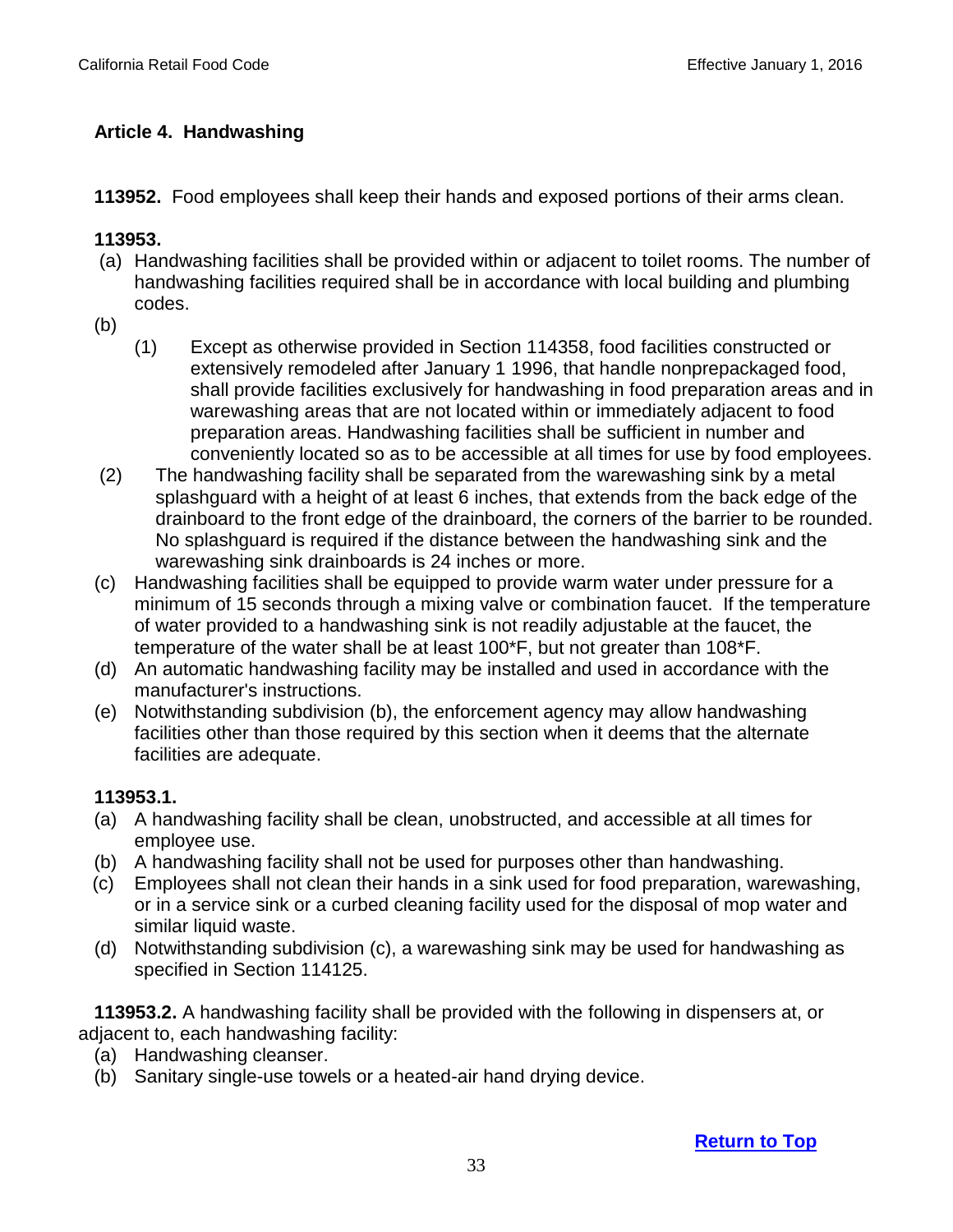## Article 4. Handwashing

**113952.** Food employees shall keep their hands and exposed portions of their arms clean.

**113953.**

(a) Handwashing facilities shall be provided within or adjacent to toilet rooms. The number of handwashing facilities required shall be in accordance with local building and plumbing codes.

(b)

(1) Except as otherwise provided in Section 114358, food facilities constructed or extensively remodeled after January 1 1996, that handle nonprepackaged food, shall provide facilities exclusively for handwashing in food preparation areas and in warewashing areas that are not located within or immediately adjacent to food preparation areas. Handwashing facilities shall be sufficient in number and conveniently located so as to be accessible at all times for use by food employees.

(2) The handwashing facility shall be separated from the warewashing sink by a metal splashguard with a height of at least 6 inches, that extends from the back edge of the drainboard to the front edge of the drainboard, the corners of the barrier to be rounded. No splashguard is required if the distance between the handwashing sink and the warewashing sink drainboards is 24 inches or more.

(c) Handwashing facilities shall be equipped to provide warm water under pressure for a minimum of 15 seconds through a mixing valve or combination faucet. If the temperature of water provided to a handwashing sink is not readily adjustable at the faucet, the temperature of the water shall be at least 100*F, but not greater than 108*F.

(d) An automatic handwashing facility may be installed and used in accordance with the manufacturer's instructions.

(e) Notwithstanding subdivision (b), the enforcement agency may allow handwashing facilities other than those required by this section when it deems that the alternate facilities are adequate.

**113953.1.**

(a) A handwashing facility shall be clean, unobstructed, and accessible at all times for employee use.

(b) A handwashing facility shall not be used for purposes other than handwashing.

(c) Employees shall not clean their hands in a sink used for food preparation, warewashing, or in a service sink or a curbed cleaning facility used for the disposal of mop water and similar liquid waste.

(d) Notwithstanding subdivision (c), a warewashing sink may be used for handwashing as specified in Section 114125.

**113953.2.** A handwashing facility shall be provided with the following in dispensers at, or adjacent to, each handwashing facility:

(a) Handwashing cleanser.

(b) Sanitary single-use towels or a heated-air hand drying device.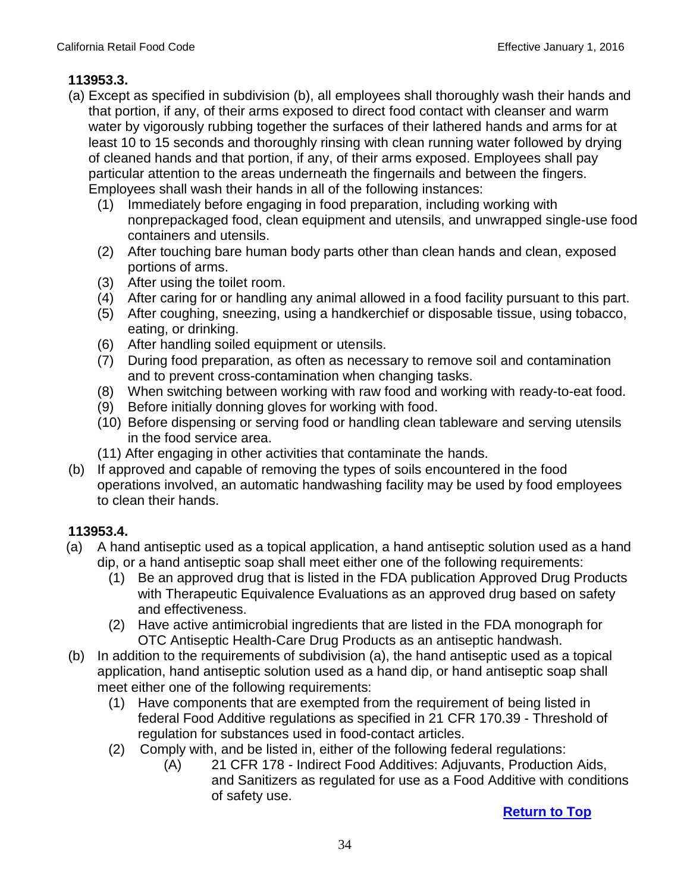**113953.3.**

(a) Except as specified in subdivision (b), all employees shall thoroughly wash their hands and that portion, if any, of their arms exposed to direct food contact with cleanser and warm water by vigorously rubbing together the surfaces of their lathered hands and arms for at least 10 to 15 seconds and thoroughly rinsing with clean running water followed by drying of cleaned hands and that portion, if any, of their arms exposed. Employees shall pay particular attention to the areas underneath the fingernails and between the fingers. Employees shall wash their hands in all of the following instances:

- (1) Immediately before engaging in food preparation, including working with nonprepackaged food, clean equipment and utensils, and unwrapped single-use food containers and utensils.
- (2) After touching bare human body parts other than clean hands and clean, exposed portions of arms.
- (3) After using the toilet room.
- (4) After caring for or handling any animal allowed in a food facility pursuant to this part.
- (5) After coughing, sneezing, using a handkerchief or disposable tissue, using tobacco, eating, or drinking.
- (6) After handling soiled equipment or utensils.
- (7) During food preparation, as often as necessary to remove soil and contamination and to prevent cross-contamination when changing tasks.
- (8) When switching between working with raw food and working with ready-to-eat food.
- (9) Before initially donning gloves for working with food.
- (10) Before dispensing or serving food or handling clean tableware and serving utensils in the food service area.
- (11) After engaging in other activities that contaminate the hands.

(b) If approved and capable of removing the types of soils encountered in the food operations involved, an automatic handwashing facility may be used by food employees to clean their hands.

**113953.4.**

(a) A hand antiseptic used as a topical application, a hand antiseptic solution used as a hand dip, or a hand antiseptic soap shall meet either one of the following requirements:

- (1) Be an approved drug that is listed in the FDA publication Approved Drug Products with Therapeutic Equivalence Evaluations as an approved drug based on safety and effectiveness.
- (2) Have active antimicrobial ingredients that are listed in the FDA monograph for OTC Antiseptic Health-Care Drug Products as an antiseptic handwash.

(b) In addition to the requirements of subdivision (a), the hand antiseptic used as a topical application, hand antiseptic solution used as a hand dip, or hand antiseptic soap shall meet either one of the following requirements:

- (1) Have components that are exempted from the requirement of being listed in federal Food Additive regulations as specified in 21 CFR 170.39 - Threshold of regulation for substances used in food-contact articles.
- (2) Comply with, and be listed in, either of the following federal regulations:
  - (A) 21 CFR 178 - Indirect Food Additives: Adjuvants, Production Aids, and Sanitizers as regulated for use as a Food Additive with conditions of safety use.

Return to Top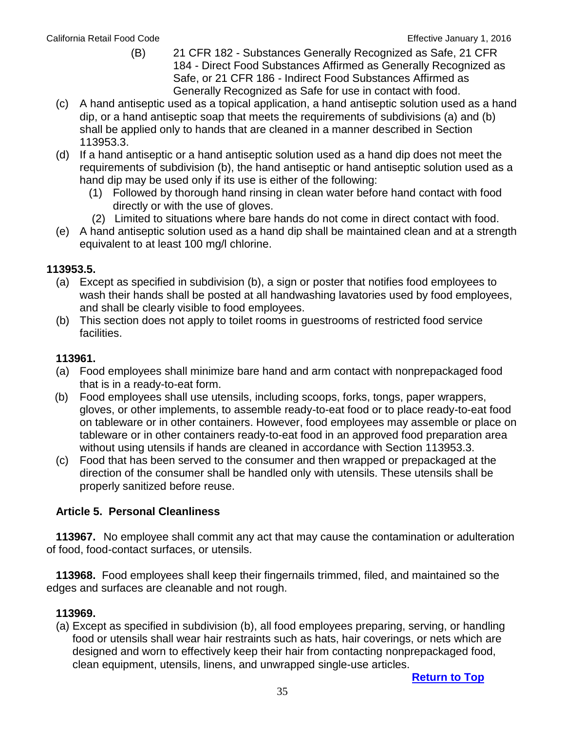(B) 21 CFR 182 - Substances Generally Recognized as Safe, 21 CFR 184 - Direct Food Substances Affirmed as Generally Recognized as Safe, or 21 CFR 186 - Indirect Food Substances Affirmed as Generally Recognized as Safe for use in contact with food.

(c) A hand antiseptic used as a topical application, a hand antiseptic solution used as a hand dip, or a hand antiseptic soap that meets the requirements of subdivisions (a) and (b) shall be applied only to hands that are cleaned in a manner described in Section 113953.3.

(d) If a hand antiseptic or a hand antiseptic solution used as a hand dip does not meet the requirements of subdivision (b), the hand antiseptic or hand antiseptic solution used as a hand dip may be used only if its use is either of the following:

(1) Followed by thorough hand rinsing in clean water before hand contact with food directly or with the use of gloves.

(2) Limited to situations where bare hands do not come in direct contact with food.

(e) A hand antiseptic solution used as a hand dip shall be maintained clean and at a strength equivalent to at least 100 mg/l chlorine.

**113953.5.**

(a) Except as specified in subdivision (b), a sign or poster that notifies food employees to wash their hands shall be posted at all handwashing lavatories used by food employees, and shall be clearly visible to food employees.

(b) This section does not apply to toilet rooms in guestrooms of restricted food service facilities.

**113961.**

(a) Food employees shall minimize bare hand and arm contact with nonprepackaged food that is in a ready-to-eat form.

(b) Food employees shall use utensils, including scoops, forks, tongs, paper wrappers, gloves, or other implements, to assemble ready-to-eat food or to place ready-to-eat food on tableware or in other containers. However, food employees may assemble or place on tableware or in other containers ready-to-eat food in an approved food preparation area without using utensils if hands are cleaned in accordance with Section 113953.3.

(c) Food that has been served to the consumer and then wrapped or prepackaged at the direction of the consumer shall be handled only with utensils. These utensils shall be properly sanitized before reuse.

## Article 5. Personal Cleanliness

**113967.** No employee shall commit any act that may cause the contamination or adulteration of food, food-contact surfaces, or utensils.

**113968.** Food employees shall keep their fingernails trimmed, filed, and maintained so the edges and surfaces are cleanable and not rough.

**113969.**

(a) Except as specified in subdivision (b), all food employees preparing, serving, or handling food or utensils shall wear hair restraints such as hats, hair coverings, or nets which are designed and worn to effectively keep their hair from contacting nonprepackaged food, clean equipment, utensils, linens, and unwrapped single-use articles.

Return to Top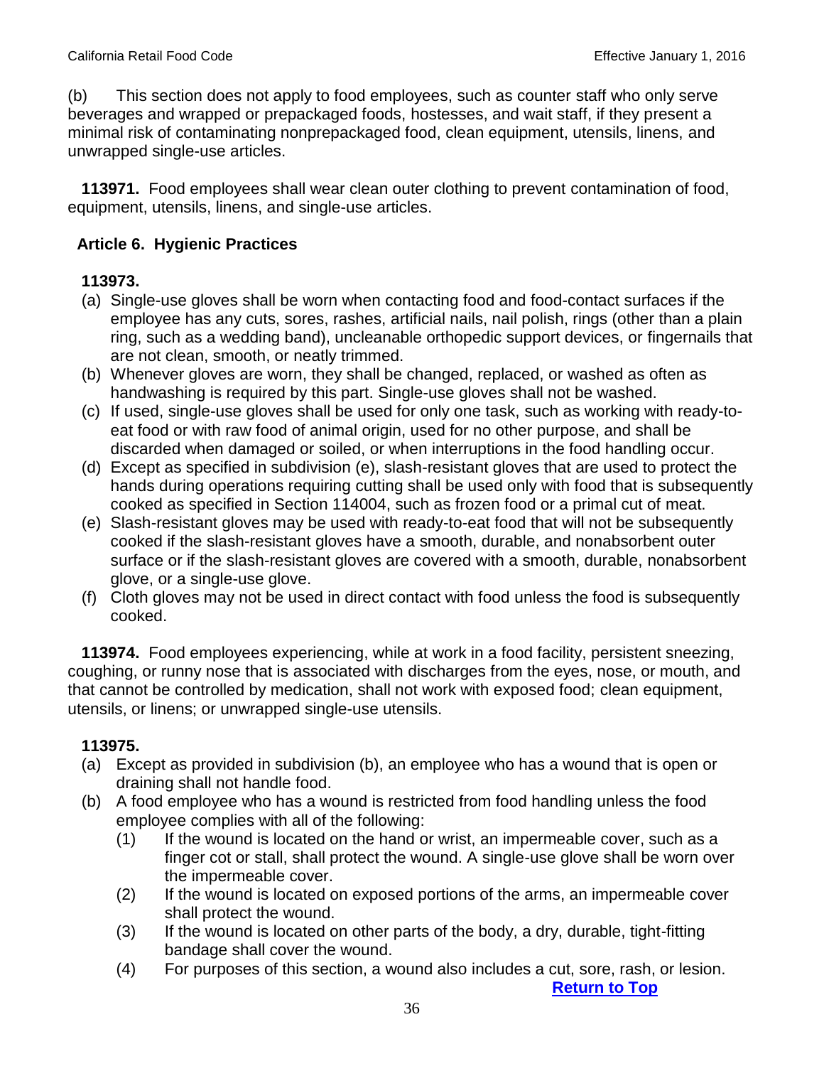(b) This section does not apply to food employees, such as counter staff who only serve beverages and wrapped or prepackaged foods, hostesses, and wait staff, if they present a minimal risk of contaminating nonprepackaged food, clean equipment, utensils, linens, and unwrapped single-use articles.

**113971.** Food employees shall wear clean outer clothing to prevent contamination of food, equipment, utensils, linens, and single-use articles.

### Article 6. Hygienic Practices

**113973.**

(a) Single-use gloves shall be worn when contacting food and food-contact surfaces if the employee has any cuts, sores, rashes, artificial nails, nail polish, rings (other than a plain ring, such as a wedding band), uncleanable orthopedic support devices, or fingernails that are not clean, smooth, or neatly trimmed.

(b) Whenever gloves are worn, they shall be changed, replaced, or washed as often as handwashing is required by this part. Single-use gloves shall not be washed.

(c) If used, single-use gloves shall be used for only one task, such as working with ready-to-eat food or with raw food of animal origin, used for no other purpose, and shall be discarded when damaged or soiled, or when interruptions in the food handling occur.

(d) Except as specified in subdivision (e), slash-resistant gloves that are used to protect the hands during operations requiring cutting shall be used only with food that is subsequently cooked as specified in Section 114004, such as frozen food or a primal cut of meat.

(e) Slash-resistant gloves may be used with ready-to-eat food that will not be subsequently cooked if the slash-resistant gloves have a smooth, durable, and nonabsorbent outer surface or if the slash-resistant gloves are covered with a smooth, durable, nonabsorbent glove, or a single-use glove.

(f) Cloth gloves may not be used in direct contact with food unless the food is subsequently cooked.

**113974.** Food employees experiencing, while at work in a food facility, persistent sneezing, coughing, or runny nose that is associated with discharges from the eyes, nose, or mouth, and that cannot be controlled by medication, shall not work with exposed food; clean equipment, utensils, or linens; or unwrapped single-use utensils.

**113975.**

(a) Except as provided in subdivision (b), an employee who has a wound that is open or draining shall not handle food.

(b) A food employee who has a wound is restricted from food handling unless the food employee complies with all of the following:

  (1) If the wound is located on the hand or wrist, an impermeable cover, such as a finger cot or stall, shall protect the wound. A single-use glove shall be worn over the impermeable cover.

  (2) If the wound is located on exposed portions of the arms, an impermeable cover shall protect the wound.

  (3) If the wound is located on other parts of the body, a dry, durable, tight-fitting bandage shall cover the wound.

  (4) For purposes of this section, a wound also includes a cut, sore, rash, or lesion.

Return to Top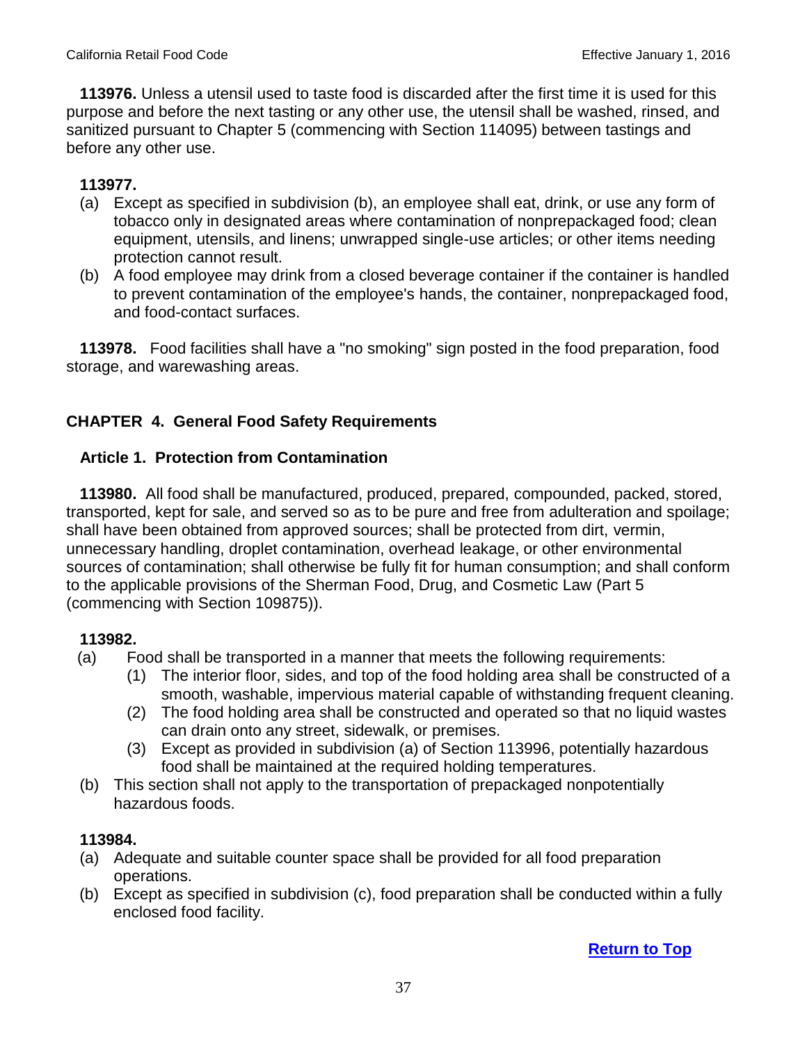**113976.** Unless a utensil used to taste food is discarded after the first time it is used for this purpose and before the next tasting or any other use, the utensil shall be washed, rinsed, and sanitized pursuant to Chapter 5 (commencing with Section 114095) between tastings and before any other use.

**113977.**

(a) Except as specified in subdivision (b), an employee shall eat, drink, or use any form of tobacco only in designated areas where contamination of nonprepackaged food; clean equipment, utensils, and linens; unwrapped single-use articles; or other items needing protection cannot result.

(b) A food employee may drink from a closed beverage container if the container is handled to prevent contamination of the employee's hands, the container, nonprepackaged food, and food-contact surfaces.

**113978.** Food facilities shall have a "no smoking" sign posted in the food preparation, food storage, and warewashing areas.

## CHAPTER 4. General Food Safety Requirements

### Article 1. Protection from Contamination

**113980.** All food shall be manufactured, produced, prepared, compounded, packed, stored, transported, kept for sale, and served so as to be pure and free from adulteration and spoilage; shall have been obtained from approved sources; shall be protected from dirt, vermin, unnecessary handling, droplet contamination, overhead leakage, or other environmental sources of contamination; shall otherwise be fully fit for human consumption; and shall conform to the applicable provisions of the Sherman Food, Drug, and Cosmetic Law (Part 5 (commencing with Section 109875)).

**113982.**

(a) Food shall be transported in a manner that meets the following requirements:
  (1) The interior floor, sides, and top of the food holding area shall be constructed of a smooth, washable, impervious material capable of withstanding frequent cleaning.
  (2) The food holding area shall be constructed and operated so that no liquid wastes can drain onto any street, sidewalk, or premises.
  (3) Except as provided in subdivision (a) of Section 113996, potentially hazardous food shall be maintained at the required holding temperatures.

(b) This section shall not apply to the transportation of prepackaged nonpotentially hazardous foods.

**113984.**

(a) Adequate and suitable counter space shall be provided for all food preparation operations.

(b) Except as specified in subdivision (c), food preparation shall be conducted within a fully enclosed food facility.

**Return to Top**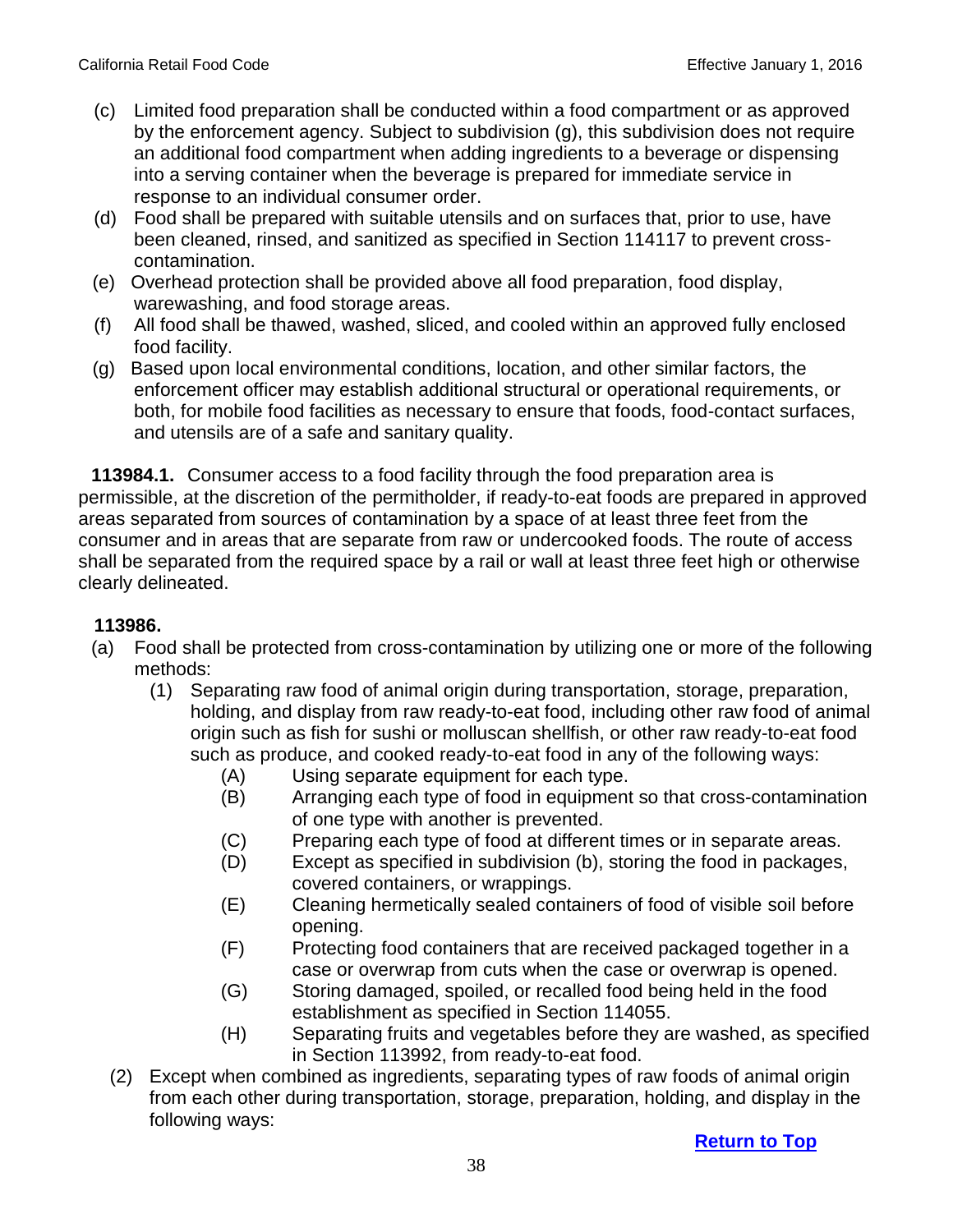(c) Limited food preparation shall be conducted within a food compartment or as approved by the enforcement agency. Subject to subdivision (g), this subdivision does not require an additional food compartment when adding ingredients to a beverage or dispensing into a serving container when the beverage is prepared for immediate service in response to an individual consumer order.

(d) Food shall be prepared with suitable utensils and on surfaces that, prior to use, have been cleaned, rinsed, and sanitized as specified in Section 114117 to prevent cross-contamination.

(e) Overhead protection shall be provided above all food preparation, food display, warewashing, and food storage areas.

(f) All food shall be thawed, washed, sliced, and cooled within an approved fully enclosed food facility.

(g) Based upon local environmental conditions, location, and other similar factors, the enforcement officer may establish additional structural or operational requirements, or both, for mobile food facilities as necessary to ensure that foods, food-contact surfaces, and utensils are of a safe and sanitary quality.

**113984.1.** Consumer access to a food facility through the food preparation area is permissible, at the discretion of the permitholder, if ready-to-eat foods are prepared in approved areas separated from sources of contamination by a space of at least three feet from the consumer and in areas that are separate from raw or undercooked foods. The route of access shall be separated from the required space by a rail or wall at least three feet high or otherwise clearly delineated.

**113986.**

(a) Food shall be protected from cross-contamination by utilizing one or more of the following methods:

(1) Separating raw food of animal origin during transportation, storage, preparation, holding, and display from raw ready-to-eat food, including other raw food of animal origin such as fish for sushi or molluscan shellfish, or other raw ready-to-eat food such as produce, and cooked ready-to-eat food in any of the following ways:

(A) Using separate equipment for each type.

(B) Arranging each type of food in equipment so that cross-contamination of one type with another is prevented.

(C) Preparing each type of food at different times or in separate areas.

(D) Except as specified in subdivision (b), storing the food in packages, covered containers, or wrappings.

(E) Cleaning hermetically sealed containers of food of visible soil before opening.

(F) Protecting food containers that are received packaged together in a case or overwrap from cuts when the case or overwrap is opened.

(G) Storing damaged, spoiled, or recalled food being held in the food establishment as specified in Section 114055.

(H) Separating fruits and vegetables before they are washed, as specified in Section 113992, from ready-to-eat food.

(2) Except when combined as ingredients, separating types of raw foods of animal origin from each other during transportation, storage, preparation, holding, and display in the following ways: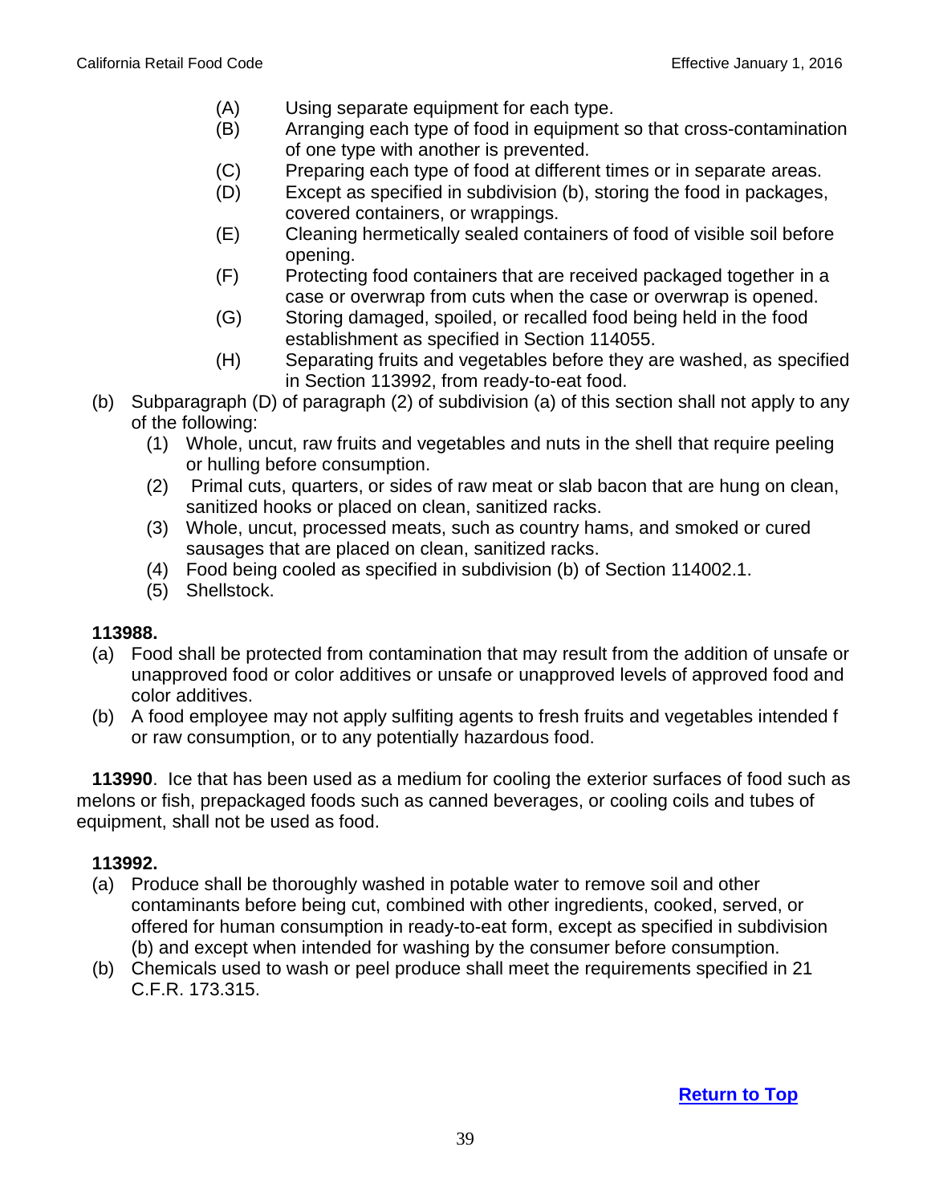(A) Using separate equipment for each type.
(B) Arranging each type of food in equipment so that cross-contamination of one type with another is prevented.
(C) Preparing each type of food at different times or in separate areas.
(D) Except as specified in subdivision (b), storing the food in packages, covered containers, or wrappings.
(E) Cleaning hermetically sealed containers of food of visible soil before opening.
(F) Protecting food containers that are received packaged together in a case or overwrap from cuts when the case or overwrap is opened.
(G) Storing damaged, spoiled, or recalled food being held in the food establishment as specified in Section 114055.
(H) Separating fruits and vegetables before they are washed, as specified in Section 113992, from ready-to-eat food.

(b) Subparagraph (D) of paragraph (2) of subdivision (a) of this section shall not apply to any of the following:
   (1) Whole, uncut, raw fruits and vegetables and nuts in the shell that require peeling or hulling before consumption.
   (2) Primal cuts, quarters, or sides of raw meat or slab bacon that are hung on clean, sanitized hooks or placed on clean, sanitized racks.
   (3) Whole, uncut, processed meats, such as country hams, and smoked or cured sausages that are placed on clean, sanitized racks.
   (4) Food being cooled as specified in subdivision (b) of Section 114002.1.
   (5) Shellstock.

**113988.**

(a) Food shall be protected from contamination that may result from the addition of unsafe or unapproved food or color additives or unsafe or unapproved levels of approved food and color additives.
(b) A food employee may not apply sulfiting agents to fresh fruits and vegetables intended f or raw consumption, or to any potentially hazardous food.

**113990**. Ice that has been used as a medium for cooling the exterior surfaces of food such as melons or fish, prepackaged foods such as canned beverages, or cooling coils and tubes of equipment, shall not be used as food.

**113992.**

(a) Produce shall be thoroughly washed in potable water to remove soil and other contaminants before being cut, combined with other ingredients, cooked, served, or offered for human consumption in ready-to-eat form, except as specified in subdivision (b) and except when intended for washing by the consumer before consumption.
(b) Chemicals used to wash or peel produce shall meet the requirements specified in 21 C.F.R. 173.315.

**Return to Top**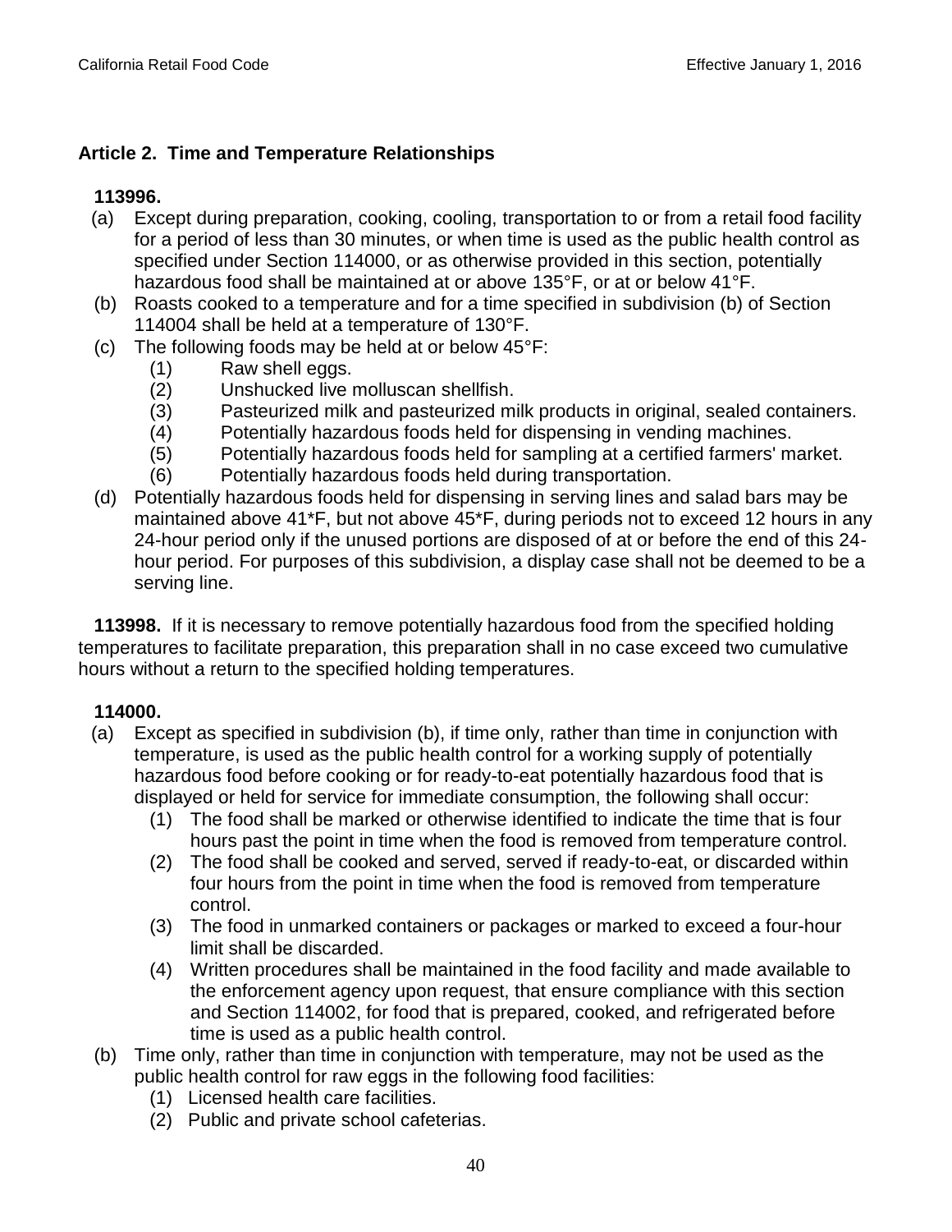## Article 2. Time and Temperature Relationships

**113996.**

(a) Except during preparation, cooking, cooling, transportation to or from a retail food facility for a period of less than 30 minutes, or when time is used as the public health control as specified under Section 114000, or as otherwise provided in this section, potentially hazardous food shall be maintained at or above 135°F, or at or below 41°F.

(b) Roasts cooked to a temperature and for a time specified in subdivision (b) of Section 114004 shall be held at a temperature of 130°F.

(c) The following foods may be held at or below 45°F:

 (1) Raw shell eggs.
 (2) Unshucked live molluscan shellfish.
 (3) Pasteurized milk and pasteurized milk products in original, sealed containers.
 (4) Potentially hazardous foods held for dispensing in vending machines.
 (5) Potentially hazardous foods held for sampling at a certified farmers' market.
 (6) Potentially hazardous foods held during transportation.

(d) Potentially hazardous foods held for dispensing in serving lines and salad bars may be maintained above 41*F, but not above 45*F, during periods not to exceed 12 hours in any 24-hour period only if the unused portions are disposed of at or before the end of this 24-hour period. For purposes of this subdivision, a display case shall not be deemed to be a serving line.

**113998.** If it is necessary to remove potentially hazardous food from the specified holding temperatures to facilitate preparation, this preparation shall in no case exceed two cumulative hours without a return to the specified holding temperatures.

**114000.**

(a) Except as specified in subdivision (b), if time only, rather than time in conjunction with temperature, is used as the public health control for a working supply of potentially hazardous food before cooking or for ready-to-eat potentially hazardous food that is displayed or held for service for immediate consumption, the following shall occur:

 (1) The food shall be marked or otherwise identified to indicate the time that is four hours past the point in time when the food is removed from temperature control.
 (2) The food shall be cooked and served, served if ready-to-eat, or discarded within four hours from the point in time when the food is removed from temperature control.
 (3) The food in unmarked containers or packages or marked to exceed a four-hour limit shall be discarded.
 (4) Written procedures shall be maintained in the food facility and made available to the enforcement agency upon request, that ensure compliance with this section and Section 114002, for food that is prepared, cooked, and refrigerated before time is used as a public health control.

(b) Time only, rather than time in conjunction with temperature, may not be used as the public health control for raw eggs in the following food facilities:

 (1) Licensed health care facilities.
 (2) Public and private school cafeterias.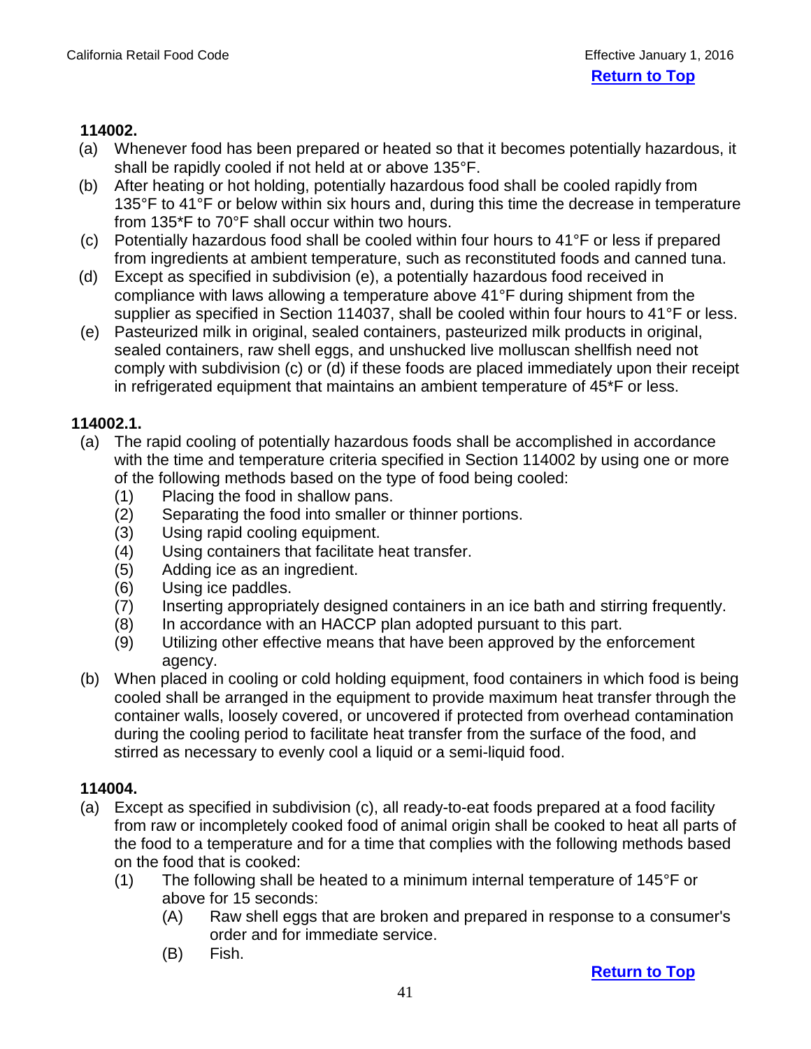**114002.**

(a) Whenever food has been prepared or heated so that it becomes potentially hazardous, it shall be rapidly cooled if not held at or above 135°F.

(b) After heating or hot holding, potentially hazardous food shall be cooled rapidly from 135°F to 41°F or below within six hours and, during this time the decrease in temperature from 135*F to 70°F shall occur within two hours.

(c) Potentially hazardous food shall be cooled within four hours to 41°F or less if prepared from ingredients at ambient temperature, such as reconstituted foods and canned tuna.

(d) Except as specified in subdivision (e), a potentially hazardous food received in compliance with laws allowing a temperature above 41°F during shipment from the supplier as specified in Section 114037, shall be cooled within four hours to 41°F or less.

(e) Pasteurized milk in original, sealed containers, pasteurized milk products in original, sealed containers, raw shell eggs, and unshucked live molluscan shellfish need not comply with subdivision (c) or (d) if these foods are placed immediately upon their receipt in refrigerated equipment that maintains an ambient temperature of 45*F or less.

**114002.1.**

(a) The rapid cooling of potentially hazardous foods shall be accomplished in accordance with the time and temperature criteria specified in Section 114002 by using one or more of the following methods based on the type of food being cooled:
   1. Placing the food in shallow pans.
   2. Separating the food into smaller or thinner portions.
   3. Using rapid cooling equipment.
   4. Using containers that facilitate heat transfer.
   5. Adding ice as an ingredient.
   6. Using ice paddles.
   7. Inserting appropriately designed containers in an ice bath and stirring frequently.
   8. In accordance with an HACCP plan adopted pursuant to this part.
   9. Utilizing other effective means that have been approved by the enforcement agency.

(b) When placed in cooling or cold holding equipment, food containers in which food is being cooled shall be arranged in the equipment to provide maximum heat transfer through the container walls, loosely covered, or uncovered if protected from overhead contamination during the cooling period to facilitate heat transfer from the surface of the food, and stirred as necessary to evenly cool a liquid or a semi-liquid food.

**114004.**

(a) Except as specified in subdivision (c), all ready-to-eat foods prepared at a food facility from raw or incompletely cooked food of animal origin shall be cooked to heat all parts of the food to a temperature and for a time that complies with the following methods based on the food that is cooked:
   (1) The following shall be heated to a minimum internal temperature of 145°F or above for 15 seconds:
      (A) Raw shell eggs that are broken and prepared in response to a consumer's order and for immediate service.
      (B) Fish.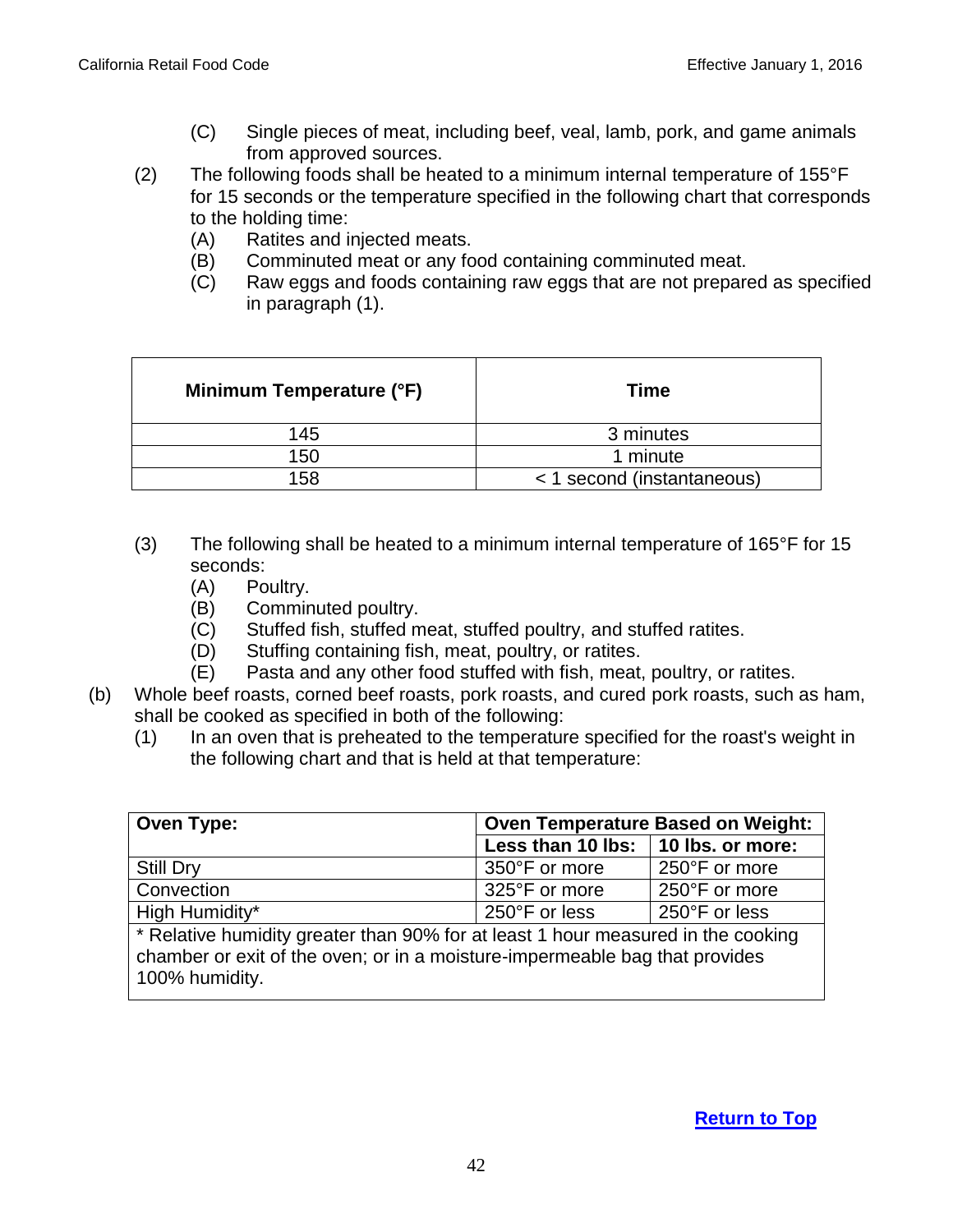(C) Single pieces of meat, including beef, veal, lamb, pork, and game animals from approved sources.

(2) The following foods shall be heated to a minimum internal temperature of 155°F for 15 seconds or the temperature specified in the following chart that corresponds to the holding time:

(A) Ratites and injected meats.

(B) Comminuted meat or any food containing comminuted meat.

(C) Raw eggs and foods containing raw eggs that are not prepared as specified in paragraph (1).

| Minimum Temperature (°F) | Time |
|---|---|
| 145 | 3 minutes |
| 150 | 1 minute |
| 158 | < 1 second (instantaneous) |

(3) The following shall be heated to a minimum internal temperature of 165°F for 15 seconds:

(A) Poultry.

(B) Comminuted poultry.

(C) Stuffed fish, stuffed meat, stuffed poultry, and stuffed ratites.

(D) Stuffing containing fish, meat, poultry, or ratites.

(E) Pasta and any other food stuffed with fish, meat, poultry, or ratites.

(b) Whole beef roasts, corned beef roasts, pork roasts, and cured pork roasts, such as ham, shall be cooked as specified in both of the following:

(1) In an oven that is preheated to the temperature specified for the roast's weight in the following chart and that is held at that temperature:

| Oven Type: | Oven Temperature Based on Weight: | |
|---|---|---|
| | Less than 10 lbs: | 10 lbs. or more: |
| Still Dry | 350°F or more | 250°F or more |
| Convection | 325°F or more | 250°F or more |
| High Humidity* | 250°F or less | 250°F or less |

* Relative humidity greater than 90% for at least 1 hour measured in the cooking chamber or exit of the oven; or in a moisture-impermeable bag that provides 100% humidity.

Return to Top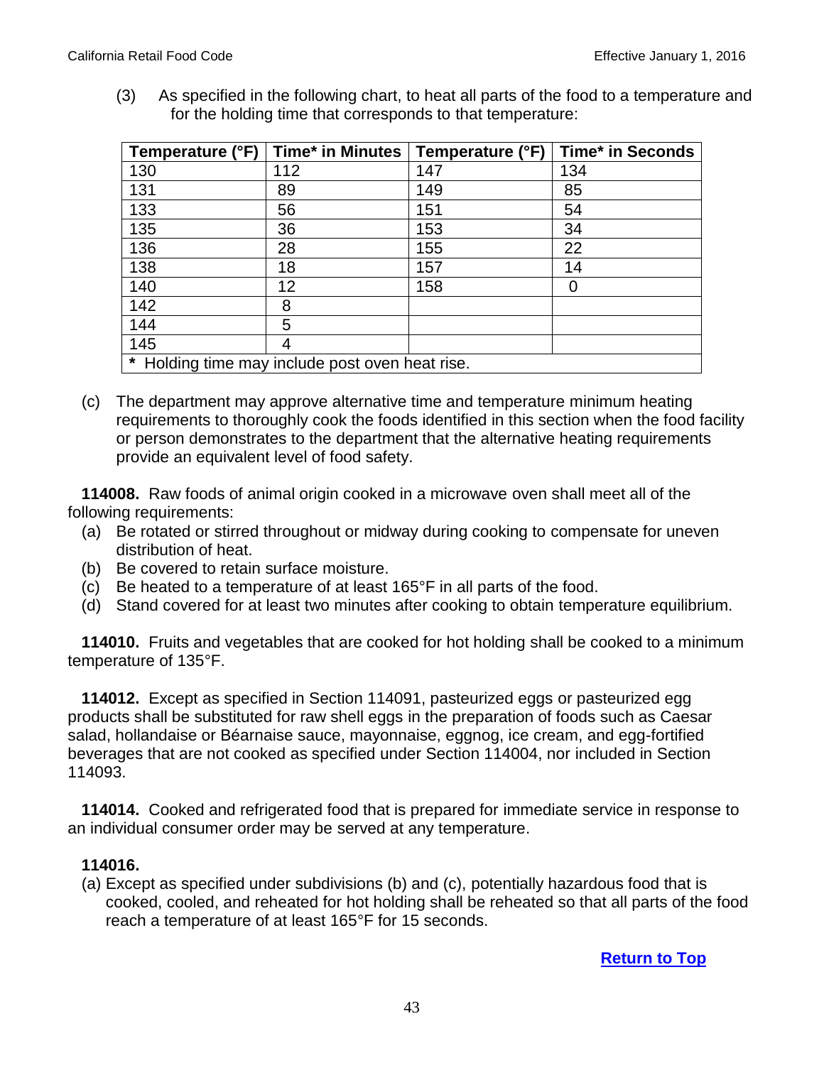(3) As specified in the following chart, to heat all parts of the food to a temperature and for the holding time that corresponds to that temperature:

| Temperature (°F) | Time* in Minutes | Temperature (°F) | Time* in Seconds |
|---|---|---|---|
| 130 | 112 | 147 | 134 |
| 131 | 89 | 149 | 85 |
| 133 | 56 | 151 | 54 |
| 135 | 36 | 153 | 34 |
| 136 | 28 | 155 | 22 |
| 138 | 18 | 157 | 14 |
| 140 | 12 | 158 | 0 |
| 142 | 8 | | |
| 144 | 5 | | |
| 145 | 4 | | |
| * Holding time may include post oven heat rise. | | | |

(c) The department may approve alternative time and temperature minimum heating requirements to thoroughly cook the foods identified in this section when the food facility or person demonstrates to the department that the alternative heating requirements provide an equivalent level of food safety.

**114008.** Raw foods of animal origin cooked in a microwave oven shall meet all of the following requirements:

(a) Be rotated or stirred throughout or midway during cooking to compensate for uneven distribution of heat.
(b) Be covered to retain surface moisture.
(c) Be heated to a temperature of at least 165°F in all parts of the food.
(d) Stand covered for at least two minutes after cooking to obtain temperature equilibrium.

**114010.** Fruits and vegetables that are cooked for hot holding shall be cooked to a minimum temperature of 135°F.

**114012.** Except as specified in Section 114091, pasteurized eggs or pasteurized egg products shall be substituted for raw shell eggs in the preparation of foods such as Caesar salad, hollandaise or Béarnaise sauce, mayonnaise, eggnog, ice cream, and egg-fortified beverages that are not cooked as specified under Section 114004, nor included in Section 114093.

**114014.** Cooked and refrigerated food that is prepared for immediate service in response to an individual consumer order may be served at any temperature.

**114016.**

(a) Except as specified under subdivisions (b) and (c), potentially hazardous food that is cooked, cooled, and reheated for hot holding shall be reheated so that all parts of the food reach a temperature of at least 165°F for 15 seconds.

[Return to Top]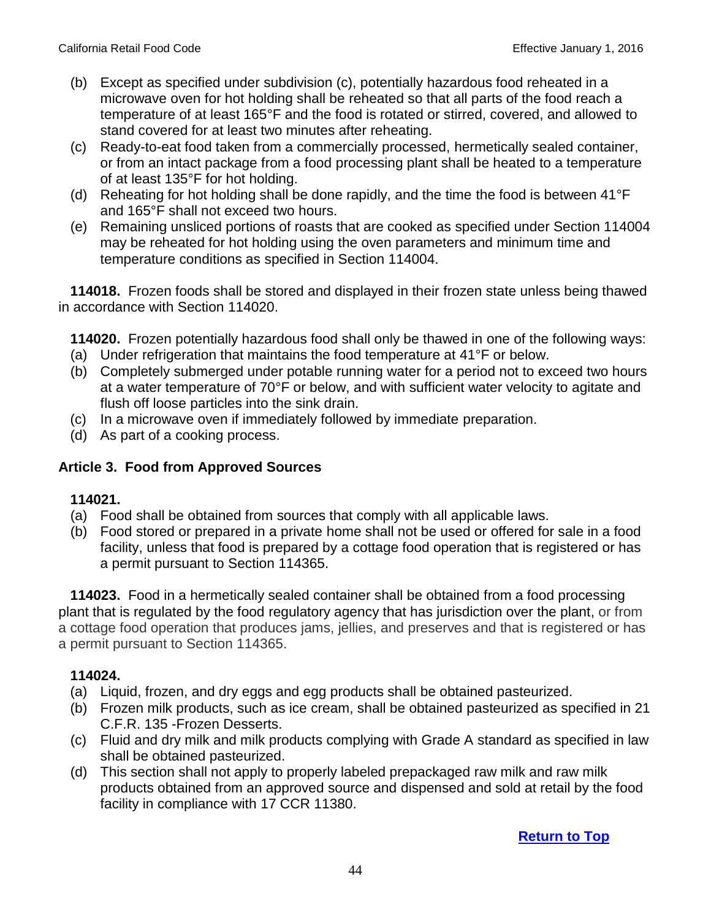(b) Except as specified under subdivision (c), potentially hazardous food reheated in a microwave oven for hot holding shall be reheated so that all parts of the food reach a temperature of at least 165°F and the food is rotated or stirred, covered, and allowed to stand covered for at least two minutes after reheating.
(c) Ready-to-eat food taken from a commercially processed, hermetically sealed container, or from an intact package from a food processing plant shall be heated to a temperature of at least 135°F for hot holding.
(d) Reheating for hot holding shall be done rapidly, and the time the food is between 41°F and 165°F shall not exceed two hours.
(e) Remaining unsliced portions of roasts that are cooked as specified under Section 114004 may be reheated for hot holding using the oven parameters and minimum time and temperature conditions as specified in Section 114004.

**114018.** Frozen foods shall be stored and displayed in their frozen state unless being thawed in accordance with Section 114020.

**114020.** Frozen potentially hazardous food shall only be thawed in one of the following ways:
(a) Under refrigeration that maintains the food temperature at 41°F or below.
(b) Completely submerged under potable running water for a period not to exceed two hours at a water temperature of 70°F or below, and with sufficient water velocity to agitate and flush off loose particles into the sink drain.
(c) In a microwave oven if immediately followed by immediate preparation.
(d) As part of a cooking process.

### Article 3. Food from Approved Sources

**114021.**
(a) Food shall be obtained from sources that comply with all applicable laws.
(b) Food stored or prepared in a private home shall not be used or offered for sale in a food facility, unless that food is prepared by a cottage food operation that is registered or has a permit pursuant to Section 114365.

**114023.** Food in a hermetically sealed container shall be obtained from a food processing plant that is regulated by the food regulatory agency that has jurisdiction over the plant, or from a cottage food operation that produces jams, jellies, and preserves and that is registered or has a permit pursuant to Section 114365.

**114024.**
(a) Liquid, frozen, and dry eggs and egg products shall be obtained pasteurized.
(b) Frozen milk products, such as ice cream, shall be obtained pasteurized as specified in 21 C.F.R. 135 -Frozen Desserts.
(c) Fluid and dry milk and milk products complying with Grade A standard as specified in law shall be obtained pasteurized.
(d) This section shall not apply to properly labeled prepackaged raw milk and raw milk products obtained from an approved source and dispensed and sold at retail by the food facility in compliance with 17 CCR 11380.

**Return to Top**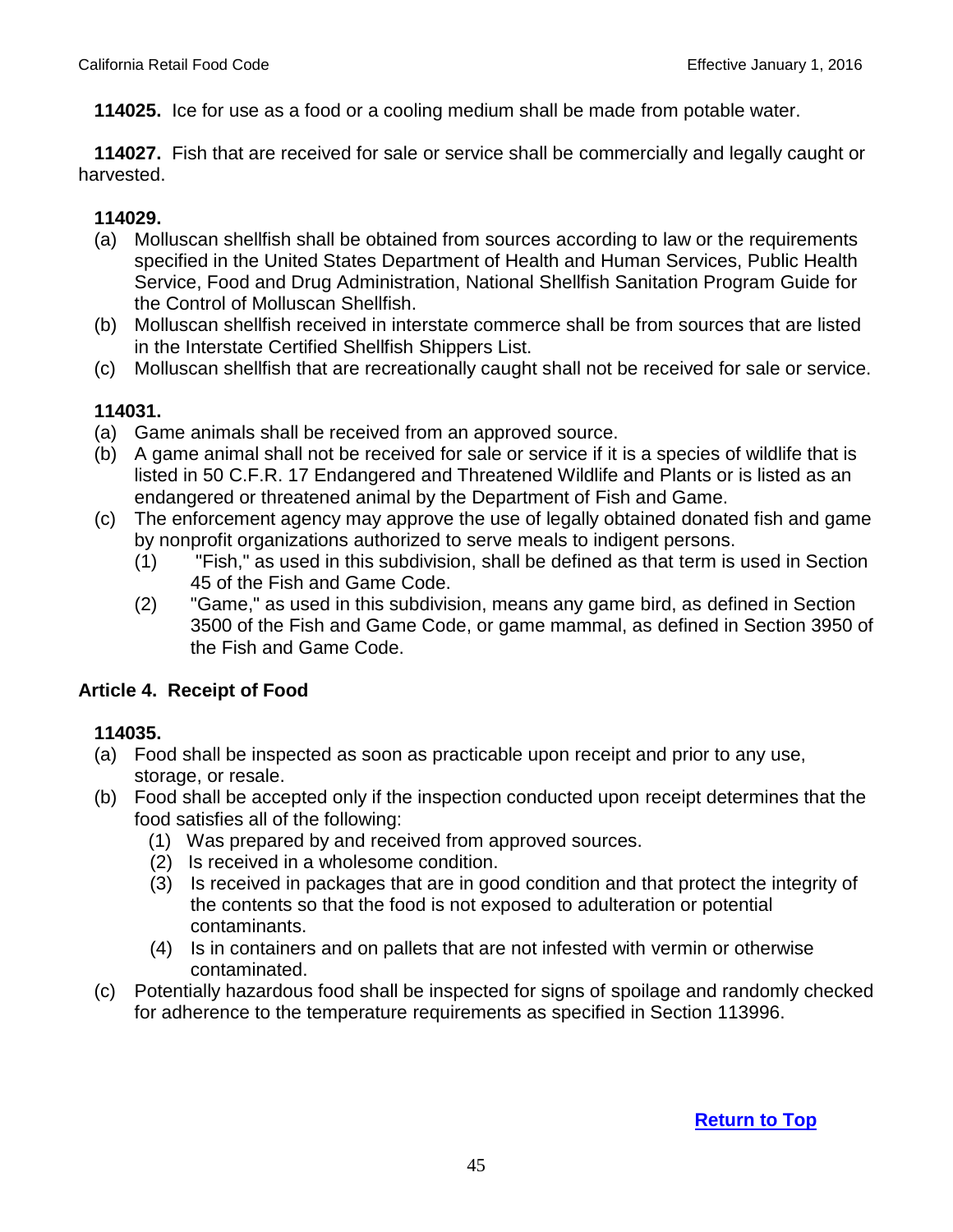**114025.** Ice for use as a food or a cooling medium shall be made from potable water.

**114027.** Fish that are received for sale or service shall be commercially and legally caught or harvested.

**114029.**

(a) Molluscan shellfish shall be obtained from sources according to law or the requirements specified in the United States Department of Health and Human Services, Public Health Service, Food and Drug Administration, National Shellfish Sanitation Program Guide for the Control of Molluscan Shellfish.

(b) Molluscan shellfish received in interstate commerce shall be from sources that are listed in the Interstate Certified Shellfish Shippers List.

(c) Molluscan shellfish that are recreationally caught shall not be received for sale or service.

**114031.**

(a) Game animals shall be received from an approved source.

(b) A game animal shall not be received for sale or service if it is a species of wildlife that is listed in 50 C.F.R. 17 Endangered and Threatened Wildlife and Plants or is listed as an endangered or threatened animal by the Department of Fish and Game.

(c) The enforcement agency may approve the use of legally obtained donated fish and game by nonprofit organizations authorized to serve meals to indigent persons.

  (1) "Fish," as used in this subdivision, shall be defined as that term is used in Section 45 of the Fish and Game Code.

  (2) "Game," as used in this subdivision, means any game bird, as defined in Section 3500 of the Fish and Game Code, or game mammal, as defined in Section 3950 of the Fish and Game Code.

## Article 4. Receipt of Food

**114035.**

(a) Food shall be inspected as soon as practicable upon receipt and prior to any use, storage, or resale.

(b) Food shall be accepted only if the inspection conducted upon receipt determines that the food satisfies all of the following:

  (1) Was prepared by and received from approved sources.

  (2) Is received in a wholesome condition.

  (3) Is received in packages that are in good condition and that protect the integrity of the contents so that the food is not exposed to adulteration or potential contaminants.

  (4) Is in containers and on pallets that are not infested with vermin or otherwise contaminated.

(c) Potentially hazardous food shall be inspected for signs of spoilage and randomly checked for adherence to the temperature requirements as specified in Section 113996.

**Return to Top**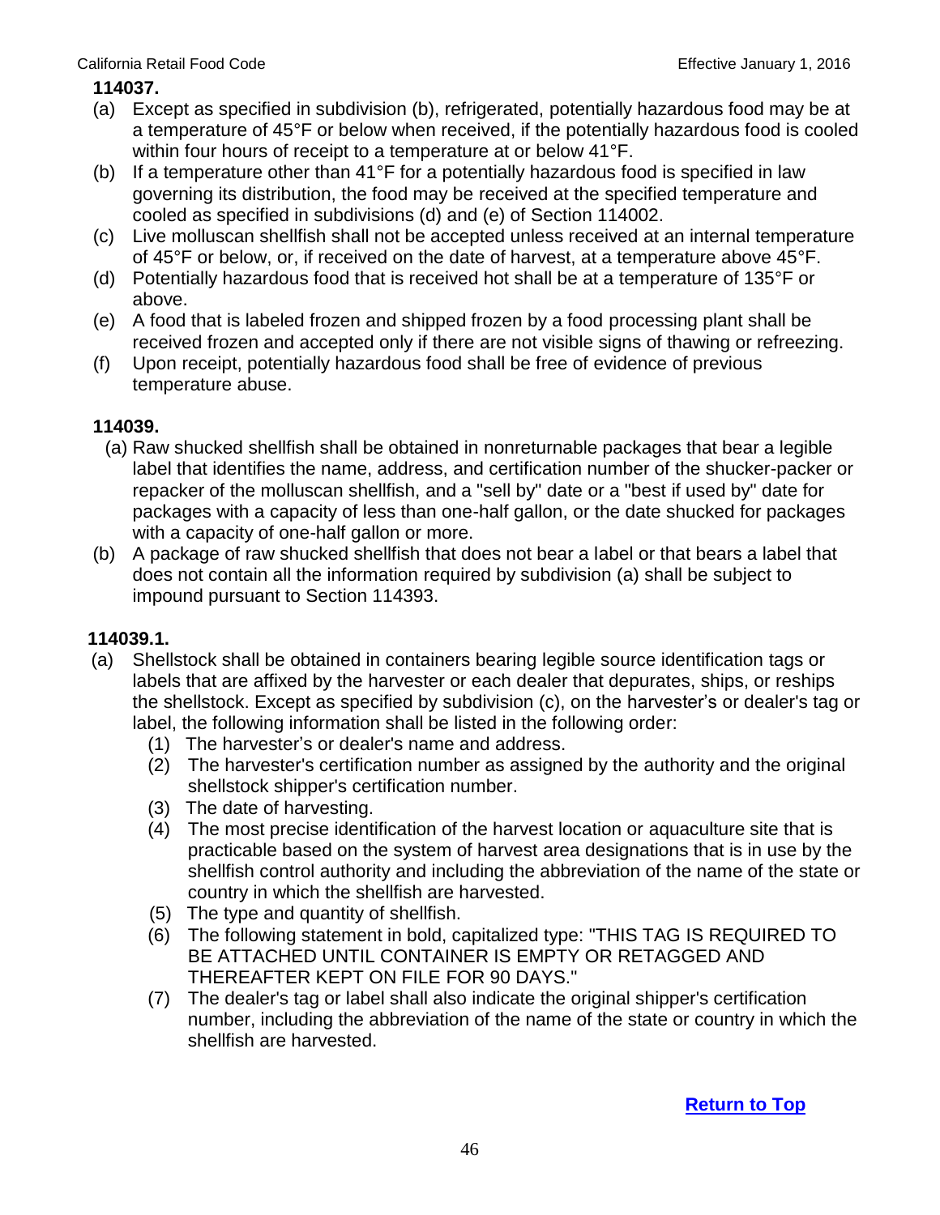**114037.**

(a) Except as specified in subdivision (b), refrigerated, potentially hazardous food may be at a temperature of 45°F or below when received, if the potentially hazardous food is cooled within four hours of receipt to a temperature at or below 41°F.

(b) If a temperature other than 41°F for a potentially hazardous food is specified in law governing its distribution, the food may be received at the specified temperature and cooled as specified in subdivisions (d) and (e) of Section 114002.

(c) Live molluscan shellfish shall not be accepted unless received at an internal temperature of 45°F or below, or, if received on the date of harvest, at a temperature above 45°F.

(d) Potentially hazardous food that is received hot shall be at a temperature of 135°F or above.

(e) A food that is labeled frozen and shipped frozen by a food processing plant shall be received frozen and accepted only if there are not visible signs of thawing or refreezing.

(f) Upon receipt, potentially hazardous food shall be free of evidence of previous temperature abuse.

**114039.**

(a) Raw shucked shellfish shall be obtained in nonreturnable packages that bear a legible label that identifies the name, address, and certification number of the shucker-packer or repacker of the molluscan shellfish, and a "sell by" date or a "best if used by" date for packages with a capacity of less than one-half gallon, or the date shucked for packages with a capacity of one-half gallon or more.

(b) A package of raw shucked shellfish that does not bear a label or that bears a label that does not contain all the information required by subdivision (a) shall be subject to impound pursuant to Section 114393.

**114039.1.**

(a) Shellstock shall be obtained in containers bearing legible source identification tags or labels that are affixed by the harvester or each dealer that depurates, ships, or reships the shellstock. Except as specified by subdivision (c), on the harvester's or dealer's tag or label, the following information shall be listed in the following order:

   (1) The harvester's or dealer's name and address.

   (2) The harvester's certification number as assigned by the authority and the original shellstock shipper's certification number.

   (3) The date of harvesting.

   (4) The most precise identification of the harvest location or aquaculture site that is practicable based on the system of harvest area designations that is in use by the shellfish control authority and including the abbreviation of the name of the state or country in which the shellfish are harvested.

   (5) The type and quantity of shellfish.

   (6) The following statement in bold, capitalized type: "THIS TAG IS REQUIRED TO BE ATTACHED UNTIL CONTAINER IS EMPTY OR RETAGGED AND THEREAFTER KEPT ON FILE FOR 90 DAYS."

   (7) The dealer's tag or label shall also indicate the original shipper's certification number, including the abbreviation of the name of the state or country in which the shellfish are harvested.

Return to Top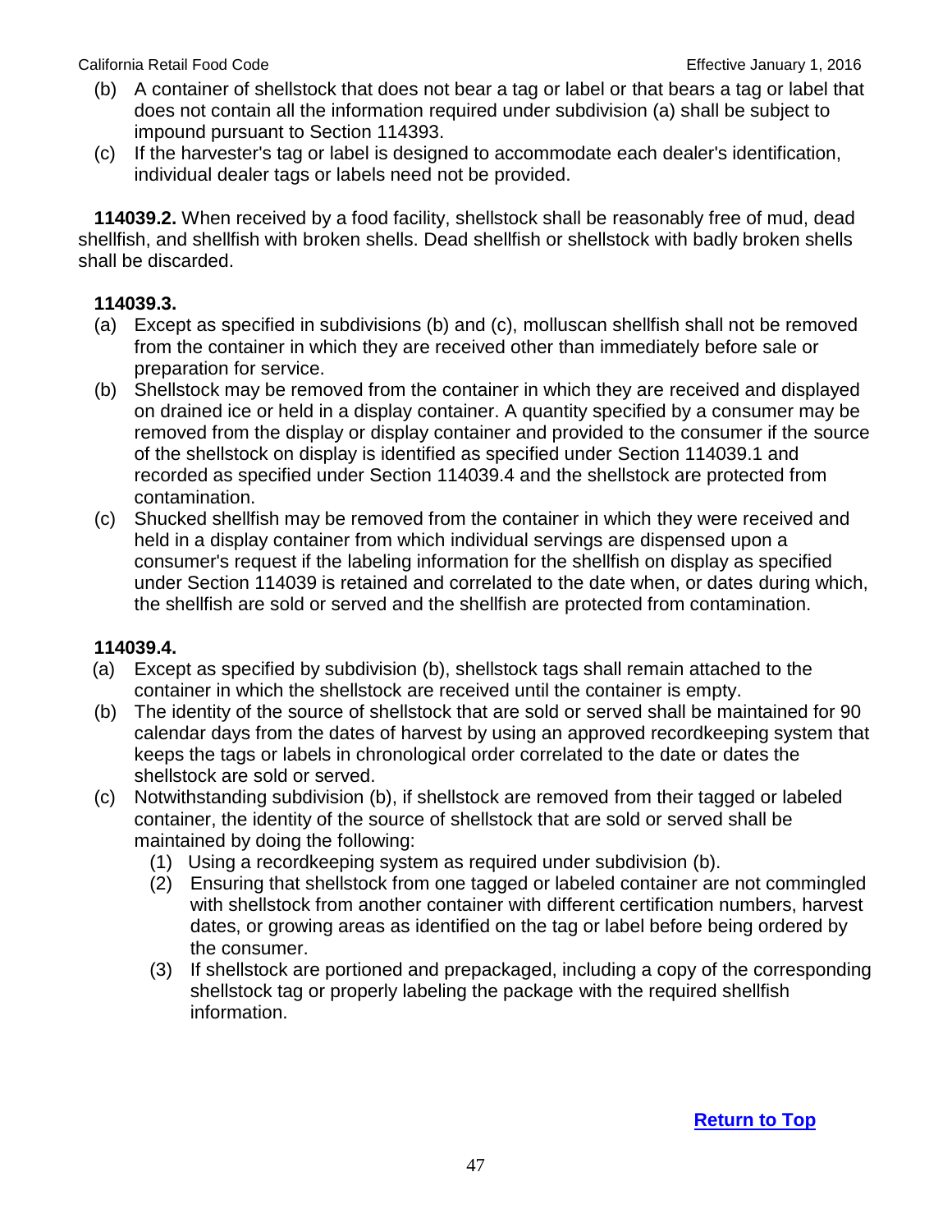(b) A container of shellstock that does not bear a tag or label or that bears a tag or label that does not contain all the information required under subdivision (a) shall be subject to impound pursuant to Section 114393.

(c) If the harvester's tag or label is designed to accommodate each dealer's identification, individual dealer tags or labels need not be provided.

**114039.2.** When received by a food facility, shellstock shall be reasonably free of mud, dead shellfish, and shellfish with broken shells. Dead shellfish or shellstock with badly broken shells shall be discarded.

**114039.3.**

(a) Except as specified in subdivisions (b) and (c), molluscan shellfish shall not be removed from the container in which they are received other than immediately before sale or preparation for service.

(b) Shellstock may be removed from the container in which they are received and displayed on drained ice or held in a display container. A quantity specified by a consumer may be removed from the display or display container and provided to the consumer if the source of the shellstock on display is identified as specified under Section 114039.1 and recorded as specified under Section 114039.4 and the shellstock are protected from contamination.

(c) Shucked shellfish may be removed from the container in which they were received and held in a display container from which individual servings are dispensed upon a consumer's request if the labeling information for the shellfish on display as specified under Section 114039 is retained and correlated to the date when, or dates during which, the shellfish are sold or served and the shellfish are protected from contamination.

**114039.4.**

(a) Except as specified by subdivision (b), shellstock tags shall remain attached to the container in which the shellstock are received until the container is empty.

(b) The identity of the source of shellstock that are sold or served shall be maintained for 90 calendar days from the dates of harvest by using an approved recordkeeping system that keeps the tags or labels in chronological order correlated to the date or dates the shellstock are sold or served.

(c) Notwithstanding subdivision (b), if shellstock are removed from their tagged or labeled container, the identity of the source of shellstock that are sold or served shall be maintained by doing the following:

   (1) Using a recordkeeping system as required under subdivision (b).

   (2) Ensuring that shellstock from one tagged or labeled container are not commingled with shellstock from another container with different certification numbers, harvest dates, or growing areas as identified on the tag or label before being ordered by the consumer.

   (3) If shellstock are portioned and prepackaged, including a copy of the corresponding shellstock tag or properly labeling the package with the required shellfish information.

Return to Top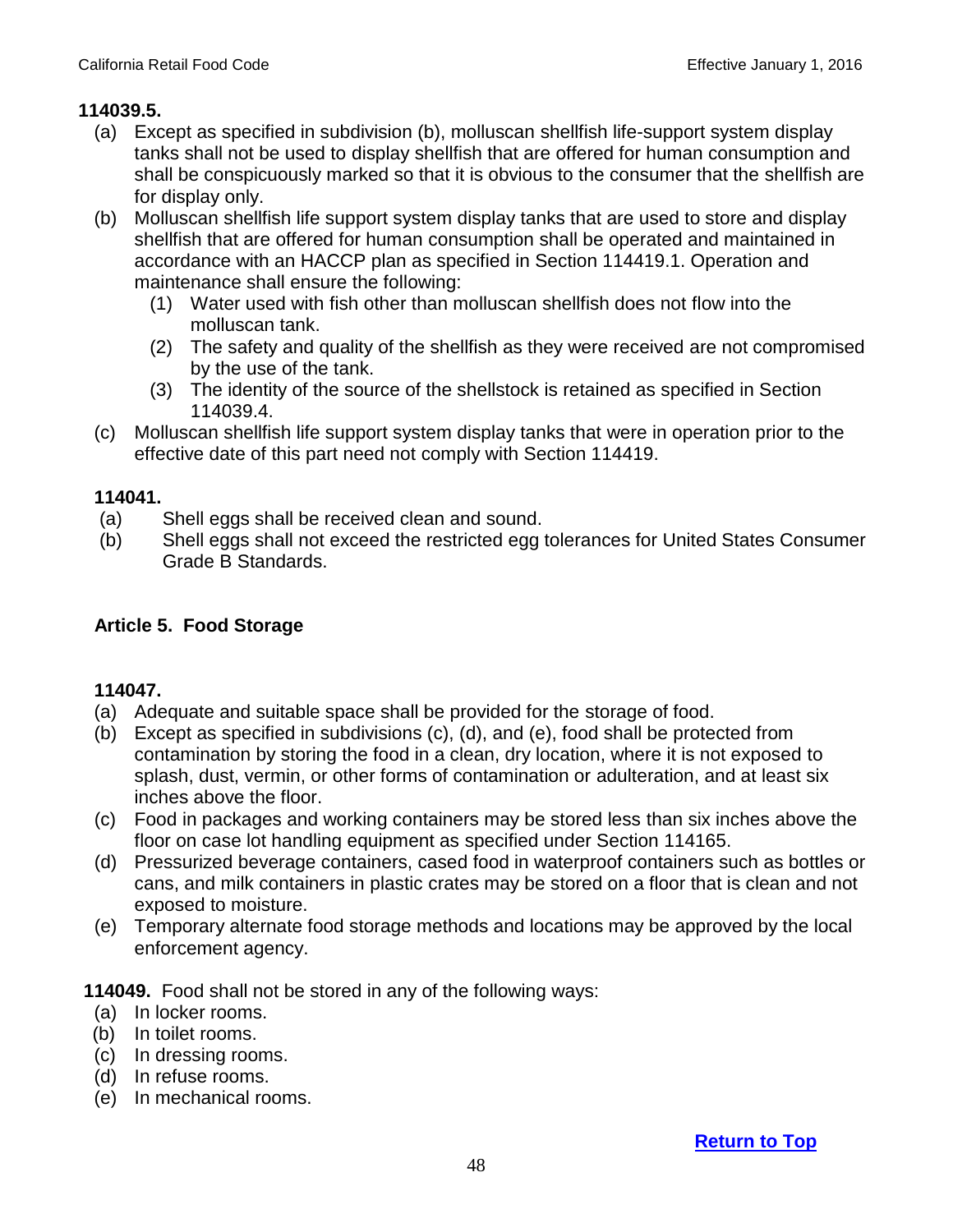**114039.5.**

(a) Except as specified in subdivision (b), molluscan shellfish life-support system display tanks shall not be used to display shellfish that are offered for human consumption and shall be conspicuously marked so that it is obvious to the consumer that the shellfish are for display only.

(b) Molluscan shellfish life support system display tanks that are used to store and display shellfish that are offered for human consumption shall be operated and maintained in accordance with an HACCP plan as specified in Section 114419.1. Operation and maintenance shall ensure the following:

 (1) Water used with fish other than molluscan shellfish does not flow into the molluscan tank.

 (2) The safety and quality of the shellfish as they were received are not compromised by the use of the tank.

 (3) The identity of the source of the shellstock is retained as specified in Section 114039.4.

(c) Molluscan shellfish life support system display tanks that were in operation prior to the effective date of this part need not comply with Section 114419.

**114041.**

(a) Shell eggs shall be received clean and sound.

(b) Shell eggs shall not exceed the restricted egg tolerances for United States Consumer Grade B Standards.

## Article 5. Food Storage

**114047.**

(a) Adequate and suitable space shall be provided for the storage of food.

(b) Except as specified in subdivisions (c), (d), and (e), food shall be protected from contamination by storing the food in a clean, dry location, where it is not exposed to splash, dust, vermin, or other forms of contamination or adulteration, and at least six inches above the floor.

(c) Food in packages and working containers may be stored less than six inches above the floor on case lot handling equipment as specified under Section 114165.

(d) Pressurized beverage containers, cased food in waterproof containers such as bottles or cans, and milk containers in plastic crates may be stored on a floor that is clean and not exposed to moisture.

(e) Temporary alternate food storage methods and locations may be approved by the local enforcement agency.

**114049.** Food shall not be stored in any of the following ways:

(a) In locker rooms.

(b) In toilet rooms.

(c) In dressing rooms.

(d) In refuse rooms.

(e) In mechanical rooms.

**Return to Top**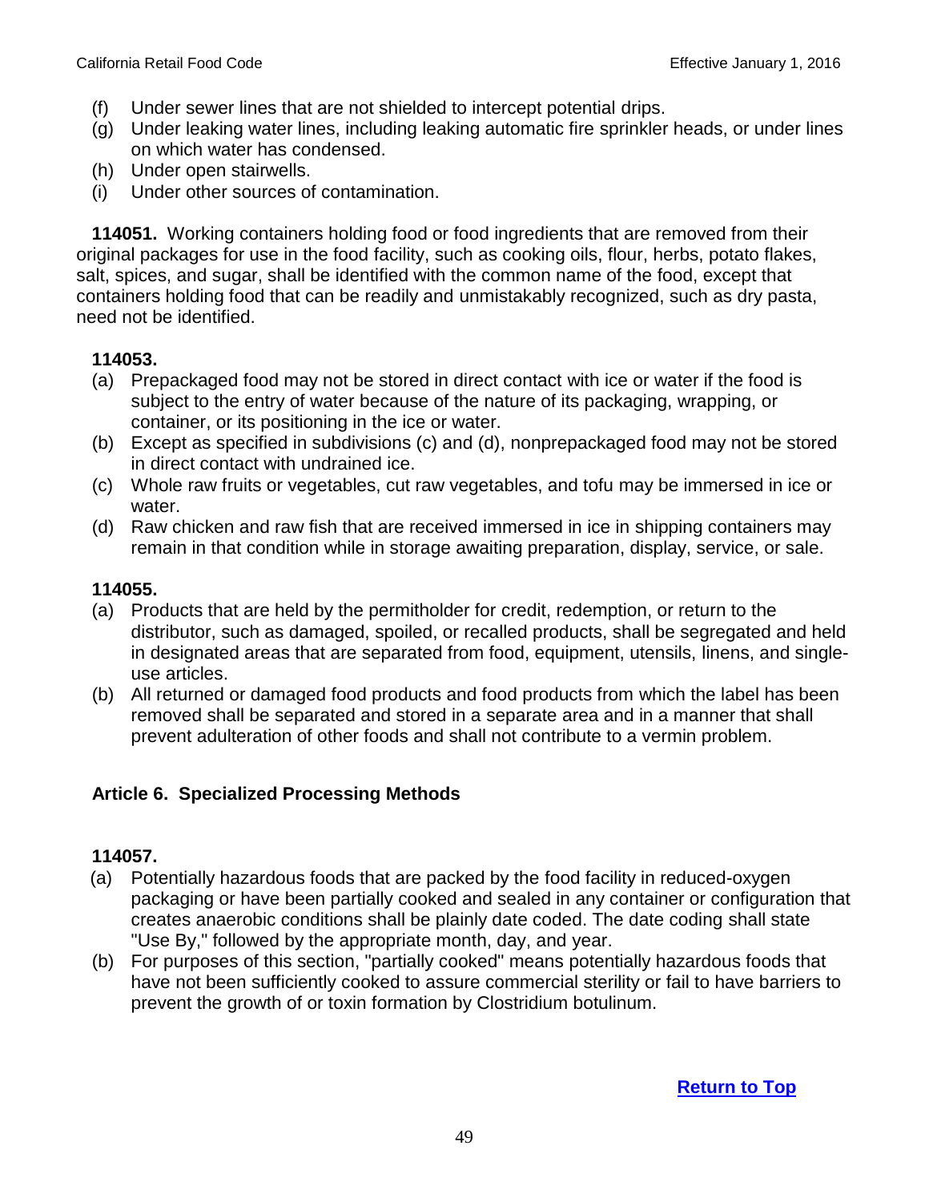(f) Under sewer lines that are not shielded to intercept potential drips.
(g) Under leaking water lines, including leaking automatic fire sprinkler heads, or under lines on which water has condensed.
(h) Under open stairwells.
(i) Under other sources of contamination.

**114051.** Working containers holding food or food ingredients that are removed from their original packages for use in the food facility, such as cooking oils, flour, herbs, potato flakes, salt, spices, and sugar, shall be identified with the common name of the food, except that containers holding food that can be readily and unmistakably recognized, such as dry pasta, need not be identified.

**114053.**

(a) Prepackaged food may not be stored in direct contact with ice or water if the food is subject to the entry of water because of the nature of its packaging, wrapping, or container, or its positioning in the ice or water.
(b) Except as specified in subdivisions (c) and (d), nonprepackaged food may not be stored in direct contact with undrained ice.
(c) Whole raw fruits or vegetables, cut raw vegetables, and tofu may be immersed in ice or water.
(d) Raw chicken and raw fish that are received immersed in ice in shipping containers may remain in that condition while in storage awaiting preparation, display, service, or sale.

**114055.**

(a) Products that are held by the permitholder for credit, redemption, or return to the distributor, such as damaged, spoiled, or recalled products, shall be segregated and held in designated areas that are separated from food, equipment, utensils, linens, and single-use articles.
(b) All returned or damaged food products and food products from which the label has been removed shall be separated and stored in a separate area and in a manner that shall prevent adulteration of other foods and shall not contribute to a vermin problem.

## Article 6. Specialized Processing Methods

**114057.**

(a) Potentially hazardous foods that are packed by the food facility in reduced-oxygen packaging or have been partially cooked and sealed in any container or configuration that creates anaerobic conditions shall be plainly date coded. The date coding shall state "Use By," followed by the appropriate month, day, and year.
(b) For purposes of this section, "partially cooked" means potentially hazardous foods that have not been sufficiently cooked to assure commercial sterility or fail to have barriers to prevent the growth of or toxin formation by Clostridium botulinum.

**Return to Top**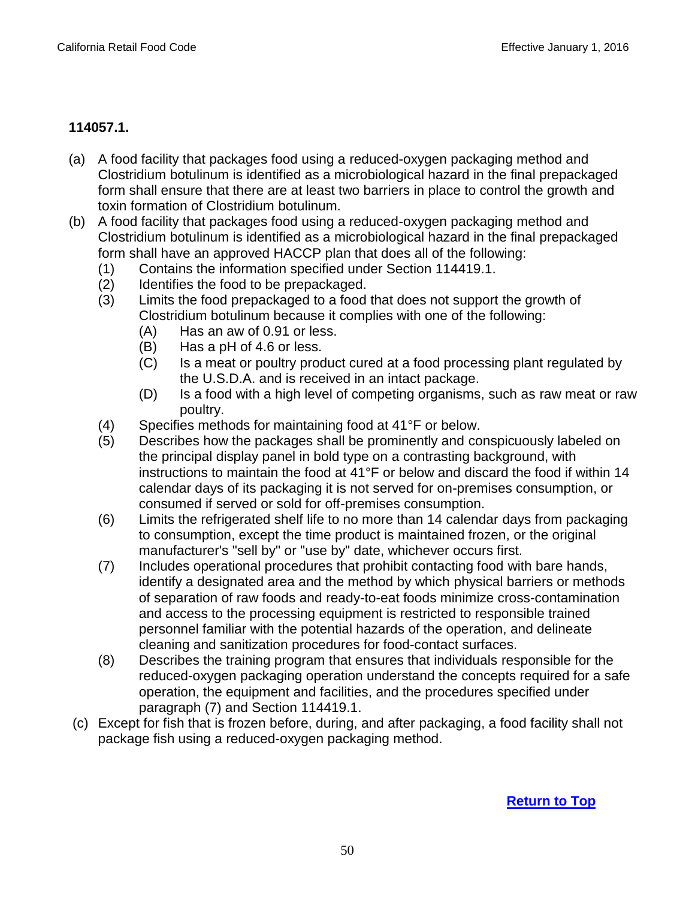**114057.1.**

(a) A food facility that packages food using a reduced-oxygen packaging method and Clostridium botulinum is identified as a microbiological hazard in the final prepackaged form shall ensure that there are at least two barriers in place to control the growth and toxin formation of Clostridium botulinum.

(b) A food facility that packages food using a reduced-oxygen packaging method and Clostridium botulinum is identified as a microbiological hazard in the final prepackaged form shall have an approved HACCP plan that does all of the following:

(1) Contains the information specified under Section 114419.1.

(2) Identifies the food to be prepackaged.

(3) Limits the food prepackaged to a food that does not support the growth of Clostridium botulinum because it complies with one of the following:

(A) Has an aw of 0.91 or less.

(B) Has a pH of 4.6 or less.

(C) Is a meat or poultry product cured at a food processing plant regulated by the U.S.D.A. and is received in an intact package.

(D) Is a food with a high level of competing organisms, such as raw meat or raw poultry.

(4) Specifies methods for maintaining food at 41°F or below.

(5) Describes how the packages shall be prominently and conspicuously labeled on the principal display panel in bold type on a contrasting background, with instructions to maintain the food at 41°F or below and discard the food if within 14 calendar days of its packaging it is not served for on-premises consumption, or consumed if served or sold for off-premises consumption.

(6) Limits the refrigerated shelf life to no more than 14 calendar days from packaging to consumption, except the time product is maintained frozen, or the original manufacturer's "sell by" or "use by" date, whichever occurs first.

(7) Includes operational procedures that prohibit contacting food with bare hands, identify a designated area and the method by which physical barriers or methods of separation of raw foods and ready-to-eat foods minimize cross-contamination and access to the processing equipment is restricted to responsible trained personnel familiar with the potential hazards of the operation, and delineate cleaning and sanitization procedures for food-contact surfaces.

(8) Describes the training program that ensures that individuals responsible for the reduced-oxygen packaging operation understand the concepts required for a safe operation, the equipment and facilities, and the procedures specified under paragraph (7) and Section 114419.1.

(c) Except for fish that is frozen before, during, and after packaging, a food facility shall not package fish using a reduced-oxygen packaging method.

Return to Top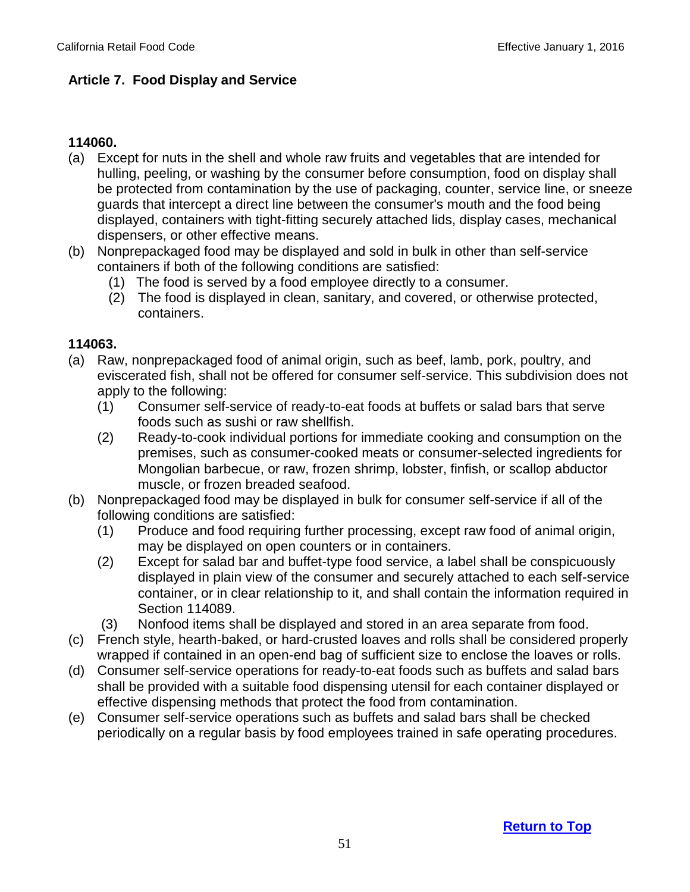## Article 7. Food Display and Service

### 114060.

(a) Except for nuts in the shell and whole raw fruits and vegetables that are intended for hulling, peeling, or washing by the consumer before consumption, food on display shall be protected from contamination by the use of packaging, counter, service line, or sneeze guards that intercept a direct line between the consumer's mouth and the food being displayed, containers with tight-fitting securely attached lids, display cases, mechanical dispensers, or other effective means.

(b) Nonprepackaged food may be displayed and sold in bulk in other than self-service containers if both of the following conditions are satisfied:
  (1) The food is served by a food employee directly to a consumer.
  (2) The food is displayed in clean, sanitary, and covered, or otherwise protected, containers.

### 114063.

(a) Raw, nonprepackaged food of animal origin, such as beef, lamb, pork, poultry, and eviscerated fish, shall not be offered for consumer self-service. This subdivision does not apply to the following:
  (1) Consumer self-service of ready-to-eat foods at buffets or salad bars that serve foods such as sushi or raw shellfish.
  (2) Ready-to-cook individual portions for immediate cooking and consumption on the premises, such as consumer-cooked meats or consumer-selected ingredients for Mongolian barbecue, or raw, frozen shrimp, lobster, finfish, or scallop abductor muscle, or frozen breaded seafood.

(b) Nonprepackaged food may be displayed in bulk for consumer self-service if all of the following conditions are satisfied:
  (1) Produce and food requiring further processing, except raw food of animal origin, may be displayed on open counters or in containers.
  (2) Except for salad bar and buffet-type food service, a label shall be conspicuously displayed in plain view of the consumer and securely attached to each self-service container, or in clear relationship to it, and shall contain the information required in Section 114089.
  (3) Nonfood items shall be displayed and stored in an area separate from food.

(c) French style, hearth-baked, or hard-crusted loaves and rolls shall be considered properly wrapped if contained in an open-end bag of sufficient size to enclose the loaves or rolls.

(d) Consumer self-service operations for ready-to-eat foods such as buffets and salad bars shall be provided with a suitable food dispensing utensil for each container displayed or effective dispensing methods that protect the food from contamination.

(e) Consumer self-service operations such as buffets and salad bars shall be checked periodically on a regular basis by food employees trained in safe operating procedures.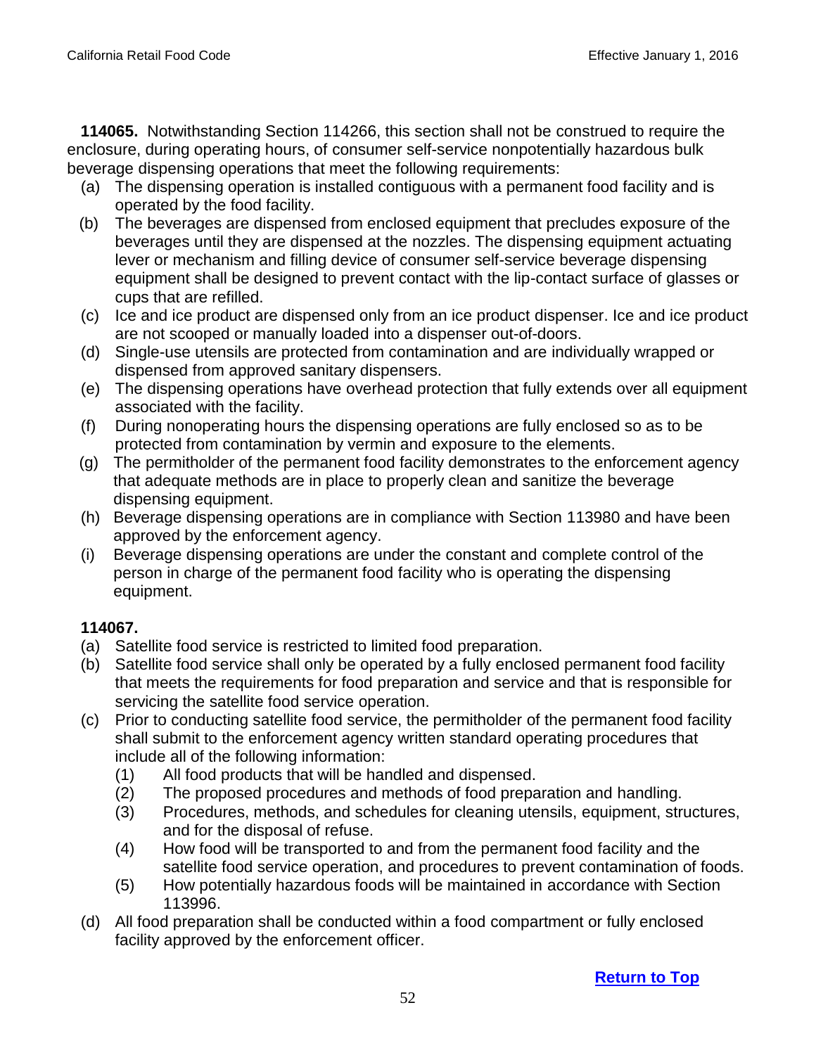**114065.** Notwithstanding Section 114266, this section shall not be construed to require the enclosure, during operating hours, of consumer self-service nonpotentially hazardous bulk beverage dispensing operations that meet the following requirements:

- (a) The dispensing operation is installed contiguous with a permanent food facility and is operated by the food facility.
- (b) The beverages are dispensed from enclosed equipment that precludes exposure of the beverages until they are dispensed at the nozzles. The dispensing equipment actuating lever or mechanism and filling device of consumer self-service beverage dispensing equipment shall be designed to prevent contact with the lip-contact surface of glasses or cups that are refilled.
- (c) Ice and ice product are dispensed only from an ice product dispenser. Ice and ice product are not scooped or manually loaded into a dispenser out-of-doors.
- (d) Single-use utensils are protected from contamination and are individually wrapped or dispensed from approved sanitary dispensers.
- (e) The dispensing operations have overhead protection that fully extends over all equipment associated with the facility.
- (f) During nonoperating hours the dispensing operations are fully enclosed so as to be protected from contamination by vermin and exposure to the elements.
- (g) The permitholder of the permanent food facility demonstrates to the enforcement agency that adequate methods are in place to properly clean and sanitize the beverage dispensing equipment.
- (h) Beverage dispensing operations are in compliance with Section 113980 and have been approved by the enforcement agency.
- (i) Beverage dispensing operations are under the constant and complete control of the person in charge of the permanent food facility who is operating the dispensing equipment.

**114067.**

- (a) Satellite food service is restricted to limited food preparation.
- (b) Satellite food service shall only be operated by a fully enclosed permanent food facility that meets the requirements for food preparation and service and that is responsible for servicing the satellite food service operation.
- (c) Prior to conducting satellite food service, the permitholder of the permanent food facility shall submit to the enforcement agency written standard operating procedures that include all of the following information:
  - (1) All food products that will be handled and dispensed.
  - (2) The proposed procedures and methods of food preparation and handling.
  - (3) Procedures, methods, and schedules for cleaning utensils, equipment, structures, and for the disposal of refuse.
  - (4) How food will be transported to and from the permanent food facility and the satellite food service operation, and procedures to prevent contamination of foods.
  - (5) How potentially hazardous foods will be maintained in accordance with Section 113996.
- (d) All food preparation shall be conducted within a food compartment or fully enclosed facility approved by the enforcement officer.

Return to Top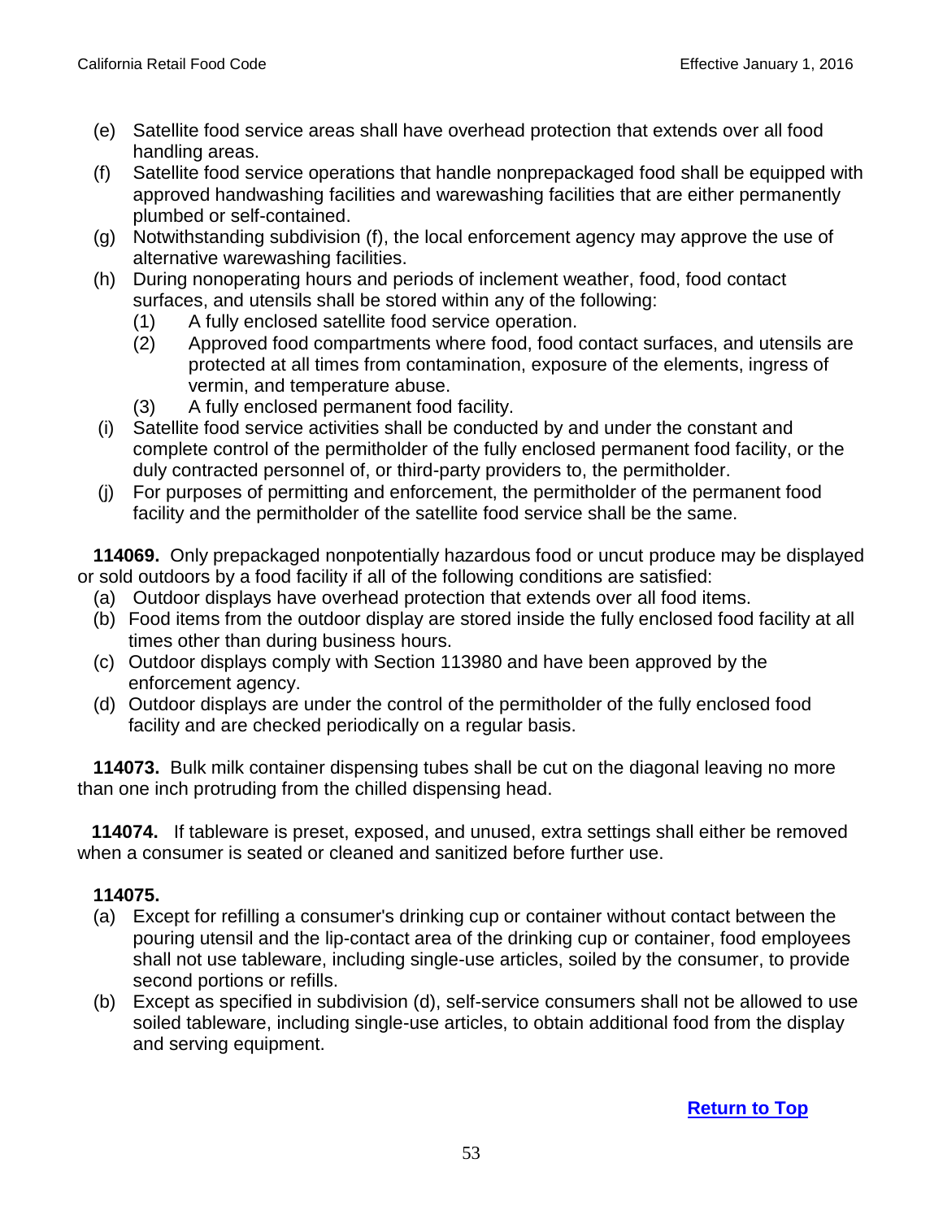(e) Satellite food service areas shall have overhead protection that extends over all food handling areas.
(f) Satellite food service operations that handle nonprepackaged food shall be equipped with approved handwashing facilities and warewashing facilities that are either permanently plumbed or self-contained.
(g) Notwithstanding subdivision (f), the local enforcement agency may approve the use of alternative warewashing facilities.
(h) During nonoperating hours and periods of inclement weather, food, food contact surfaces, and utensils shall be stored within any of the following:
    (1) A fully enclosed satellite food service operation.
    (2) Approved food compartments where food, food contact surfaces, and utensils are protected at all times from contamination, exposure of the elements, ingress of vermin, and temperature abuse.
    (3) A fully enclosed permanent food facility.
(i) Satellite food service activities shall be conducted by and under the constant and complete control of the permitholder of the fully enclosed permanent food facility, or the duly contracted personnel of, or third-party providers to, the permitholder.
(j) For purposes of permitting and enforcement, the permitholder of the permanent food facility and the permitholder of the satellite food service shall be the same.

**114069.** Only prepackaged nonpotentially hazardous food or uncut produce may be displayed or sold outdoors by a food facility if all of the following conditions are satisfied:
(a) Outdoor displays have overhead protection that extends over all food items.
(b) Food items from the outdoor display are stored inside the fully enclosed food facility at all times other than during business hours.
(c) Outdoor displays comply with Section 113980 and have been approved by the enforcement agency.
(d) Outdoor displays are under the control of the permitholder of the fully enclosed food facility and are checked periodically on a regular basis.

**114073.** Bulk milk container dispensing tubes shall be cut on the diagonal leaving no more than one inch protruding from the chilled dispensing head.

**114074.** If tableware is preset, exposed, and unused, extra settings shall either be removed when a consumer is seated or cleaned and sanitized before further use.

**114075.**
(a) Except for refilling a consumer's drinking cup or container without contact between the pouring utensil and the lip-contact area of the drinking cup or container, food employees shall not use tableware, including single-use articles, soiled by the consumer, to provide second portions or refills.
(b) Except as specified in subdivision (d), self-service consumers shall not be allowed to use soiled tableware, including single-use articles, to obtain additional food from the display and serving equipment.

[Return to Top]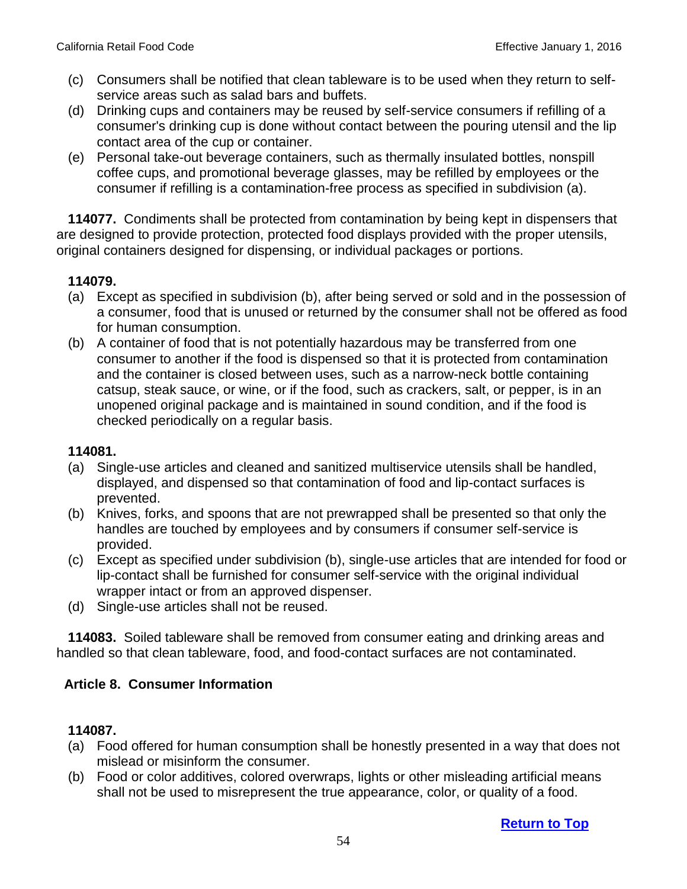(c) Consumers shall be notified that clean tableware is to be used when they return to self-service areas such as salad bars and buffets.
(d) Drinking cups and containers may be reused by self-service consumers if refilling of a consumer's drinking cup is done without contact between the pouring utensil and the lip contact area of the cup or container.
(e) Personal take-out beverage containers, such as thermally insulated bottles, nonspill coffee cups, and promotional beverage glasses, may be refilled by employees or the consumer if refilling is a contamination-free process as specified in subdivision (a).

**114077.** Condiments shall be protected from contamination by being kept in dispensers that are designed to provide protection, protected food displays provided with the proper utensils, original containers designed for dispensing, or individual packages or portions.

**114079.**

(a) Except as specified in subdivision (b), after being served or sold and in the possession of a consumer, food that is unused or returned by the consumer shall not be offered as food for human consumption.
(b) A container of food that is not potentially hazardous may be transferred from one consumer to another if the food is dispensed so that it is protected from contamination and the container is closed between uses, such as a narrow-neck bottle containing catsup, steak sauce, or wine, or if the food, such as crackers, salt, or pepper, is in an unopened original package and is maintained in sound condition, and if the food is checked periodically on a regular basis.

**114081.**

(a) Single-use articles and cleaned and sanitized multiservice utensils shall be handled, displayed, and dispensed so that contamination of food and lip-contact surfaces is prevented.
(b) Knives, forks, and spoons that are not prewrapped shall be presented so that only the handles are touched by employees and by consumers if consumer self-service is provided.
(c) Except as specified under subdivision (b), single-use articles that are intended for food or lip-contact shall be furnished for consumer self-service with the original individual wrapper intact or from an approved dispenser.
(d) Single-use articles shall not be reused.

**114083.** Soiled tableware shall be removed from consumer eating and drinking areas and handled so that clean tableware, food, and food-contact surfaces are not contaminated.

## Article 8. Consumer Information

**114087.**

(a) Food offered for human consumption shall be honestly presented in a way that does not mislead or misinform the consumer.
(b) Food or color additives, colored overwraps, lights or other misleading artificial means shall not be used to misrepresent the true appearance, color, or quality of a food.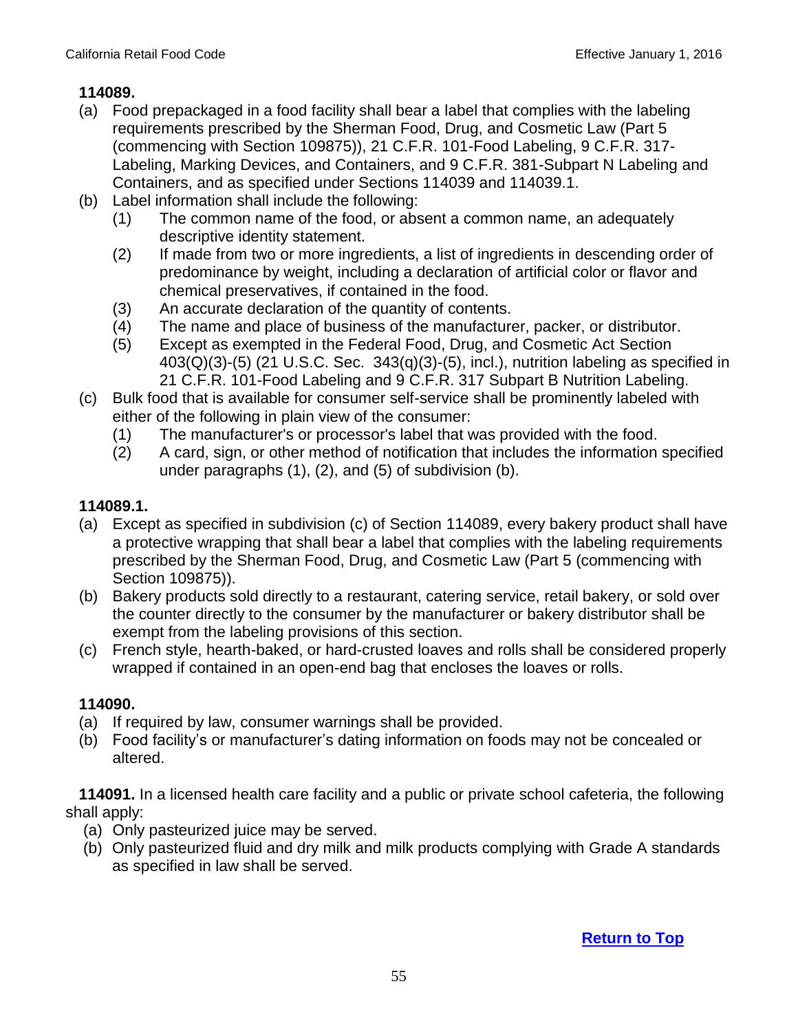**114089.**

(a) Food prepackaged in a food facility shall bear a label that complies with the labeling requirements prescribed by the Sherman Food, Drug, and Cosmetic Law (Part 5 (commencing with Section 109875)), 21 C.F.R. 101-Food Labeling, 9 C.F.R. 317-Labeling, Marking Devices, and Containers, and 9 C.F.R. 381-Subpart N Labeling and Containers, and as specified under Sections 114039 and 114039.1.

(b) Label information shall include the following:

  (1) The common name of the food, or absent a common name, an adequately descriptive identity statement.

  (2) If made from two or more ingredients, a list of ingredients in descending order of predominance by weight, including a declaration of artificial color or flavor and chemical preservatives, if contained in the food.

  (3) An accurate declaration of the quantity of contents.

  (4) The name and place of business of the manufacturer, packer, or distributor.

  (5) Except as exempted in the Federal Food, Drug, and Cosmetic Act Section 403(Q)(3)-(5) (21 U.S.C. Sec. 343(q)(3)-(5), incl.), nutrition labeling as specified in 21 C.F.R. 101-Food Labeling and 9 C.F.R. 317 Subpart B Nutrition Labeling.

(c) Bulk food that is available for consumer self-service shall be prominently labeled with either of the following in plain view of the consumer:

  (1) The manufacturer's or processor's label that was provided with the food.

  (2) A card, sign, or other method of notification that includes the information specified under paragraphs (1), (2), and (5) of subdivision (b).

**114089.1.**

(a) Except as specified in subdivision (c) of Section 114089, every bakery product shall have a protective wrapping that shall bear a label that complies with the labeling requirements prescribed by the Sherman Food, Drug, and Cosmetic Law (Part 5 (commencing with Section 109875)).

(b) Bakery products sold directly to a restaurant, catering service, retail bakery, or sold over the counter directly to the consumer by the manufacturer or bakery distributor shall be exempt from the labeling provisions of this section.

(c) French style, hearth-baked, or hard-crusted loaves and rolls shall be considered properly wrapped if contained in an open-end bag that encloses the loaves or rolls.

**114090.**

(a) If required by law, consumer warnings shall be provided.

(b) Food facility's or manufacturer's dating information on foods may not be concealed or altered.

**114091.** In a licensed health care facility and a public or private school cafeteria, the following shall apply:

(a) Only pasteurized juice may be served.

(b) Only pasteurized fluid and dry milk and milk products complying with Grade A standards as specified in law shall be served.

Return to Top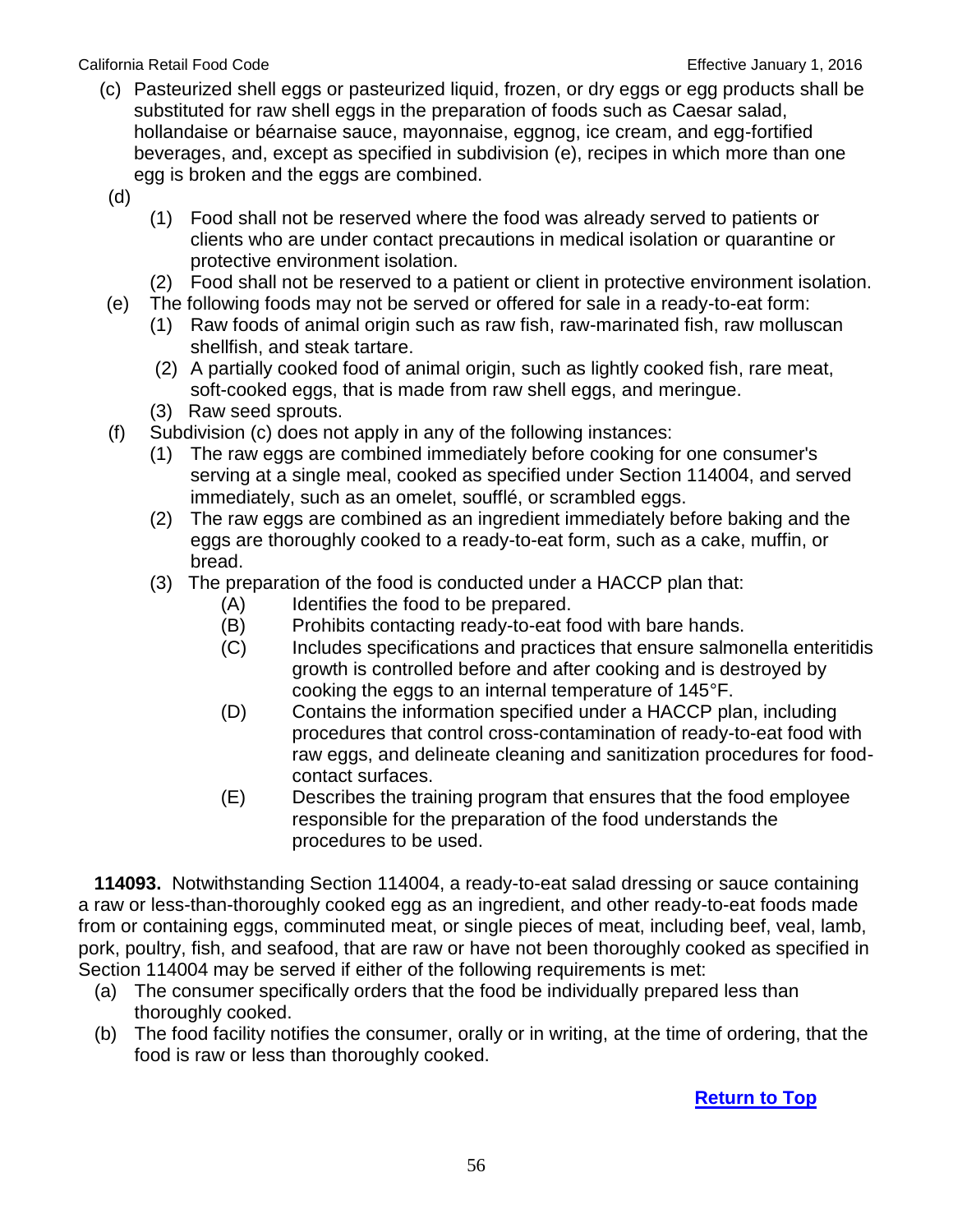(c) Pasteurized shell eggs or pasteurized liquid, frozen, or dry eggs or egg products shall be substituted for raw shell eggs in the preparation of foods such as Caesar salad, hollandaise or béarnaise sauce, mayonnaise, eggnog, ice cream, and egg-fortified beverages, and, except as specified in subdivision (e), recipes in which more than one egg is broken and the eggs are combined.

(d)

(1) Food shall not be reserved where the food was already served to patients or clients who are under contact precautions in medical isolation or quarantine or protective environment isolation.

(2) Food shall not be reserved to a patient or client in protective environment isolation.

(e) The following foods may not be served or offered for sale in a ready-to-eat form:

(1) Raw foods of animal origin such as raw fish, raw-marinated fish, raw molluscan shellfish, and steak tartare.

(2) A partially cooked food of animal origin, such as lightly cooked fish, rare meat, soft-cooked eggs, that is made from raw shell eggs, and meringue.

(3) Raw seed sprouts.

(f) Subdivision (c) does not apply in any of the following instances:

(1) The raw eggs are combined immediately before cooking for one consumer's serving at a single meal, cooked as specified under Section 114004, and served immediately, such as an omelet, soufflé, or scrambled eggs.

(2) The raw eggs are combined as an ingredient immediately before baking and the eggs are thoroughly cooked to a ready-to-eat form, such as a cake, muffin, or bread.

(3) The preparation of the food is conducted under a HACCP plan that:

(A) Identifies the food to be prepared.

(B) Prohibits contacting ready-to-eat food with bare hands.

(C) Includes specifications and practices that ensure salmonella enteritidis growth is controlled before and after cooking and is destroyed by cooking the eggs to an internal temperature of 145°F.

(D) Contains the information specified under a HACCP plan, including procedures that control cross-contamination of ready-to-eat food with raw eggs, and delineate cleaning and sanitization procedures for food-contact surfaces.

(E) Describes the training program that ensures that the food employee responsible for the preparation of the food understands the procedures to be used.

**114093.** Notwithstanding Section 114004, a ready-to-eat salad dressing or sauce containing a raw or less-than-thoroughly cooked egg as an ingredient, and other ready-to-eat foods made from or containing eggs, comminuted meat, or single pieces of meat, including beef, veal, lamb, pork, poultry, fish, and seafood, that are raw or have not been thoroughly cooked as specified in Section 114004 may be served if either of the following requirements is met:

(a) The consumer specifically orders that the food be individually prepared less than thoroughly cooked.

(b) The food facility notifies the consumer, orally or in writing, at the time of ordering, that the food is raw or less than thoroughly cooked.

**Return to Top**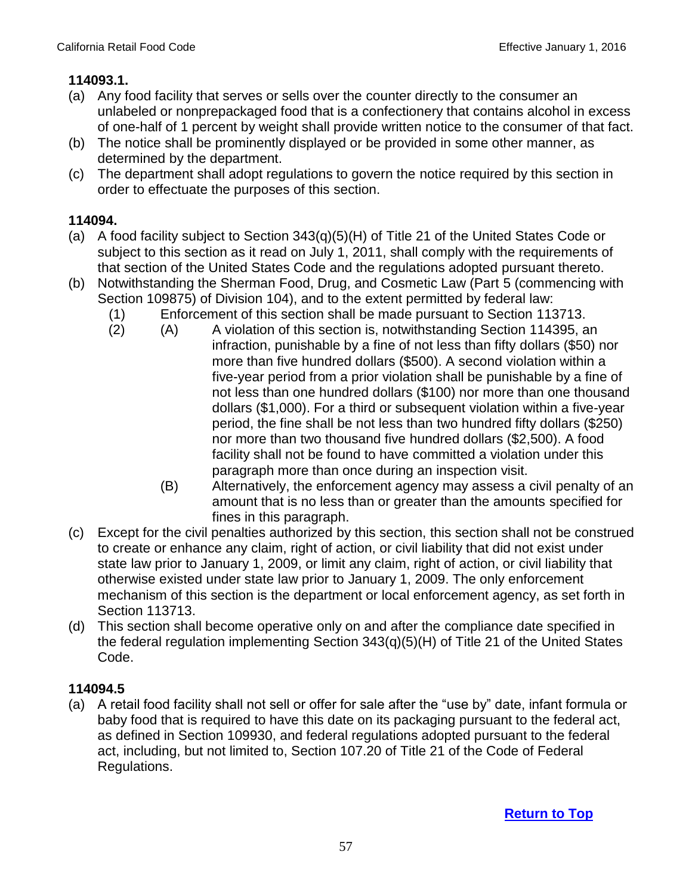**114093.1.**

(a) Any food facility that serves or sells over the counter directly to the consumer an unlabeled or nonprepackaged food that is a confectionery that contains alcohol in excess of one-half of 1 percent by weight shall provide written notice to the consumer of that fact.

(b) The notice shall be prominently displayed or be provided in some other manner, as determined by the department.

(c) The department shall adopt regulations to govern the notice required by this section in order to effectuate the purposes of this section.

**114094.**

(a) A food facility subject to Section 343(q)(5)(H) of Title 21 of the United States Code or subject to this section as it read on July 1, 2011, shall comply with the requirements of that section of the United States Code and the regulations adopted pursuant thereto.

(b) Notwithstanding the Sherman Food, Drug, and Cosmetic Law (Part 5 (commencing with Section 109875) of Division 104), and to the extent permitted by federal law:

   (1) Enforcement of this section shall be made pursuant to Section 113713.

   (2) (A) A violation of this section is, notwithstanding Section 114395, an infraction, punishable by a fine of not less than fifty dollars ($50) nor more than five hundred dollars ($500). A second violation within a five-year period from a prior violation shall be punishable by a fine of not less than one hundred dollars ($100) nor more than one thousand dollars ($1,000). For a third or subsequent violation within a five-year period, the fine shall be not less than two hundred fifty dollars ($250) nor more than two thousand five hundred dollars ($2,500). A food facility shall not be found to have committed a violation under this paragraph more than once during an inspection visit.

   (B) Alternatively, the enforcement agency may assess a civil penalty of an amount that is no less than or greater than the amounts specified for fines in this paragraph.

(c) Except for the civil penalties authorized by this section, this section shall not be construed to create or enhance any claim, right of action, or civil liability that did not exist under state law prior to January 1, 2009, or limit any claim, right of action, or civil liability that otherwise existed under state law prior to January 1, 2009. The only enforcement mechanism of this section is the department or local enforcement agency, as set forth in Section 113713.

(d) This section shall become operative only on and after the compliance date specified in the federal regulation implementing Section 343(q)(5)(H) of Title 21 of the United States Code.

**114094.5**

(a) A retail food facility shall not sell or offer for sale after the "use by" date, infant formula or baby food that is required to have this date on its packaging pursuant to the federal act, as defined in Section 109930, and federal regulations adopted pursuant to the federal act, including, but not limited to, Section 107.20 of Title 21 of the Code of Federal Regulations.

**Return to Top**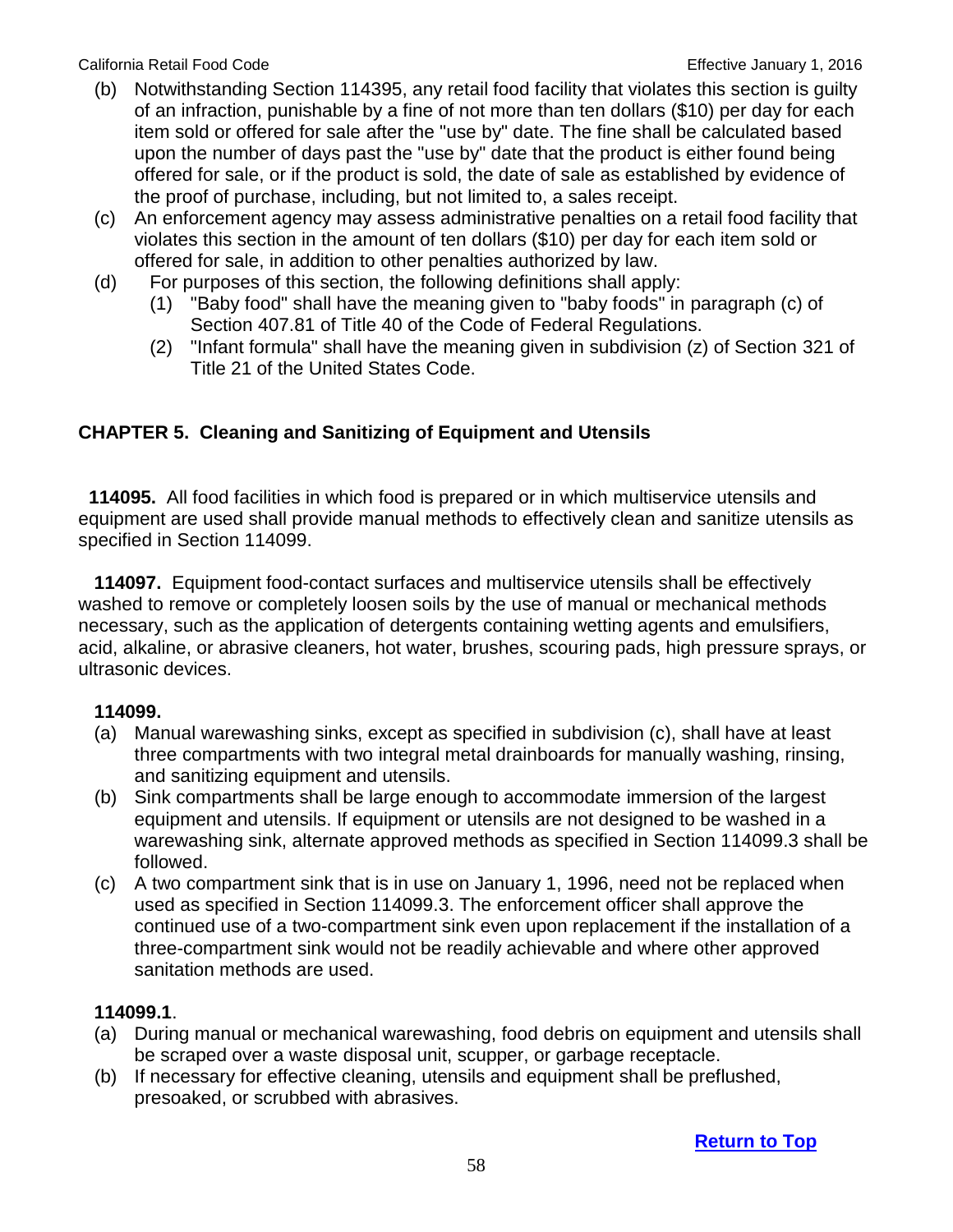(b) Notwithstanding Section 114395, any retail food facility that violates this section is guilty of an infraction, punishable by a fine of not more than ten dollars ($10) per day for each item sold or offered for sale after the "use by" date. The fine shall be calculated based upon the number of days past the "use by" date that the product is either found being offered for sale, or if the product is sold, the date of sale as established by evidence of the proof of purchase, including, but not limited to, a sales receipt.

(c) An enforcement agency may assess administrative penalties on a retail food facility that violates this section in the amount of ten dollars ($10) per day for each item sold or offered for sale, in addition to other penalties authorized by law.

(d) For purposes of this section, the following definitions shall apply:
   - (1) "Baby food" shall have the meaning given to "baby foods" in paragraph (c) of Section 407.81 of Title 40 of the Code of Federal Regulations.
   - (2) "Infant formula" shall have the meaning given in subdivision (z) of Section 321 of Title 21 of the United States Code.

## CHAPTER 5. Cleaning and Sanitizing of Equipment and Utensils

**114095.** All food facilities in which food is prepared or in which multiservice utensils and equipment are used shall provide manual methods to effectively clean and sanitize utensils as specified in Section 114099.

**114097.** Equipment food-contact surfaces and multiservice utensils shall be effectively washed to remove or completely loosen soils by the use of manual or mechanical methods necessary, such as the application of detergents containing wetting agents and emulsifiers, acid, alkaline, or abrasive cleaners, hot water, brushes, scouring pads, high pressure sprays, or ultrasonic devices.

**114099.**

(a) Manual warewashing sinks, except as specified in subdivision (c), shall have at least three compartments with two integral metal drainboards for manually washing, rinsing, and sanitizing equipment and utensils.

(b) Sink compartments shall be large enough to accommodate immersion of the largest equipment and utensils. If equipment or utensils are not designed to be washed in a warewashing sink, alternate approved methods as specified in Section 114099.3 shall be followed.

(c) A two compartment sink that is in use on January 1, 1996, need not be replaced when used as specified in Section 114099.3. The enforcement officer shall approve the continued use of a two-compartment sink even upon replacement if the installation of a three-compartment sink would not be readily achievable and where other approved sanitation methods are used.

**114099.1**.

(a) During manual or mechanical warewashing, food debris on equipment and utensils shall be scraped over a waste disposal unit, scupper, or garbage receptacle.

(b) If necessary for effective cleaning, utensils and equipment shall be preflushed, presoaked, or scrubbed with abrasives.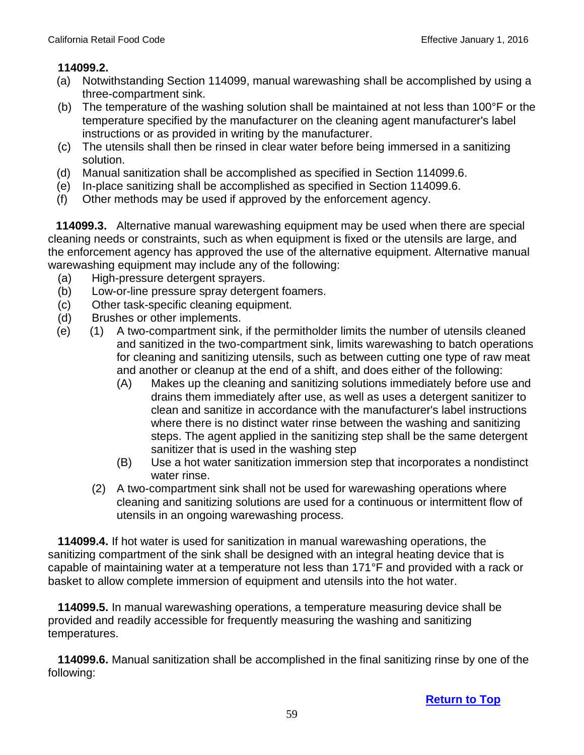**114099.2.**

(a) Notwithstanding Section 114099, manual warewashing shall be accomplished by using a three-compartment sink.

(b) The temperature of the washing solution shall be maintained at not less than 100°F or the temperature specified by the manufacturer on the cleaning agent manufacturer's label instructions or as provided in writing by the manufacturer.

(c) The utensils shall then be rinsed in clear water before being immersed in a sanitizing solution.

(d) Manual sanitization shall be accomplished as specified in Section 114099.6.

(e) In-place sanitizing shall be accomplished as specified in Section 114099.6.

(f) Other methods may be used if approved by the enforcement agency.

**114099.3.** Alternative manual warewashing equipment may be used when there are special cleaning needs or constraints, such as when equipment is fixed or the utensils are large, and the enforcement agency has approved the use of the alternative equipment. Alternative manual warewashing equipment may include any of the following:

(a) High-pressure detergent sprayers.

(b) Low-or-line pressure spray detergent foamers.

(c) Other task-specific cleaning equipment.

(d) Brushes or other implements.

(e) (1) A two-compartment sink, if the permitholder limits the number of utensils cleaned and sanitized in the two-compartment sink, limits warewashing to batch operations for cleaning and sanitizing utensils, such as between cutting one type of raw meat and another or cleanup at the end of a shift, and does either of the following:

(A) Makes up the cleaning and sanitizing solutions immediately before use and drains them immediately after use, as well as uses a detergent sanitizer to clean and sanitize in accordance with the manufacturer's label instructions where there is no distinct water rinse between the washing and sanitizing steps. The agent applied in the sanitizing step shall be the same detergent sanitizer that is used in the washing step

(B) Use a hot water sanitization immersion step that incorporates a nondistinct water rinse.

(2) A two-compartment sink shall not be used for warewashing operations where cleaning and sanitizing solutions are used for a continuous or intermittent flow of utensils in an ongoing warewashing process.

**114099.4.** If hot water is used for sanitization in manual warewashing operations, the sanitizing compartment of the sink shall be designed with an integral heating device that is capable of maintaining water at a temperature not less than 171°F and provided with a rack or basket to allow complete immersion of equipment and utensils into the hot water.

**114099.5.** In manual warewashing operations, a temperature measuring device shall be provided and readily accessible for frequently measuring the washing and sanitizing temperatures.

**114099.6.** Manual sanitization shall be accomplished in the final sanitizing rinse by one of the following: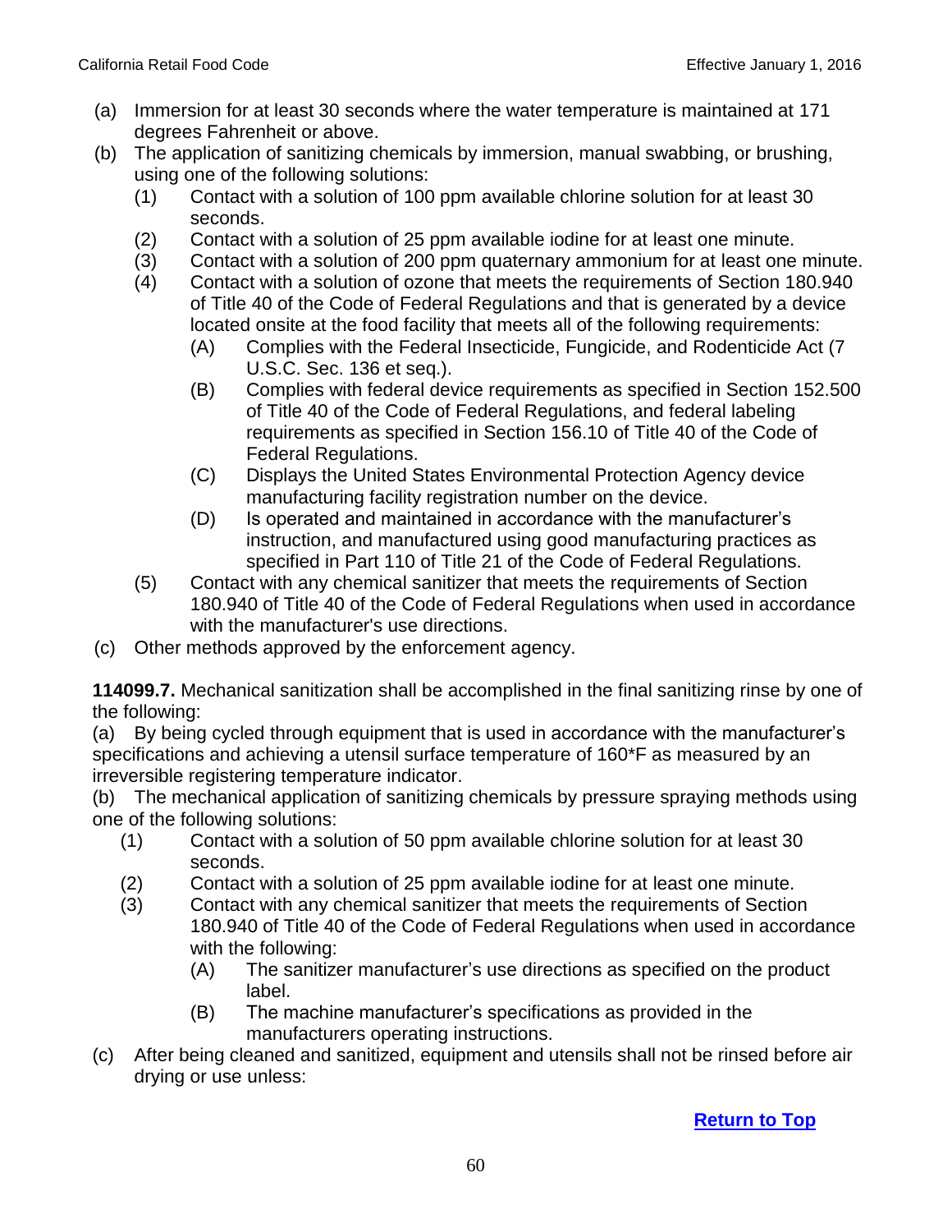(a) Immersion for at least 30 seconds where the water temperature is maintained at 171 degrees Fahrenheit or above.

(b) The application of sanitizing chemicals by immersion, manual swabbing, or brushing, using one of the following solutions:

- (1) Contact with a solution of 100 ppm available chlorine solution for at least 30 seconds.
- (2) Contact with a solution of 25 ppm available iodine for at least one minute.
- (3) Contact with a solution of 200 ppm quaternary ammonium for at least one minute.
- (4) Contact with a solution of ozone that meets the requirements of Section 180.940 of Title 40 of the Code of Federal Regulations and that is generated by a device located onsite at the food facility that meets all of the following requirements:
  - (A) Complies with the Federal Insecticide, Fungicide, and Rodenticide Act (7 U.S.C. Sec. 136 et seq.).
  - (B) Complies with federal device requirements as specified in Section 152.500 of Title 40 of the Code of Federal Regulations, and federal labeling requirements as specified in Section 156.10 of Title 40 of the Code of Federal Regulations.
  - (C) Displays the United States Environmental Protection Agency device manufacturing facility registration number on the device.
  - (D) Is operated and maintained in accordance with the manufacturer's instruction, and manufactured using good manufacturing practices as specified in Part 110 of Title 21 of the Code of Federal Regulations.
- (5) Contact with any chemical sanitizer that meets the requirements of Section 180.940 of Title 40 of the Code of Federal Regulations when used in accordance with the manufacturer's use directions.

(c) Other methods approved by the enforcement agency.

**114099.7.** Mechanical sanitization shall be accomplished in the final sanitizing rinse by one of the following:

(a) By being cycled through equipment that is used in accordance with the manufacturer's specifications and achieving a utensil surface temperature of 160*F as measured by an irreversible registering temperature indicator.

(b) The mechanical application of sanitizing chemicals by pressure spraying methods using one of the following solutions:

- (1) Contact with a solution of 50 ppm available chlorine solution for at least 30 seconds.
- (2) Contact with a solution of 25 ppm available iodine for at least one minute.
- (3) Contact with any chemical sanitizer that meets the requirements of Section 180.940 of Title 40 of the Code of Federal Regulations when used in accordance with the following:
  - (A) The sanitizer manufacturer's use directions as specified on the product label.
  - (B) The machine manufacturer's specifications as provided in the manufacturers operating instructions.

(c) After being cleaned and sanitized, equipment and utensils shall not be rinsed before air drying or use unless:

**Return to Top**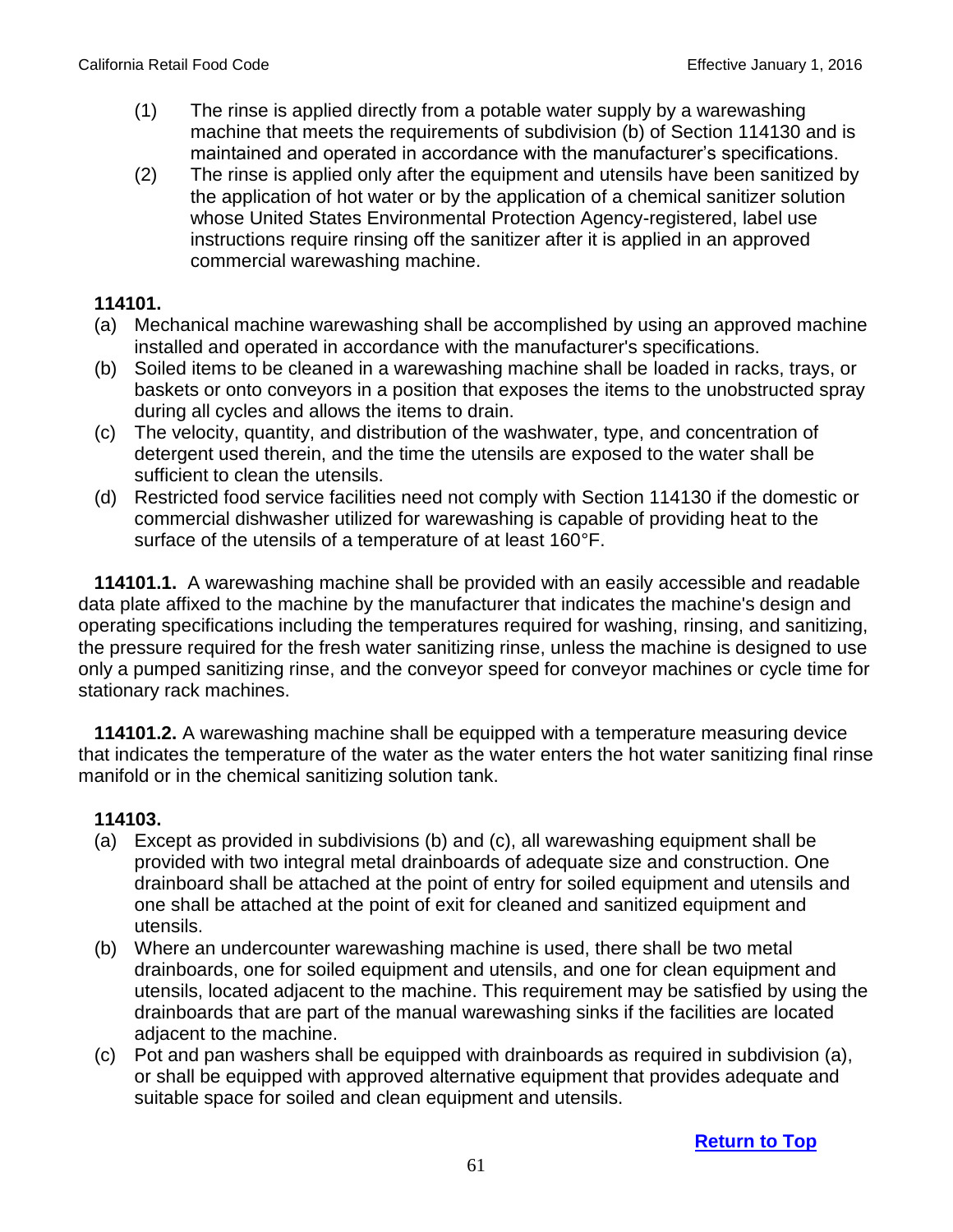(1) The rinse is applied directly from a potable water supply by a warewashing machine that meets the requirements of subdivision (b) of Section 114130 and is maintained and operated in accordance with the manufacturer's specifications.

(2) The rinse is applied only after the equipment and utensils have been sanitized by the application of hot water or by the application of a chemical sanitizer solution whose United States Environmental Protection Agency-registered, label use instructions require rinsing off the sanitizer after it is applied in an approved commercial warewashing machine.

**114101.**

(a) Mechanical machine warewashing shall be accomplished by using an approved machine installed and operated in accordance with the manufacturer's specifications.

(b) Soiled items to be cleaned in a warewashing machine shall be loaded in racks, trays, or baskets or onto conveyors in a position that exposes the items to the unobstructed spray during all cycles and allows the items to drain.

(c) The velocity, quantity, and distribution of the washwater, type, and concentration of detergent used therein, and the time the utensils are exposed to the water shall be sufficient to clean the utensils.

(d) Restricted food service facilities need not comply with Section 114130 if the domestic or commercial dishwasher utilized for warewashing is capable of providing heat to the surface of the utensils of a temperature of at least 160°F.

**114101.1.** A warewashing machine shall be provided with an easily accessible and readable data plate affixed to the machine by the manufacturer that indicates the machine's design and operating specifications including the temperatures required for washing, rinsing, and sanitizing, the pressure required for the fresh water sanitizing rinse, unless the machine is designed to use only a pumped sanitizing rinse, and the conveyor speed for conveyor machines or cycle time for stationary rack machines.

**114101.2.** A warewashing machine shall be equipped with a temperature measuring device that indicates the temperature of the water as the water enters the hot water sanitizing final rinse manifold or in the chemical sanitizing solution tank.

**114103.**

(a) Except as provided in subdivisions (b) and (c), all warewashing equipment shall be provided with two integral metal drainboards of adequate size and construction. One drainboard shall be attached at the point of entry for soiled equipment and utensils and one shall be attached at the point of exit for cleaned and sanitized equipment and utensils.

(b) Where an undercounter warewashing machine is used, there shall be two metal drainboards, one for soiled equipment and utensils, and one for clean equipment and utensils, located adjacent to the machine. This requirement may be satisfied by using the drainboards that are part of the manual warewashing sinks if the facilities are located adjacent to the machine.

(c) Pot and pan washers shall be equipped with drainboards as required in subdivision (a), or shall be equipped with approved alternative equipment that provides adequate and suitable space for soiled and clean equipment and utensils.

[Return to Top]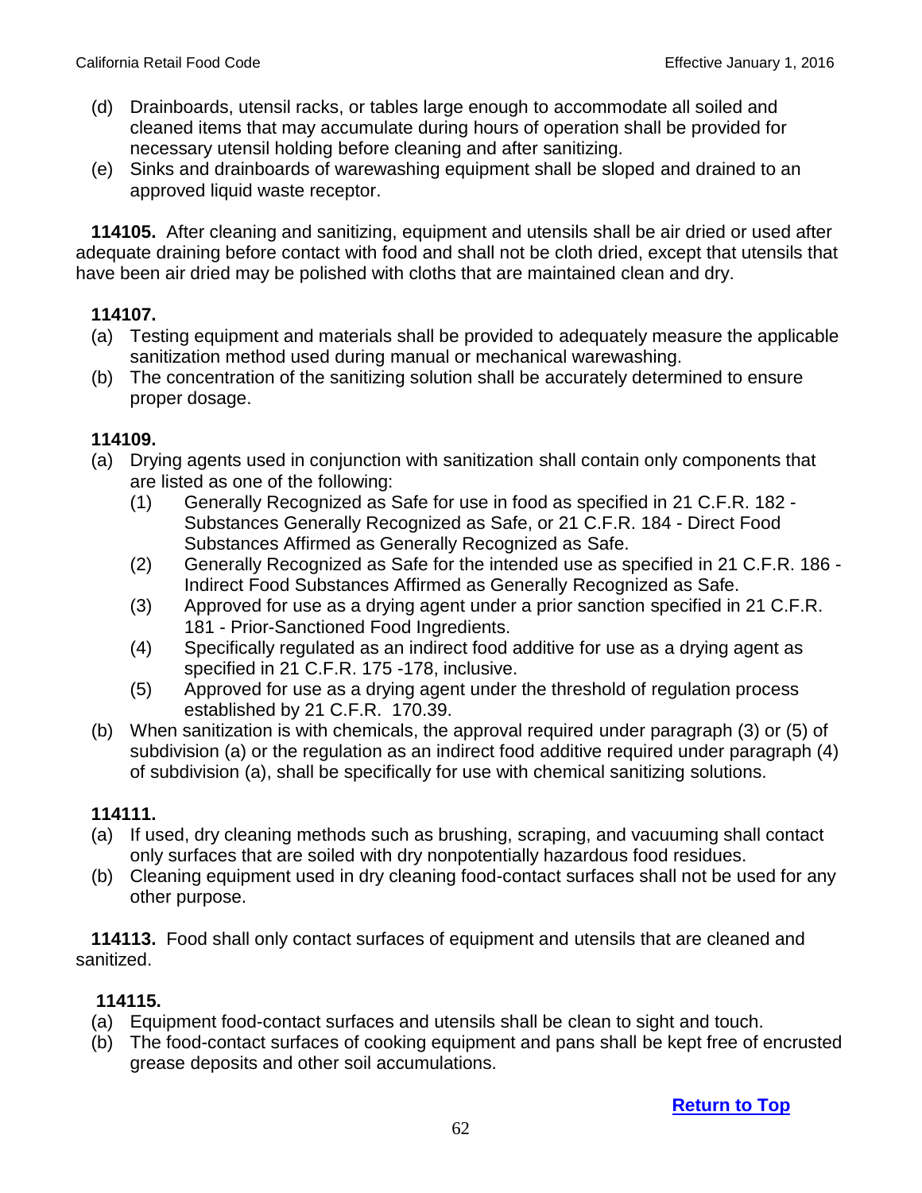(d) Drainboards, utensil racks, or tables large enough to accommodate all soiled and cleaned items that may accumulate during hours of operation shall be provided for necessary utensil holding before cleaning and after sanitizing.

(e) Sinks and drainboards of warewashing equipment shall be sloped and drained to an approved liquid waste receptor.

**114105.** After cleaning and sanitizing, equipment and utensils shall be air dried or used after adequate draining before contact with food and shall not be cloth dried, except that utensils that have been air dried may be polished with cloths that are maintained clean and dry.

**114107.**

(a) Testing equipment and materials shall be provided to adequately measure the applicable sanitization method used during manual or mechanical warewashing.

(b) The concentration of the sanitizing solution shall be accurately determined to ensure proper dosage.

**114109.**

(a) Drying agents used in conjunction with sanitization shall contain only components that are listed as one of the following:

   (1) Generally Recognized as Safe for use in food as specified in 21 C.F.R. 182 - Substances Generally Recognized as Safe, or 21 C.F.R. 184 - Direct Food Substances Affirmed as Generally Recognized as Safe.

   (2) Generally Recognized as Safe for the intended use as specified in 21 C.F.R. 186 - Indirect Food Substances Affirmed as Generally Recognized as Safe.

   (3) Approved for use as a drying agent under a prior sanction specified in 21 C.F.R. 181 - Prior-Sanctioned Food Ingredients.

   (4) Specifically regulated as an indirect food additive for use as a drying agent as specified in 21 C.F.R. 175 -178, inclusive.

   (5) Approved for use as a drying agent under the threshold of regulation process established by 21 C.F.R. 170.39.

(b) When sanitization is with chemicals, the approval required under paragraph (3) or (5) of subdivision (a) or the regulation as an indirect food additive required under paragraph (4) of subdivision (a), shall be specifically for use with chemical sanitizing solutions.

**114111.**

(a) If used, dry cleaning methods such as brushing, scraping, and vacuuming shall contact only surfaces that are soiled with dry nonpotentially hazardous food residues.

(b) Cleaning equipment used in dry cleaning food-contact surfaces shall not be used for any other purpose.

**114113.** Food shall only contact surfaces of equipment and utensils that are cleaned and sanitized.

**114115.**

(a) Equipment food-contact surfaces and utensils shall be clean to sight and touch.

(b) The food-contact surfaces of cooking equipment and pans shall be kept free of encrusted grease deposits and other soil accumulations.

**Return to Top**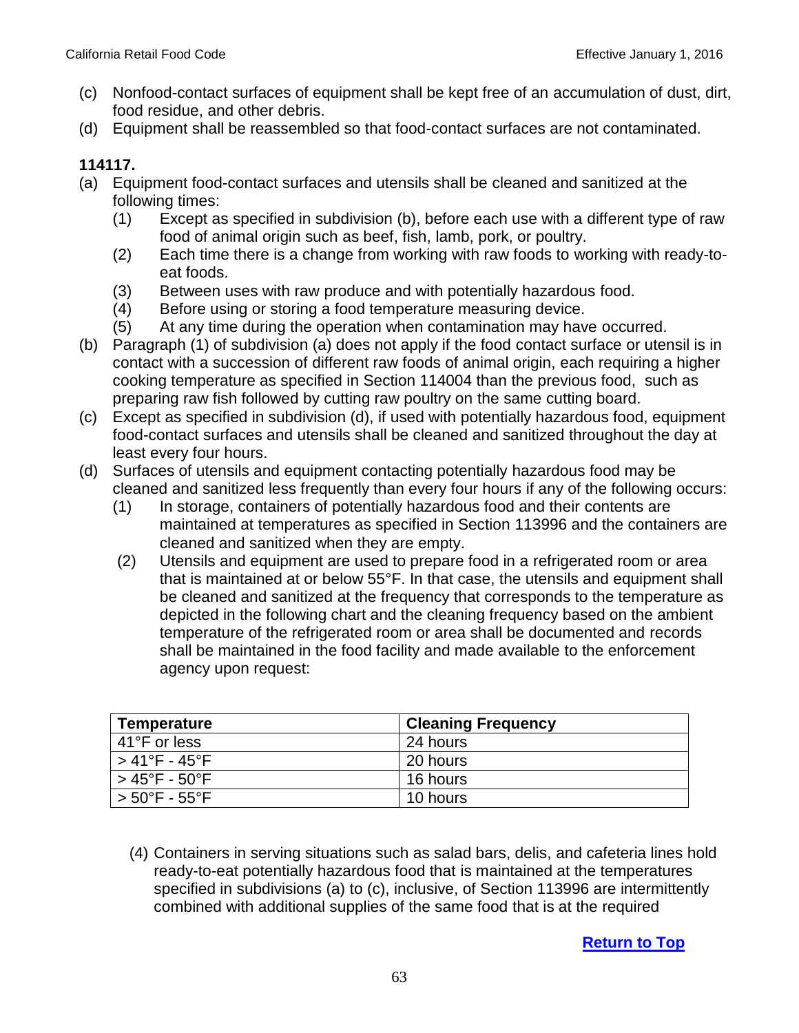(c) Nonfood-contact surfaces of equipment shall be kept free of an accumulation of dust, dirt, food residue, and other debris.

(d) Equipment shall be reassembled so that food-contact surfaces are not contaminated.

**114117.**

(a) Equipment food-contact surfaces and utensils shall be cleaned and sanitized at the following times:

(1) Except as specified in subdivision (b), before each use with a different type of raw food of animal origin such as beef, fish, lamb, pork, or poultry.

(2) Each time there is a change from working with raw foods to working with ready-to-eat foods.

(3) Between uses with raw produce and with potentially hazardous food.

(4) Before using or storing a food temperature measuring device.

(5) At any time during the operation when contamination may have occurred.

(b) Paragraph (1) of subdivision (a) does not apply if the food contact surface or utensil is in contact with a succession of different raw foods of animal origin, each requiring a higher cooking temperature as specified in Section 114004 than the previous food, such as preparing raw fish followed by cutting raw poultry on the same cutting board.

(c) Except as specified in subdivision (d), if used with potentially hazardous food, equipment food-contact surfaces and utensils shall be cleaned and sanitized throughout the day at least every four hours.

(d) Surfaces of utensils and equipment contacting potentially hazardous food may be cleaned and sanitized less frequently than every four hours if any of the following occurs:

(1) In storage, containers of potentially hazardous food and their contents are maintained at temperatures as specified in Section 113996 and the containers are cleaned and sanitized when they are empty.

(2) Utensils and equipment are used to prepare food in a refrigerated room or area that is maintained at or below 55°F. In that case, the utensils and equipment shall be cleaned and sanitized at the frequency that corresponds to the temperature as depicted in the following chart and the cleaning frequency based on the ambient temperature of the refrigerated room or area shall be documented and records shall be maintained in the food facility and made available to the enforcement agency upon request:

| Temperature | Cleaning Frequency |
| --- | --- |
| 41°F or less | 24 hours |
| > 41°F - 45°F | 20 hours |
| > 45°F - 50°F | 16 hours |
| > 50°F - 55°F | 10 hours |

(4) Containers in serving situations such as salad bars, delis, and cafeteria lines hold ready-to-eat potentially hazardous food that is maintained at the temperatures specified in subdivisions (a) to (c), inclusive, of Section 113996 are intermittently combined with additional supplies of the same food that is at the required

**Return to Top**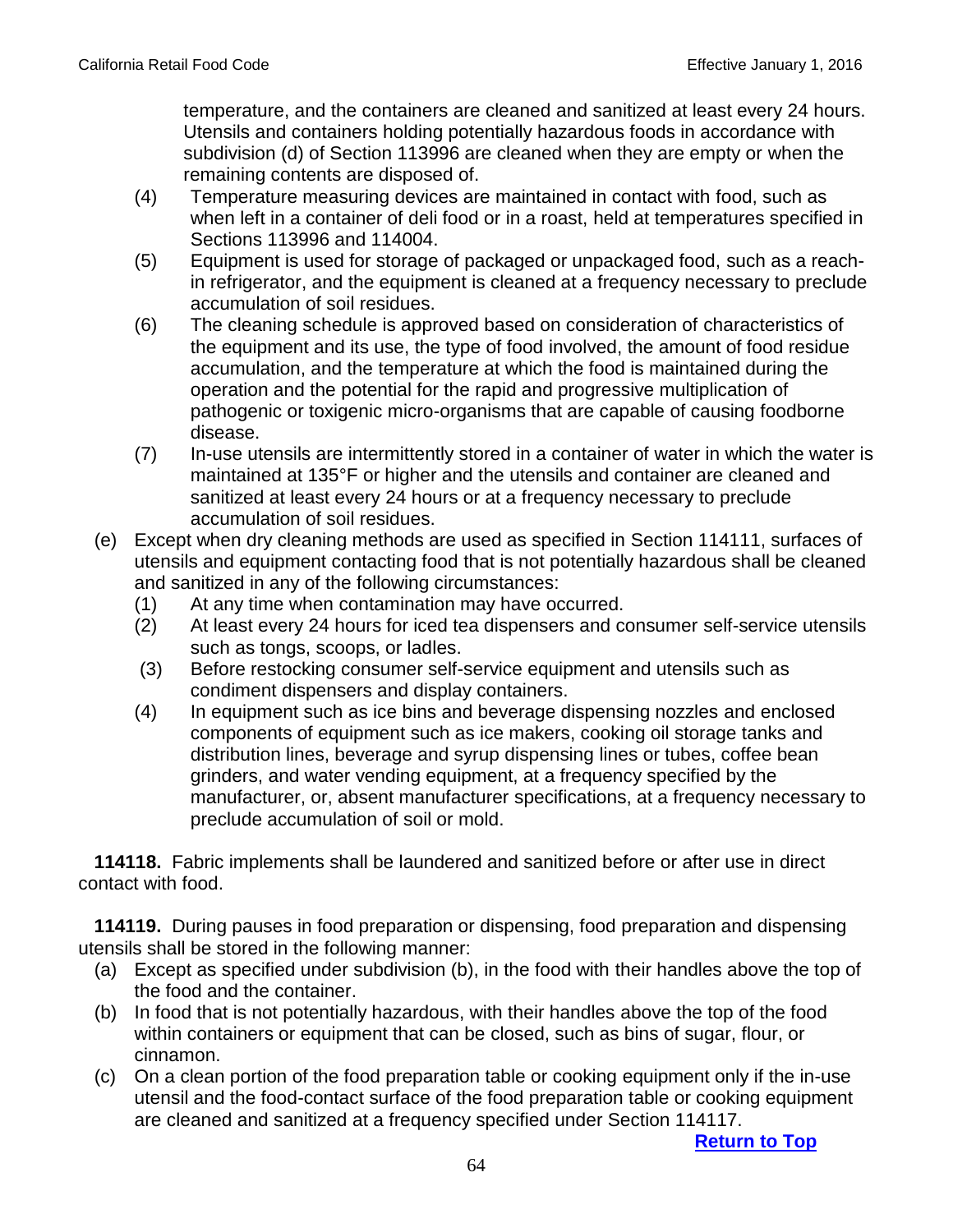temperature, and the containers are cleaned and sanitized at least every 24 hours. Utensils and containers holding potentially hazardous foods in accordance with subdivision (d) of Section 113996 are cleaned when they are empty or when the remaining contents are disposed of.

(4) Temperature measuring devices are maintained in contact with food, such as when left in a container of deli food or in a roast, held at temperatures specified in Sections 113996 and 114004.

(5) Equipment is used for storage of packaged or unpackaged food, such as a reach-in refrigerator, and the equipment is cleaned at a frequency necessary to preclude accumulation of soil residues.

(6) The cleaning schedule is approved based on consideration of characteristics of the equipment and its use, the type of food involved, the amount of food residue accumulation, and the temperature at which the food is maintained during the operation and the potential for the rapid and progressive multiplication of pathogenic or toxigenic micro-organisms that are capable of causing foodborne disease.

(7) In-use utensils are intermittently stored in a container of water in which the water is maintained at 135°F or higher and the utensils and container are cleaned and sanitized at least every 24 hours or at a frequency necessary to preclude accumulation of soil residues.

(e) Except when dry cleaning methods are used as specified in Section 114111, surfaces of utensils and equipment contacting food that is not potentially hazardous shall be cleaned and sanitized in any of the following circumstances:

(1) At any time when contamination may have occurred.

(2) At least every 24 hours for iced tea dispensers and consumer self-service utensils such as tongs, scoops, or ladles.

(3) Before restocking consumer self-service equipment and utensils such as condiment dispensers and display containers.

(4) In equipment such as ice bins and beverage dispensing nozzles and enclosed components of equipment such as ice makers, cooking oil storage tanks and distribution lines, beverage and syrup dispensing lines or tubes, coffee bean grinders, and water vending equipment, at a frequency specified by the manufacturer, or, absent manufacturer specifications, at a frequency necessary to preclude accumulation of soil or mold.

**114118.** Fabric implements shall be laundered and sanitized before or after use in direct contact with food.

**114119.** During pauses in food preparation or dispensing, food preparation and dispensing utensils shall be stored in the following manner:

(a) Except as specified under subdivision (b), in the food with their handles above the top of the food and the container.

(b) In food that is not potentially hazardous, with their handles above the top of the food within containers or equipment that can be closed, such as bins of sugar, flour, or cinnamon.

(c) On a clean portion of the food preparation table or cooking equipment only if the in-use utensil and the food-contact surface of the food preparation table or cooking equipment are cleaned and sanitized at a frequency specified under Section 114117.

**Return to Top**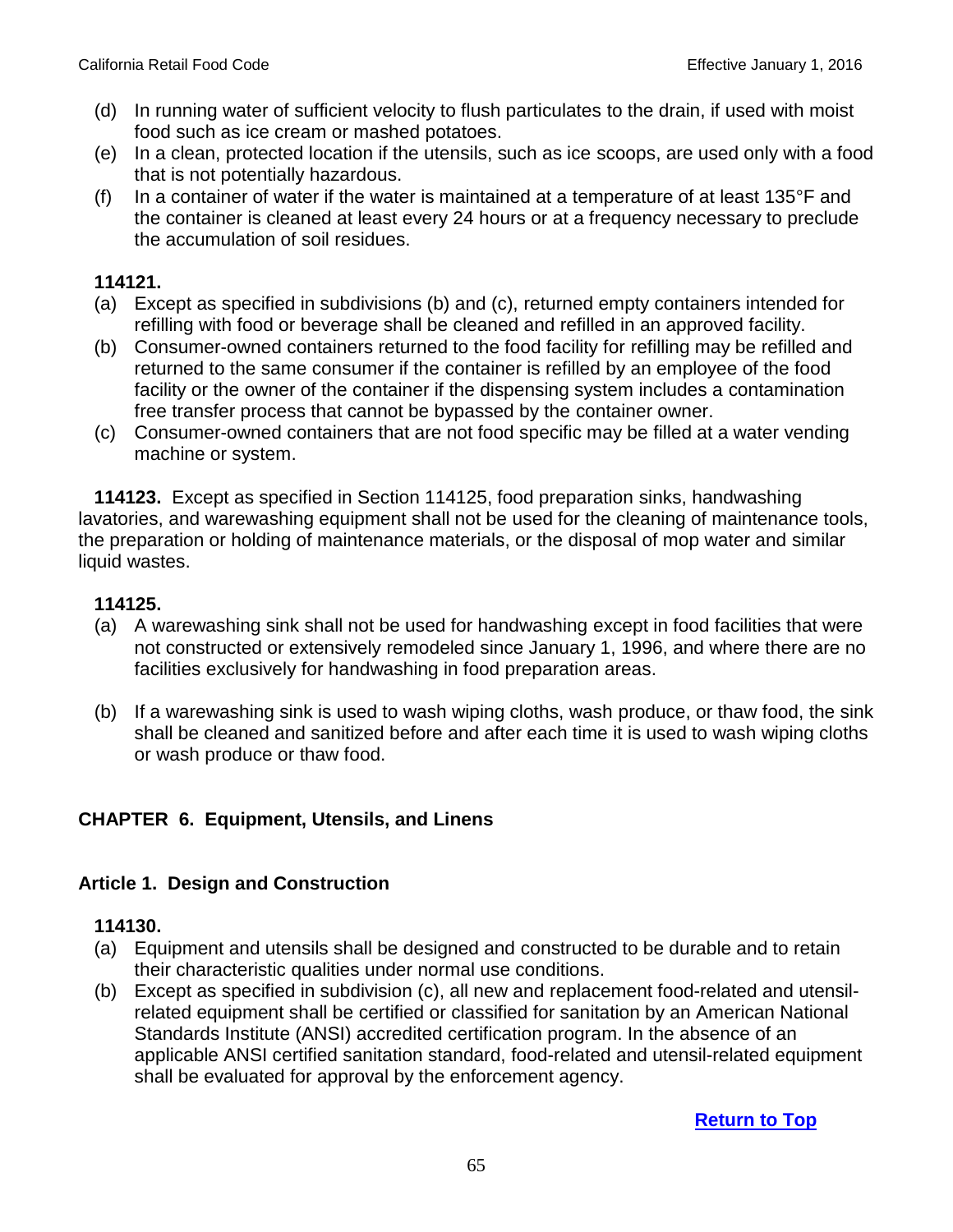(d) In running water of sufficient velocity to flush particulates to the drain, if used with moist food such as ice cream or mashed potatoes.

(e) In a clean, protected location if the utensils, such as ice scoops, are used only with a food that is not potentially hazardous.

(f) In a container of water if the water is maintained at a temperature of at least 135°F and the container is cleaned at least every 24 hours or at a frequency necessary to preclude the accumulation of soil residues.

**114121.**

(a) Except as specified in subdivisions (b) and (c), returned empty containers intended for refilling with food or beverage shall be cleaned and refilled in an approved facility.

(b) Consumer-owned containers returned to the food facility for refilling may be refilled and returned to the same consumer if the container is refilled by an employee of the food facility or the owner of the container if the dispensing system includes a contamination free transfer process that cannot be bypassed by the container owner.

(c) Consumer-owned containers that are not food specific may be filled at a water vending machine or system.

**114123.** Except as specified in Section 114125, food preparation sinks, handwashing lavatories, and warewashing equipment shall not be used for the cleaning of maintenance tools, the preparation or holding of maintenance materials, or the disposal of mop water and similar liquid wastes.

**114125.**

(a) A warewashing sink shall not be used for handwashing except in food facilities that were not constructed or extensively remodeled since January 1, 1996, and where there are no facilities exclusively for handwashing in food preparation areas.

(b) If a warewashing sink is used to wash wiping cloths, wash produce, or thaw food, the sink shall be cleaned and sanitized before and after each time it is used to wash wiping cloths or wash produce or thaw food.

## CHAPTER 6. Equipment, Utensils, and Linens

### Article 1. Design and Construction

**114130.**

(a) Equipment and utensils shall be designed and constructed to be durable and to retain their characteristic qualities under normal use conditions.

(b) Except as specified in subdivision (c), all new and replacement food-related and utensil-related equipment shall be certified or classified for sanitation by an American National Standards Institute (ANSI) accredited certification program. In the absence of an applicable ANSI certified sanitation standard, food-related and utensil-related equipment shall be evaluated for approval by the enforcement agency.

Return to Top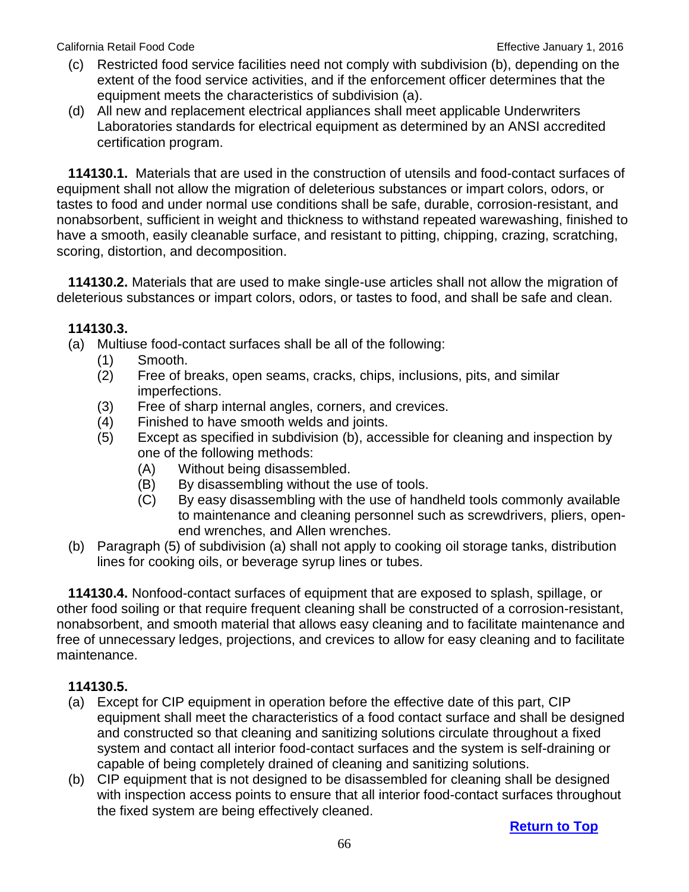(c) Restricted food service facilities need not comply with subdivision (b), depending on the extent of the food service activities, and if the enforcement officer determines that the equipment meets the characteristics of subdivision (a).

(d) All new and replacement electrical appliances shall meet applicable Underwriters Laboratories standards for electrical equipment as determined by an ANSI accredited certification program.

**114130.1.** Materials that are used in the construction of utensils and food-contact surfaces of equipment shall not allow the migration of deleterious substances or impart colors, odors, or tastes to food and under normal use conditions shall be safe, durable, corrosion-resistant, and nonabsorbent, sufficient in weight and thickness to withstand repeated warewashing, finished to have a smooth, easily cleanable surface, and resistant to pitting, chipping, crazing, scratching, scoring, distortion, and decomposition.

**114130.2.** Materials that are used to make single-use articles shall not allow the migration of deleterious substances or impart colors, odors, or tastes to food, and shall be safe and clean.

**114130.3.**

(a) Multiuse food-contact surfaces shall be all of the following:

  (1) Smooth.

  (2) Free of breaks, open seams, cracks, chips, inclusions, pits, and similar imperfections.

  (3) Free of sharp internal angles, corners, and crevices.

  (4) Finished to have smooth welds and joints.

  (5) Except as specified in subdivision (b), accessible for cleaning and inspection by one of the following methods:

    (A) Without being disassembled.

    (B) By disassembling without the use of tools.

    (C) By easy disassembling with the use of handheld tools commonly available to maintenance and cleaning personnel such as screwdrivers, pliers, open-end wrenches, and Allen wrenches.

(b) Paragraph (5) of subdivision (a) shall not apply to cooking oil storage tanks, distribution lines for cooking oils, or beverage syrup lines or tubes.

**114130.4.** Nonfood-contact surfaces of equipment that are exposed to splash, spillage, or other food soiling or that require frequent cleaning shall be constructed of a corrosion-resistant, nonabsorbent, and smooth material that allows easy cleaning and to facilitate maintenance and free of unnecessary ledges, projections, and crevices to allow for easy cleaning and to facilitate maintenance.

**114130.5.**

(a) Except for CIP equipment in operation before the effective date of this part, CIP equipment shall meet the characteristics of a food contact surface and shall be designed and constructed so that cleaning and sanitizing solutions circulate throughout a fixed system and contact all interior food-contact surfaces and the system is self-draining or capable of being completely drained of cleaning and sanitizing solutions.

(b) CIP equipment that is not designed to be disassembled for cleaning shall be designed with inspection access points to ensure that all interior food-contact surfaces throughout the fixed system are being effectively cleaned.

Return to Top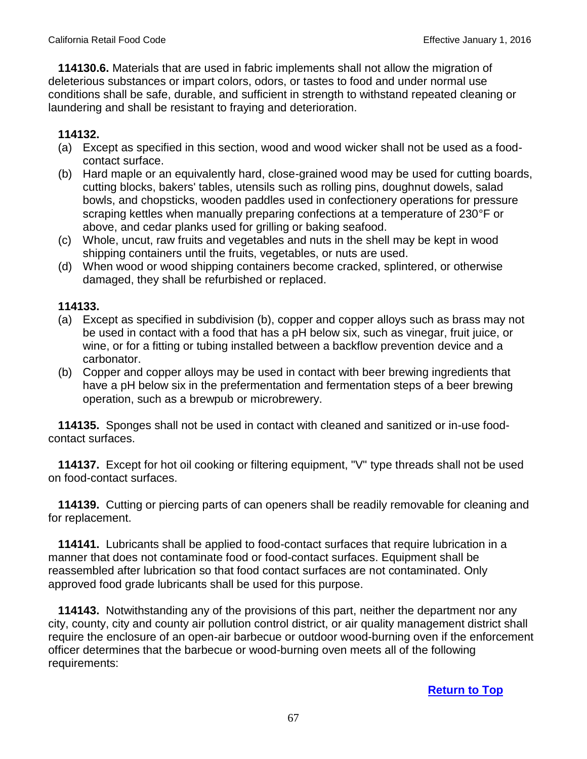**114130.6.** Materials that are used in fabric implements shall not allow the migration of deleterious substances or impart colors, odors, or tastes to food and under normal use conditions shall be safe, durable, and sufficient in strength to withstand repeated cleaning or laundering and shall be resistant to fraying and deterioration.

**114132.**

(a) Except as specified in this section, wood and wood wicker shall not be used as a food-contact surface.

(b) Hard maple or an equivalently hard, close-grained wood may be used for cutting boards, cutting blocks, bakers' tables, utensils such as rolling pins, doughnut dowels, salad bowls, and chopsticks, wooden paddles used in confectionery operations for pressure scraping kettles when manually preparing confections at a temperature of 230°F or above, and cedar planks used for grilling or baking seafood.

(c) Whole, uncut, raw fruits and vegetables and nuts in the shell may be kept in wood shipping containers until the fruits, vegetables, or nuts are used.

(d) When wood or wood shipping containers become cracked, splintered, or otherwise damaged, they shall be refurbished or replaced.

**114133.**

(a) Except as specified in subdivision (b), copper and copper alloys such as brass may not be used in contact with a food that has a pH below six, such as vinegar, fruit juice, or wine, or for a fitting or tubing installed between a backflow prevention device and a carbonator.

(b) Copper and copper alloys may be used in contact with beer brewing ingredients that have a pH below six in the prefermentation and fermentation steps of a beer brewing operation, such as a brewpub or microbrewery.

**114135.** Sponges shall not be used in contact with cleaned and sanitized or in-use food-contact surfaces.

**114137.** Except for hot oil cooking or filtering equipment, "V" type threads shall not be used on food-contact surfaces.

**114139.** Cutting or piercing parts of can openers shall be readily removable for cleaning and for replacement.

**114141.** Lubricants shall be applied to food-contact surfaces that require lubrication in a manner that does not contaminate food or food-contact surfaces. Equipment shall be reassembled after lubrication so that food contact surfaces are not contaminated. Only approved food grade lubricants shall be used for this purpose.

**114143.** Notwithstanding any of the provisions of this part, neither the department nor any city, county, city and county air pollution control district, or air quality management district shall require the enclosure of an open-air barbecue or outdoor wood-burning oven if the enforcement officer determines that the barbecue or wood-burning oven meets all of the following requirements:

**Return to Top**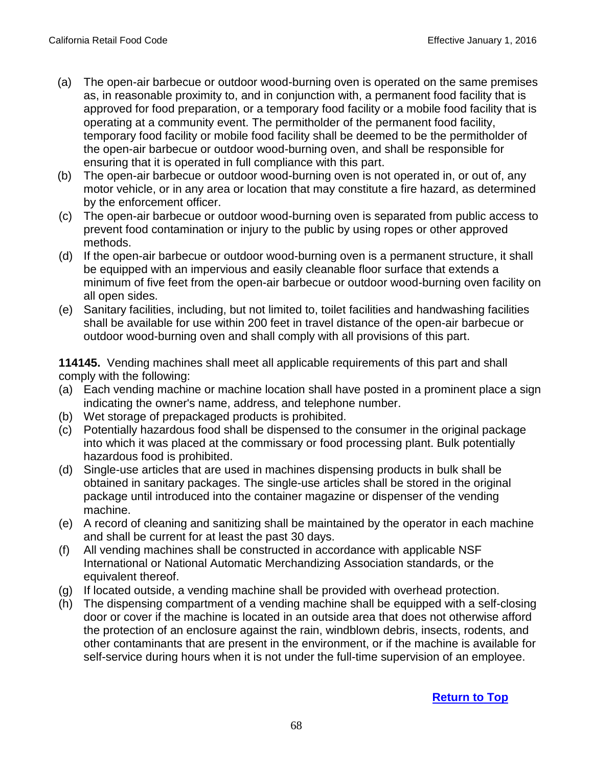(a) The open-air barbecue or outdoor wood-burning oven is operated on the same premises as, in reasonable proximity to, and in conjunction with, a permanent food facility that is approved for food preparation, or a temporary food facility or a mobile food facility that is operating at a community event. The permitholder of the permanent food facility, temporary food facility or mobile food facility shall be deemed to be the permitholder of the open-air barbecue or outdoor wood-burning oven, and shall be responsible for ensuring that it is operated in full compliance with this part.

(b) The open-air barbecue or outdoor wood-burning oven is not operated in, or out of, any motor vehicle, or in any area or location that may constitute a fire hazard, as determined by the enforcement officer.

(c) The open-air barbecue or outdoor wood-burning oven is separated from public access to prevent food contamination or injury to the public by using ropes or other approved methods.

(d) If the open-air barbecue or outdoor wood-burning oven is a permanent structure, it shall be equipped with an impervious and easily cleanable floor surface that extends a minimum of five feet from the open-air barbecue or outdoor wood-burning oven facility on all open sides.

(e) Sanitary facilities, including, but not limited to, toilet facilities and handwashing facilities shall be available for use within 200 feet in travel distance of the open-air barbecue or outdoor wood-burning oven and shall comply with all provisions of this part.

**114145.** Vending machines shall meet all applicable requirements of this part and shall comply with the following:

(a) Each vending machine or machine location shall have posted in a prominent place a sign indicating the owner's name, address, and telephone number.

(b) Wet storage of prepackaged products is prohibited.

(c) Potentially hazardous food shall be dispensed to the consumer in the original package into which it was placed at the commissary or food processing plant. Bulk potentially hazardous food is prohibited.

(d) Single-use articles that are used in machines dispensing products in bulk shall be obtained in sanitary packages. The single-use articles shall be stored in the original package until introduced into the container magazine or dispenser of the vending machine.

(e) A record of cleaning and sanitizing shall be maintained by the operator in each machine and shall be current for at least the past 30 days.

(f) All vending machines shall be constructed in accordance with applicable NSF International or National Automatic Merchandizing Association standards, or the equivalent thereof.

(g) If located outside, a vending machine shall be provided with overhead protection.

(h) The dispensing compartment of a vending machine shall be equipped with a self-closing door or cover if the machine is located in an outside area that does not otherwise afford the protection of an enclosure against the rain, windblown debris, insects, rodents, and other contaminants that are present in the environment, or if the machine is available for self-service during hours when it is not under the full-time supervision of an employee.

**Return to Top**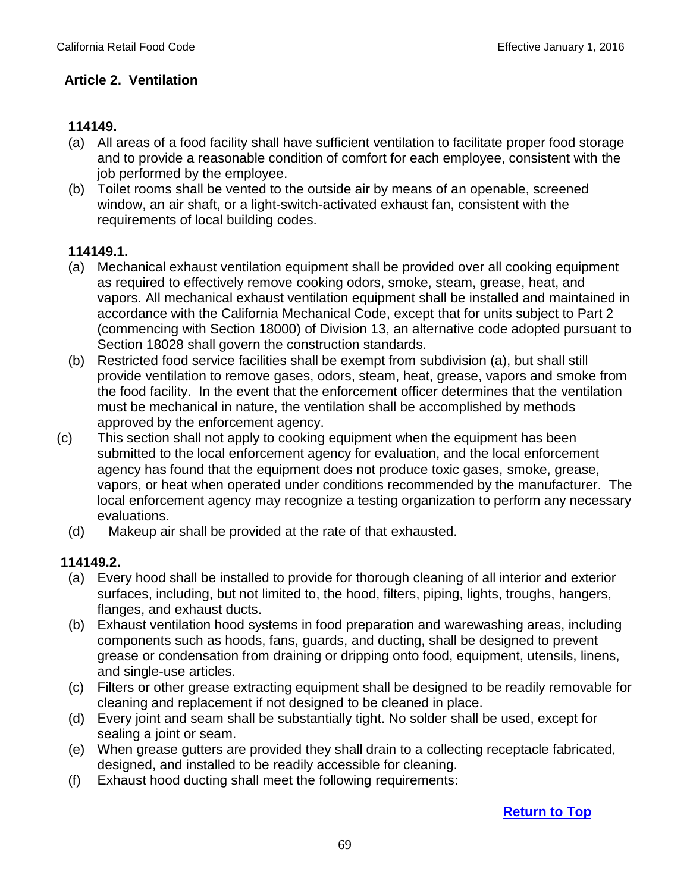## Article 2. Ventilation

### 114149.

(a) All areas of a food facility shall have sufficient ventilation to facilitate proper food storage and to provide a reasonable condition of comfort for each employee, consistent with the job performed by the employee.

(b) Toilet rooms shall be vented to the outside air by means of an openable, screened window, an air shaft, or a light-switch-activated exhaust fan, consistent with the requirements of local building codes.

### 114149.1.

(a) Mechanical exhaust ventilation equipment shall be provided over all cooking equipment as required to effectively remove cooking odors, smoke, steam, grease, heat, and vapors. All mechanical exhaust ventilation equipment shall be installed and maintained in accordance with the California Mechanical Code, except that for units subject to Part 2 (commencing with Section 18000) of Division 13, an alternative code adopted pursuant to Section 18028 shall govern the construction standards.

(b) Restricted food service facilities shall be exempt from subdivision (a), but shall still provide ventilation to remove gases, odors, steam, heat, grease, vapors and smoke from the food facility. In the event that the enforcement officer determines that the ventilation must be mechanical in nature, the ventilation shall be accomplished by methods approved by the enforcement agency.

(c) This section shall not apply to cooking equipment when the equipment has been submitted to the local enforcement agency for evaluation, and the local enforcement agency has found that the equipment does not produce toxic gases, smoke, grease, vapors, or heat when operated under conditions recommended by the manufacturer. The local enforcement agency may recognize a testing organization to perform any necessary evaluations.

(d) Makeup air shall be provided at the rate of that exhausted.

### 114149.2.

(a) Every hood shall be installed to provide for thorough cleaning of all interior and exterior surfaces, including, but not limited to, the hood, filters, piping, lights, troughs, hangers, flanges, and exhaust ducts.

(b) Exhaust ventilation hood systems in food preparation and warewashing areas, including components such as hoods, fans, guards, and ducting, shall be designed to prevent grease or condensation from draining or dripping onto food, equipment, utensils, linens, and single-use articles.

(c) Filters or other grease extracting equipment shall be designed to be readily removable for cleaning and replacement if not designed to be cleaned in place.

(d) Every joint and seam shall be substantially tight. No solder shall be used, except for sealing a joint or seam.

(e) When grease gutters are provided they shall drain to a collecting receptacle fabricated, designed, and installed to be readily accessible for cleaning.

(f) Exhaust hood ducting shall meet the following requirements:

[Return to Top]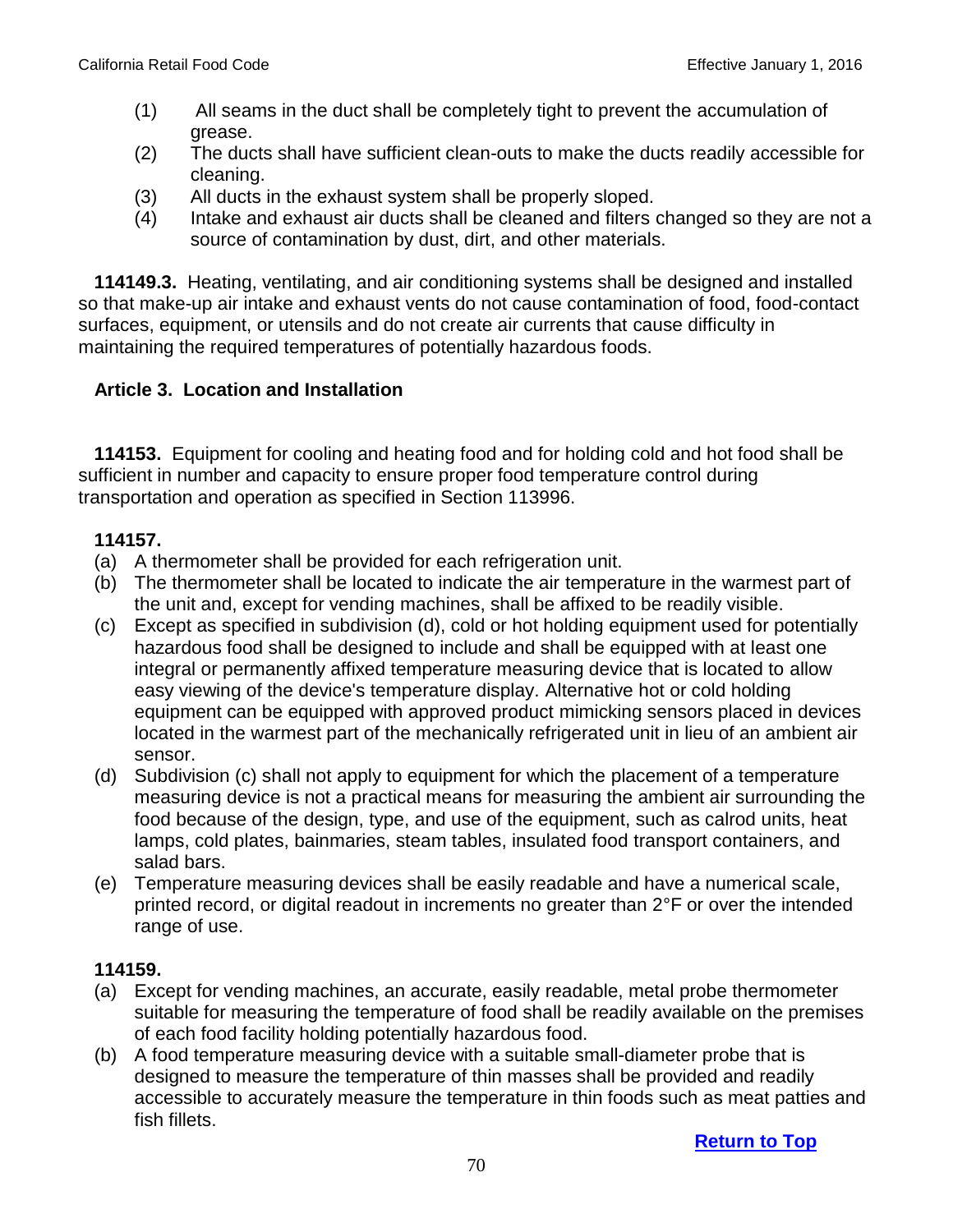(1) All seams in the duct shall be completely tight to prevent the accumulation of grease.
(2) The ducts shall have sufficient clean-outs to make the ducts readily accessible for cleaning.
(3) All ducts in the exhaust system shall be properly sloped.
(4) Intake and exhaust air ducts shall be cleaned and filters changed so they are not a source of contamination by dust, dirt, and other materials.

**114149.3.** Heating, ventilating, and air conditioning systems shall be designed and installed so that make-up air intake and exhaust vents do not cause contamination of food, food-contact surfaces, equipment, or utensils and do not create air currents that cause difficulty in maintaining the required temperatures of potentially hazardous foods.

### Article 3. Location and Installation

**114153.** Equipment for cooling and heating food and for holding cold and hot food shall be sufficient in number and capacity to ensure proper food temperature control during transportation and operation as specified in Section 113996.

**114157.**

(a) A thermometer shall be provided for each refrigeration unit.
(b) The thermometer shall be located to indicate the air temperature in the warmest part of the unit and, except for vending machines, shall be affixed to be readily visible.
(c) Except as specified in subdivision (d), cold or hot holding equipment used for potentially hazardous food shall be designed to include and shall be equipped with at least one integral or permanently affixed temperature measuring device that is located to allow easy viewing of the device's temperature display. Alternative hot or cold holding equipment can be equipped with approved product mimicking sensors placed in devices located in the warmest part of the mechanically refrigerated unit in lieu of an ambient air sensor.
(d) Subdivision (c) shall not apply to equipment for which the placement of a temperature measuring device is not a practical means for measuring the ambient air surrounding the food because of the design, type, and use of the equipment, such as calrod units, heat lamps, cold plates, bainmaries, steam tables, insulated food transport containers, and salad bars.
(e) Temperature measuring devices shall be easily readable and have a numerical scale, printed record, or digital readout in increments no greater than 2°F or over the intended range of use.

**114159.**

(a) Except for vending machines, an accurate, easily readable, metal probe thermometer suitable for measuring the temperature of food shall be readily available on the premises of each food facility holding potentially hazardous food.
(b) A food temperature measuring device with a suitable small-diameter probe that is designed to measure the temperature of thin masses shall be provided and readily accessible to accurately measure the temperature in thin foods such as meat patties and fish fillets.

Return to Top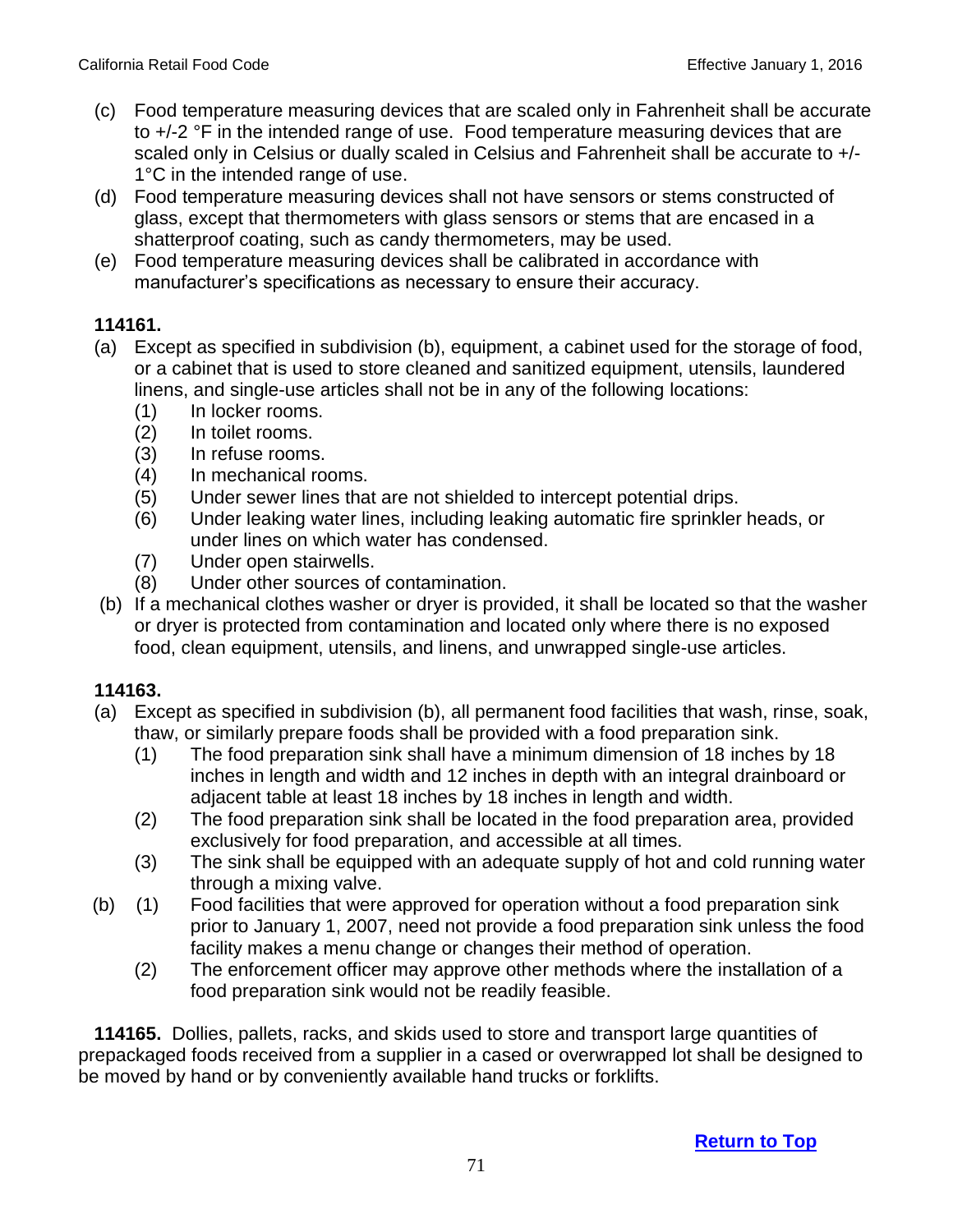(c) Food temperature measuring devices that are scaled only in Fahrenheit shall be accurate to +/-2 °F in the intended range of use. Food temperature measuring devices that are scaled only in Celsius or dually scaled in Celsius and Fahrenheit shall be accurate to +/- 1°C in the intended range of use.

(d) Food temperature measuring devices shall not have sensors or stems constructed of glass, except that thermometers with glass sensors or stems that are encased in a shatterproof coating, such as candy thermometers, may be used.

(e) Food temperature measuring devices shall be calibrated in accordance with manufacturer's specifications as necessary to ensure their accuracy.

**114161.**

(a) Except as specified in subdivision (b), equipment, a cabinet used for the storage of food, or a cabinet that is used to store cleaned and sanitized equipment, utensils, laundered linens, and single-use articles shall not be in any of the following locations:

(1) In locker rooms.

(2) In toilet rooms.

(3) In refuse rooms.

(4) In mechanical rooms.

(5) Under sewer lines that are not shielded to intercept potential drips.

(6) Under leaking water lines, including leaking automatic fire sprinkler heads, or under lines on which water has condensed.

(7) Under open stairwells.

(8) Under other sources of contamination.

(b) If a mechanical clothes washer or dryer is provided, it shall be located so that the washer or dryer is protected from contamination and located only where there is no exposed food, clean equipment, utensils, and linens, and unwrapped single-use articles.

**114163.**

(a) Except as specified in subdivision (b), all permanent food facilities that wash, rinse, soak, thaw, or similarly prepare foods shall be provided with a food preparation sink.

(1) The food preparation sink shall have a minimum dimension of 18 inches by 18 inches in length and width and 12 inches in depth with an integral drainboard or adjacent table at least 18 inches by 18 inches in length and width.

(2) The food preparation sink shall be located in the food preparation area, provided exclusively for food preparation, and accessible at all times.

(3) The sink shall be equipped with an adequate supply of hot and cold running water through a mixing valve.

(b) (1) Food facilities that were approved for operation without a food preparation sink prior to January 1, 2007, need not provide a food preparation sink unless the food facility makes a menu change or changes their method of operation.

(2) The enforcement officer may approve other methods where the installation of a food preparation sink would not be readily feasible.

**114165.** Dollies, pallets, racks, and skids used to store and transport large quantities of prepackaged foods received from a supplier in a cased or overwrapped lot shall be designed to be moved by hand or by conveniently available hand trucks or forklifts.

Return to Top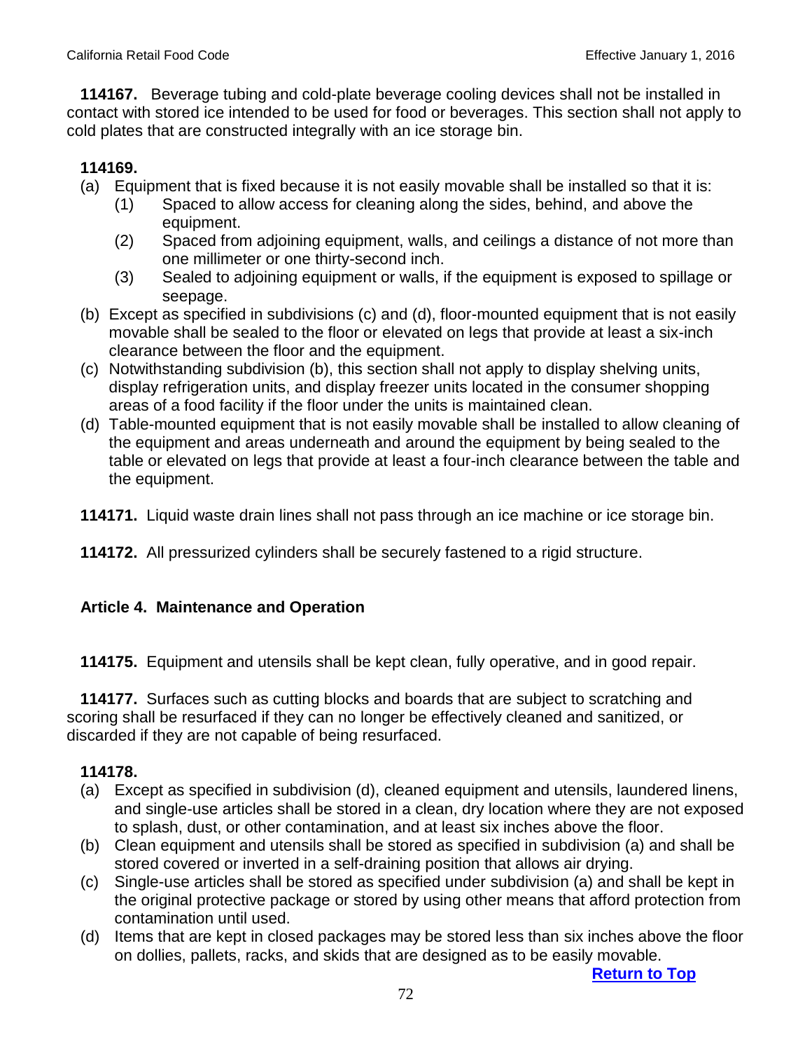**114167.** Beverage tubing and cold-plate beverage cooling devices shall not be installed in contact with stored ice intended to be used for food or beverages. This section shall not apply to cold plates that are constructed integrally with an ice storage bin.

**114169.**

- (a) Equipment that is fixed because it is not easily movable shall be installed so that it is:
  - (1) Spaced to allow access for cleaning along the sides, behind, and above the equipment.
  - (2) Spaced from adjoining equipment, walls, and ceilings a distance of not more than one millimeter or one thirty-second inch.
  - (3) Sealed to adjoining equipment or walls, if the equipment is exposed to spillage or seepage.
- (b) Except as specified in subdivisions (c) and (d), floor-mounted equipment that is not easily movable shall be sealed to the floor or elevated on legs that provide at least a six-inch clearance between the floor and the equipment.
- (c) Notwithstanding subdivision (b), this section shall not apply to display shelving units, display refrigeration units, and display freezer units located in the consumer shopping areas of a food facility if the floor under the units is maintained clean.
- (d) Table-mounted equipment that is not easily movable shall be installed to allow cleaning of the equipment and areas underneath and around the equipment by being sealed to the table or elevated on legs that provide at least a four-inch clearance between the table and the equipment.

**114171.** Liquid waste drain lines shall not pass through an ice machine or ice storage bin.

**114172.** All pressurized cylinders shall be securely fastened to a rigid structure.

## Article 4. Maintenance and Operation

**114175.** Equipment and utensils shall be kept clean, fully operative, and in good repair.

**114177.** Surfaces such as cutting blocks and boards that are subject to scratching and scoring shall be resurfaced if they can no longer be effectively cleaned and sanitized, or discarded if they are not capable of being resurfaced.

**114178.**

- (a) Except as specified in subdivision (d), cleaned equipment and utensils, laundered linens, and single-use articles shall be stored in a clean, dry location where they are not exposed to splash, dust, or other contamination, and at least six inches above the floor.
- (b) Clean equipment and utensils shall be stored as specified in subdivision (a) and shall be stored covered or inverted in a self-draining position that allows air drying.
- (c) Single-use articles shall be stored as specified under subdivision (a) and shall be kept in the original protective package or stored by using other means that afford protection from contamination until used.
- (d) Items that are kept in closed packages may be stored less than six inches above the floor on dollies, pallets, racks, and skids that are designed as to be easily movable.

Return to Top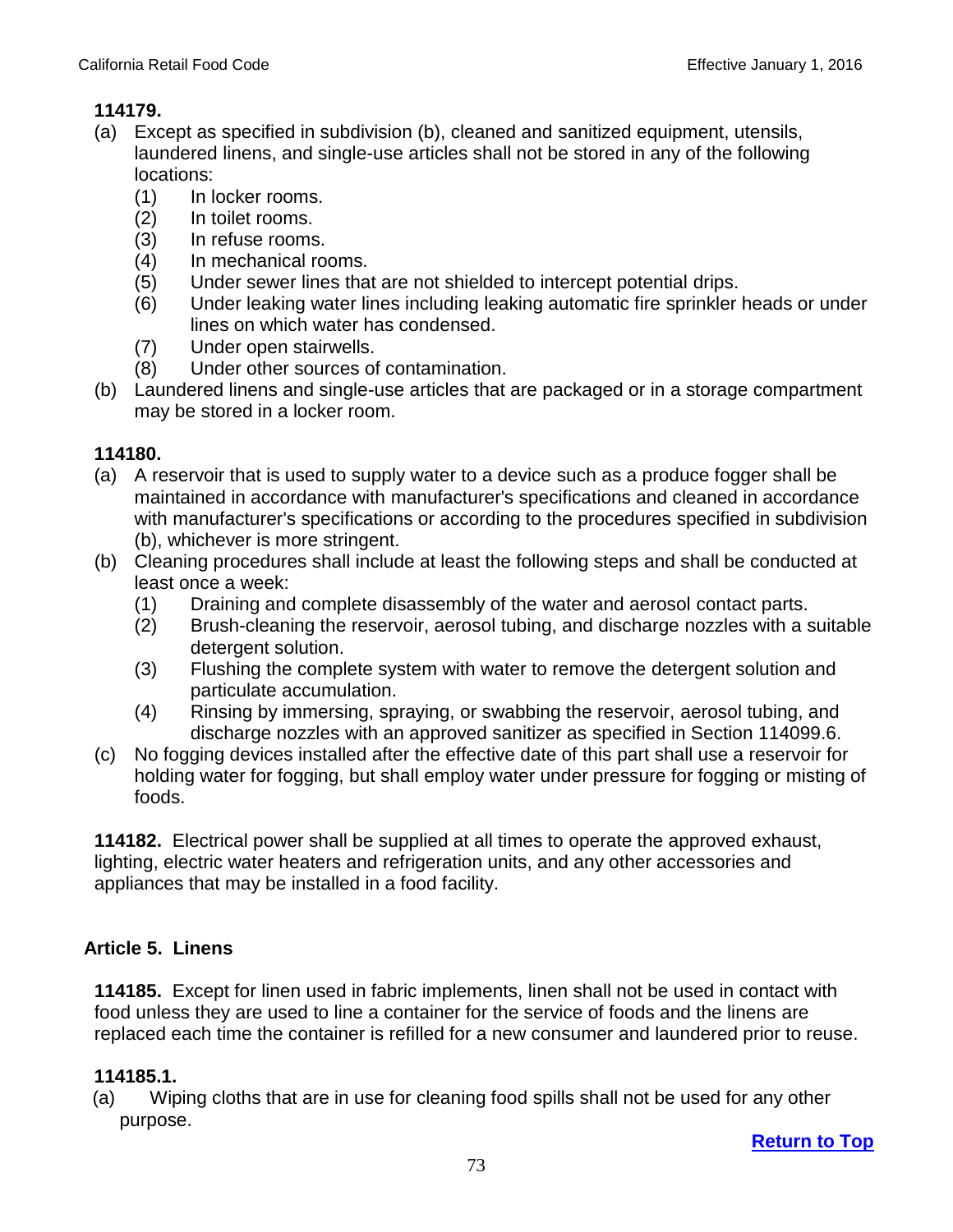**114179.**

(a) Except as specified in subdivision (b), cleaned and sanitized equipment, utensils, laundered linens, and single-use articles shall not be stored in any of the following locations:

  (1) In locker rooms.
  (2) In toilet rooms.
  (3) In refuse rooms.
  (4) In mechanical rooms.
  (5) Under sewer lines that are not shielded to intercept potential drips.
  (6) Under leaking water lines including leaking automatic fire sprinkler heads or under lines on which water has condensed.
  (7) Under open stairwells.
  (8) Under other sources of contamination.

(b) Laundered linens and single-use articles that are packaged or in a storage compartment may be stored in a locker room.

**114180.**

(a) A reservoir that is used to supply water to a device such as a produce fogger shall be maintained in accordance with manufacturer's specifications and cleaned in accordance with manufacturer's specifications or according to the procedures specified in subdivision (b), whichever is more stringent.

(b) Cleaning procedures shall include at least the following steps and shall be conducted at least once a week:

  (1) Draining and complete disassembly of the water and aerosol contact parts.
  (2) Brush-cleaning the reservoir, aerosol tubing, and discharge nozzles with a suitable detergent solution.
  (3) Flushing the complete system with water to remove the detergent solution and particulate accumulation.
  (4) Rinsing by immersing, spraying, or swabbing the reservoir, aerosol tubing, and discharge nozzles with an approved sanitizer as specified in Section 114099.6.

(c) No fogging devices installed after the effective date of this part shall use a reservoir for holding water for fogging, but shall employ water under pressure for fogging or misting of foods.

**114182.** Electrical power shall be supplied at all times to operate the approved exhaust, lighting, electric water heaters and refrigeration units, and any other accessories and appliances that may be installed in a food facility.

## Article 5. Linens

**114185.** Except for linen used in fabric implements, linen shall not be used in contact with food unless they are used to line a container for the service of foods and the linens are replaced each time the container is refilled for a new consumer and laundered prior to reuse.

**114185.1.**

(a) Wiping cloths that are in use for cleaning food spills shall not be used for any other purpose.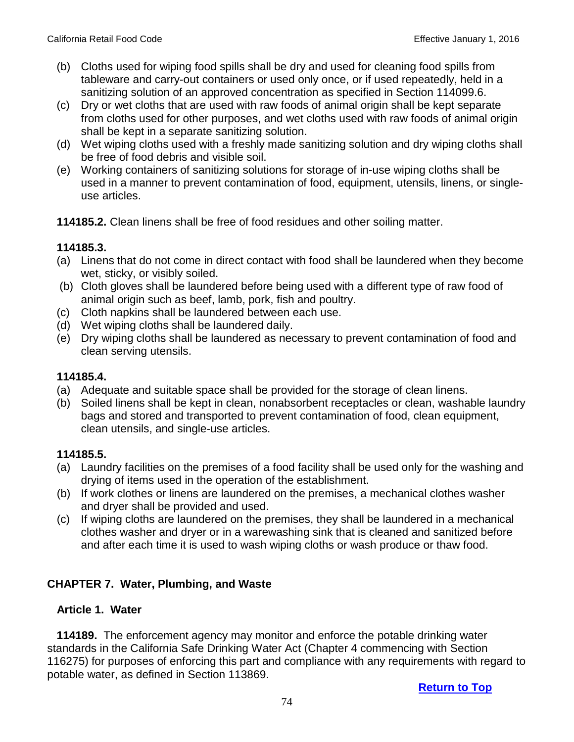(b) Cloths used for wiping food spills shall be dry and used for cleaning food spills from tableware and carry-out containers or used only once, or if used repeatedly, held in a sanitizing solution of an approved concentration as specified in Section 114099.6.
(c) Dry or wet cloths that are used with raw foods of animal origin shall be kept separate from cloths used for other purposes, and wet cloths used with raw foods of animal origin shall be kept in a separate sanitizing solution.
(d) Wet wiping cloths used with a freshly made sanitizing solution and dry wiping cloths shall be free of food debris and visible soil.
(e) Working containers of sanitizing solutions for storage of in-use wiping cloths shall be used in a manner to prevent contamination of food, equipment, utensils, linens, or single-use articles.

**114185.2.** Clean linens shall be free of food residues and other soiling matter.

**114185.3.**

(a) Linens that do not come in direct contact with food shall be laundered when they become wet, sticky, or visibly soiled.
(b) Cloth gloves shall be laundered before being used with a different type of raw food of animal origin such as beef, lamb, pork, fish and poultry.
(c) Cloth napkins shall be laundered between each use.
(d) Wet wiping cloths shall be laundered daily.
(e) Dry wiping cloths shall be laundered as necessary to prevent contamination of food and clean serving utensils.

**114185.4.**

(a) Adequate and suitable space shall be provided for the storage of clean linens.
(b) Soiled linens shall be kept in clean, nonabsorbent receptacles or clean, washable laundry bags and stored and transported to prevent contamination of food, clean equipment, clean utensils, and single-use articles.

**114185.5.**

(a) Laundry facilities on the premises of a food facility shall be used only for the washing and drying of items used in the operation of the establishment.
(b) If work clothes or linens are laundered on the premises, a mechanical clothes washer and dryer shall be provided and used.
(c) If wiping cloths are laundered on the premises, they shall be laundered in a mechanical clothes washer and dryer or in a warewashing sink that is cleaned and sanitized before and after each time it is used to wash wiping cloths or wash produce or thaw food.

## CHAPTER 7. Water, Plumbing, and Waste

### Article 1. Water

**114189.** The enforcement agency may monitor and enforce the potable drinking water standards in the California Safe Drinking Water Act (Chapter 4 commencing with Section 116275) for purposes of enforcing this part and compliance with any requirements with regard to potable water, as defined in Section 113869.

**Return to Top**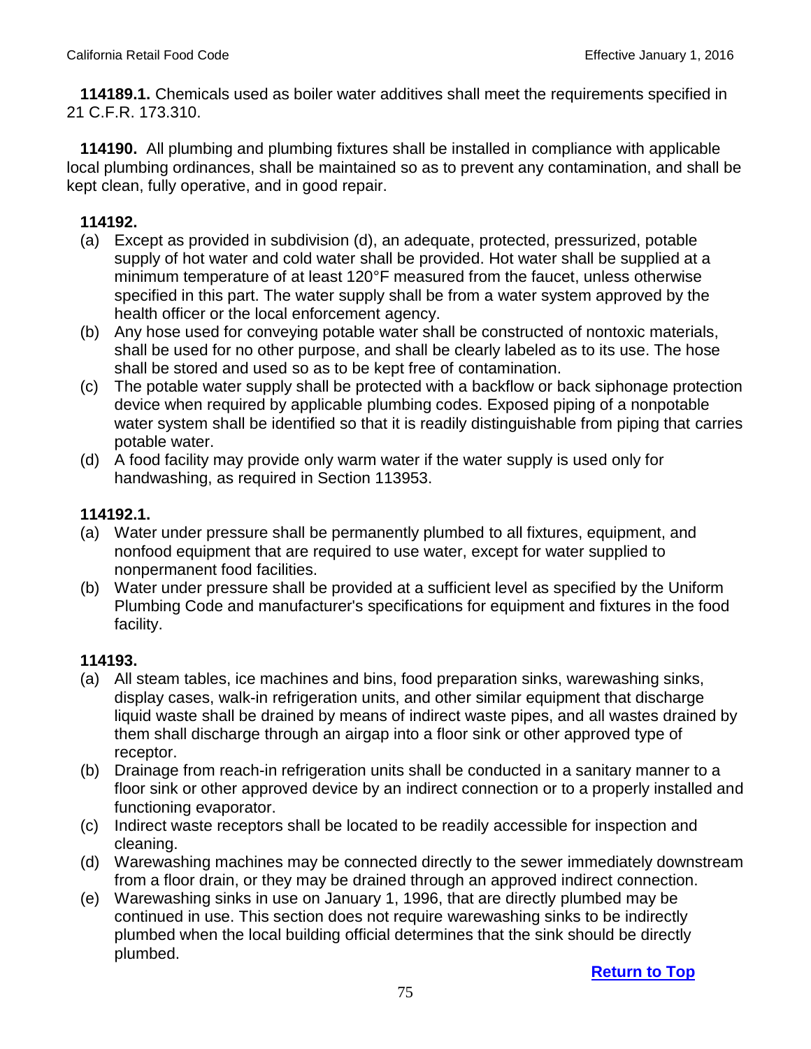**114189.1.** Chemicals used as boiler water additives shall meet the requirements specified in 21 C.F.R. 173.310.

**114190.** All plumbing and plumbing fixtures shall be installed in compliance with applicable local plumbing ordinances, shall be maintained so as to prevent any contamination, and shall be kept clean, fully operative, and in good repair.

**114192.**

(a) Except as provided in subdivision (d), an adequate, protected, pressurized, potable supply of hot water and cold water shall be provided. Hot water shall be supplied at a minimum temperature of at least 120°F measured from the faucet, unless otherwise specified in this part. The water supply shall be from a water system approved by the health officer or the local enforcement agency.

(b) Any hose used for conveying potable water shall be constructed of nontoxic materials, shall be used for no other purpose, and shall be clearly labeled as to its use. The hose shall be stored and used so as to be kept free of contamination.

(c) The potable water supply shall be protected with a backflow or back siphonage protection device when required by applicable plumbing codes. Exposed piping of a nonpotable water system shall be identified so that it is readily distinguishable from piping that carries potable water.

(d) A food facility may provide only warm water if the water supply is used only for handwashing, as required in Section 113953.

**114192.1.**

(a) Water under pressure shall be permanently plumbed to all fixtures, equipment, and nonfood equipment that are required to use water, except for water supplied to nonpermanent food facilities.

(b) Water under pressure shall be provided at a sufficient level as specified by the Uniform Plumbing Code and manufacturer's specifications for equipment and fixtures in the food facility.

**114193.**

(a) All steam tables, ice machines and bins, food preparation sinks, warewashing sinks, display cases, walk-in refrigeration units, and other similar equipment that discharge liquid waste shall be drained by means of indirect waste pipes, and all wastes drained by them shall discharge through an airgap into a floor sink or other approved type of receptor.

(b) Drainage from reach-in refrigeration units shall be conducted in a sanitary manner to a floor sink or other approved device by an indirect connection or to a properly installed and functioning evaporator.

(c) Indirect waste receptors shall be located to be readily accessible for inspection and cleaning.

(d) Warewashing machines may be connected directly to the sewer immediately downstream from a floor drain, or they may be drained through an approved indirect connection.

(e) Warewashing sinks in use on January 1, 1996, that are directly plumbed may be continued in use. This section does not require warewashing sinks to be indirectly plumbed when the local building official determines that the sink should be directly plumbed.

Return to Top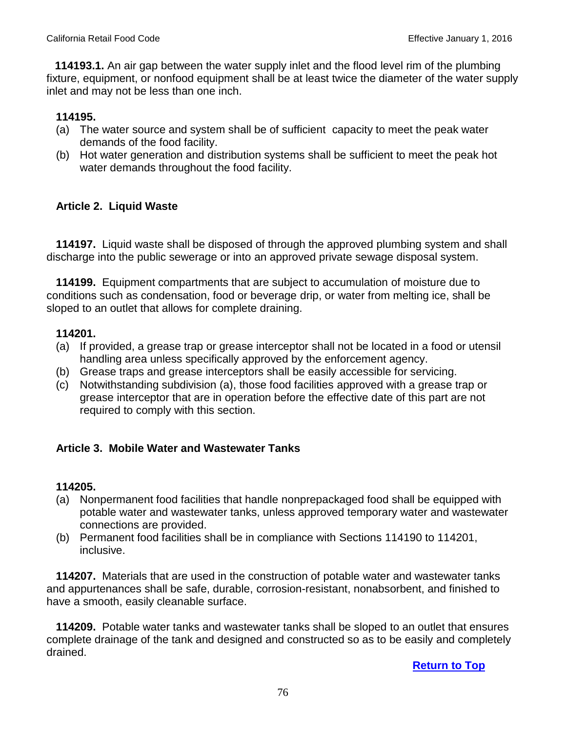**114193.1.** An air gap between the water supply inlet and the flood level rim of the plumbing fixture, equipment, or nonfood equipment shall be at least twice the diameter of the water supply inlet and may not be less than one inch.

**114195.**

(a) The water source and system shall be of sufficient capacity to meet the peak water demands of the food facility.
(b) Hot water generation and distribution systems shall be sufficient to meet the peak hot water demands throughout the food facility.

## Article 2. Liquid Waste

**114197.** Liquid waste shall be disposed of through the approved plumbing system and shall discharge into the public sewerage or into an approved private sewage disposal system.

**114199.** Equipment compartments that are subject to accumulation of moisture due to conditions such as condensation, food or beverage drip, or water from melting ice, shall be sloped to an outlet that allows for complete draining.

**114201.**

(a) If provided, a grease trap or grease interceptor shall not be located in a food or utensil handling area unless specifically approved by the enforcement agency.
(b) Grease traps and grease interceptors shall be easily accessible for servicing.
(c) Notwithstanding subdivision (a), those food facilities approved with a grease trap or grease interceptor that are in operation before the effective date of this part are not required to comply with this section.

## Article 3. Mobile Water and Wastewater Tanks

**114205.**

(a) Nonpermanent food facilities that handle nonprepackaged food shall be equipped with potable water and wastewater tanks, unless approved temporary water and wastewater connections are provided.
(b) Permanent food facilities shall be in compliance with Sections 114190 to 114201, inclusive.

**114207.** Materials that are used in the construction of potable water and wastewater tanks and appurtenances shall be safe, durable, corrosion-resistant, nonabsorbent, and finished to have a smooth, easily cleanable surface.

**114209.** Potable water tanks and wastewater tanks shall be sloped to an outlet that ensures complete drainage of the tank and designed and constructed so as to be easily and completely drained.

**Return to Top**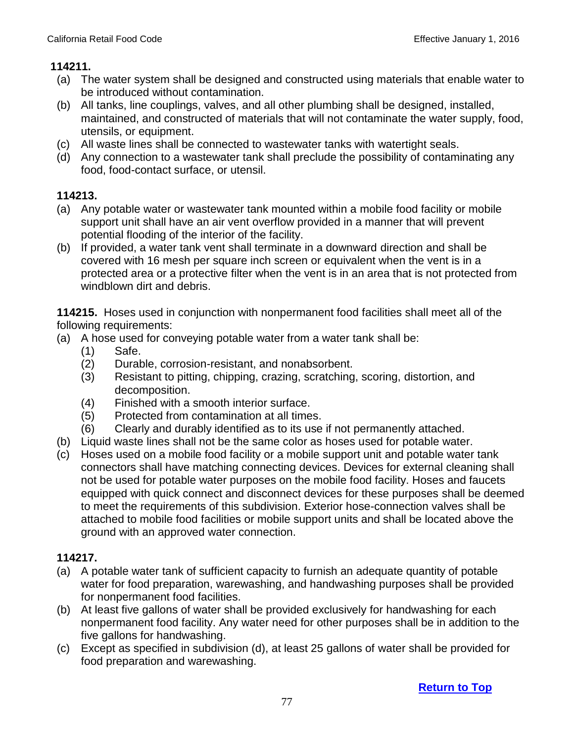**114211.**

(a) The water system shall be designed and constructed using materials that enable water to be introduced without contamination.

(b) All tanks, line couplings, valves, and all other plumbing shall be designed, installed, maintained, and constructed of materials that will not contaminate the water supply, food, utensils, or equipment.

(c) All waste lines shall be connected to wastewater tanks with watertight seals.

(d) Any connection to a wastewater tank shall preclude the possibility of contaminating any food, food-contact surface, or utensil.

**114213.**

(a) Any potable water or wastewater tank mounted within a mobile food facility or mobile support unit shall have an air vent overflow provided in a manner that will prevent potential flooding of the interior of the facility.

(b) If provided, a water tank vent shall terminate in a downward direction and shall be covered with 16 mesh per square inch screen or equivalent when the vent is in a protected area or a protective filter when the vent is in an area that is not protected from windblown dirt and debris.

**114215.** Hoses used in conjunction with nonpermanent food facilities shall meet all of the following requirements:

(a) A hose used for conveying potable water from a water tank shall be:
   (1) Safe.
   (2) Durable, corrosion-resistant, and nonabsorbent.
   (3) Resistant to pitting, chipping, crazing, scratching, scoring, distortion, and decomposition.
   (4) Finished with a smooth interior surface.
   (5) Protected from contamination at all times.
   (6) Clearly and durably identified as to its use if not permanently attached.

(b) Liquid waste lines shall not be the same color as hoses used for potable water.

(c) Hoses used on a mobile food facility or a mobile support unit and potable water tank connectors shall have matching connecting devices. Devices for external cleaning shall not be used for potable water purposes on the mobile food facility. Hoses and faucets equipped with quick connect and disconnect devices for these purposes shall be deemed to meet the requirements of this subdivision. Exterior hose-connection valves shall be attached to mobile food facilities or mobile support units and shall be located above the ground with an approved water connection.

**114217.**

(a) A potable water tank of sufficient capacity to furnish an adequate quantity of potable water for food preparation, warewashing, and handwashing purposes shall be provided for nonpermanent food facilities.

(b) At least five gallons of water shall be provided exclusively for handwashing for each nonpermanent food facility. Any water need for other purposes shall be in addition to the five gallons for handwashing.

(c) Except as specified in subdivision (d), at least 25 gallons of water shall be provided for food preparation and warewashing.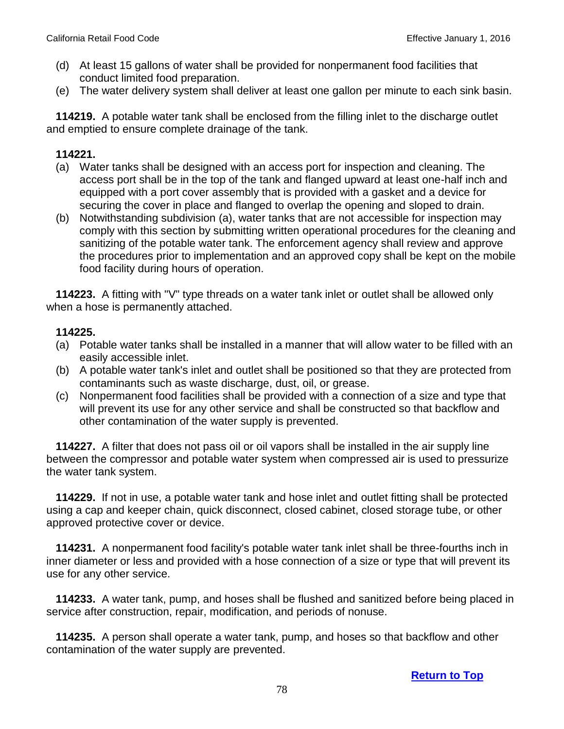(d) At least 15 gallons of water shall be provided for nonpermanent food facilities that conduct limited food preparation.

(e) The water delivery system shall deliver at least one gallon per minute to each sink basin.

**114219.** A potable water tank shall be enclosed from the filling inlet to the discharge outlet and emptied to ensure complete drainage of the tank.

**114221.**

(a) Water tanks shall be designed with an access port for inspection and cleaning. The access port shall be in the top of the tank and flanged upward at least one-half inch and equipped with a port cover assembly that is provided with a gasket and a device for securing the cover in place and flanged to overlap the opening and sloped to drain.

(b) Notwithstanding subdivision (a), water tanks that are not accessible for inspection may comply with this section by submitting written operational procedures for the cleaning and sanitizing of the potable water tank. The enforcement agency shall review and approve the procedures prior to implementation and an approved copy shall be kept on the mobile food facility during hours of operation.

**114223.** A fitting with "V" type threads on a water tank inlet or outlet shall be allowed only when a hose is permanently attached.

**114225.**

(a) Potable water tanks shall be installed in a manner that will allow water to be filled with an easily accessible inlet.

(b) A potable water tank's inlet and outlet shall be positioned so that they are protected from contaminants such as waste discharge, dust, oil, or grease.

(c) Nonpermanent food facilities shall be provided with a connection of a size and type that will prevent its use for any other service and shall be constructed so that backflow and other contamination of the water supply is prevented.

**114227.** A filter that does not pass oil or oil vapors shall be installed in the air supply line between the compressor and potable water system when compressed air is used to pressurize the water tank system.

**114229.** If not in use, a potable water tank and hose inlet and outlet fitting shall be protected using a cap and keeper chain, quick disconnect, closed cabinet, closed storage tube, or other approved protective cover or device.

**114231.** A nonpermanent food facility's potable water tank inlet shall be three-fourths inch in inner diameter or less and provided with a hose connection of a size or type that will prevent its use for any other service.

**114233.** A water tank, pump, and hoses shall be flushed and sanitized before being placed in service after construction, repair, modification, and periods of nonuse.

**114235.** A person shall operate a water tank, pump, and hoses so that backflow and other contamination of the water supply are prevented.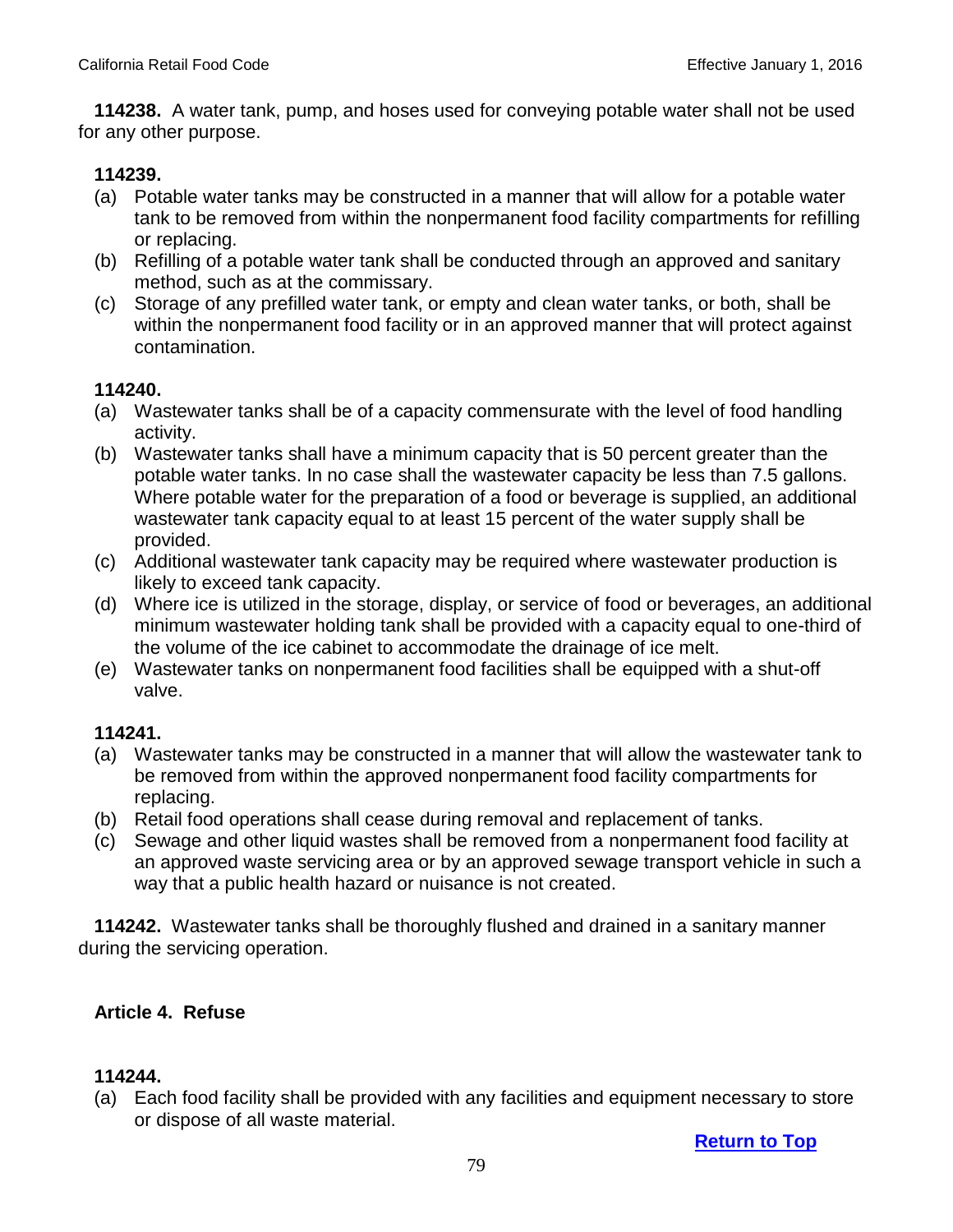**114238.** A water tank, pump, and hoses used for conveying potable water shall not be used for any other purpose.

**114239.**

(a) Potable water tanks may be constructed in a manner that will allow for a potable water tank to be removed from within the nonpermanent food facility compartments for refilling or replacing.

(b) Refilling of a potable water tank shall be conducted through an approved and sanitary method, such as at the commissary.

(c) Storage of any prefilled water tank, or empty and clean water tanks, or both, shall be within the nonpermanent food facility or in an approved manner that will protect against contamination.

**114240.**

(a) Wastewater tanks shall be of a capacity commensurate with the level of food handling activity.

(b) Wastewater tanks shall have a minimum capacity that is 50 percent greater than the potable water tanks. In no case shall the wastewater capacity be less than 7.5 gallons. Where potable water for the preparation of a food or beverage is supplied, an additional wastewater tank capacity equal to at least 15 percent of the water supply shall be provided.

(c) Additional wastewater tank capacity may be required where wastewater production is likely to exceed tank capacity.

(d) Where ice is utilized in the storage, display, or service of food or beverages, an additional minimum wastewater holding tank shall be provided with a capacity equal to one-third of the volume of the ice cabinet to accommodate the drainage of ice melt.

(e) Wastewater tanks on nonpermanent food facilities shall be equipped with a shut-off valve.

**114241.**

(a) Wastewater tanks may be constructed in a manner that will allow the wastewater tank to be removed from within the approved nonpermanent food facility compartments for replacing.

(b) Retail food operations shall cease during removal and replacement of tanks.

(c) Sewage and other liquid wastes shall be removed from a nonpermanent food facility at an approved waste servicing area or by an approved sewage transport vehicle in such a way that a public health hazard or nuisance is not created.

**114242.** Wastewater tanks shall be thoroughly flushed and drained in a sanitary manner during the servicing operation.

## Article 4. Refuse

**114244.**

(a) Each food facility shall be provided with any facilities and equipment necessary to store or dispose of all waste material.

Return to Top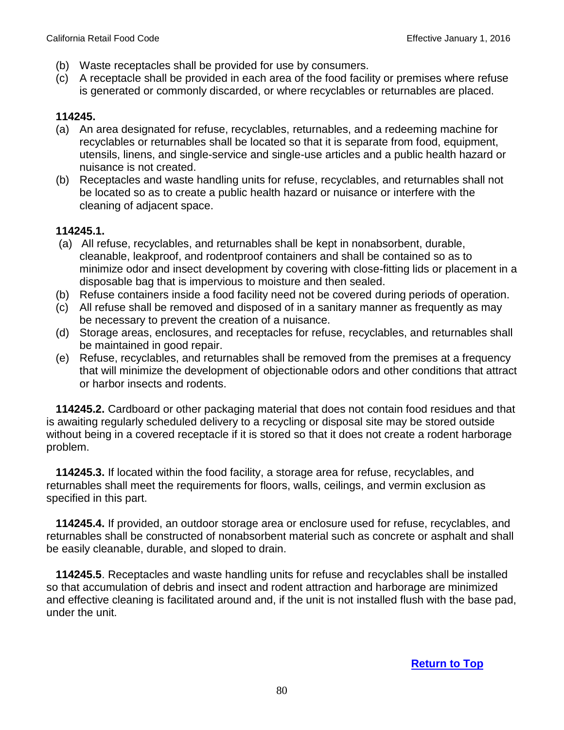(b) Waste receptacles shall be provided for use by consumers.
(c) A receptacle shall be provided in each area of the food facility or premises where refuse is generated or commonly discarded, or where recyclables or returnables are placed.

**114245.**

(a) An area designated for refuse, recyclables, returnables, and a redeeming machine for recyclables or returnables shall be located so that it is separate from food, equipment, utensils, linens, and single-service and single-use articles and a public health hazard or nuisance is not created.
(b) Receptacles and waste handling units for refuse, recyclables, and returnables shall not be located so as to create a public health hazard or nuisance or interfere with the cleaning of adjacent space.

**114245.1.**

(a) All refuse, recyclables, and returnables shall be kept in nonabsorbent, durable, cleanable, leakproof, and rodentproof containers and shall be contained so as to minimize odor and insect development by covering with close-fitting lids or placement in a disposable bag that is impervious to moisture and then sealed.
(b) Refuse containers inside a food facility need not be covered during periods of operation.
(c) All refuse shall be removed and disposed of in a sanitary manner as frequently as may be necessary to prevent the creation of a nuisance.
(d) Storage areas, enclosures, and receptacles for refuse, recyclables, and returnables shall be maintained in good repair.
(e) Refuse, recyclables, and returnables shall be removed from the premises at a frequency that will minimize the development of objectionable odors and other conditions that attract or harbor insects and rodents.

**114245.2.** Cardboard or other packaging material that does not contain food residues and that is awaiting regularly scheduled delivery to a recycling or disposal site may be stored outside without being in a covered receptacle if it is stored so that it does not create a rodent harborage problem.

**114245.3.** If located within the food facility, a storage area for refuse, recyclables, and returnables shall meet the requirements for floors, walls, ceilings, and vermin exclusion as specified in this part.

**114245.4.** If provided, an outdoor storage area or enclosure used for refuse, recyclables, and returnables shall be constructed of nonabsorbent material such as concrete or asphalt and shall be easily cleanable, durable, and sloped to drain.

**114245.5**. Receptacles and waste handling units for refuse and recyclables shall be installed so that accumulation of debris and insect and rodent attraction and harborage are minimized and effective cleaning is facilitated around and, if the unit is not installed flush with the base pad, under the unit.

**Return to Top**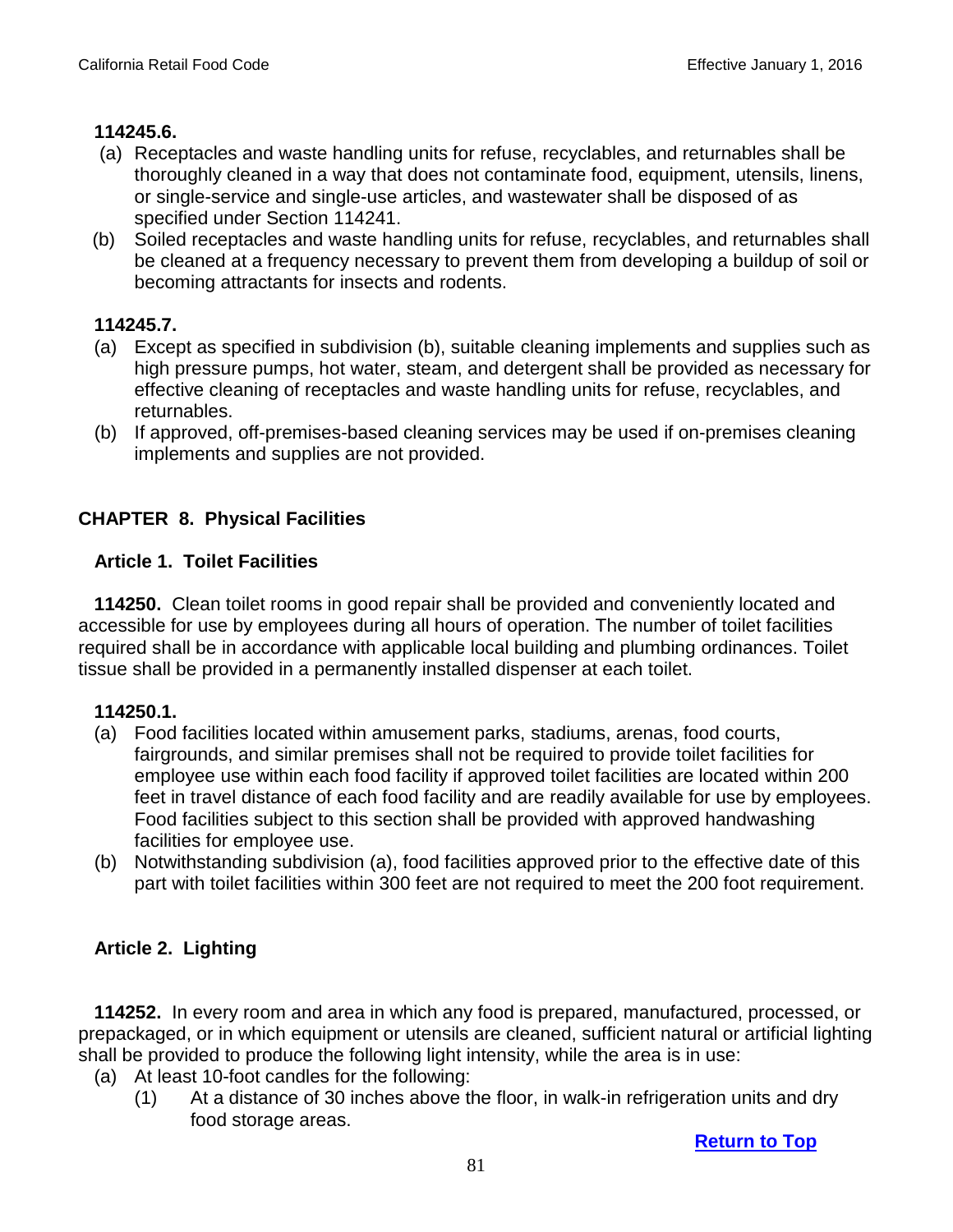**114245.6.**

(a) Receptacles and waste handling units for refuse, recyclables, and returnables shall be thoroughly cleaned in a way that does not contaminate food, equipment, utensils, linens, or single-service and single-use articles, and wastewater shall be disposed of as specified under Section 114241.

(b) Soiled receptacles and waste handling units for refuse, recyclables, and returnables shall be cleaned at a frequency necessary to prevent them from developing a buildup of soil or becoming attractants for insects and rodents.

**114245.7.**

(a) Except as specified in subdivision (b), suitable cleaning implements and supplies such as high pressure pumps, hot water, steam, and detergent shall be provided as necessary for effective cleaning of receptacles and waste handling units for refuse, recyclables, and returnables.

(b) If approved, off-premises-based cleaning services may be used if on-premises cleaning implements and supplies are not provided.

## CHAPTER 8. Physical Facilities

### Article 1. Toilet Facilities

**114250.** Clean toilet rooms in good repair shall be provided and conveniently located and accessible for use by employees during all hours of operation. The number of toilet facilities required shall be in accordance with applicable local building and plumbing ordinances. Toilet tissue shall be provided in a permanently installed dispenser at each toilet.

**114250.1.**

(a) Food facilities located within amusement parks, stadiums, arenas, food courts, fairgrounds, and similar premises shall not be required to provide toilet facilities for employee use within each food facility if approved toilet facilities are located within 200 feet in travel distance of each food facility and are readily available for use by employees. Food facilities subject to this section shall be provided with approved handwashing facilities for employee use.

(b) Notwithstanding subdivision (a), food facilities approved prior to the effective date of this part with toilet facilities within 300 feet are not required to meet the 200 foot requirement.

### Article 2. Lighting

**114252.** In every room and area in which any food is prepared, manufactured, processed, or prepackaged, or in which equipment or utensils are cleaned, sufficient natural or artificial lighting shall be provided to produce the following light intensity, while the area is in use:

(a) At least 10-foot candles for the following:

(1) At a distance of 30 inches above the floor, in walk-in refrigeration units and dry food storage areas.

**Return to Top**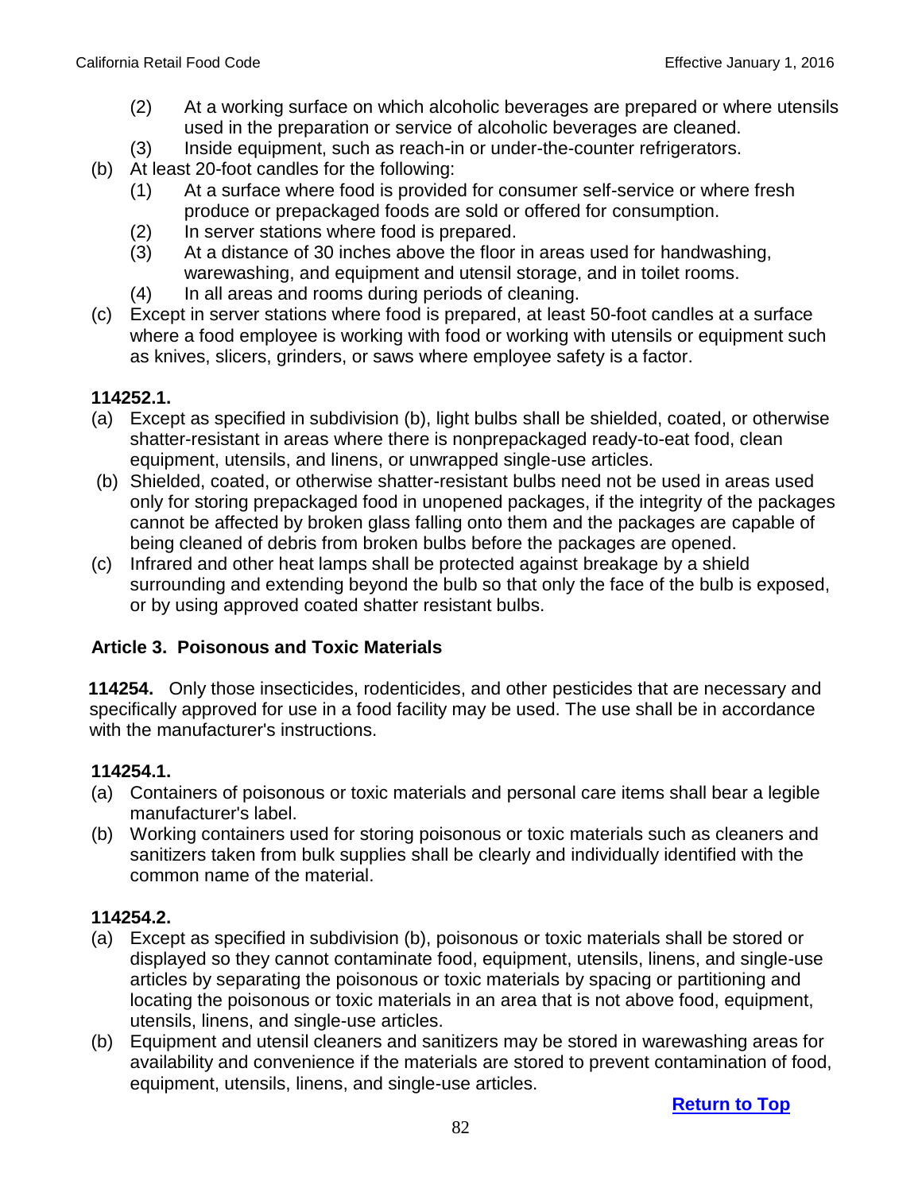(2) At a working surface on which alcoholic beverages are prepared or where utensils used in the preparation or service of alcoholic beverages are cleaned.

(3) Inside equipment, such as reach-in or under-the-counter refrigerators.

(b) At least 20-foot candles for the following:

(1) At a surface where food is provided for consumer self-service or where fresh produce or prepackaged foods are sold or offered for consumption.

(2) In server stations where food is prepared.

(3) At a distance of 30 inches above the floor in areas used for handwashing, warewashing, and equipment and utensil storage, and in toilet rooms.

(4) In all areas and rooms during periods of cleaning.

(c) Except in server stations where food is prepared, at least 50-foot candles at a surface where a food employee is working with food or working with utensils or equipment such as knives, slicers, grinders, or saws where employee safety is a factor.

**114252.1.**

(a) Except as specified in subdivision (b), light bulbs shall be shielded, coated, or otherwise shatter-resistant in areas where there is nonprepackaged ready-to-eat food, clean equipment, utensils, and linens, or unwrapped single-use articles.

(b) Shielded, coated, or otherwise shatter-resistant bulbs need not be used in areas used only for storing prepackaged food in unopened packages, if the integrity of the packages cannot be affected by broken glass falling onto them and the packages are capable of being cleaned of debris from broken bulbs before the packages are opened.

(c) Infrared and other heat lamps shall be protected against breakage by a shield surrounding and extending beyond the bulb so that only the face of the bulb is exposed, or by using approved coated shatter resistant bulbs.

## Article 3. Poisonous and Toxic Materials

**114254.** Only those insecticides, rodenticides, and other pesticides that are necessary and specifically approved for use in a food facility may be used. The use shall be in accordance with the manufacturer's instructions.

**114254.1.**

(a) Containers of poisonous or toxic materials and personal care items shall bear a legible manufacturer's label.

(b) Working containers used for storing poisonous or toxic materials such as cleaners and sanitizers taken from bulk supplies shall be clearly and individually identified with the common name of the material.

**114254.2.**

(a) Except as specified in subdivision (b), poisonous or toxic materials shall be stored or displayed so they cannot contaminate food, equipment, utensils, linens, and single-use articles by separating the poisonous or toxic materials by spacing or partitioning and locating the poisonous or toxic materials in an area that is not above food, equipment, utensils, linens, and single-use articles.

(b) Equipment and utensil cleaners and sanitizers may be stored in warewashing areas for availability and convenience if the materials are stored to prevent contamination of food, equipment, utensils, linens, and single-use articles.

Return to Top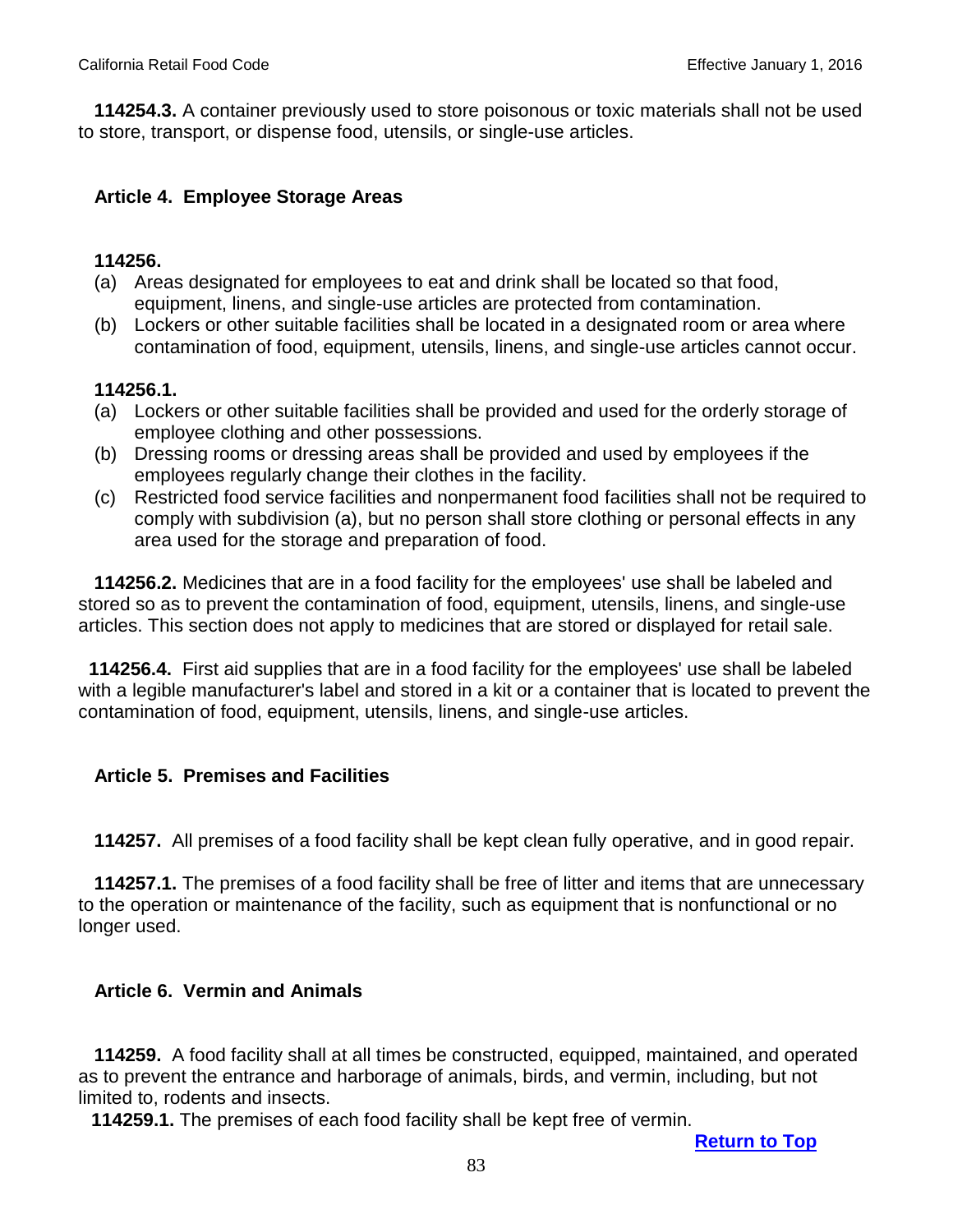**114254.3.** A container previously used to store poisonous or toxic materials shall not be used to store, transport, or dispense food, utensils, or single-use articles.

## Article 4. Employee Storage Areas

**114256.**

(a) Areas designated for employees to eat and drink shall be located so that food, equipment, linens, and single-use articles are protected from contamination.

(b) Lockers or other suitable facilities shall be located in a designated room or area where contamination of food, equipment, utensils, linens, and single-use articles cannot occur.

**114256.1.**

(a) Lockers or other suitable facilities shall be provided and used for the orderly storage of employee clothing and other possessions.

(b) Dressing rooms or dressing areas shall be provided and used by employees if the employees regularly change their clothes in the facility.

(c) Restricted food service facilities and nonpermanent food facilities shall not be required to comply with subdivision (a), but no person shall store clothing or personal effects in any area used for the storage and preparation of food.

**114256.2.** Medicines that are in a food facility for the employees' use shall be labeled and stored so as to prevent the contamination of food, equipment, utensils, linens, and single-use articles. This section does not apply to medicines that are stored or displayed for retail sale.

**114256.4.** First aid supplies that are in a food facility for the employees' use shall be labeled with a legible manufacturer's label and stored in a kit or a container that is located to prevent the contamination of food, equipment, utensils, linens, and single-use articles.

## Article 5. Premises and Facilities

**114257.** All premises of a food facility shall be kept clean fully operative, and in good repair.

**114257.1.** The premises of a food facility shall be free of litter and items that are unnecessary to the operation or maintenance of the facility, such as equipment that is nonfunctional or no longer used.

## Article 6. Vermin and Animals

**114259.** A food facility shall at all times be constructed, equipped, maintained, and operated as to prevent the entrance and harborage of animals, birds, and vermin, including, but not limited to, rodents and insects.

**114259.1.** The premises of each food facility shall be kept free of vermin.

**Return to Top**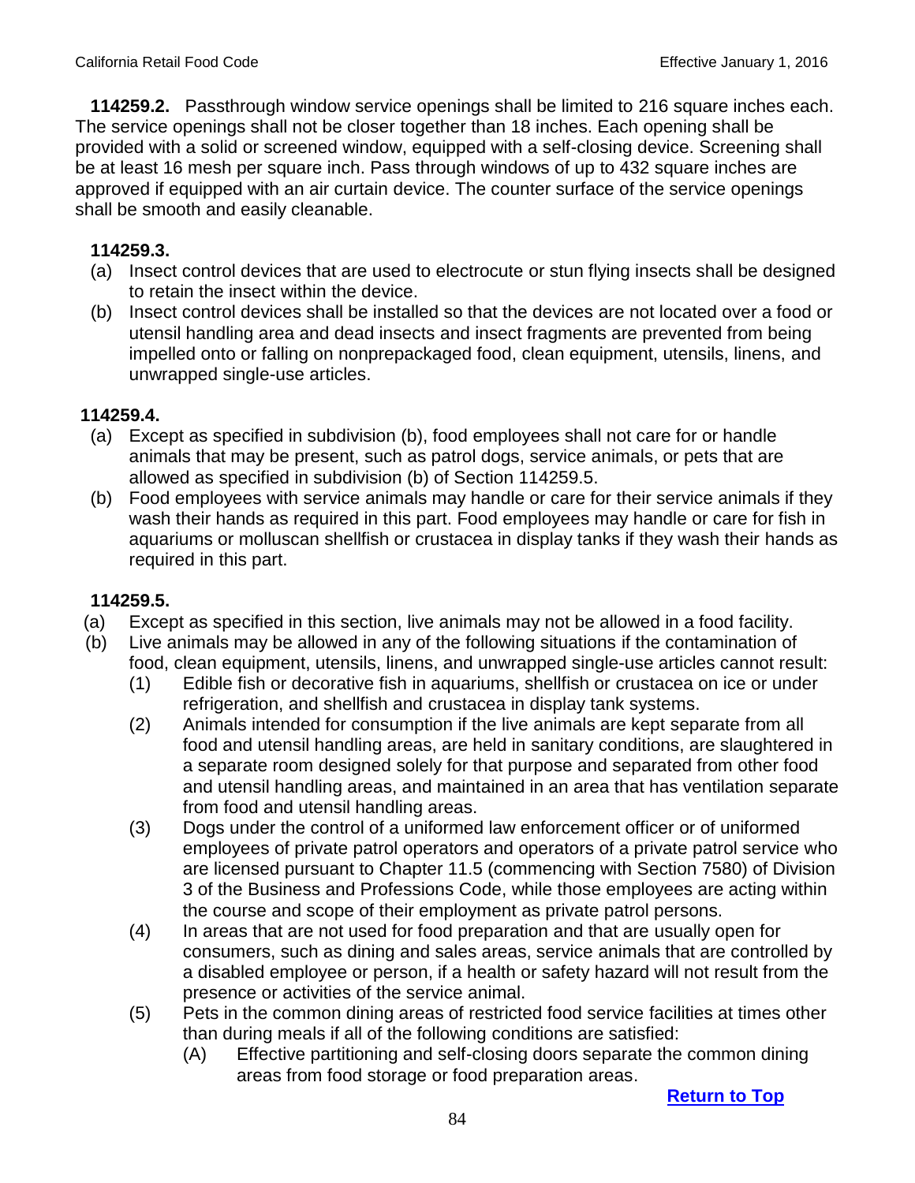**114259.2.** Passthrough window service openings shall be limited to 216 square inches each. The service openings shall not be closer together than 18 inches. Each opening shall be provided with a solid or screened window, equipped with a self-closing device. Screening shall be at least 16 mesh per square inch. Pass through windows of up to 432 square inches are approved if equipped with an air curtain device. The counter surface of the service openings shall be smooth and easily cleanable.

**114259.3.**

(a) Insect control devices that are used to electrocute or stun flying insects shall be designed to retain the insect within the device.

(b) Insect control devices shall be installed so that the devices are not located over a food or utensil handling area and dead insects and insect fragments are prevented from being impelled onto or falling on nonprepackaged food, clean equipment, utensils, linens, and unwrapped single-use articles.

**114259.4.**

(a) Except as specified in subdivision (b), food employees shall not care for or handle animals that may be present, such as patrol dogs, service animals, or pets that are allowed as specified in subdivision (b) of Section 114259.5.

(b) Food employees with service animals may handle or care for their service animals if they wash their hands as required in this part. Food employees may handle or care for fish in aquariums or molluscan shellfish or crustacea in display tanks if they wash their hands as required in this part.

**114259.5.**

(a) Except as specified in this section, live animals may not be allowed in a food facility.

(b) Live animals may be allowed in any of the following situations if the contamination of food, clean equipment, utensils, linens, and unwrapped single-use articles cannot result:

(1) Edible fish or decorative fish in aquariums, shellfish or crustacea on ice or under refrigeration, and shellfish and crustacea in display tank systems.

(2) Animals intended for consumption if the live animals are kept separate from all food and utensil handling areas, are held in sanitary conditions, are slaughtered in a separate room designed solely for that purpose and separated from other food and utensil handling areas, and maintained in an area that has ventilation separate from food and utensil handling areas.

(3) Dogs under the control of a uniformed law enforcement officer or of uniformed employees of private patrol operators and operators of a private patrol service who are licensed pursuant to Chapter 11.5 (commencing with Section 7580) of Division 3 of the Business and Professions Code, while those employees are acting within the course and scope of their employment as private patrol persons.

(4) In areas that are not used for food preparation and that are usually open for consumers, such as dining and sales areas, service animals that are controlled by a disabled employee or person, if a health or safety hazard will not result from the presence or activities of the service animal.

(5) Pets in the common dining areas of restricted food service facilities at times other than during meals if all of the following conditions are satisfied:

(A) Effective partitioning and self-closing doors separate the common dining areas from food storage or food preparation areas.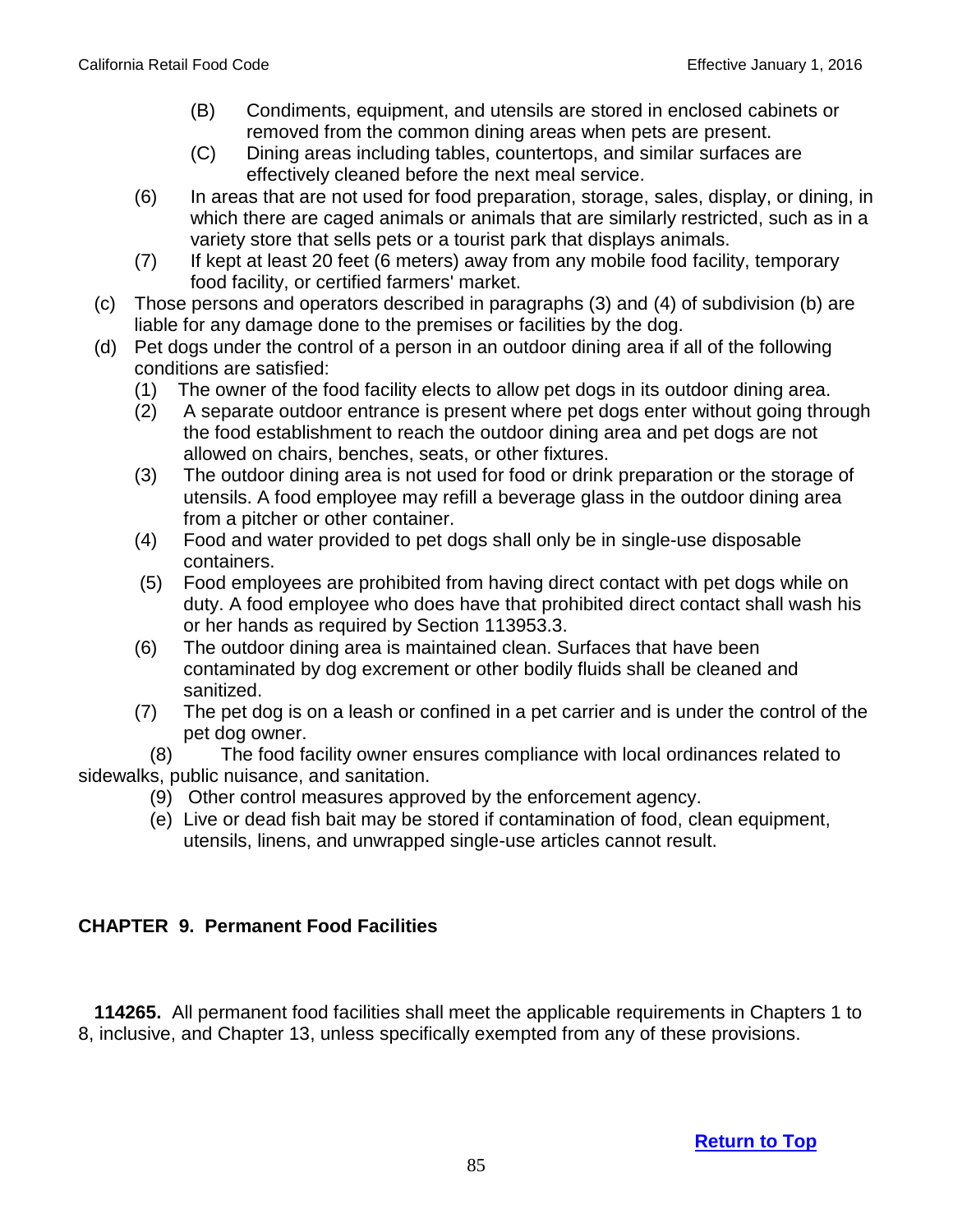(B) Condiments, equipment, and utensils are stored in enclosed cabinets or removed from the common dining areas when pets are present.

(C) Dining areas including tables, countertops, and similar surfaces are effectively cleaned before the next meal service.

(6) In areas that are not used for food preparation, storage, sales, display, or dining, in which there are caged animals or animals that are similarly restricted, such as in a variety store that sells pets or a tourist park that displays animals.

(7) If kept at least 20 feet (6 meters) away from any mobile food facility, temporary food facility, or certified farmers' market.

(c) Those persons and operators described in paragraphs (3) and (4) of subdivision (b) are liable for any damage done to the premises or facilities by the dog.

(d) Pet dogs under the control of a person in an outdoor dining area if all of the following conditions are satisfied:

(1) The owner of the food facility elects to allow pet dogs in its outdoor dining area.

(2) A separate outdoor entrance is present where pet dogs enter without going through the food establishment to reach the outdoor dining area and pet dogs are not allowed on chairs, benches, seats, or other fixtures.

(3) The outdoor dining area is not used for food or drink preparation or the storage of utensils. A food employee may refill a beverage glass in the outdoor dining area from a pitcher or other container.

(4) Food and water provided to pet dogs shall only be in single-use disposable containers.

(5) Food employees are prohibited from having direct contact with pet dogs while on duty. A food employee who does have that prohibited direct contact shall wash his or her hands as required by Section 113953.3.

(6) The outdoor dining area is maintained clean. Surfaces that have been contaminated by dog excrement or other bodily fluids shall be cleaned and sanitized.

(7) The pet dog is on a leash or confined in a pet carrier and is under the control of the pet dog owner.

(8) The food facility owner ensures compliance with local ordinances related to sidewalks, public nuisance, and sanitation.

(9) Other control measures approved by the enforcement agency.

(e) Live or dead fish bait may be stored if contamination of food, clean equipment, utensils, linens, and unwrapped single-use articles cannot result.

## CHAPTER 9. Permanent Food Facilities

**114265.** All permanent food facilities shall meet the applicable requirements in Chapters 1 to 8, inclusive, and Chapter 13, unless specifically exempted from any of these provisions.

**Return to Top**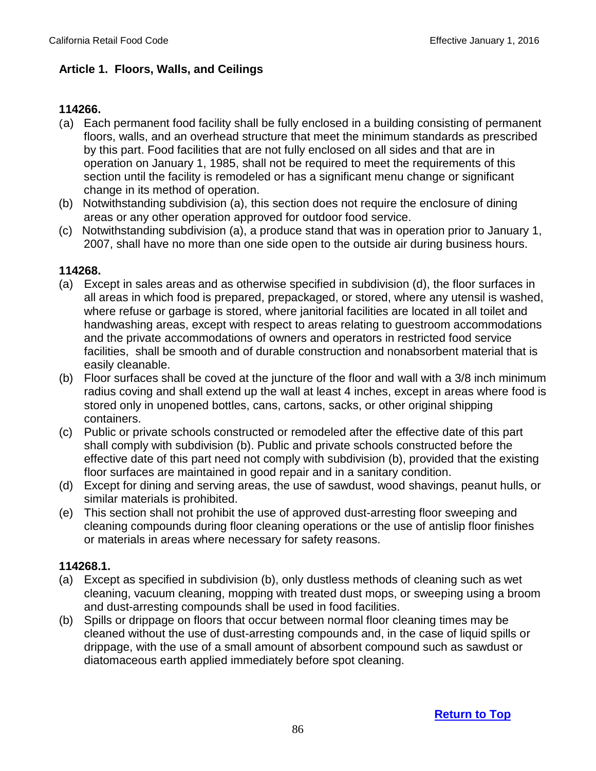### Article 1. Floors, Walls, and Ceilings

**114266.**

(a) Each permanent food facility shall be fully enclosed in a building consisting of permanent floors, walls, and an overhead structure that meet the minimum standards as prescribed by this part. Food facilities that are not fully enclosed on all sides and that are in operation on January 1, 1985, shall not be required to meet the requirements of this section until the facility is remodeled or has a significant menu change or significant change in its method of operation.

(b) Notwithstanding subdivision (a), this section does not require the enclosure of dining areas or any other operation approved for outdoor food service.

(c) Notwithstanding subdivision (a), a produce stand that was in operation prior to January 1, 2007, shall have no more than one side open to the outside air during business hours.

**114268.**

(a) Except in sales areas and as otherwise specified in subdivision (d), the floor surfaces in all areas in which food is prepared, prepackaged, or stored, where any utensil is washed, where refuse or garbage is stored, where janitorial facilities are located in all toilet and handwashing areas, except with respect to areas relating to guestroom accommodations and the private accommodations of owners and operators in restricted food service facilities, shall be smooth and of durable construction and nonabsorbent material that is easily cleanable.

(b) Floor surfaces shall be coved at the juncture of the floor and wall with a 3/8 inch minimum radius coving and shall extend up the wall at least 4 inches, except in areas where food is stored only in unopened bottles, cans, cartons, sacks, or other original shipping containers.

(c) Public or private schools constructed or remodeled after the effective date of this part shall comply with subdivision (b). Public and private schools constructed before the effective date of this part need not comply with subdivision (b), provided that the existing floor surfaces are maintained in good repair and in a sanitary condition.

(d) Except for dining and serving areas, the use of sawdust, wood shavings, peanut hulls, or similar materials is prohibited.

(e) This section shall not prohibit the use of approved dust-arresting floor sweeping and cleaning compounds during floor cleaning operations or the use of antislip floor finishes or materials in areas where necessary for safety reasons.

**114268.1.**

(a) Except as specified in subdivision (b), only dustless methods of cleaning such as wet cleaning, vacuum cleaning, mopping with treated dust mops, or sweeping using a broom and dust-arresting compounds shall be used in food facilities.

(b) Spills or drippage on floors that occur between normal floor cleaning times may be cleaned without the use of dust-arresting compounds and, in the case of liquid spills or drippage, with the use of a small amount of absorbent compound such as sawdust or diatomaceous earth applied immediately before spot cleaning.

Return to Top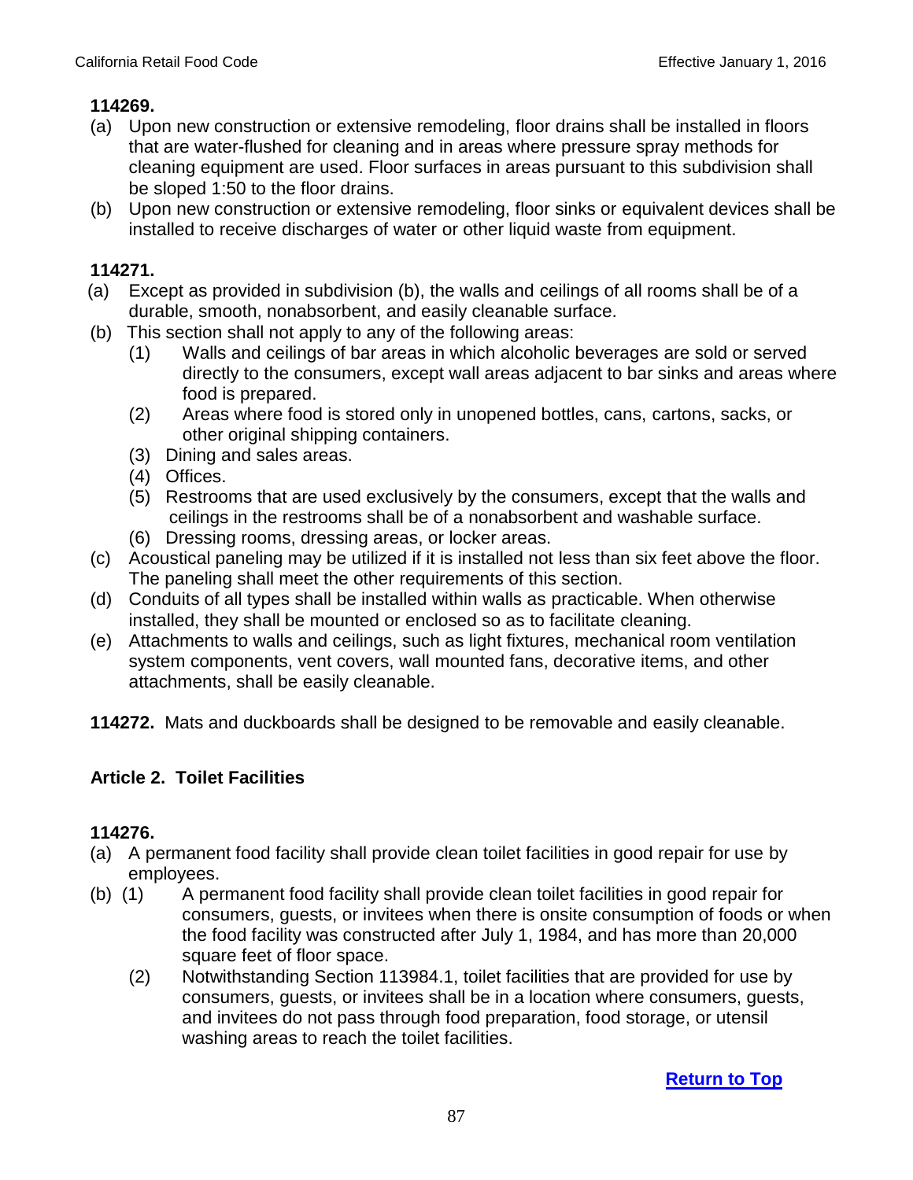**114269.**

(a) Upon new construction or extensive remodeling, floor drains shall be installed in floors that are water-flushed for cleaning and in areas where pressure spray methods for cleaning equipment are used. Floor surfaces in areas pursuant to this subdivision shall be sloped 1:50 to the floor drains.

(b) Upon new construction or extensive remodeling, floor sinks or equivalent devices shall be installed to receive discharges of water or other liquid waste from equipment.

**114271.**

(a) Except as provided in subdivision (b), the walls and ceilings of all rooms shall be of a durable, smooth, nonabsorbent, and easily cleanable surface.

(b) This section shall not apply to any of the following areas:

(1) Walls and ceilings of bar areas in which alcoholic beverages are sold or served directly to the consumers, except wall areas adjacent to bar sinks and areas where food is prepared.

(2) Areas where food is stored only in unopened bottles, cans, cartons, sacks, or other original shipping containers.

(3) Dining and sales areas.

(4) Offices.

(5) Restrooms that are used exclusively by the consumers, except that the walls and ceilings in the restrooms shall be of a nonabsorbent and washable surface.

(6) Dressing rooms, dressing areas, or locker areas.

(c) Acoustical paneling may be utilized if it is installed not less than six feet above the floor. The paneling shall meet the other requirements of this section.

(d) Conduits of all types shall be installed within walls as practicable. When otherwise installed, they shall be mounted or enclosed so as to facilitate cleaning.

(e) Attachments to walls and ceilings, such as light fixtures, mechanical room ventilation system components, vent covers, wall mounted fans, decorative items, and other attachments, shall be easily cleanable.

**114272.** Mats and duckboards shall be designed to be removable and easily cleanable.

### Article 2. Toilet Facilities

**114276.**

(a) A permanent food facility shall provide clean toilet facilities in good repair for use by employees.

(b) (1) A permanent food facility shall provide clean toilet facilities in good repair for consumers, guests, or invitees when there is onsite consumption of foods or when the food facility was constructed after July 1, 1984, and has more than 20,000 square feet of floor space.

(2) Notwithstanding Section 113984.1, toilet facilities that are provided for use by consumers, guests, or invitees shall be in a location where consumers, guests, and invitees do not pass through food preparation, food storage, or utensil washing areas to reach the toilet facilities.

Return to Top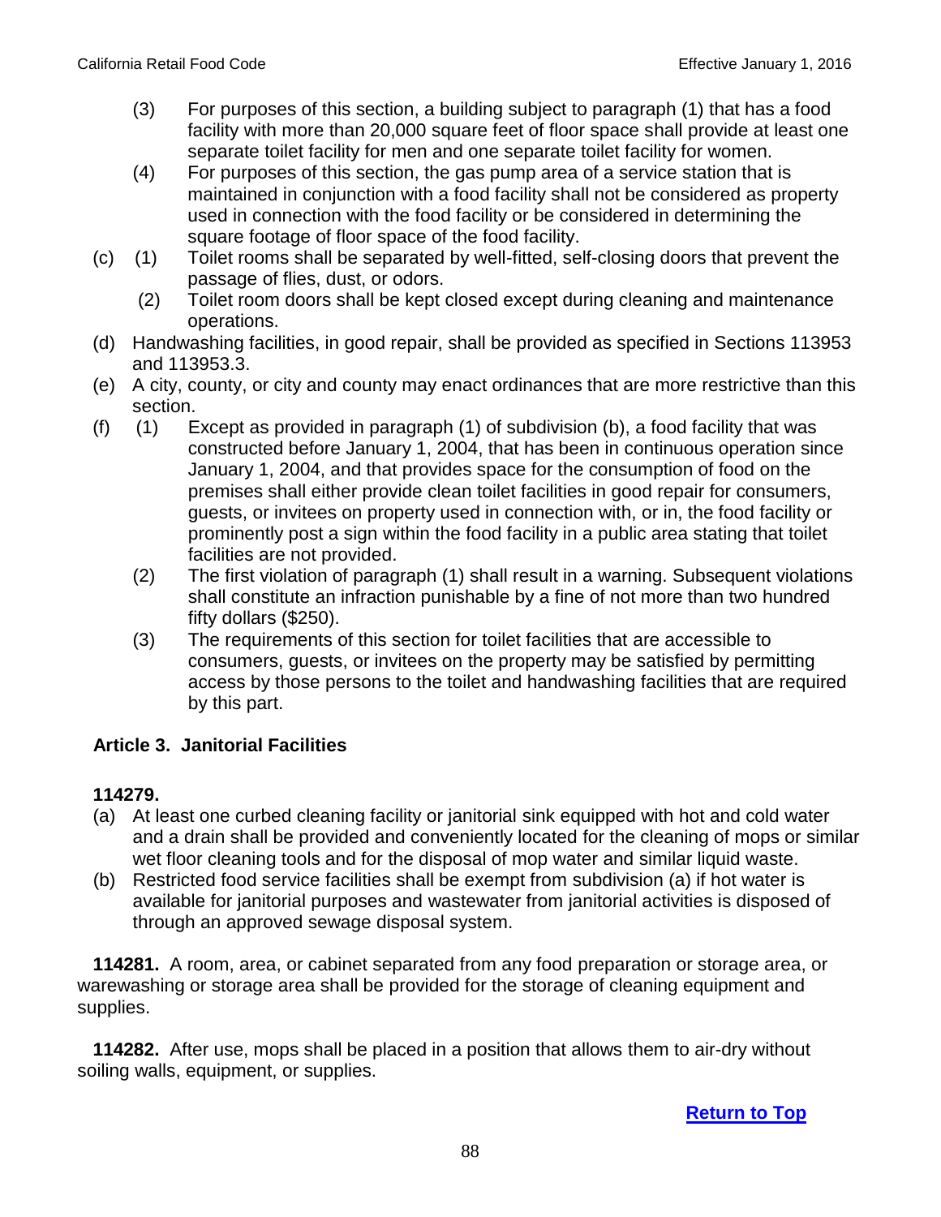(3) For purposes of this section, a building subject to paragraph (1) that has a food facility with more than 20,000 square feet of floor space shall provide at least one separate toilet facility for men and one separate toilet facility for women.

(4) For purposes of this section, the gas pump area of a service station that is maintained in conjunction with a food facility shall not be considered as property used in connection with the food facility or be considered in determining the square footage of floor space of the food facility.

(c) (1) Toilet rooms shall be separated by well-fitted, self-closing doors that prevent the passage of flies, dust, or odors.

(2) Toilet room doors shall be kept closed except during cleaning and maintenance operations.

(d) Handwashing facilities, in good repair, shall be provided as specified in Sections 113953 and 113953.3.

(e) A city, county, or city and county may enact ordinances that are more restrictive than this section.

(f) (1) Except as provided in paragraph (1) of subdivision (b), a food facility that was constructed before January 1, 2004, that has been in continuous operation since January 1, 2004, and that provides space for the consumption of food on the premises shall either provide clean toilet facilities in good repair for consumers, guests, or invitees on property used in connection with, or in, the food facility or prominently post a sign within the food facility in a public area stating that toilet facilities are not provided.

(2) The first violation of paragraph (1) shall result in a warning. Subsequent violations shall constitute an infraction punishable by a fine of not more than two hundred fifty dollars ($250).

(3) The requirements of this section for toilet facilities that are accessible to consumers, guests, or invitees on the property may be satisfied by permitting access by those persons to the toilet and handwashing facilities that are required by this part.

### Article 3. Janitorial Facilities

**114279.**

(a) At least one curbed cleaning facility or janitorial sink equipped with hot and cold water and a drain shall be provided and conveniently located for the cleaning of mops or similar wet floor cleaning tools and for the disposal of mop water and similar liquid waste.

(b) Restricted food service facilities shall be exempt from subdivision (a) if hot water is available for janitorial purposes and wastewater from janitorial activities is disposed of through an approved sewage disposal system.

**114281.** A room, area, or cabinet separated from any food preparation or storage area, or warewashing or storage area shall be provided for the storage of cleaning equipment and supplies.

**114282.** After use, mops shall be placed in a position that allows them to air-dry without soiling walls, equipment, or supplies.

Return to Top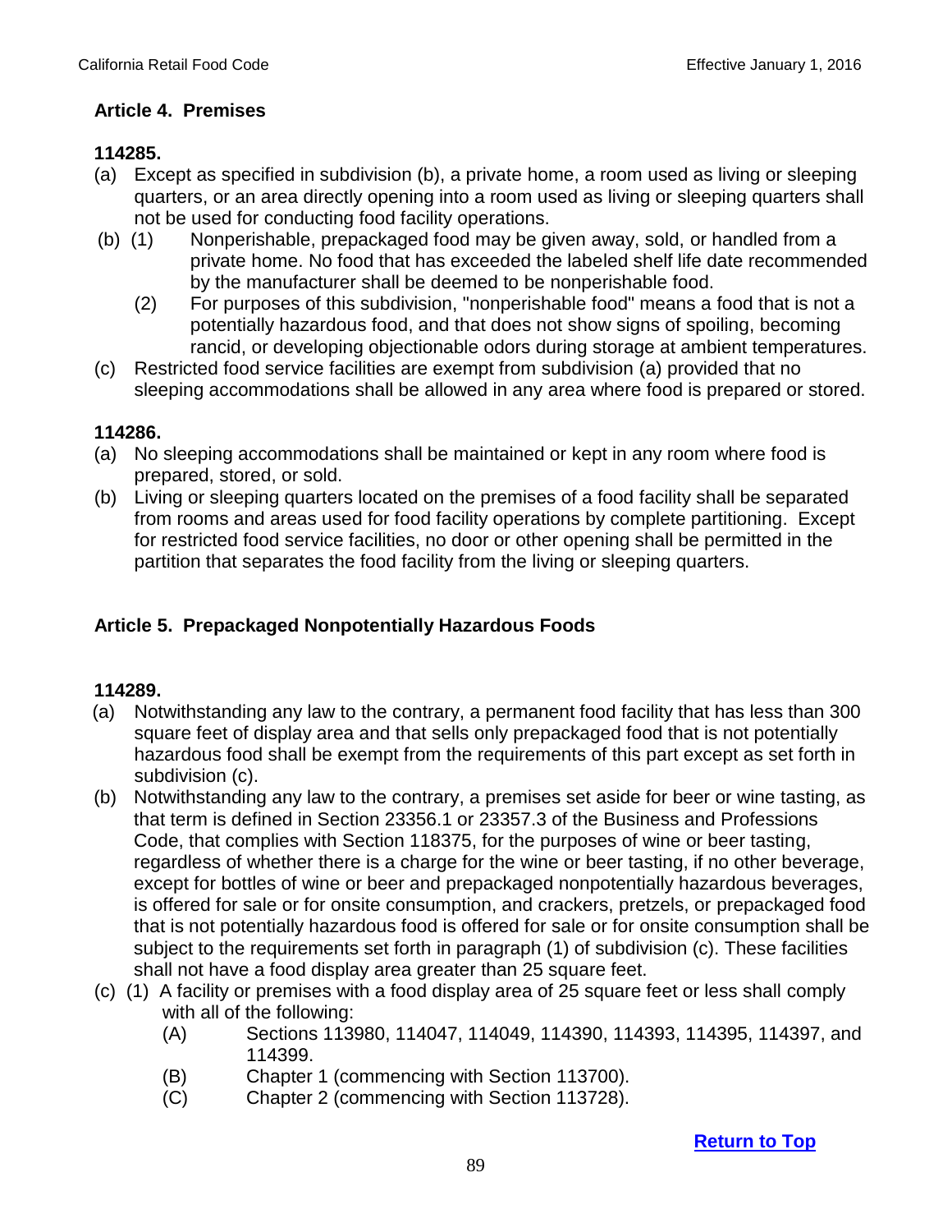### Article 4. Premises

**114285.**

(a) Except as specified in subdivision (b), a private home, a room used as living or sleeping quarters, or an area directly opening into a room used as living or sleeping quarters shall not be used for conducting food facility operations.

(b) (1) Nonperishable, prepackaged food may be given away, sold, or handled from a private home. No food that has exceeded the labeled shelf life date recommended by the manufacturer shall be deemed to be nonperishable food.

(2) For purposes of this subdivision, "nonperishable food" means a food that is not a potentially hazardous food, and that does not show signs of spoiling, becoming rancid, or developing objectionable odors during storage at ambient temperatures.

(c) Restricted food service facilities are exempt from subdivision (a) provided that no sleeping accommodations shall be allowed in any area where food is prepared or stored.

**114286.**

(a) No sleeping accommodations shall be maintained or kept in any room where food is prepared, stored, or sold.

(b) Living or sleeping quarters located on the premises of a food facility shall be separated from rooms and areas used for food facility operations by complete partitioning. Except for restricted food service facilities, no door or other opening shall be permitted in the partition that separates the food facility from the living or sleeping quarters.

### Article 5. Prepackaged Nonpotentially Hazardous Foods

**114289.**

(a) Notwithstanding any law to the contrary, a permanent food facility that has less than 300 square feet of display area and that sells only prepackaged food that is not potentially hazardous food shall be exempt from the requirements of this part except as set forth in subdivision (c).

(b) Notwithstanding any law to the contrary, a premises set aside for beer or wine tasting, as that term is defined in Section 23356.1 or 23357.3 of the Business and Professions Code, that complies with Section 118375, for the purposes of wine or beer tasting, regardless of whether there is a charge for the wine or beer tasting, if no other beverage, except for bottles of wine or beer and prepackaged nonpotentially hazardous beverages, is offered for sale or for onsite consumption, and crackers, pretzels, or prepackaged food that is not potentially hazardous food is offered for sale or for onsite consumption shall be subject to the requirements set forth in paragraph (1) of subdivision (c). These facilities shall not have a food display area greater than 25 square feet.

(c) (1) A facility or premises with a food display area of 25 square feet or less shall comply with all of the following:

(A) Sections 113980, 114047, 114049, 114390, 114393, 114395, 114397, and 114399.

(B) Chapter 1 (commencing with Section 113700).

(C) Chapter 2 (commencing with Section 113728).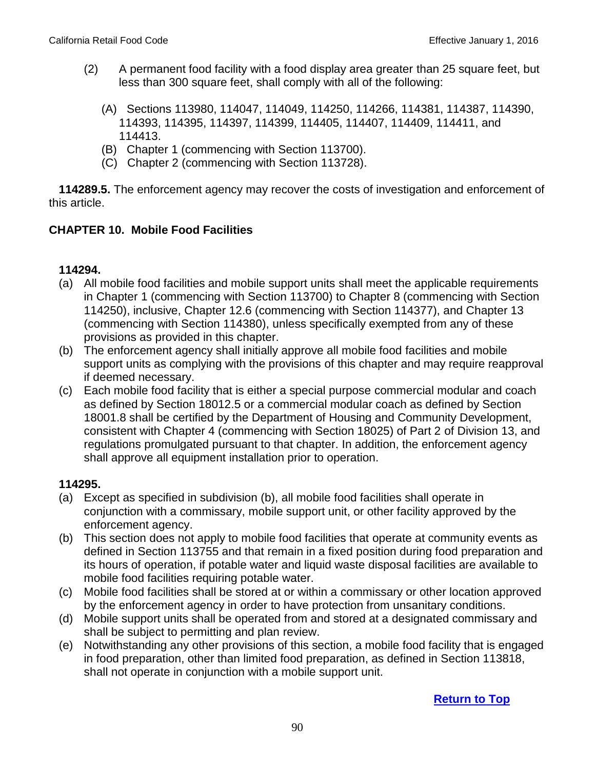(2) A permanent food facility with a food display area greater than 25 square feet, but less than 300 square feet, shall comply with all of the following:

   (A) Sections 113980, 114047, 114049, 114250, 114266, 114381, 114387, 114390, 114393, 114395, 114397, 114399, 114405, 114407, 114409, 114411, and 114413.
   (B) Chapter 1 (commencing with Section 113700).
   (C) Chapter 2 (commencing with Section 113728).

**114289.5.** The enforcement agency may recover the costs of investigation and enforcement of this article.

## CHAPTER 10. Mobile Food Facilities

### 114294.

(a) All mobile food facilities and mobile support units shall meet the applicable requirements in Chapter 1 (commencing with Section 113700) to Chapter 8 (commencing with Section 114250), inclusive, Chapter 12.6 (commencing with Section 114377), and Chapter 13 (commencing with Section 114380), unless specifically exempted from any of these provisions as provided in this chapter.

(b) The enforcement agency shall initially approve all mobile food facilities and mobile support units as complying with the provisions of this chapter and may require reapproval if deemed necessary.

(c) Each mobile food facility that is either a special purpose commercial modular and coach as defined by Section 18012.5 or a commercial modular coach as defined by Section 18001.8 shall be certified by the Department of Housing and Community Development, consistent with Chapter 4 (commencing with Section 18025) of Part 2 of Division 13, and regulations promulgated pursuant to that chapter. In addition, the enforcement agency shall approve all equipment installation prior to operation.

### 114295.

(a) Except as specified in subdivision (b), all mobile food facilities shall operate in conjunction with a commissary, mobile support unit, or other facility approved by the enforcement agency.

(b) This section does not apply to mobile food facilities that operate at community events as defined in Section 113755 and that remain in a fixed position during food preparation and its hours of operation, if potable water and liquid waste disposal facilities are available to mobile food facilities requiring potable water.

(c) Mobile food facilities shall be stored at or within a commissary or other location approved by the enforcement agency in order to have protection from unsanitary conditions.

(d) Mobile support units shall be operated from and stored at a designated commissary and shall be subject to permitting and plan review.

(e) Notwithstanding any other provisions of this section, a mobile food facility that is engaged in food preparation, other than limited food preparation, as defined in Section 113818, shall not operate in conjunction with a mobile support unit.

**Return to Top**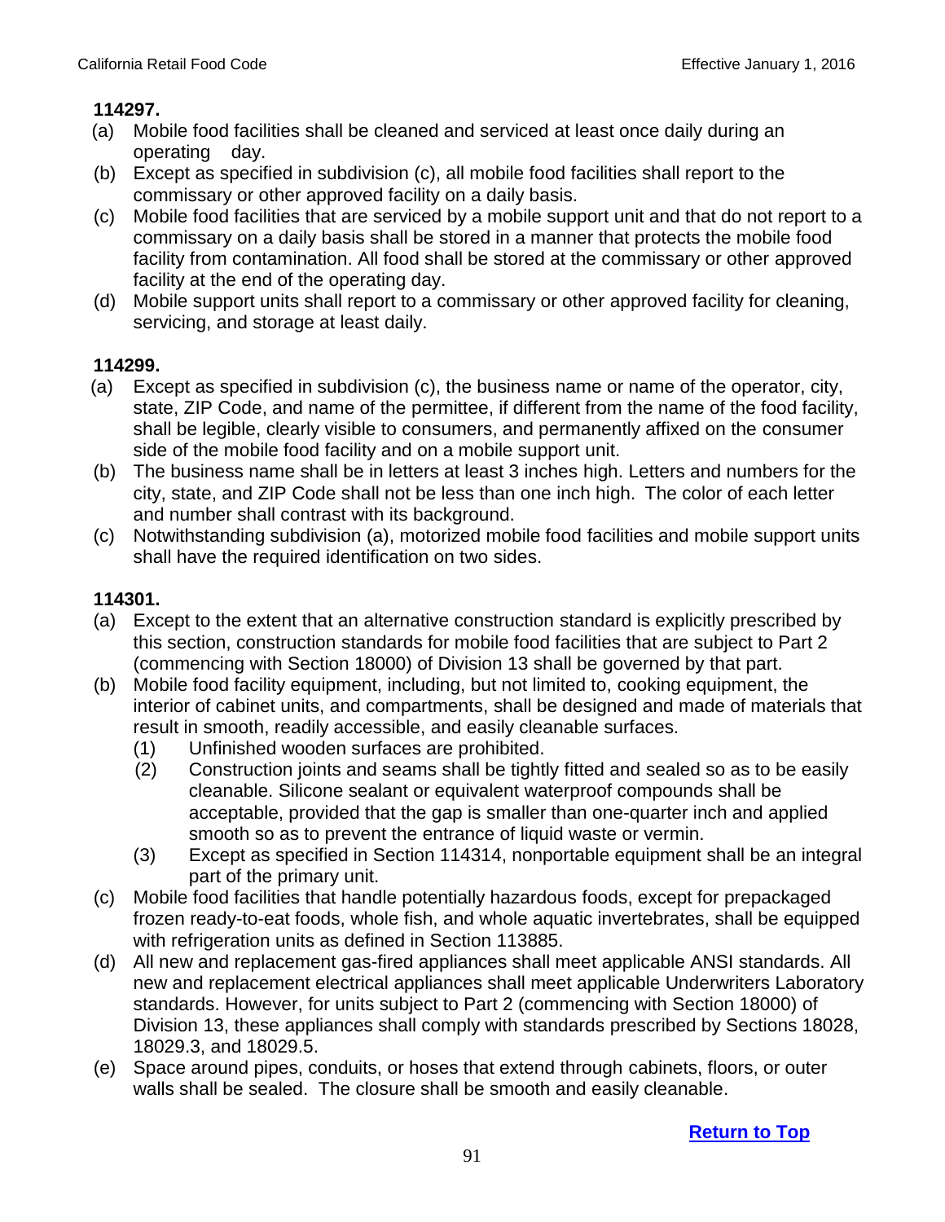**114297.**

(a) Mobile food facilities shall be cleaned and serviced at least once daily during an operating day.

(b) Except as specified in subdivision (c), all mobile food facilities shall report to the commissary or other approved facility on a daily basis.

(c) Mobile food facilities that are serviced by a mobile support unit and that do not report to a commissary on a daily basis shall be stored in a manner that protects the mobile food facility from contamination. All food shall be stored at the commissary or other approved facility at the end of the operating day.

(d) Mobile support units shall report to a commissary or other approved facility for cleaning, servicing, and storage at least daily.

**114299.**

(a) Except as specified in subdivision (c), the business name or name of the operator, city, state, ZIP Code, and name of the permittee, if different from the name of the food facility, shall be legible, clearly visible to consumers, and permanently affixed on the consumer side of the mobile food facility and on a mobile support unit.

(b) The business name shall be in letters at least 3 inches high. Letters and numbers for the city, state, and ZIP Code shall not be less than one inch high. The color of each letter and number shall contrast with its background.

(c) Notwithstanding subdivision (a), motorized mobile food facilities and mobile support units shall have the required identification on two sides.

**114301.**

(a) Except to the extent that an alternative construction standard is explicitly prescribed by this section, construction standards for mobile food facilities that are subject to Part 2 (commencing with Section 18000) of Division 13 shall be governed by that part.

(b) Mobile food facility equipment, including, but not limited to, cooking equipment, the interior of cabinet units, and compartments, shall be designed and made of materials that result in smooth, readily accessible, and easily cleanable surfaces.

   (1) Unfinished wooden surfaces are prohibited.

   (2) Construction joints and seams shall be tightly fitted and sealed so as to be easily cleanable. Silicone sealant or equivalent waterproof compounds shall be acceptable, provided that the gap is smaller than one-quarter inch and applied smooth so as to prevent the entrance of liquid waste or vermin.

   (3) Except as specified in Section 114314, nonportable equipment shall be an integral part of the primary unit.

(c) Mobile food facilities that handle potentially hazardous foods, except for prepackaged frozen ready-to-eat foods, whole fish, and whole aquatic invertebrates, shall be equipped with refrigeration units as defined in Section 113885.

(d) All new and replacement gas-fired appliances shall meet applicable ANSI standards. All new and replacement electrical appliances shall meet applicable Underwriters Laboratory standards. However, for units subject to Part 2 (commencing with Section 18000) of Division 13, these appliances shall comply with standards prescribed by Sections 18028, 18029.3, and 18029.5.

(e) Space around pipes, conduits, or hoses that extend through cabinets, floors, or outer walls shall be sealed. The closure shall be smooth and easily cleanable.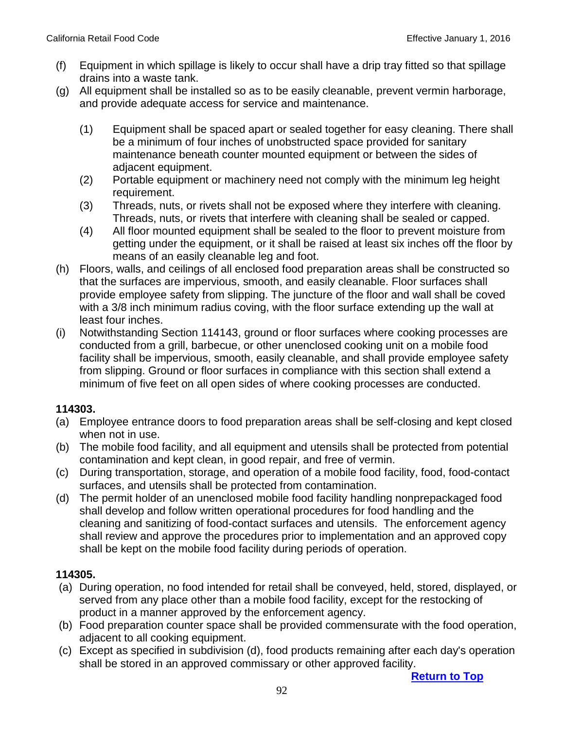(f) Equipment in which spillage is likely to occur shall have a drip tray fitted so that spillage drains into a waste tank.

(g) All equipment shall be installed so as to be easily cleanable, prevent vermin harborage, and provide adequate access for service and maintenance.

   (1) Equipment shall be spaced apart or sealed together for easy cleaning. There shall be a minimum of four inches of unobstructed space provided for sanitary maintenance beneath counter mounted equipment or between the sides of adjacent equipment.

   (2) Portable equipment or machinery need not comply with the minimum leg height requirement.

   (3) Threads, nuts, or rivets shall not be exposed where they interfere with cleaning. Threads, nuts, or rivets that interfere with cleaning shall be sealed or capped.

   (4) All floor mounted equipment shall be sealed to the floor to prevent moisture from getting under the equipment, or it shall be raised at least six inches off the floor by means of an easily cleanable leg and foot.

(h) Floors, walls, and ceilings of all enclosed food preparation areas shall be constructed so that the surfaces are impervious, smooth, and easily cleanable. Floor surfaces shall provide employee safety from slipping. The juncture of the floor and wall shall be coved with a 3/8 inch minimum radius coving, with the floor surface extending up the wall at least four inches.

(i) Notwithstanding Section 114143, ground or floor surfaces where cooking processes are conducted from a grill, barbecue, or other unenclosed cooking unit on a mobile food facility shall be impervious, smooth, easily cleanable, and shall provide employee safety from slipping. Ground or floor surfaces in compliance with this section shall extend a minimum of five feet on all open sides of where cooking processes are conducted.

**114303.**

(a) Employee entrance doors to food preparation areas shall be self-closing and kept closed when not in use.

(b) The mobile food facility, and all equipment and utensils shall be protected from potential contamination and kept clean, in good repair, and free of vermin.

(c) During transportation, storage, and operation of a mobile food facility, food, food-contact surfaces, and utensils shall be protected from contamination.

(d) The permit holder of an unenclosed mobile food facility handling nonprepackaged food shall develop and follow written operational procedures for food handling and the cleaning and sanitizing of food-contact surfaces and utensils. The enforcement agency shall review and approve the procedures prior to implementation and an approved copy shall be kept on the mobile food facility during periods of operation.

**114305.**

(a) During operation, no food intended for retail shall be conveyed, held, stored, displayed, or served from any place other than a mobile food facility, except for the restocking of product in a manner approved by the enforcement agency.

(b) Food preparation counter space shall be provided commensurate with the food operation, adjacent to all cooking equipment.

(c) Except as specified in subdivision (d), food products remaining after each day's operation shall be stored in an approved commissary or other approved facility.

**Return to Top**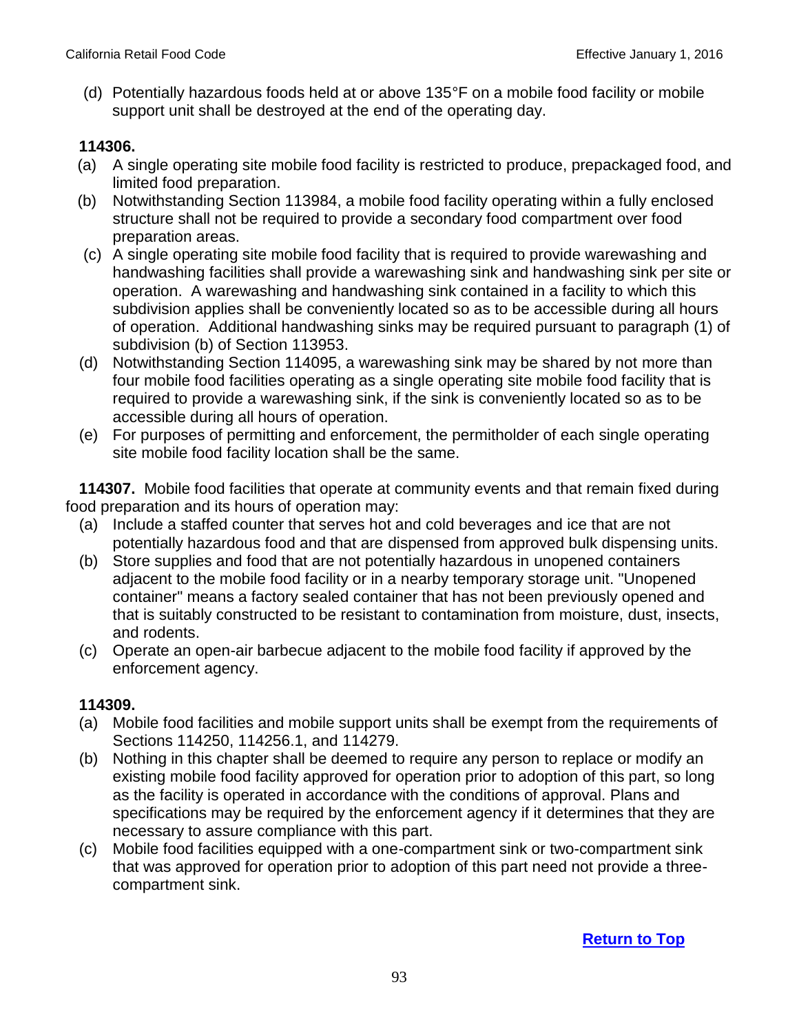(d) Potentially hazardous foods held at or above 135°F on a mobile food facility or mobile support unit shall be destroyed at the end of the operating day.

**114306.**

(a) A single operating site mobile food facility is restricted to produce, prepackaged food, and limited food preparation.

(b) Notwithstanding Section 113984, a mobile food facility operating within a fully enclosed structure shall not be required to provide a secondary food compartment over food preparation areas.

(c) A single operating site mobile food facility that is required to provide warewashing and handwashing facilities shall provide a warewashing sink and handwashing sink per site or operation. A warewashing and handwashing sink contained in a facility to which this subdivision applies shall be conveniently located so as to be accessible during all hours of operation. Additional handwashing sinks may be required pursuant to paragraph (1) of subdivision (b) of Section 113953.

(d) Notwithstanding Section 114095, a warewashing sink may be shared by not more than four mobile food facilities operating as a single operating site mobile food facility that is required to provide a warewashing sink, if the sink is conveniently located so as to be accessible during all hours of operation.

(e) For purposes of permitting and enforcement, the permitholder of each single operating site mobile food facility location shall be the same.

**114307.** Mobile food facilities that operate at community events and that remain fixed during food preparation and its hours of operation may:

(a) Include a staffed counter that serves hot and cold beverages and ice that are not potentially hazardous food and that are dispensed from approved bulk dispensing units.

(b) Store supplies and food that are not potentially hazardous in unopened containers adjacent to the mobile food facility or in a nearby temporary storage unit. "Unopened container" means a factory sealed container that has not been previously opened and that is suitably constructed to be resistant to contamination from moisture, dust, insects, and rodents.

(c) Operate an open-air barbecue adjacent to the mobile food facility if approved by the enforcement agency.

**114309.**

(a) Mobile food facilities and mobile support units shall be exempt from the requirements of Sections 114250, 114256.1, and 114279.

(b) Nothing in this chapter shall be deemed to require any person to replace or modify an existing mobile food facility approved for operation prior to adoption of this part, so long as the facility is operated in accordance with the conditions of approval. Plans and specifications may be required by the enforcement agency if it determines that they are necessary to assure compliance with this part.

(c) Mobile food facilities equipped with a one-compartment sink or two-compartment sink that was approved for operation prior to adoption of this part need not provide a three-compartment sink.

**Return to Top**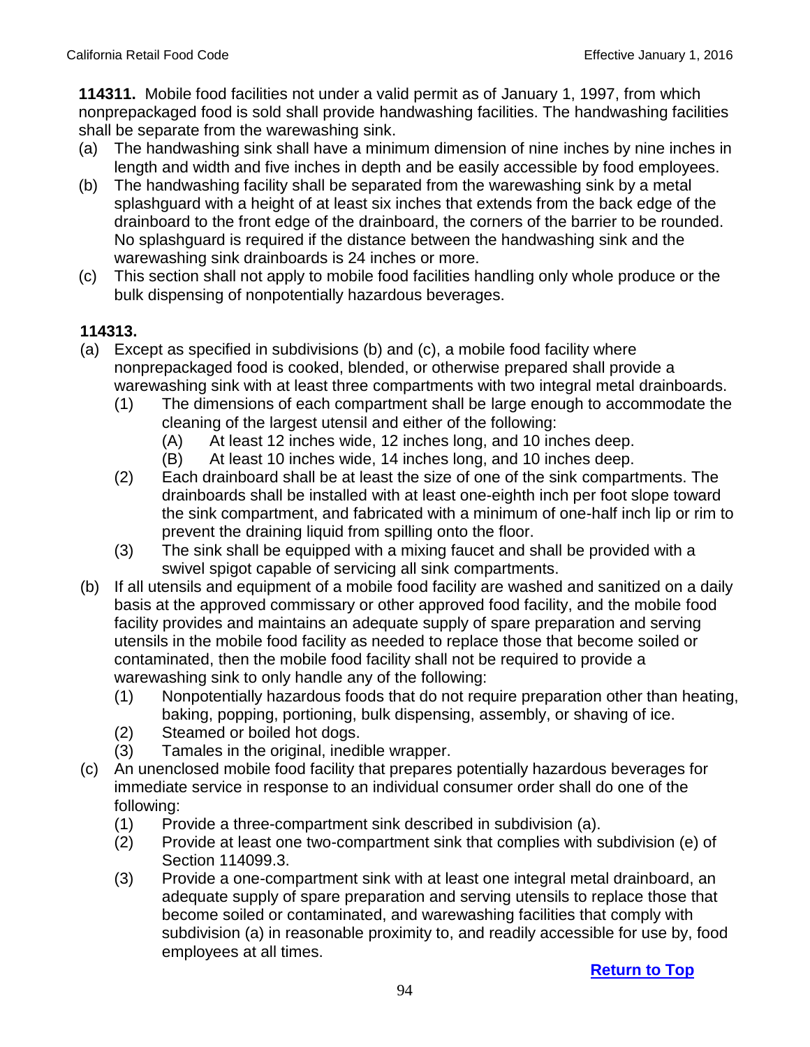**114311.** Mobile food facilities not under a valid permit as of January 1, 1997, from which nonprepackaged food is sold shall provide handwashing facilities. The handwashing facilities shall be separate from the warewashing sink.

- (a) The handwashing sink shall have a minimum dimension of nine inches by nine inches in length and width and five inches in depth and be easily accessible by food employees.
- (b) The handwashing facility shall be separated from the warewashing sink by a metal splashguard with a height of at least six inches that extends from the back edge of the drainboard to the front edge of the drainboard, the corners of the barrier to be rounded. No splashguard is required if the distance between the handwashing sink and the warewashing sink drainboards is 24 inches or more.
- (c) This section shall not apply to mobile food facilities handling only whole produce or the bulk dispensing of nonpotentially hazardous beverages.

**114313.**

- (a) Except as specified in subdivisions (b) and (c), a mobile food facility where nonprepackaged food is cooked, blended, or otherwise prepared shall provide a warewashing sink with at least three compartments with two integral metal drainboards.
  - (1) The dimensions of each compartment shall be large enough to accommodate the cleaning of the largest utensil and either of the following:
    - (A) At least 12 inches wide, 12 inches long, and 10 inches deep.
    - (B) At least 10 inches wide, 14 inches long, and 10 inches deep.
  - (2) Each drainboard shall be at least the size of one of the sink compartments. The drainboards shall be installed with at least one-eighth inch per foot slope toward the sink compartment, and fabricated with a minimum of one-half inch lip or rim to prevent the draining liquid from spilling onto the floor.
  - (3) The sink shall be equipped with a mixing faucet and shall be provided with a swivel spigot capable of servicing all sink compartments.
- (b) If all utensils and equipment of a mobile food facility are washed and sanitized on a daily basis at the approved commissary or other approved food facility, and the mobile food facility provides and maintains an adequate supply of spare preparation and serving utensils in the mobile food facility as needed to replace those that become soiled or contaminated, then the mobile food facility shall not be required to provide a warewashing sink to only handle any of the following:
  - (1) Nonpotentially hazardous foods that do not require preparation other than heating, baking, popping, portioning, bulk dispensing, assembly, or shaving of ice.
  - (2) Steamed or boiled hot dogs.
  - (3) Tamales in the original, inedible wrapper.
- (c) An unenclosed mobile food facility that prepares potentially hazardous beverages for immediate service in response to an individual consumer order shall do one of the following:
  - (1) Provide a three-compartment sink described in subdivision (a).
  - (2) Provide at least one two-compartment sink that complies with subdivision (e) of Section 114099.3.
  - (3) Provide a one-compartment sink with at least one integral metal drainboard, an adequate supply of spare preparation and serving utensils to replace those that become soiled or contaminated, and warewashing facilities that comply with subdivision (a) in reasonable proximity to, and readily accessible for use by, food employees at all times.

Return to Top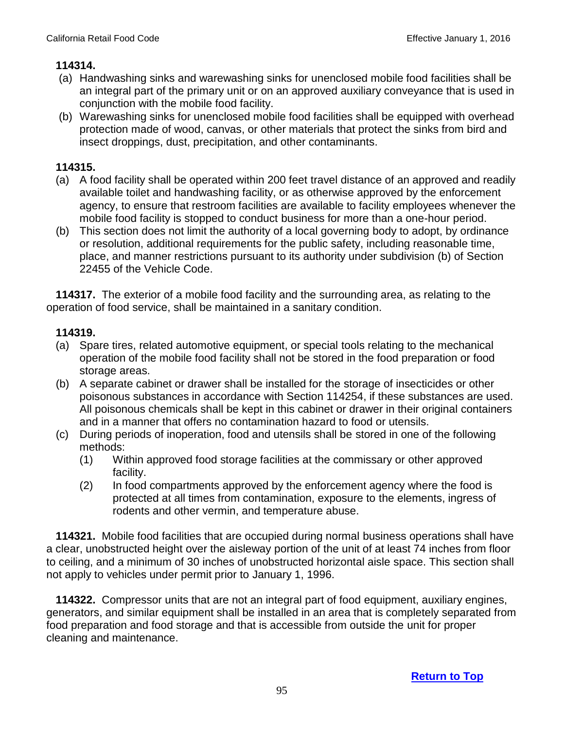**114314.**

(a) Handwashing sinks and warewashing sinks for unenclosed mobile food facilities shall be an integral part of the primary unit or on an approved auxiliary conveyance that is used in conjunction with the mobile food facility.

(b) Warewashing sinks for unenclosed mobile food facilities shall be equipped with overhead protection made of wood, canvas, or other materials that protect the sinks from bird and insect droppings, dust, precipitation, and other contaminants.

**114315.**

(a) A food facility shall be operated within 200 feet travel distance of an approved and readily available toilet and handwashing facility, or as otherwise approved by the enforcement agency, to ensure that restroom facilities are available to facility employees whenever the mobile food facility is stopped to conduct business for more than a one-hour period.

(b) This section does not limit the authority of a local governing body to adopt, by ordinance or resolution, additional requirements for the public safety, including reasonable time, place, and manner restrictions pursuant to its authority under subdivision (b) of Section 22455 of the Vehicle Code.

**114317.** The exterior of a mobile food facility and the surrounding area, as relating to the operation of food service, shall be maintained in a sanitary condition.

**114319.**

(a) Spare tires, related automotive equipment, or special tools relating to the mechanical operation of the mobile food facility shall not be stored in the food preparation or food storage areas.

(b) A separate cabinet or drawer shall be installed for the storage of insecticides or other poisonous substances in accordance with Section 114254, if these substances are used. All poisonous chemicals shall be kept in this cabinet or drawer in their original containers and in a manner that offers no contamination hazard to food or utensils.

(c) During periods of inoperation, food and utensils shall be stored in one of the following methods:

  (1) Within approved food storage facilities at the commissary or other approved facility.

  (2) In food compartments approved by the enforcement agency where the food is protected at all times from contamination, exposure to the elements, ingress of rodents and other vermin, and temperature abuse.

**114321.** Mobile food facilities that are occupied during normal business operations shall have a clear, unobstructed height over the aisleway portion of the unit of at least 74 inches from floor to ceiling, and a minimum of 30 inches of unobstructed horizontal aisle space. This section shall not apply to vehicles under permit prior to January 1, 1996.

**114322.** Compressor units that are not an integral part of food equipment, auxiliary engines, generators, and similar equipment shall be installed in an area that is completely separated from food preparation and food storage and that is accessible from outside the unit for proper cleaning and maintenance.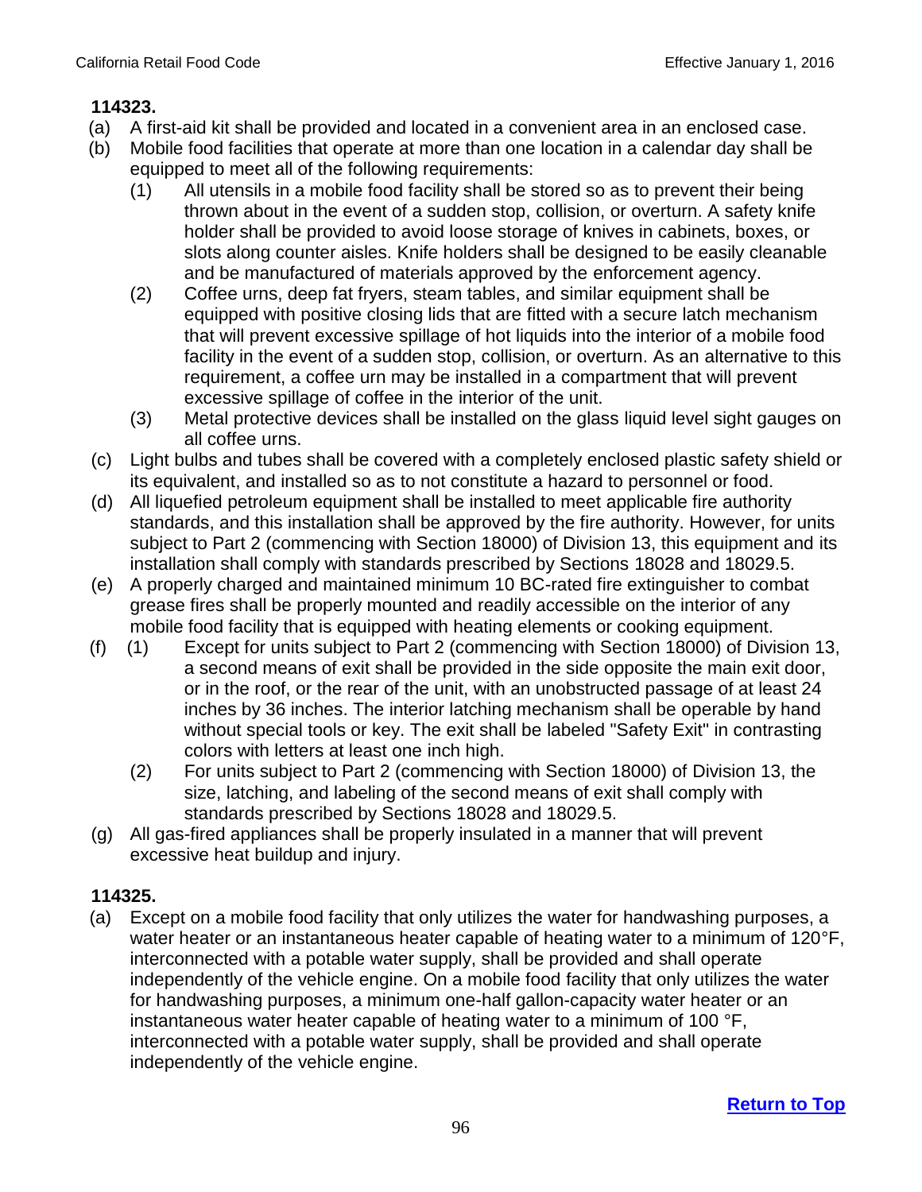**114323.**

(a) A first-aid kit shall be provided and located in a convenient area in an enclosed case.

(b) Mobile food facilities that operate at more than one location in a calendar day shall be equipped to meet all of the following requirements:

  (1) All utensils in a mobile food facility shall be stored so as to prevent their being thrown about in the event of a sudden stop, collision, or overturn. A safety knife holder shall be provided to avoid loose storage of knives in cabinets, boxes, or slots along counter aisles. Knife holders shall be designed to be easily cleanable and be manufactured of materials approved by the enforcement agency.

  (2) Coffee urns, deep fat fryers, steam tables, and similar equipment shall be equipped with positive closing lids that are fitted with a secure latch mechanism that will prevent excessive spillage of hot liquids into the interior of a mobile food facility in the event of a sudden stop, collision, or overturn. As an alternative to this requirement, a coffee urn may be installed in a compartment that will prevent excessive spillage of coffee in the interior of the unit.

  (3) Metal protective devices shall be installed on the glass liquid level sight gauges on all coffee urns.

(c) Light bulbs and tubes shall be covered with a completely enclosed plastic safety shield or its equivalent, and installed so as to not constitute a hazard to personnel or food.

(d) All liquefied petroleum equipment shall be installed to meet applicable fire authority standards, and this installation shall be approved by the fire authority. However, for units subject to Part 2 (commencing with Section 18000) of Division 13, this equipment and its installation shall comply with standards prescribed by Sections 18028 and 18029.5.

(e) A properly charged and maintained minimum 10 BC-rated fire extinguisher to combat grease fires shall be properly mounted and readily accessible on the interior of any mobile food facility that is equipped with heating elements or cooking equipment.

(f) (1) Except for units subject to Part 2 (commencing with Section 18000) of Division 13, a second means of exit shall be provided in the side opposite the main exit door, or in the roof, or the rear of the unit, with an unobstructed passage of at least 24 inches by 36 inches. The interior latching mechanism shall be operable by hand without special tools or key. The exit shall be labeled "Safety Exit" in contrasting colors with letters at least one inch high.

  (2) For units subject to Part 2 (commencing with Section 18000) of Division 13, the size, latching, and labeling of the second means of exit shall comply with standards prescribed by Sections 18028 and 18029.5.

(g) All gas-fired appliances shall be properly insulated in a manner that will prevent excessive heat buildup and injury.

**114325.**

(a) Except on a mobile food facility that only utilizes the water for handwashing purposes, a water heater or an instantaneous heater capable of heating water to a minimum of 120°F, interconnected with a potable water supply, shall be provided and shall operate independently of the vehicle engine. On a mobile food facility that only utilizes the water for handwashing purposes, a minimum one-half gallon-capacity water heater or an instantaneous water heater capable of heating water to a minimum of 100 °F, interconnected with a potable water supply, shall be provided and shall operate independently of the vehicle engine.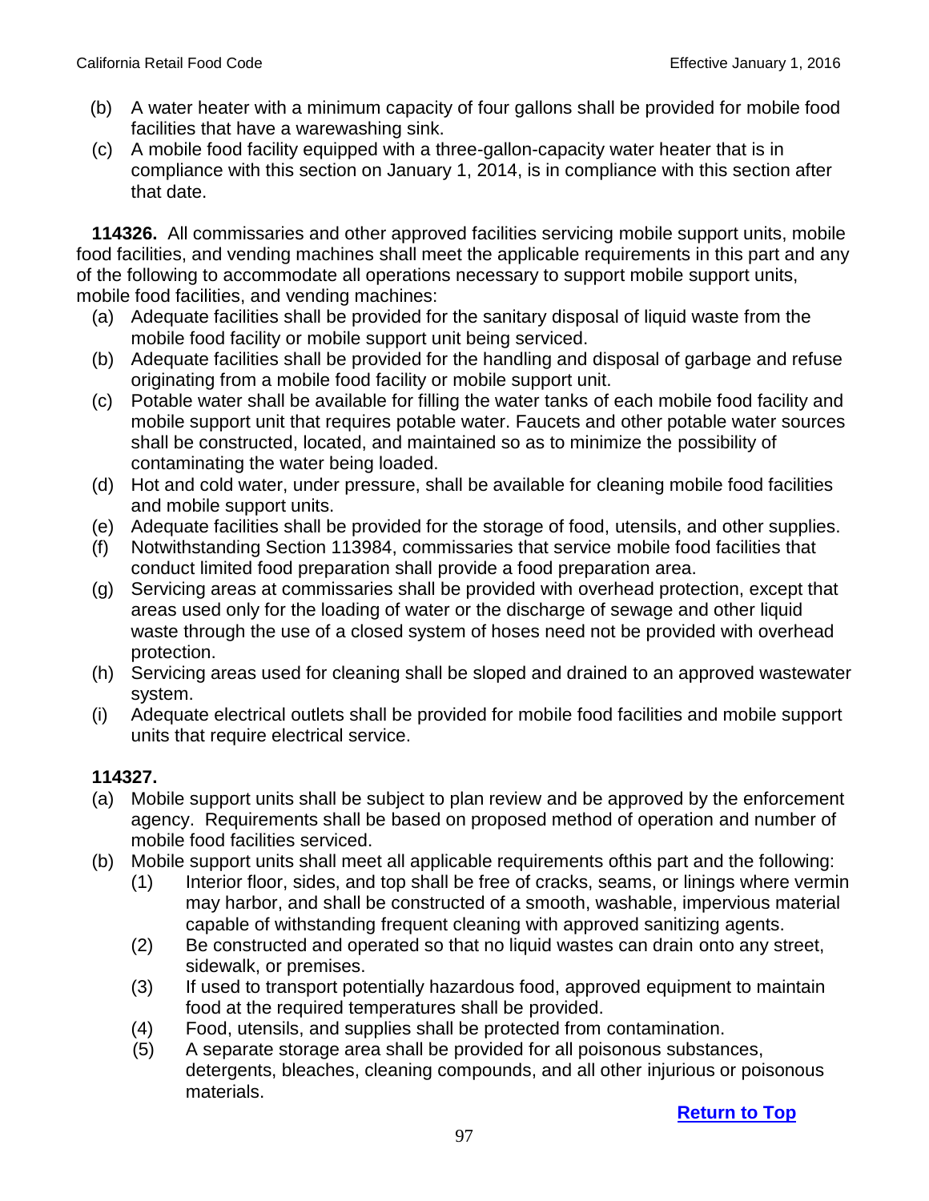(b) A water heater with a minimum capacity of four gallons shall be provided for mobile food facilities that have a warewashing sink.

(c) A mobile food facility equipped with a three-gallon-capacity water heater that is in compliance with this section on January 1, 2014, is in compliance with this section after that date.

**114326.** All commissaries and other approved facilities servicing mobile support units, mobile food facilities, and vending machines shall meet the applicable requirements in this part and any of the following to accommodate all operations necessary to support mobile support units, mobile food facilities, and vending machines:

(a) Adequate facilities shall be provided for the sanitary disposal of liquid waste from the mobile food facility or mobile support unit being serviced.

(b) Adequate facilities shall be provided for the handling and disposal of garbage and refuse originating from a mobile food facility or mobile support unit.

(c) Potable water shall be available for filling the water tanks of each mobile food facility and mobile support unit that requires potable water. Faucets and other potable water sources shall be constructed, located, and maintained so as to minimize the possibility of contaminating the water being loaded.

(d) Hot and cold water, under pressure, shall be available for cleaning mobile food facilities and mobile support units.

(e) Adequate facilities shall be provided for the storage of food, utensils, and other supplies.

(f) Notwithstanding Section 113984, commissaries that service mobile food facilities that conduct limited food preparation shall provide a food preparation area.

(g) Servicing areas at commissaries shall be provided with overhead protection, except that areas used only for the loading of water or the discharge of sewage and other liquid waste through the use of a closed system of hoses need not be provided with overhead protection.

(h) Servicing areas used for cleaning shall be sloped and drained to an approved wastewater system.

(i) Adequate electrical outlets shall be provided for mobile food facilities and mobile support units that require electrical service.

**114327.**

(a) Mobile support units shall be subject to plan review and be approved by the enforcement agency. Requirements shall be based on proposed method of operation and number of mobile food facilities serviced.

(b) Mobile support units shall meet all applicable requirements ofthis part and the following:

  (1) Interior floor, sides, and top shall be free of cracks, seams, or linings where vermin may harbor, and shall be constructed of a smooth, washable, impervious material capable of withstanding frequent cleaning with approved sanitizing agents.

  (2) Be constructed and operated so that no liquid wastes can drain onto any street, sidewalk, or premises.

  (3) If used to transport potentially hazardous food, approved equipment to maintain food at the required temperatures shall be provided.

  (4) Food, utensils, and supplies shall be protected from contamination.

  (5) A separate storage area shall be provided for all poisonous substances, detergents, bleaches, cleaning compounds, and all other injurious or poisonous materials.

**Return to Top**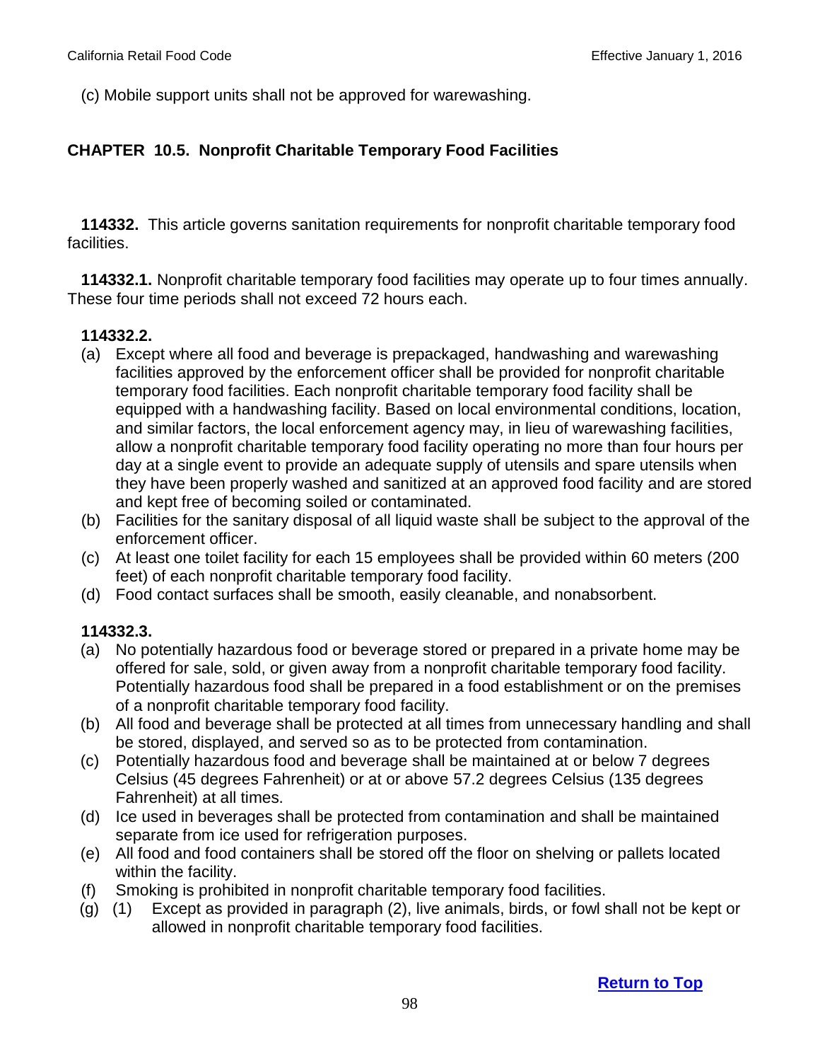(c) Mobile support units shall not be approved for warewashing.

## CHAPTER 10.5. Nonprofit Charitable Temporary Food Facilities

**114332.** This article governs sanitation requirements for nonprofit charitable temporary food facilities.

**114332.1.** Nonprofit charitable temporary food facilities may operate up to four times annually. These four time periods shall not exceed 72 hours each.

**114332.2.**

(a) Except where all food and beverage is prepackaged, handwashing and warewashing facilities approved by the enforcement officer shall be provided for nonprofit charitable temporary food facilities. Each nonprofit charitable temporary food facility shall be equipped with a handwashing facility. Based on local environmental conditions, location, and similar factors, the local enforcement agency may, in lieu of warewashing facilities, allow a nonprofit charitable temporary food facility operating no more than four hours per day at a single event to provide an adequate supply of utensils and spare utensils when they have been properly washed and sanitized at an approved food facility and are stored and kept free of becoming soiled or contaminated.

(b) Facilities for the sanitary disposal of all liquid waste shall be subject to the approval of the enforcement officer.

(c) At least one toilet facility for each 15 employees shall be provided within 60 meters (200 feet) of each nonprofit charitable temporary food facility.

(d) Food contact surfaces shall be smooth, easily cleanable, and nonabsorbent.

**114332.3.**

(a) No potentially hazardous food or beverage stored or prepared in a private home may be offered for sale, sold, or given away from a nonprofit charitable temporary food facility. Potentially hazardous food shall be prepared in a food establishment or on the premises of a nonprofit charitable temporary food facility.

(b) All food and beverage shall be protected at all times from unnecessary handling and shall be stored, displayed, and served so as to be protected from contamination.

(c) Potentially hazardous food and beverage shall be maintained at or below 7 degrees Celsius (45 degrees Fahrenheit) or at or above 57.2 degrees Celsius (135 degrees Fahrenheit) at all times.

(d) Ice used in beverages shall be protected from contamination and shall be maintained separate from ice used for refrigeration purposes.

(e) All food and food containers shall be stored off the floor on shelving or pallets located within the facility.

(f) Smoking is prohibited in nonprofit charitable temporary food facilities.

(g) (1) Except as provided in paragraph (2), live animals, birds, or fowl shall not be kept or allowed in nonprofit charitable temporary food facilities.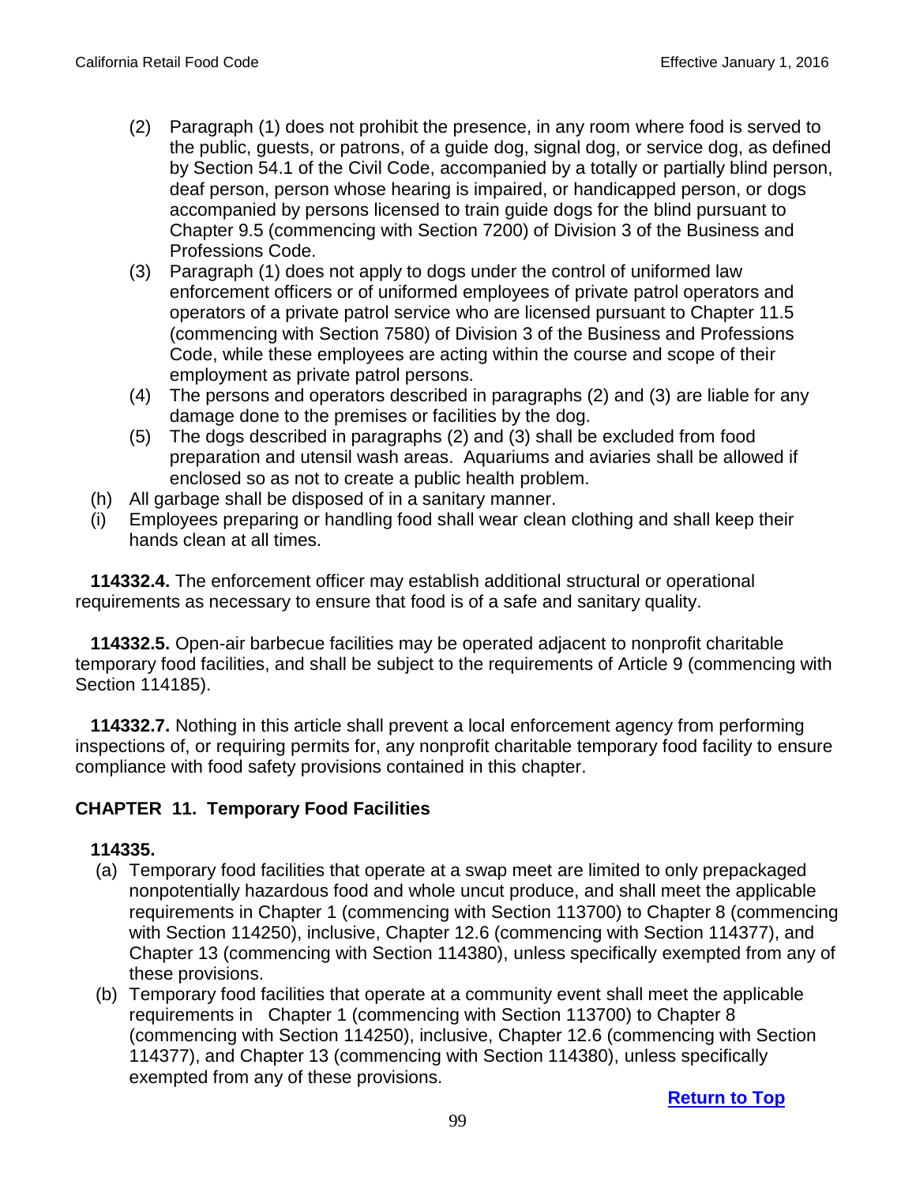(2) Paragraph (1) does not prohibit the presence, in any room where food is served to the public, guests, or patrons, of a guide dog, signal dog, or service dog, as defined by Section 54.1 of the Civil Code, accompanied by a totally or partially blind person, deaf person, person whose hearing is impaired, or handicapped person, or dogs accompanied by persons licensed to train guide dogs for the blind pursuant to Chapter 9.5 (commencing with Section 7200) of Division 3 of the Business and Professions Code.

(3) Paragraph (1) does not apply to dogs under the control of uniformed law enforcement officers or of uniformed employees of private patrol operators and operators of a private patrol service who are licensed pursuant to Chapter 11.5 (commencing with Section 7580) of Division 3 of the Business and Professions Code, while these employees are acting within the course and scope of their employment as private patrol persons.

(4) The persons and operators described in paragraphs (2) and (3) are liable for any damage done to the premises or facilities by the dog.

(5) The dogs described in paragraphs (2) and (3) shall be excluded from food preparation and utensil wash areas. Aquariums and aviaries shall be allowed if enclosed so as not to create a public health problem.

(h) All garbage shall be disposed of in a sanitary manner.

(i) Employees preparing or handling food shall wear clean clothing and shall keep their hands clean at all times.

**114332.4.** The enforcement officer may establish additional structural or operational requirements as necessary to ensure that food is of a safe and sanitary quality.

**114332.5.** Open-air barbecue facilities may be operated adjacent to nonprofit charitable temporary food facilities, and shall be subject to the requirements of Article 9 (commencing with Section 114185).

**114332.7.** Nothing in this article shall prevent a local enforcement agency from performing inspections of, or requiring permits for, any nonprofit charitable temporary food facility to ensure compliance with food safety provisions contained in this chapter.

## CHAPTER 11. Temporary Food Facilities

**114335.**

(a) Temporary food facilities that operate at a swap meet are limited to only prepackaged nonpotentially hazardous food and whole uncut produce, and shall meet the applicable requirements in Chapter 1 (commencing with Section 113700) to Chapter 8 (commencing with Section 114250), inclusive, Chapter 12.6 (commencing with Section 114377), and Chapter 13 (commencing with Section 114380), unless specifically exempted from any of these provisions.

(b) Temporary food facilities that operate at a community event shall meet the applicable requirements in Chapter 1 (commencing with Section 113700) to Chapter 8 (commencing with Section 114250), inclusive, Chapter 12.6 (commencing with Section 114377), and Chapter 13 (commencing with Section 114380), unless specifically exempted from any of these provisions.

Return to Top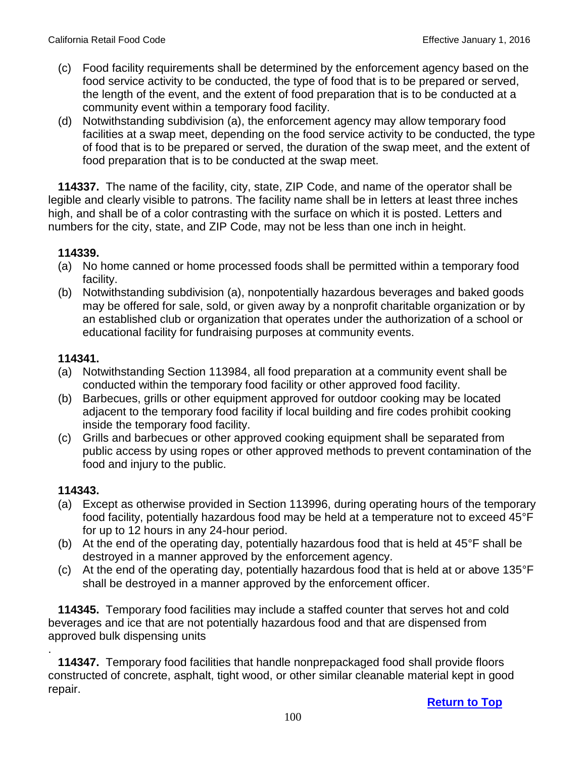(c) Food facility requirements shall be determined by the enforcement agency based on the food service activity to be conducted, the type of food that is to be prepared or served, the length of the event, and the extent of food preparation that is to be conducted at a community event within a temporary food facility.

(d) Notwithstanding subdivision (a), the enforcement agency may allow temporary food facilities at a swap meet, depending on the food service activity to be conducted, the type of food that is to be prepared or served, the duration of the swap meet, and the extent of food preparation that is to be conducted at the swap meet.

**114337.** The name of the facility, city, state, ZIP Code, and name of the operator shall be legible and clearly visible to patrons. The facility name shall be in letters at least three inches high, and shall be of a color contrasting with the surface on which it is posted. Letters and numbers for the city, state, and ZIP Code, may not be less than one inch in height.

**114339.**

(a) No home canned or home processed foods shall be permitted within a temporary food facility.

(b) Notwithstanding subdivision (a), nonpotentially hazardous beverages and baked goods may be offered for sale, sold, or given away by a nonprofit charitable organization or by an established club or organization that operates under the authorization of a school or educational facility for fundraising purposes at community events.

**114341.**

(a) Notwithstanding Section 113984, all food preparation at a community event shall be conducted within the temporary food facility or other approved food facility.

(b) Barbecues, grills or other equipment approved for outdoor cooking may be located adjacent to the temporary food facility if local building and fire codes prohibit cooking inside the temporary food facility.

(c) Grills and barbecues or other approved cooking equipment shall be separated from public access by using ropes or other approved methods to prevent contamination of the food and injury to the public.

**114343.**

(a) Except as otherwise provided in Section 113996, during operating hours of the temporary food facility, potentially hazardous food may be held at a temperature not to exceed 45°F for up to 12 hours in any 24-hour period.

(b) At the end of the operating day, potentially hazardous food that is held at 45°F shall be destroyed in a manner approved by the enforcement agency.

(c) At the end of the operating day, potentially hazardous food that is held at or above 135°F shall be destroyed in a manner approved by the enforcement officer.

**114345.** Temporary food facilities may include a staffed counter that serves hot and cold beverages and ice that are not potentially hazardous food and that are dispensed from approved bulk dispensing units

.

**114347.** Temporary food facilities that handle nonprepackaged food shall provide floors constructed of concrete, asphalt, tight wood, or other similar cleanable material kept in good repair.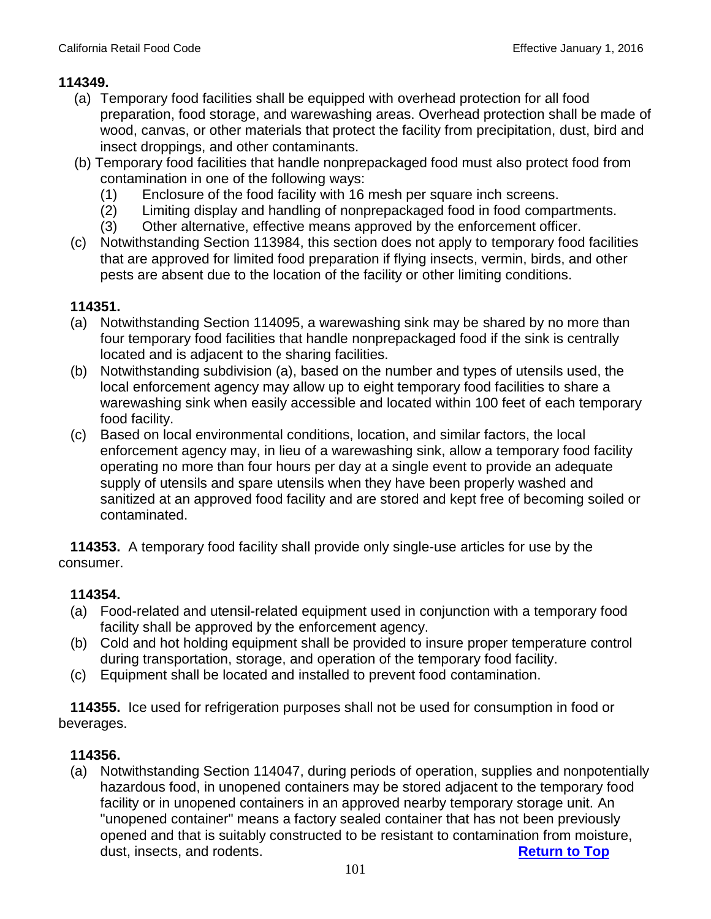**114349.**

(a) Temporary food facilities shall be equipped with overhead protection for all food preparation, food storage, and warewashing areas. Overhead protection shall be made of wood, canvas, or other materials that protect the facility from precipitation, dust, bird and insect droppings, and other contaminants.

(b) Temporary food facilities that handle nonprepackaged food must also protect food from contamination in one of the following ways:

(1) Enclosure of the food facility with 16 mesh per square inch screens.

(2) Limiting display and handling of nonprepackaged food in food compartments.

(3) Other alternative, effective means approved by the enforcement officer.

(c) Notwithstanding Section 113984, this section does not apply to temporary food facilities that are approved for limited food preparation if flying insects, vermin, birds, and other pests are absent due to the location of the facility or other limiting conditions.

**114351.**

(a) Notwithstanding Section 114095, a warewashing sink may be shared by no more than four temporary food facilities that handle nonprepackaged food if the sink is centrally located and is adjacent to the sharing facilities.

(b) Notwithstanding subdivision (a), based on the number and types of utensils used, the local enforcement agency may allow up to eight temporary food facilities to share a warewashing sink when easily accessible and located within 100 feet of each temporary food facility.

(c) Based on local environmental conditions, location, and similar factors, the local enforcement agency may, in lieu of a warewashing sink, allow a temporary food facility operating no more than four hours per day at a single event to provide an adequate supply of utensils and spare utensils when they have been properly washed and sanitized at an approved food facility and are stored and kept free of becoming soiled or contaminated.

**114353.** A temporary food facility shall provide only single-use articles for use by the consumer.

**114354.**

(a) Food-related and utensil-related equipment used in conjunction with a temporary food facility shall be approved by the enforcement agency.

(b) Cold and hot holding equipment shall be provided to insure proper temperature control during transportation, storage, and operation of the temporary food facility.

(c) Equipment shall be located and installed to prevent food contamination.

**114355.** Ice used for refrigeration purposes shall not be used for consumption in food or beverages.

**114356.**

(a) Notwithstanding Section 114047, during periods of operation, supplies and nonpotentially hazardous food, in unopened containers may be stored adjacent to the temporary food facility or in unopened containers in an approved nearby temporary storage unit. An "unopened container" means a factory sealed container that has not been previously opened and that is suitably constructed to be resistant to contamination from moisture, dust, insects, and rodents.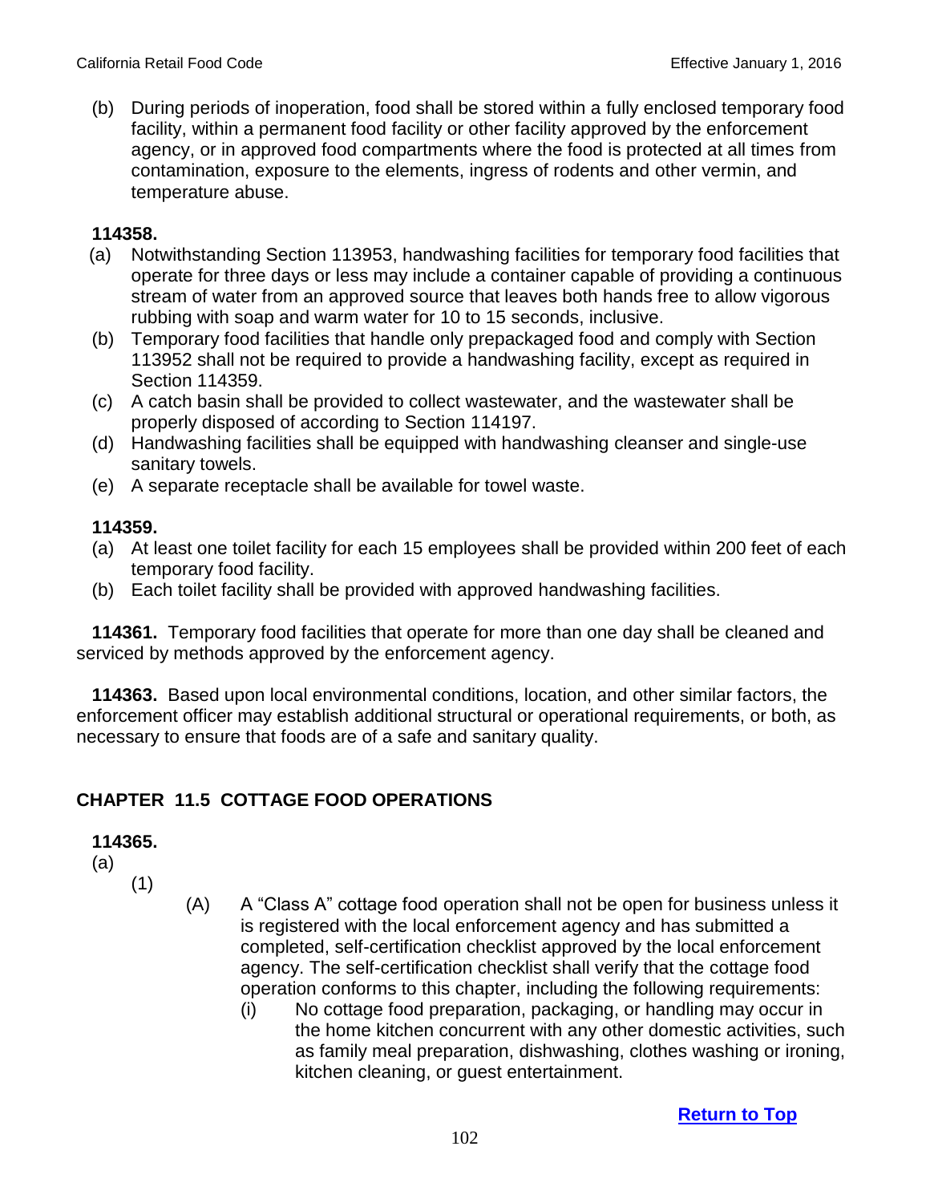(b) During periods of inoperation, food shall be stored within a fully enclosed temporary food facility, within a permanent food facility or other facility approved by the enforcement agency, or in approved food compartments where the food is protected at all times from contamination, exposure to the elements, ingress of rodents and other vermin, and temperature abuse.

**114358.**

(a) Notwithstanding Section 113953, handwashing facilities for temporary food facilities that operate for three days or less may include a container capable of providing a continuous stream of water from an approved source that leaves both hands free to allow vigorous rubbing with soap and warm water for 10 to 15 seconds, inclusive.

(b) Temporary food facilities that handle only prepackaged food and comply with Section 113952 shall not be required to provide a handwashing facility, except as required in Section 114359.

(c) A catch basin shall be provided to collect wastewater, and the wastewater shall be properly disposed of according to Section 114197.

(d) Handwashing facilities shall be equipped with handwashing cleanser and single-use sanitary towels.

(e) A separate receptacle shall be available for towel waste.

**114359.**

(a) At least one toilet facility for each 15 employees shall be provided within 200 feet of each temporary food facility.

(b) Each toilet facility shall be provided with approved handwashing facilities.

**114361.** Temporary food facilities that operate for more than one day shall be cleaned and serviced by methods approved by the enforcement agency.

**114363.** Based upon local environmental conditions, location, and other similar factors, the enforcement officer may establish additional structural or operational requirements, or both, as necessary to ensure that foods are of a safe and sanitary quality.

## CHAPTER 11.5 COTTAGE FOOD OPERATIONS

**114365.**

(a)

(1)

(A) A "Class A" cottage food operation shall not be open for business unless it is registered with the local enforcement agency and has submitted a completed, self-certification checklist approved by the local enforcement agency. The self-certification checklist shall verify that the cottage food operation conforms to this chapter, including the following requirements:

(i) No cottage food preparation, packaging, or handling may occur in the home kitchen concurrent with any other domestic activities, such as family meal preparation, dishwashing, clothes washing or ironing, kitchen cleaning, or guest entertainment.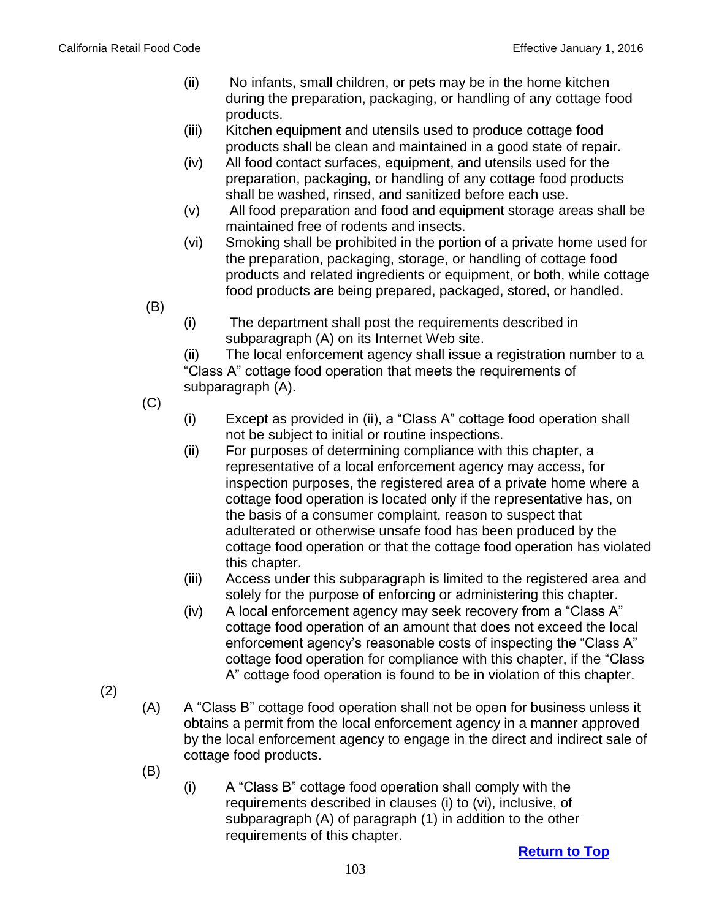(ii) No infants, small children, or pets may be in the home kitchen during the preparation, packaging, or handling of any cottage food products.

(iii) Kitchen equipment and utensils used to produce cottage food products shall be clean and maintained in a good state of repair.

(iv) All food contact surfaces, equipment, and utensils used for the preparation, packaging, or handling of any cottage food products shall be washed, rinsed, and sanitized before each use.

(v) All food preparation and food and equipment storage areas shall be maintained free of rodents and insects.

(vi) Smoking shall be prohibited in the portion of a private home used for the preparation, packaging, storage, or handling of cottage food products and related ingredients or equipment, or both, while cottage food products are being prepared, packaged, stored, or handled.

(B)

(i) The department shall post the requirements described in subparagraph (A) on its Internet Web site.

(ii) The local enforcement agency shall issue a registration number to a "Class A" cottage food operation that meets the requirements of subparagraph (A).

(C)

(i) Except as provided in (ii), a "Class A" cottage food operation shall not be subject to initial or routine inspections.

(ii) For purposes of determining compliance with this chapter, a representative of a local enforcement agency may access, for inspection purposes, the registered area of a private home where a cottage food operation is located only if the representative has, on the basis of a consumer complaint, reason to suspect that adulterated or otherwise unsafe food has been produced by the cottage food operation or that the cottage food operation has violated this chapter.

(iii) Access under this subparagraph is limited to the registered area and solely for the purpose of enforcing or administering this chapter.

(iv) A local enforcement agency may seek recovery from a "Class A" cottage food operation of an amount that does not exceed the local enforcement agency's reasonable costs of inspecting the "Class A" cottage food operation for compliance with this chapter, if the "Class A" cottage food operation is found to be in violation of this chapter.

(2)

(A) A "Class B" cottage food operation shall not be open for business unless it obtains a permit from the local enforcement agency in a manner approved by the local enforcement agency to engage in the direct and indirect sale of cottage food products.

(B)

(i) A "Class B" cottage food operation shall comply with the requirements described in clauses (i) to (vi), inclusive, of subparagraph (A) of paragraph (1) in addition to the other requirements of this chapter.

**Return to Top**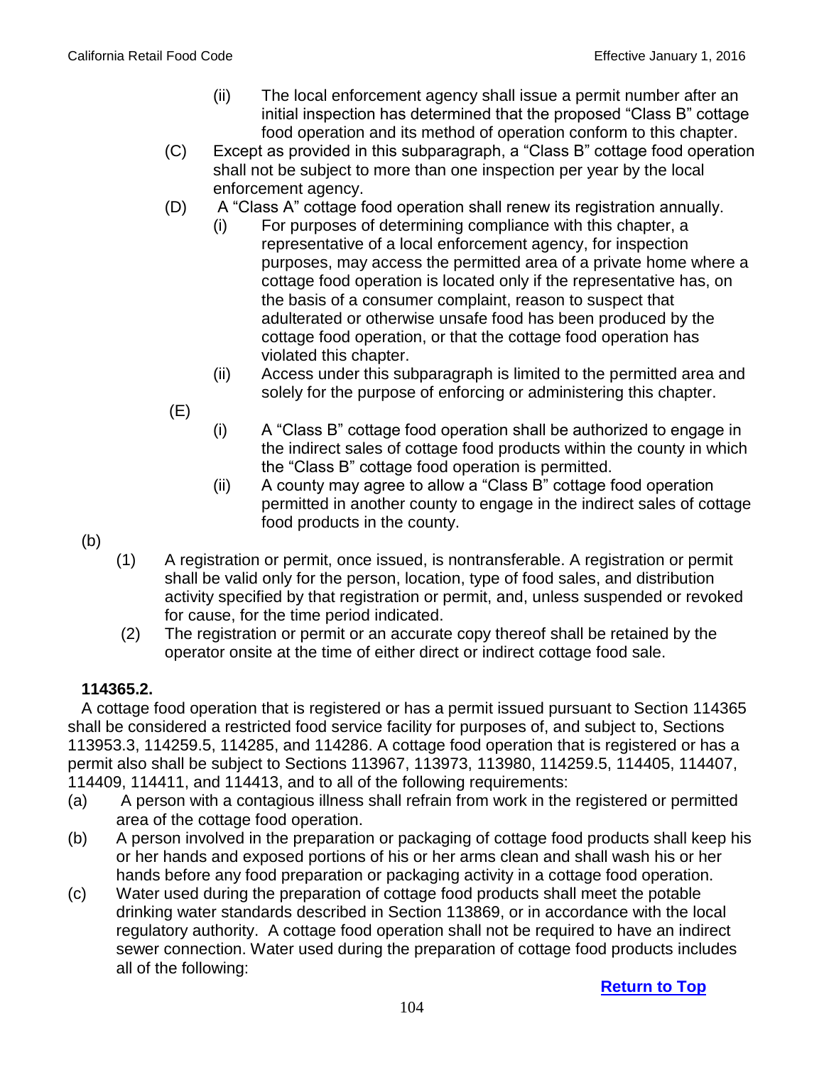(ii) The local enforcement agency shall issue a permit number after an initial inspection has determined that the proposed "Class B" cottage food operation and its method of operation conform to this chapter.

(C) Except as provided in this subparagraph, a "Class B" cottage food operation shall not be subject to more than one inspection per year by the local enforcement agency.

(D) A "Class A" cottage food operation shall renew its registration annually.

(i) For purposes of determining compliance with this chapter, a representative of a local enforcement agency, for inspection purposes, may access the permitted area of a private home where a cottage food operation is located only if the representative has, on the basis of a consumer complaint, reason to suspect that adulterated or otherwise unsafe food has been produced by the cottage food operation, or that the cottage food operation has violated this chapter.

(ii) Access under this subparagraph is limited to the permitted area and solely for the purpose of enforcing or administering this chapter.

(E)

(i) A "Class B" cottage food operation shall be authorized to engage in the indirect sales of cottage food products within the county in which the "Class B" cottage food operation is permitted.

(ii) A county may agree to allow a "Class B" cottage food operation permitted in another county to engage in the indirect sales of cottage food products in the county.

(b)

(1) A registration or permit, once issued, is nontransferable. A registration or permit shall be valid only for the person, location, type of food sales, and distribution activity specified by that registration or permit, and, unless suspended or revoked for cause, for the time period indicated.

(2) The registration or permit or an accurate copy thereof shall be retained by the operator onsite at the time of either direct or indirect cottage food sale.

**114365.2.**

A cottage food operation that is registered or has a permit issued pursuant to Section 114365 shall be considered a restricted food service facility for purposes of, and subject to, Sections 113953.3, 114259.5, 114285, and 114286. A cottage food operation that is registered or has a permit also shall be subject to Sections 113967, 113973, 113980, 114259.5, 114405, 114407, 114409, 114411, and 114413, and to all of the following requirements:

(a) A person with a contagious illness shall refrain from work in the registered or permitted area of the cottage food operation.

(b) A person involved in the preparation or packaging of cottage food products shall keep his or her hands and exposed portions of his or her arms clean and shall wash his or her hands before any food preparation or packaging activity in a cottage food operation.

(c) Water used during the preparation of cottage food products shall meet the potable drinking water standards described in Section 113869, or in accordance with the local regulatory authority. A cottage food operation shall not be required to have an indirect sewer connection. Water used during the preparation of cottage food products includes all of the following:

[Return to Top]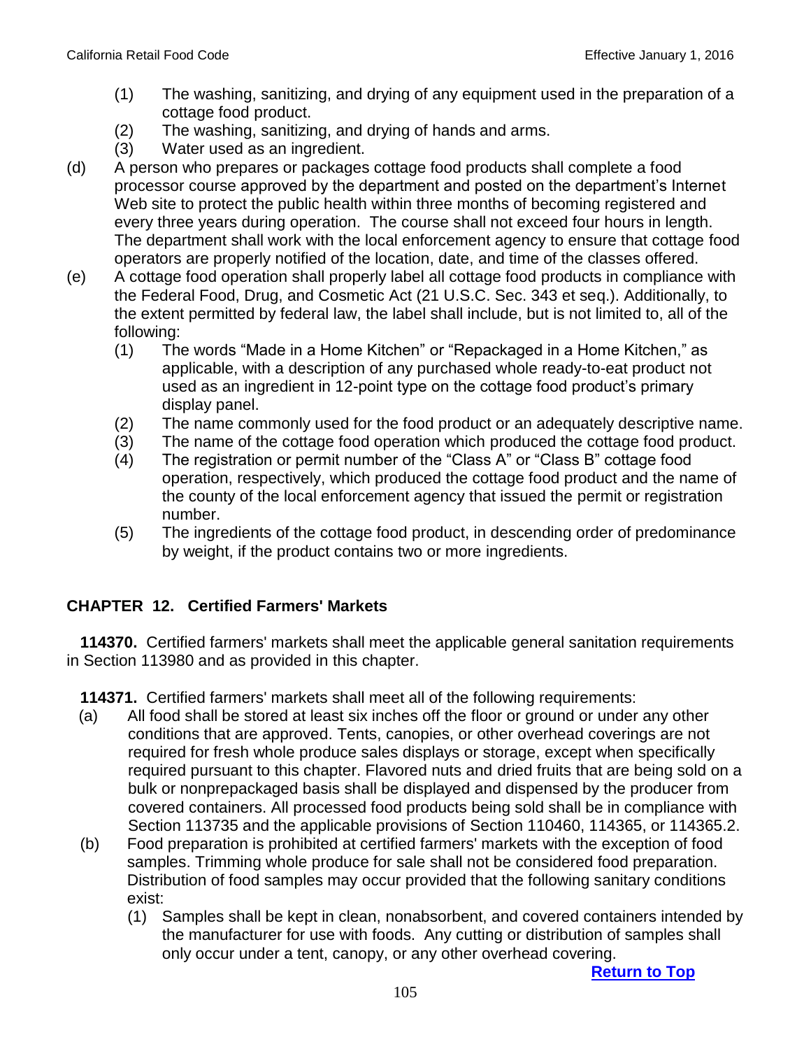(1) The washing, sanitizing, and drying of any equipment used in the preparation of a cottage food product.
(2) The washing, sanitizing, and drying of hands and arms.
(3) Water used as an ingredient.

(d) A person who prepares or packages cottage food products shall complete a food processor course approved by the department and posted on the department's Internet Web site to protect the public health within three months of becoming registered and every three years during operation. The course shall not exceed four hours in length. The department shall work with the local enforcement agency to ensure that cottage food operators are properly notified of the location, date, and time of the classes offered.

(e) A cottage food operation shall properly label all cottage food products in compliance with the Federal Food, Drug, and Cosmetic Act (21 U.S.C. Sec. 343 et seq.). Additionally, to the extent permitted by federal law, the label shall include, but is not limited to, all of the following:

(1) The words "Made in a Home Kitchen" or "Repackaged in a Home Kitchen," as applicable, with a description of any purchased whole ready-to-eat product not used as an ingredient in 12-point type on the cottage food product's primary display panel.
(2) The name commonly used for the food product or an adequately descriptive name.
(3) The name of the cottage food operation which produced the cottage food product.
(4) The registration or permit number of the "Class A" or "Class B" cottage food operation, respectively, which produced the cottage food product and the name of the county of the local enforcement agency that issued the permit or registration number.
(5) The ingredients of the cottage food product, in descending order of predominance by weight, if the product contains two or more ingredients.

## CHAPTER 12. Certified Farmers' Markets

**114370.** Certified farmers' markets shall meet the applicable general sanitation requirements in Section 113980 and as provided in this chapter.

**114371.** Certified farmers' markets shall meet all of the following requirements:

(a) All food shall be stored at least six inches off the floor or ground or under any other conditions that are approved. Tents, canopies, or other overhead coverings are not required for fresh whole produce sales displays or storage, except when specifically required pursuant to this chapter. Flavored nuts and dried fruits that are being sold on a bulk or nonprepackaged basis shall be displayed and dispensed by the producer from covered containers. All processed food products being sold shall be in compliance with Section 113735 and the applicable provisions of Section 110460, 114365, or 114365.2.

(b) Food preparation is prohibited at certified farmers' markets with the exception of food samples. Trimming whole produce for sale shall not be considered food preparation. Distribution of food samples may occur provided that the following sanitary conditions exist:

(1) Samples shall be kept in clean, nonabsorbent, and covered containers intended by the manufacturer for use with foods. Any cutting or distribution of samples shall only occur under a tent, canopy, or any other overhead covering.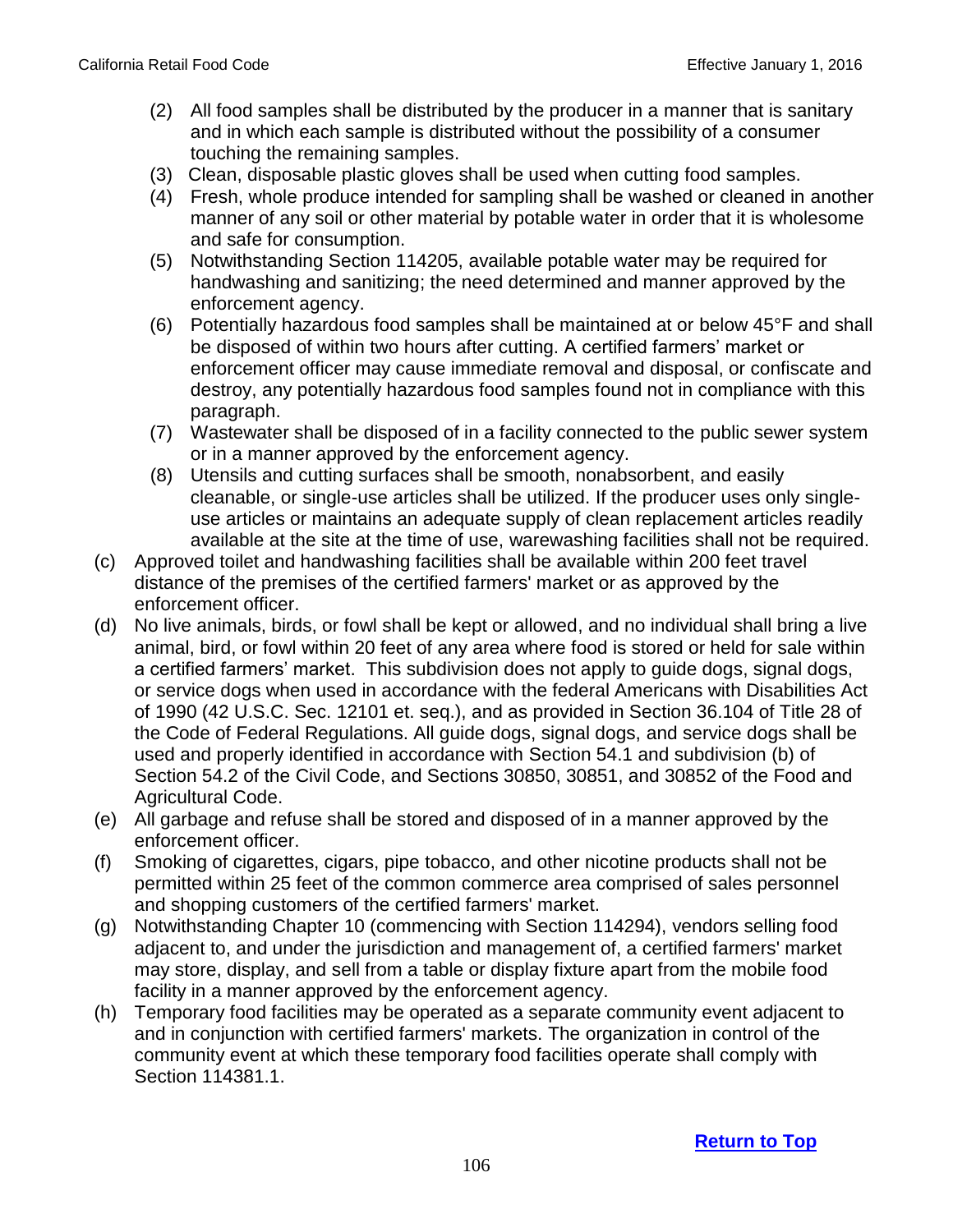(2) All food samples shall be distributed by the producer in a manner that is sanitary and in which each sample is distributed without the possibility of a consumer touching the remaining samples.

(3) Clean, disposable plastic gloves shall be used when cutting food samples.

(4) Fresh, whole produce intended for sampling shall be washed or cleaned in another manner of any soil or other material by potable water in order that it is wholesome and safe for consumption.

(5) Notwithstanding Section 114205, available potable water may be required for handwashing and sanitizing; the need determined and manner approved by the enforcement agency.

(6) Potentially hazardous food samples shall be maintained at or below 45°F and shall be disposed of within two hours after cutting. A certified farmers' market or enforcement officer may cause immediate removal and disposal, or confiscate and destroy, any potentially hazardous food samples found not in compliance with this paragraph.

(7) Wastewater shall be disposed of in a facility connected to the public sewer system or in a manner approved by the enforcement agency.

(8) Utensils and cutting surfaces shall be smooth, nonabsorbent, and easily cleanable, or single-use articles shall be utilized. If the producer uses only single-use articles or maintains an adequate supply of clean replacement articles readily available at the site at the time of use, warewashing facilities shall not be required.

(c) Approved toilet and handwashing facilities shall be available within 200 feet travel distance of the premises of the certified farmers' market or as approved by the enforcement officer.

(d) No live animals, birds, or fowl shall be kept or allowed, and no individual shall bring a live animal, bird, or fowl within 20 feet of any area where food is stored or held for sale within a certified farmers' market. This subdivision does not apply to guide dogs, signal dogs, or service dogs when used in accordance with the federal Americans with Disabilities Act of 1990 (42 U.S.C. Sec. 12101 et. seq.), and as provided in Section 36.104 of Title 28 of the Code of Federal Regulations. All guide dogs, signal dogs, and service dogs shall be used and properly identified in accordance with Section 54.1 and subdivision (b) of Section 54.2 of the Civil Code, and Sections 30850, 30851, and 30852 of the Food and Agricultural Code.

(e) All garbage and refuse shall be stored and disposed of in a manner approved by the enforcement officer.

(f) Smoking of cigarettes, cigars, pipe tobacco, and other nicotine products shall not be permitted within 25 feet of the common commerce area comprised of sales personnel and shopping customers of the certified farmers' market.

(g) Notwithstanding Chapter 10 (commencing with Section 114294), vendors selling food adjacent to, and under the jurisdiction and management of, a certified farmers' market may store, display, and sell from a table or display fixture apart from the mobile food facility in a manner approved by the enforcement agency.

(h) Temporary food facilities may be operated as a separate community event adjacent to and in conjunction with certified farmers' markets. The organization in control of the community event at which these temporary food facilities operate shall comply with Section 114381.1.

**Return to Top**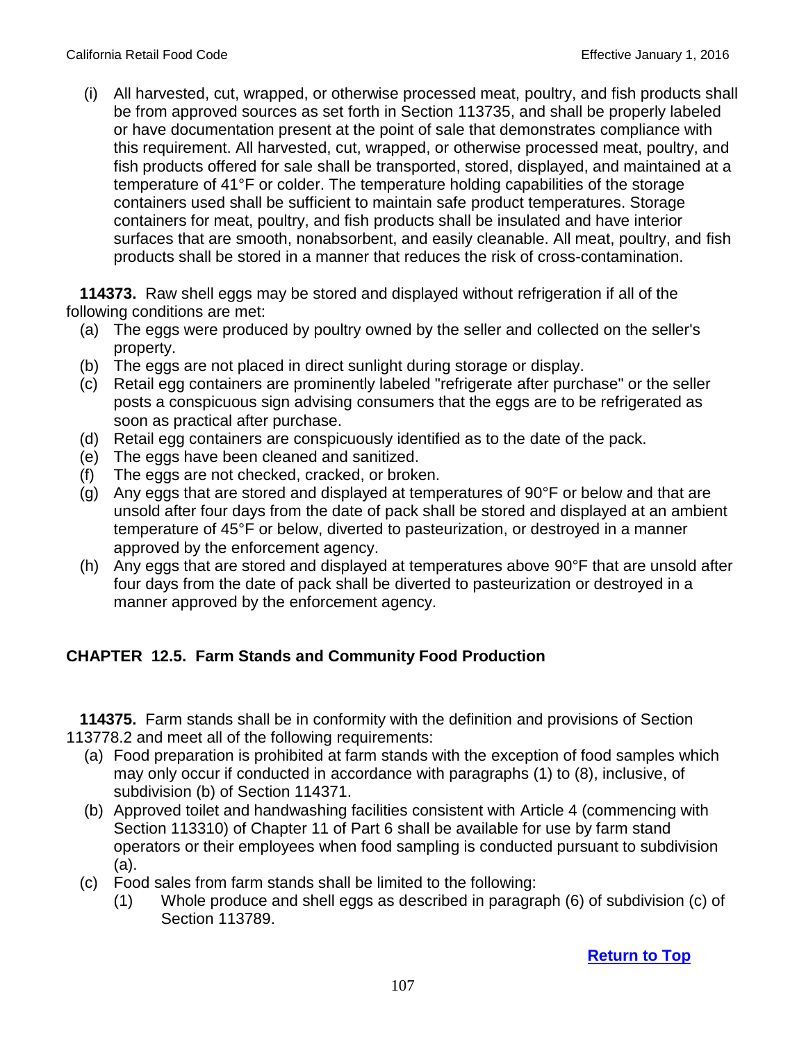(i) All harvested, cut, wrapped, or otherwise processed meat, poultry, and fish products shall be from approved sources as set forth in Section 113735, and shall be properly labeled or have documentation present at the point of sale that demonstrates compliance with this requirement. All harvested, cut, wrapped, or otherwise processed meat, poultry, and fish products offered for sale shall be transported, stored, displayed, and maintained at a temperature of 41°F or colder. The temperature holding capabilities of the storage containers used shall be sufficient to maintain safe product temperatures. Storage containers for meat, poultry, and fish products shall be insulated and have interior surfaces that are smooth, nonabsorbent, and easily cleanable. All meat, poultry, and fish products shall be stored in a manner that reduces the risk of cross-contamination.

**114373.** Raw shell eggs may be stored and displayed without refrigeration if all of the following conditions are met:

(a) The eggs were produced by poultry owned by the seller and collected on the seller's property.

(b) The eggs are not placed in direct sunlight during storage or display.

(c) Retail egg containers are prominently labeled "refrigerate after purchase" or the seller posts a conspicuous sign advising consumers that the eggs are to be refrigerated as soon as practical after purchase.

(d) Retail egg containers are conspicuously identified as to the date of the pack.

(e) The eggs have been cleaned and sanitized.

(f) The eggs are not checked, cracked, or broken.

(g) Any eggs that are stored and displayed at temperatures of 90°F or below and that are unsold after four days from the date of pack shall be stored and displayed at an ambient temperature of 45°F or below, diverted to pasteurization, or destroyed in a manner approved by the enforcement agency.

(h) Any eggs that are stored and displayed at temperatures above 90°F that are unsold after four days from the date of pack shall be diverted to pasteurization or destroyed in a manner approved by the enforcement agency.

## CHAPTER 12.5. Farm Stands and Community Food Production

**114375.** Farm stands shall be in conformity with the definition and provisions of Section 113778.2 and meet all of the following requirements:

(a) Food preparation is prohibited at farm stands with the exception of food samples which may only occur if conducted in accordance with paragraphs (1) to (8), inclusive, of subdivision (b) of Section 114371.

(b) Approved toilet and handwashing facilities consistent with Article 4 (commencing with Section 113310) of Chapter 11 of Part 6 shall be available for use by farm stand operators or their employees when food sampling is conducted pursuant to subdivision (a).

(c) Food sales from farm stands shall be limited to the following:

   (1) Whole produce and shell eggs as described in paragraph (6) of subdivision (c) of Section 113789.

**Return to Top**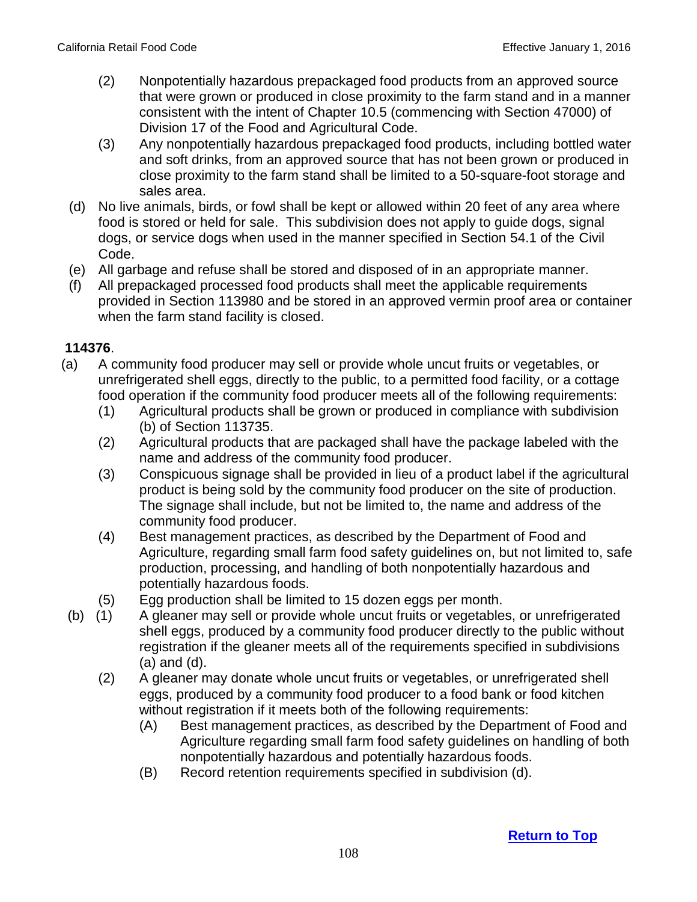(2) Nonpotentially hazardous prepackaged food products from an approved source that were grown or produced in close proximity to the farm stand and in a manner consistent with the intent of Chapter 10.5 (commencing with Section 47000) of Division 17 of the Food and Agricultural Code.

(3) Any nonpotentially hazardous prepackaged food products, including bottled water and soft drinks, from an approved source that has not been grown or produced in close proximity to the farm stand shall be limited to a 50-square-foot storage and sales area.

(d) No live animals, birds, or fowl shall be kept or allowed within 20 feet of any area where food is stored or held for sale. This subdivision does not apply to guide dogs, signal dogs, or service dogs when used in the manner specified in Section 54.1 of the Civil Code.

(e) All garbage and refuse shall be stored and disposed of in an appropriate manner.

(f) All prepackaged processed food products shall meet the applicable requirements provided in Section 113980 and be stored in an approved vermin proof area or container when the farm stand facility is closed.

**114376**.

(a) A community food producer may sell or provide whole uncut fruits or vegetables, or unrefrigerated shell eggs, directly to the public, to a permitted food facility, or a cottage food operation if the community food producer meets all of the following requirements:

(1) Agricultural products shall be grown or produced in compliance with subdivision (b) of Section 113735.

(2) Agricultural products that are packaged shall have the package labeled with the name and address of the community food producer.

(3) Conspicuous signage shall be provided in lieu of a product label if the agricultural product is being sold by the community food producer on the site of production. The signage shall include, but not be limited to, the name and address of the community food producer.

(4) Best management practices, as described by the Department of Food and Agriculture, regarding small farm food safety guidelines on, but not limited to, safe production, processing, and handling of both nonpotentially hazardous and potentially hazardous foods.

(5) Egg production shall be limited to 15 dozen eggs per month.

(b) (1) A gleaner may sell or provide whole uncut fruits or vegetables, or unrefrigerated shell eggs, produced by a community food producer directly to the public without registration if the gleaner meets all of the requirements specified in subdivisions (a) and (d).

(2) A gleaner may donate whole uncut fruits or vegetables, or unrefrigerated shell eggs, produced by a community food producer to a food bank or food kitchen without registration if it meets both of the following requirements:

(A) Best management practices, as described by the Department of Food and Agriculture regarding small farm food safety guidelines on handling of both nonpotentially hazardous and potentially hazardous foods.

(B) Record retention requirements specified in subdivision (d).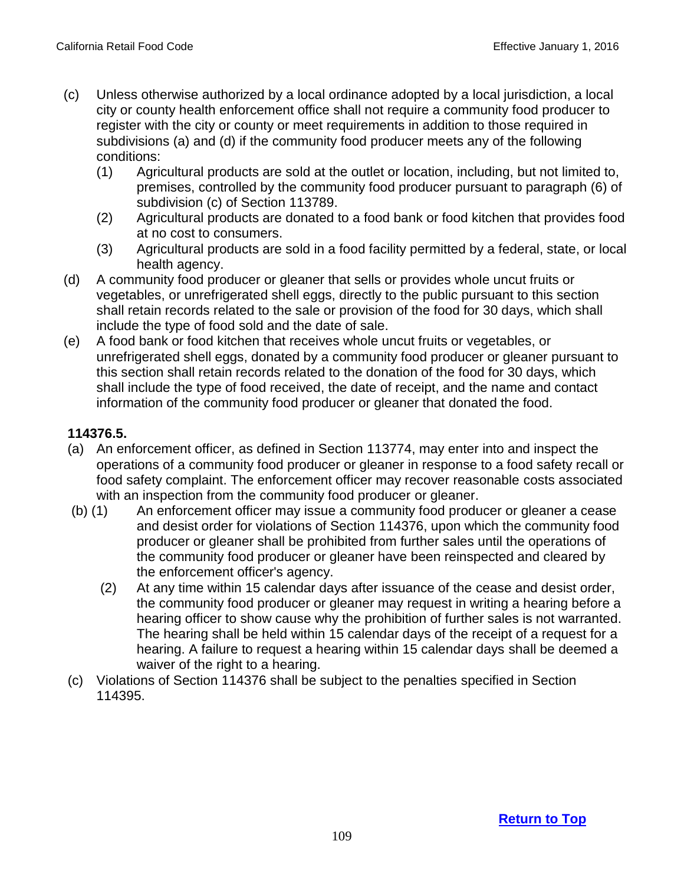(c) Unless otherwise authorized by a local ordinance adopted by a local jurisdiction, a local city or county health enforcement office shall not require a community food producer to register with the city or county or meet requirements in addition to those required in subdivisions (a) and (d) if the community food producer meets any of the following conditions:
   (1) Agricultural products are sold at the outlet or location, including, but not limited to, premises, controlled by the community food producer pursuant to paragraph (6) of subdivision (c) of Section 113789.
   (2) Agricultural products are donated to a food bank or food kitchen that provides food at no cost to consumers.
   (3) Agricultural products are sold in a food facility permitted by a federal, state, or local health agency.

(d) A community food producer or gleaner that sells or provides whole uncut fruits or vegetables, or unrefrigerated shell eggs, directly to the public pursuant to this section shall retain records related to the sale or provision of the food for 30 days, which shall include the type of food sold and the date of sale.

(e) A food bank or food kitchen that receives whole uncut fruits or vegetables, or unrefrigerated shell eggs, donated by a community food producer or gleaner pursuant to this section shall retain records related to the donation of the food for 30 days, which shall include the type of food received, the date of receipt, and the name and contact information of the community food producer or gleaner that donated the food.

**114376.5.**

(a) An enforcement officer, as defined in Section 113774, may enter into and inspect the operations of a community food producer or gleaner in response to a food safety recall or food safety complaint. The enforcement officer may recover reasonable costs associated with an inspection from the community food producer or gleaner.

(b) (1) An enforcement officer may issue a community food producer or gleaner a cease and desist order for violations of Section 114376, upon which the community food producer or gleaner shall be prohibited from further sales until the operations of the community food producer or gleaner have been reinspected and cleared by the enforcement officer's agency.
   (2) At any time within 15 calendar days after issuance of the cease and desist order, the community food producer or gleaner may request in writing a hearing before a hearing officer to show cause why the prohibition of further sales is not warranted. The hearing shall be held within 15 calendar days of the receipt of a request for a hearing. A failure to request a hearing within 15 calendar days shall be deemed a waiver of the right to a hearing.

(c) Violations of Section 114376 shall be subject to the penalties specified in Section 114395.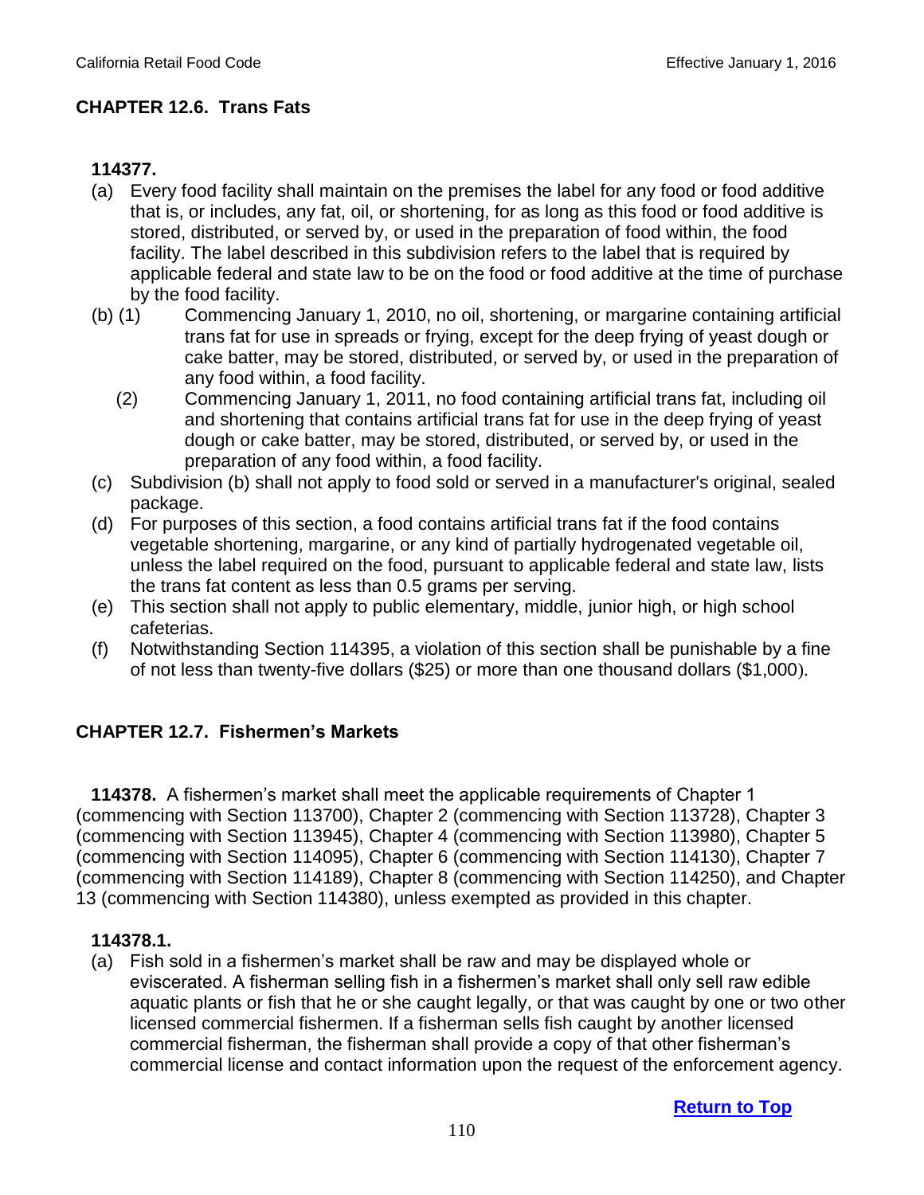## CHAPTER 12.6. Trans Fats

**114377.**

(a) Every food facility shall maintain on the premises the label for any food or food additive that is, or includes, any fat, oil, or shortening, for as long as this food or food additive is stored, distributed, or served by, or used in the preparation of food within, the food facility. The label described in this subdivision refers to the label that is required by applicable federal and state law to be on the food or food additive at the time of purchase by the food facility.

(b) (1) Commencing January 1, 2010, no oil, shortening, or margarine containing artificial trans fat for use in spreads or frying, except for the deep frying of yeast dough or cake batter, may be stored, distributed, or served by, or used in the preparation of any food within, a food facility.

(2) Commencing January 1, 2011, no food containing artificial trans fat, including oil and shortening that contains artificial trans fat for use in the deep frying of yeast dough or cake batter, may be stored, distributed, or served by, or used in the preparation of any food within, a food facility.

(c) Subdivision (b) shall not apply to food sold or served in a manufacturer's original, sealed package.

(d) For purposes of this section, a food contains artificial trans fat if the food contains vegetable shortening, margarine, or any kind of partially hydrogenated vegetable oil, unless the label required on the food, pursuant to applicable federal and state law, lists the trans fat content as less than 0.5 grams per serving.

(e) This section shall not apply to public elementary, middle, junior high, or high school cafeterias.

(f) Notwithstanding Section 114395, a violation of this section shall be punishable by a fine of not less than twenty-five dollars ($25) or more than one thousand dollars ($1,000).

## CHAPTER 12.7. Fishermen's Markets

**114378.** A fishermen's market shall meet the applicable requirements of Chapter 1 (commencing with Section 113700), Chapter 2 (commencing with Section 113728), Chapter 3 (commencing with Section 113945), Chapter 4 (commencing with Section 113980), Chapter 5 (commencing with Section 114095), Chapter 6 (commencing with Section 114130), Chapter 7 (commencing with Section 114189), Chapter 8 (commencing with Section 114250), and Chapter 13 (commencing with Section 114380), unless exempted as provided in this chapter.

**114378.1.**

(a) Fish sold in a fishermen's market shall be raw and may be displayed whole or eviscerated. A fisherman selling fish in a fishermen's market shall only sell raw edible aquatic plants or fish that he or she caught legally, or that was caught by one or two other licensed commercial fishermen. If a fisherman sells fish caught by another licensed commercial fisherman, the fisherman shall provide a copy of that other fisherman's commercial license and contact information upon the request of the enforcement agency.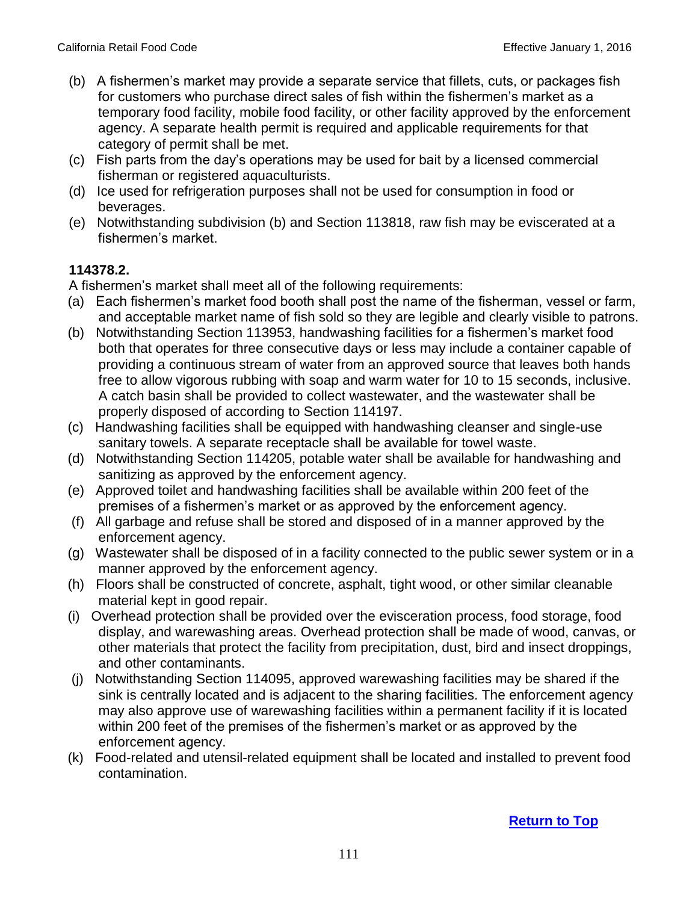(b) A fishermen’s market may provide a separate service that fillets, cuts, or packages fish for customers who purchase direct sales of fish within the fishermen’s market as a temporary food facility, mobile food facility, or other facility approved by the enforcement agency. A separate health permit is required and applicable requirements for that category of permit shall be met.

(c) Fish parts from the day’s operations may be used for bait by a licensed commercial fisherman or registered aquaculturists.

(d) Ice used for refrigeration purposes shall not be used for consumption in food or beverages.

(e) Notwithstanding subdivision (b) and Section 113818, raw fish may be eviscerated at a fishermen’s market.

**114378.2.**

A fishermen’s market shall meet all of the following requirements:

(a) Each fishermen’s market food booth shall post the name of the fisherman, vessel or farm, and acceptable market name of fish sold so they are legible and clearly visible to patrons.

(b) Notwithstanding Section 113953, handwashing facilities for a fishermen’s market food both that operates for three consecutive days or less may include a container capable of providing a continuous stream of water from an approved source that leaves both hands free to allow vigorous rubbing with soap and warm water for 10 to 15 seconds, inclusive. A catch basin shall be provided to collect wastewater, and the wastewater shall be properly disposed of according to Section 114197.

(c) Handwashing facilities shall be equipped with handwashing cleanser and single-use sanitary towels. A separate receptacle shall be available for towel waste.

(d) Notwithstanding Section 114205, potable water shall be available for handwashing and sanitizing as approved by the enforcement agency.

(e) Approved toilet and handwashing facilities shall be available within 200 feet of the premises of a fishermen’s market or as approved by the enforcement agency.

(f) All garbage and refuse shall be stored and disposed of in a manner approved by the enforcement agency.

(g) Wastewater shall be disposed of in a facility connected to the public sewer system or in a manner approved by the enforcement agency.

(h) Floors shall be constructed of concrete, asphalt, tight wood, or other similar cleanable material kept in good repair.

(i) Overhead protection shall be provided over the evisceration process, food storage, food display, and warewashing areas. Overhead protection shall be made of wood, canvas, or other materials that protect the facility from precipitation, dust, bird and insect droppings, and other contaminants.

(j) Notwithstanding Section 114095, approved warewashing facilities may be shared if the sink is centrally located and is adjacent to the sharing facilities. The enforcement agency may also approve use of warewashing facilities within a permanent facility if it is located within 200 feet of the premises of the fishermen’s market or as approved by the enforcement agency.

(k) Food-related and utensil-related equipment shall be located and installed to prevent food contamination.

Return to Top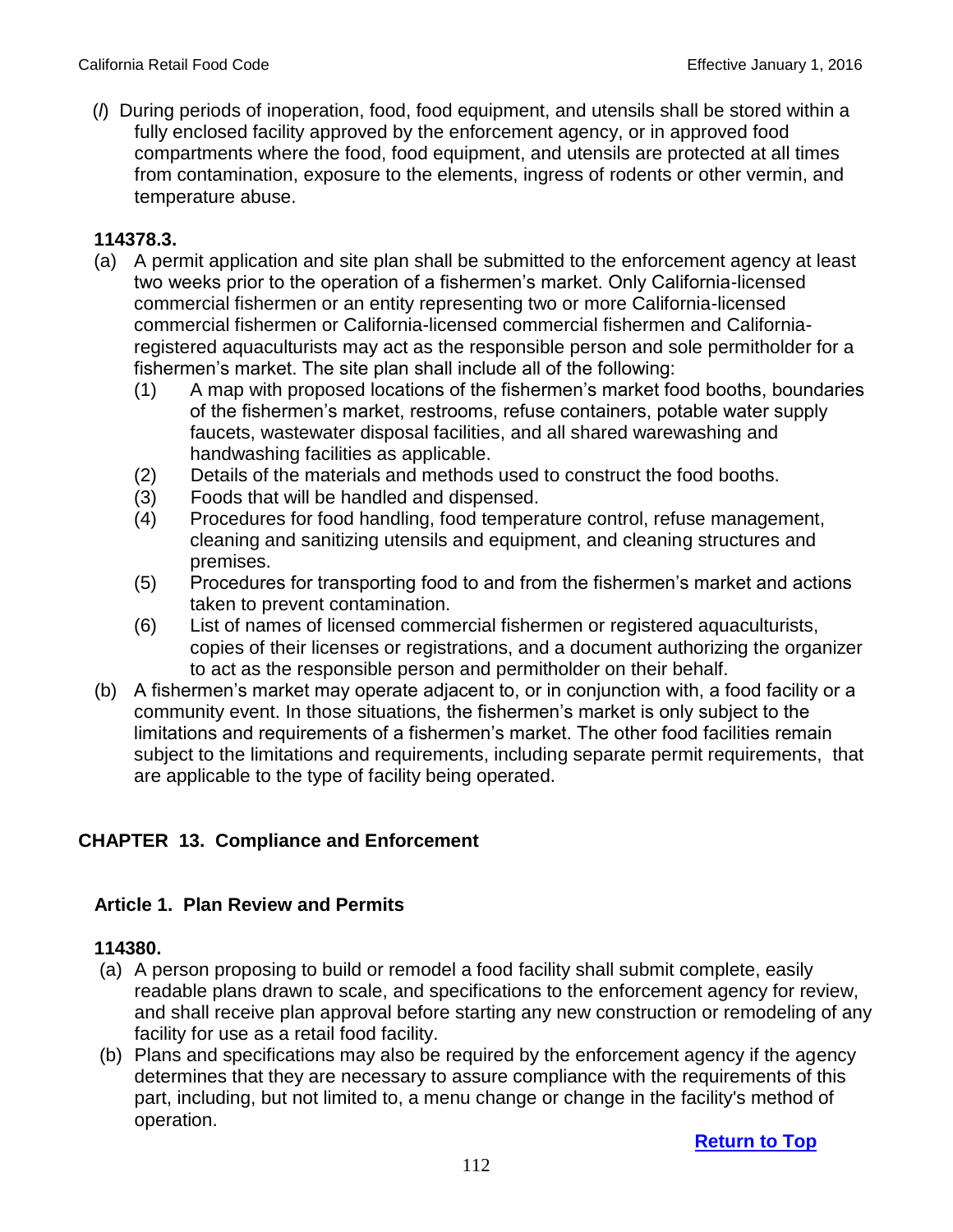(*l*) During periods of inoperation, food, food equipment, and utensils shall be stored within a fully enclosed facility approved by the enforcement agency, or in approved food compartments where the food, food equipment, and utensils are protected at all times from contamination, exposure to the elements, ingress of rodents or other vermin, and temperature abuse.

**114378.3.**

(a) A permit application and site plan shall be submitted to the enforcement agency at least two weeks prior to the operation of a fishermen's market. Only California-licensed commercial fishermen or an entity representing two or more California-licensed commercial fishermen or California-licensed commercial fishermen and California-registered aquaculturists may act as the responsible person and sole permitholder for a fishermen's market. The site plan shall include all of the following:

   (1) A map with proposed locations of the fishermen's market food booths, boundaries of the fishermen's market, restrooms, refuse containers, potable water supply faucets, wastewater disposal facilities, and all shared warewashing and handwashing facilities as applicable.

   (2) Details of the materials and methods used to construct the food booths.

   (3) Foods that will be handled and dispensed.

   (4) Procedures for food handling, food temperature control, refuse management, cleaning and sanitizing utensils and equipment, and cleaning structures and premises.

   (5) Procedures for transporting food to and from the fishermen's market and actions taken to prevent contamination.

   (6) List of names of licensed commercial fishermen or registered aquaculturists, copies of their licenses or registrations, and a document authorizing the organizer to act as the responsible person and permitholder on their behalf.

(b) A fishermen's market may operate adjacent to, or in conjunction with, a food facility or a community event. In those situations, the fishermen's market is only subject to the limitations and requirements of a fishermen's market. The other food facilities remain subject to the limitations and requirements, including separate permit requirements, that are applicable to the type of facility being operated.

## CHAPTER 13. Compliance and Enforcement

### Article 1. Plan Review and Permits

**114380.**

(a) A person proposing to build or remodel a food facility shall submit complete, easily readable plans drawn to scale, and specifications to the enforcement agency for review, and shall receive plan approval before starting any new construction or remodeling of any facility for use as a retail food facility.

(b) Plans and specifications may also be required by the enforcement agency if the agency determines that they are necessary to assure compliance with the requirements of this part, including, but not limited to, a menu change or change in the facility's method of operation.

**Return to Top**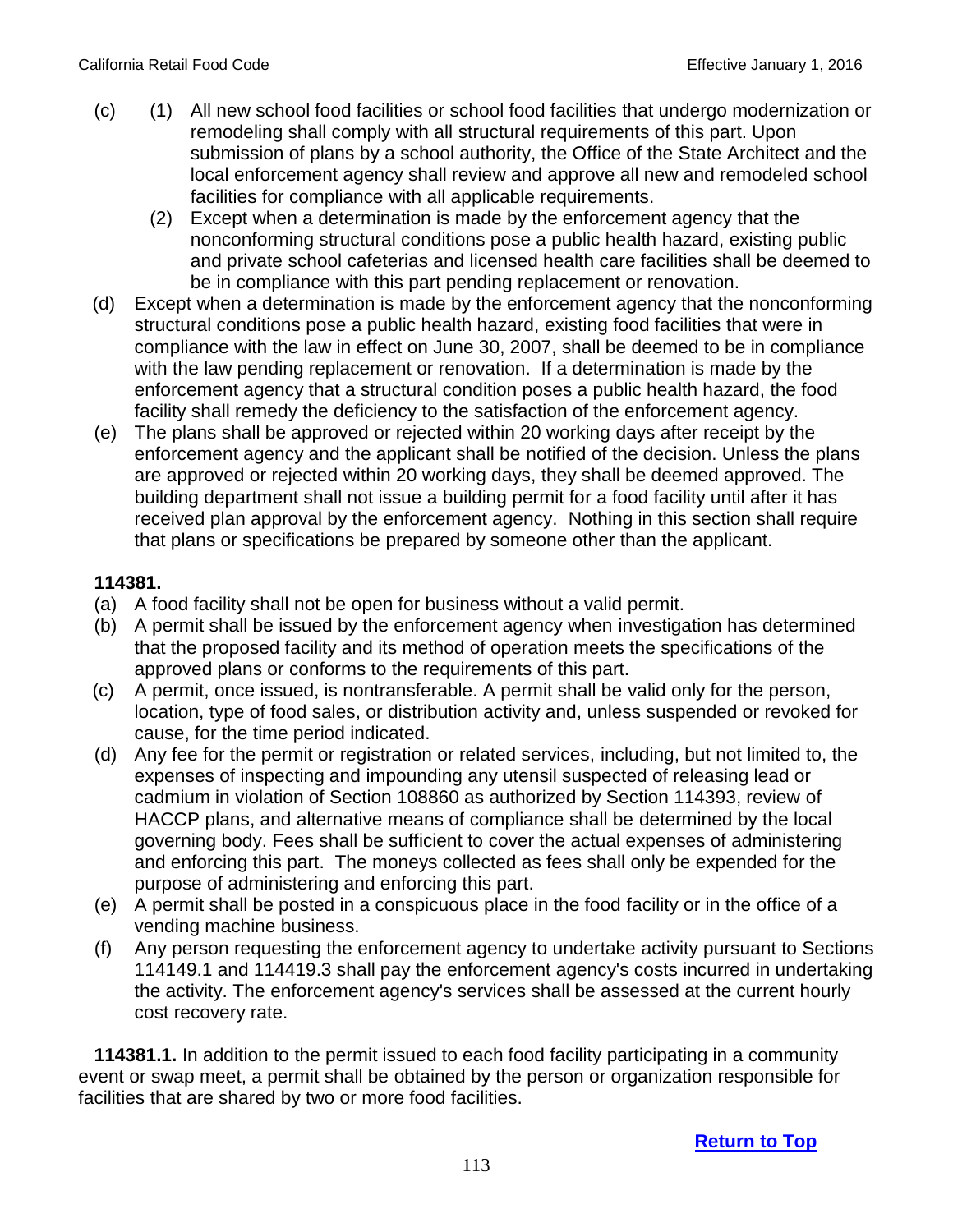(c) (1) All new school food facilities or school food facilities that undergo modernization or remodeling shall comply with all structural requirements of this part. Upon submission of plans by a school authority, the Office of the State Architect and the local enforcement agency shall review and approve all new and remodeled school facilities for compliance with all applicable requirements.

(2) Except when a determination is made by the enforcement agency that the nonconforming structural conditions pose a public health hazard, existing public and private school cafeterias and licensed health care facilities shall be deemed to be in compliance with this part pending replacement or renovation.

(d) Except when a determination is made by the enforcement agency that the nonconforming structural conditions pose a public health hazard, existing food facilities that were in compliance with the law in effect on June 30, 2007, shall be deemed to be in compliance with the law pending replacement or renovation. If a determination is made by the enforcement agency that a structural condition poses a public health hazard, the food facility shall remedy the deficiency to the satisfaction of the enforcement agency.

(e) The plans shall be approved or rejected within 20 working days after receipt by the enforcement agency and the applicant shall be notified of the decision. Unless the plans are approved or rejected within 20 working days, they shall be deemed approved. The building department shall not issue a building permit for a food facility until after it has received plan approval by the enforcement agency. Nothing in this section shall require that plans or specifications be prepared by someone other than the applicant.

**114381.**

(a) A food facility shall not be open for business without a valid permit.

(b) A permit shall be issued by the enforcement agency when investigation has determined that the proposed facility and its method of operation meets the specifications of the approved plans or conforms to the requirements of this part.

(c) A permit, once issued, is nontransferable. A permit shall be valid only for the person, location, type of food sales, or distribution activity and, unless suspended or revoked for cause, for the time period indicated.

(d) Any fee for the permit or registration or related services, including, but not limited to, the expenses of inspecting and impounding any utensil suspected of releasing lead or cadmium in violation of Section 108860 as authorized by Section 114393, review of HACCP plans, and alternative means of compliance shall be determined by the local governing body. Fees shall be sufficient to cover the actual expenses of administering and enforcing this part. The moneys collected as fees shall only be expended for the purpose of administering and enforcing this part.

(e) A permit shall be posted in a conspicuous place in the food facility or in the office of a vending machine business.

(f) Any person requesting the enforcement agency to undertake activity pursuant to Sections 114149.1 and 114419.3 shall pay the enforcement agency's costs incurred in undertaking the activity. The enforcement agency's services shall be assessed at the current hourly cost recovery rate.

**114381.1.** In addition to the permit issued to each food facility participating in a community event or swap meet, a permit shall be obtained by the person or organization responsible for facilities that are shared by two or more food facilities.

Return to Top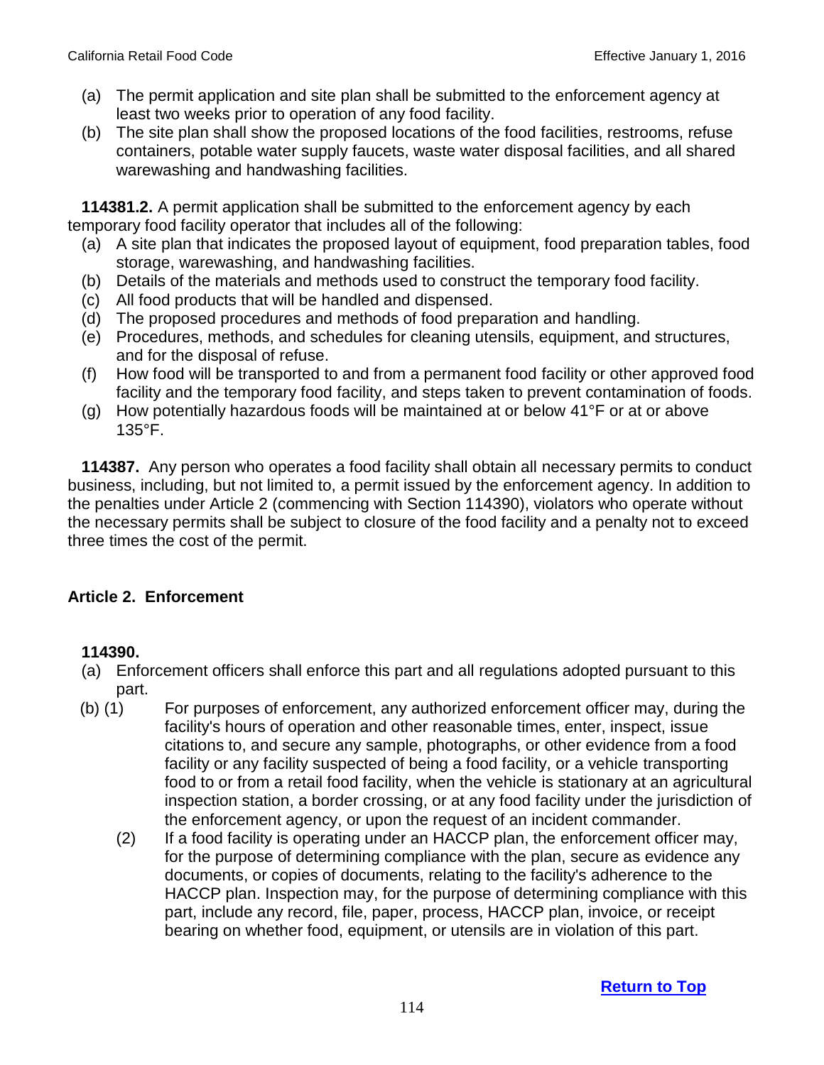(a) The permit application and site plan shall be submitted to the enforcement agency at least two weeks prior to operation of any food facility.

(b) The site plan shall show the proposed locations of the food facilities, restrooms, refuse containers, potable water supply faucets, waste water disposal facilities, and all shared warewashing and handwashing facilities.

**114381.2.** A permit application shall be submitted to the enforcement agency by each temporary food facility operator that includes all of the following:

(a) A site plan that indicates the proposed layout of equipment, food preparation tables, food storage, warewashing, and handwashing facilities.

(b) Details of the materials and methods used to construct the temporary food facility.

(c) All food products that will be handled and dispensed.

(d) The proposed procedures and methods of food preparation and handling.

(e) Procedures, methods, and schedules for cleaning utensils, equipment, and structures, and for the disposal of refuse.

(f) How food will be transported to and from a permanent food facility or other approved food facility and the temporary food facility, and steps taken to prevent contamination of foods.

(g) How potentially hazardous foods will be maintained at or below 41°F or at or above 135°F.

**114387.** Any person who operates a food facility shall obtain all necessary permits to conduct business, including, but not limited to, a permit issued by the enforcement agency. In addition to the penalties under Article 2 (commencing with Section 114390), violators who operate without the necessary permits shall be subject to closure of the food facility and a penalty not to exceed three times the cost of the permit.

### Article 2. Enforcement

**114390.**

(a) Enforcement officers shall enforce this part and all regulations adopted pursuant to this part.

(b) (1) For purposes of enforcement, any authorized enforcement officer may, during the facility's hours of operation and other reasonable times, enter, inspect, issue citations to, and secure any sample, photographs, or other evidence from a food facility or any facility suspected of being a food facility, or a vehicle transporting food to or from a retail food facility, when the vehicle is stationary at an agricultural inspection station, a border crossing, or at any food facility under the jurisdiction of the enforcement agency, or upon the request of an incident commander.

(2) If a food facility is operating under an HACCP plan, the enforcement officer may, for the purpose of determining compliance with the plan, secure as evidence any documents, or copies of documents, relating to the facility's adherence to the HACCP plan. Inspection may, for the purpose of determining compliance with this part, include any record, file, paper, process, HACCP plan, invoice, or receipt bearing on whether food, equipment, or utensils are in violation of this part.

**Return to Top**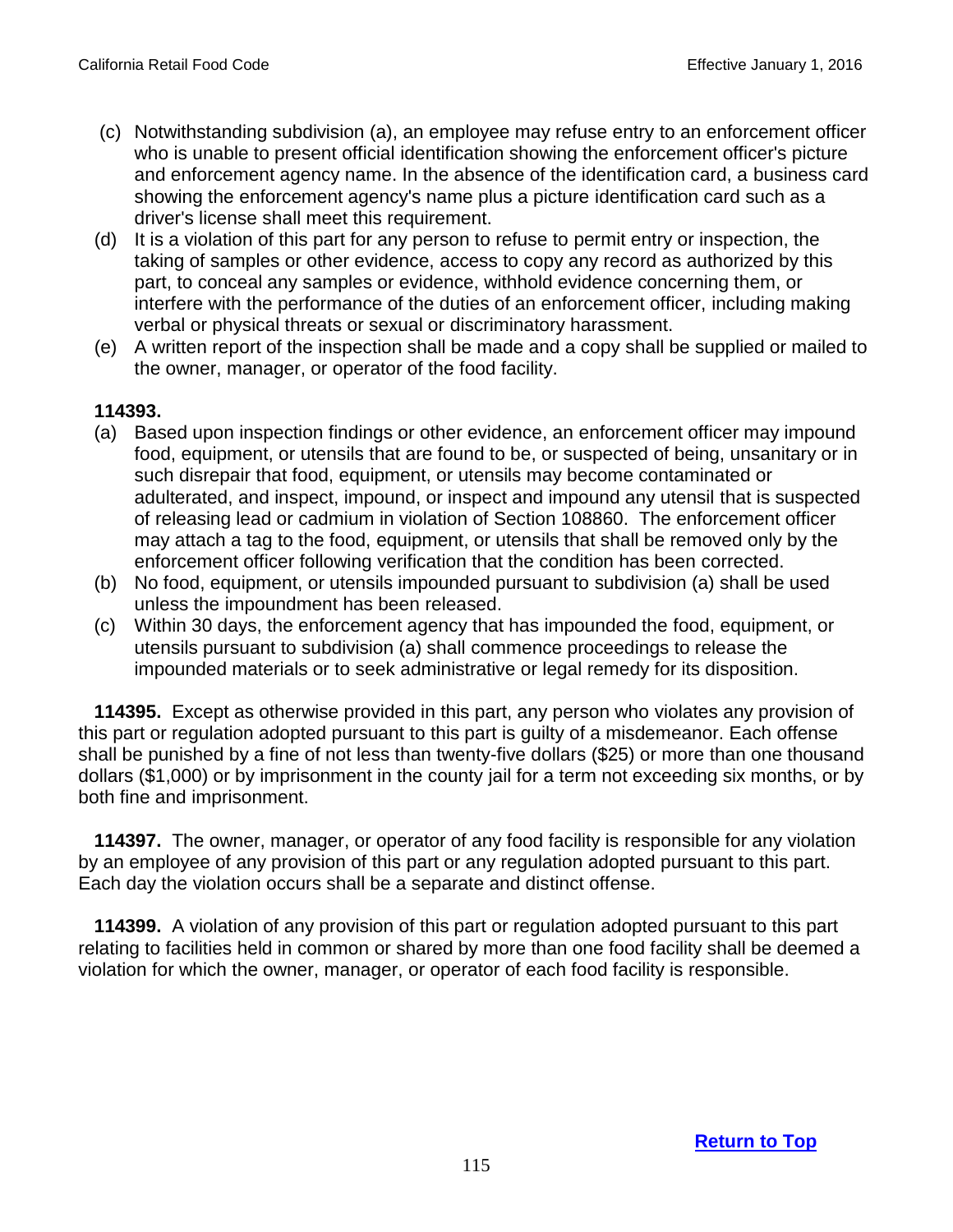(c) Notwithstanding subdivision (a), an employee may refuse entry to an enforcement officer who is unable to present official identification showing the enforcement officer's picture and enforcement agency name. In the absence of the identification card, a business card showing the enforcement agency's name plus a picture identification card such as a driver's license shall meet this requirement.

(d) It is a violation of this part for any person to refuse to permit entry or inspection, the taking of samples or other evidence, access to copy any record as authorized by this part, to conceal any samples or evidence, withhold evidence concerning them, or interfere with the performance of the duties of an enforcement officer, including making verbal or physical threats or sexual or discriminatory harassment.

(e) A written report of the inspection shall be made and a copy shall be supplied or mailed to the owner, manager, or operator of the food facility.

**114393.**

(a) Based upon inspection findings or other evidence, an enforcement officer may impound food, equipment, or utensils that are found to be, or suspected of being, unsanitary or in such disrepair that food, equipment, or utensils may become contaminated or adulterated, and inspect, impound, or inspect and impound any utensil that is suspected of releasing lead or cadmium in violation of Section 108860. The enforcement officer may attach a tag to the food, equipment, or utensils that shall be removed only by the enforcement officer following verification that the condition has been corrected.

(b) No food, equipment, or utensils impounded pursuant to subdivision (a) shall be used unless the impoundment has been released.

(c) Within 30 days, the enforcement agency that has impounded the food, equipment, or utensils pursuant to subdivision (a) shall commence proceedings to release the impounded materials or to seek administrative or legal remedy for its disposition.

**114395.** Except as otherwise provided in this part, any person who violates any provision of this part or regulation adopted pursuant to this part is guilty of a misdemeanor. Each offense shall be punished by a fine of not less than twenty-five dollars ($25) or more than one thousand dollars ($1,000) or by imprisonment in the county jail for a term not exceeding six months, or by both fine and imprisonment.

**114397.** The owner, manager, or operator of any food facility is responsible for any violation by an employee of any provision of this part or any regulation adopted pursuant to this part. Each day the violation occurs shall be a separate and distinct offense.

**114399.** A violation of any provision of this part or regulation adopted pursuant to this part relating to facilities held in common or shared by more than one food facility shall be deemed a violation for which the owner, manager, or operator of each food facility is responsible.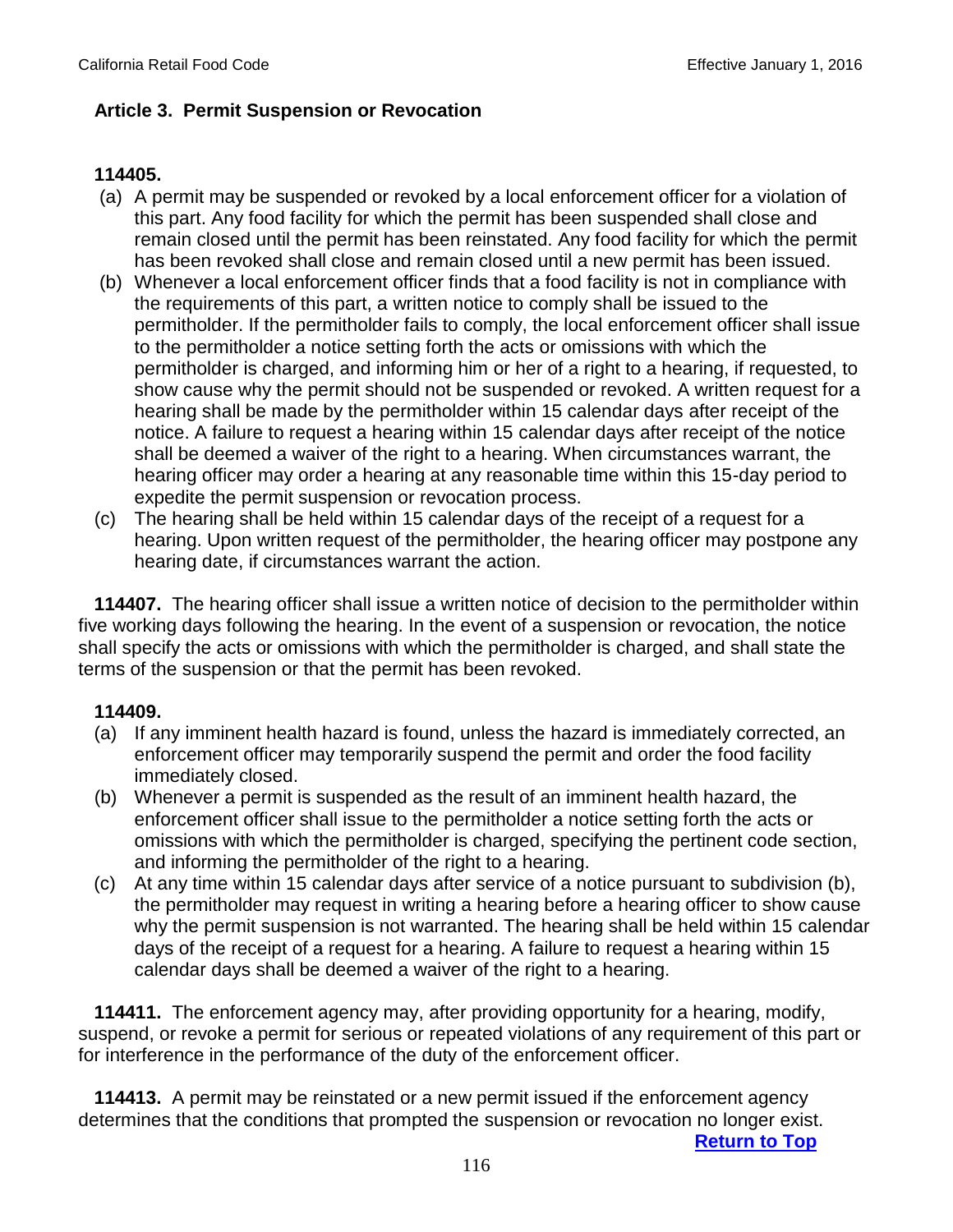## Article 3. Permit Suspension or Revocation

**114405.**

(a) A permit may be suspended or revoked by a local enforcement officer for a violation of this part. Any food facility for which the permit has been suspended shall close and remain closed until the permit has been reinstated. Any food facility for which the permit has been revoked shall close and remain closed until a new permit has been issued.

(b) Whenever a local enforcement officer finds that a food facility is not in compliance with the requirements of this part, a written notice to comply shall be issued to the permitholder. If the permitholder fails to comply, the local enforcement officer shall issue to the permitholder a notice setting forth the acts or omissions with which the permitholder is charged, and informing him or her of a right to a hearing, if requested, to show cause why the permit should not be suspended or revoked. A written request for a hearing shall be made by the permitholder within 15 calendar days after receipt of the notice. A failure to request a hearing within 15 calendar days after receipt of the notice shall be deemed a waiver of the right to a hearing. When circumstances warrant, the hearing officer may order a hearing at any reasonable time within this 15-day period to expedite the permit suspension or revocation process.

(c) The hearing shall be held within 15 calendar days of the receipt of a request for a hearing. Upon written request of the permitholder, the hearing officer may postpone any hearing date, if circumstances warrant the action.

**114407.** The hearing officer shall issue a written notice of decision to the permitholder within five working days following the hearing. In the event of a suspension or revocation, the notice shall specify the acts or omissions with which the permitholder is charged, and shall state the terms of the suspension or that the permit has been revoked.

**114409.**

(a) If any imminent health hazard is found, unless the hazard is immediately corrected, an enforcement officer may temporarily suspend the permit and order the food facility immediately closed.

(b) Whenever a permit is suspended as the result of an imminent health hazard, the enforcement officer shall issue to the permitholder a notice setting forth the acts or omissions with which the permitholder is charged, specifying the pertinent code section, and informing the permitholder of the right to a hearing.

(c) At any time within 15 calendar days after service of a notice pursuant to subdivision (b), the permitholder may request in writing a hearing before a hearing officer to show cause why the permit suspension is not warranted. The hearing shall be held within 15 calendar days of the receipt of a request for a hearing. A failure to request a hearing within 15 calendar days shall be deemed a waiver of the right to a hearing.

**114411.** The enforcement agency may, after providing opportunity for a hearing, modify, suspend, or revoke a permit for serious or repeated violations of any requirement of this part or for interference in the performance of the duty of the enforcement officer.

**114413.** A permit may be reinstated or a new permit issued if the enforcement agency determines that the conditions that prompted the suspension or revocation no longer exist.

**Return to Top**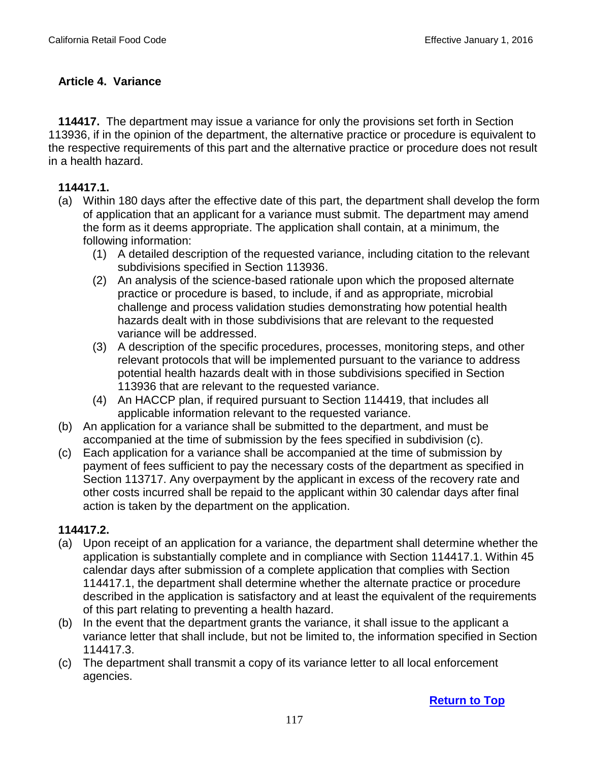## Article 4. Variance

**114417.** The department may issue a variance for only the provisions set forth in Section 113936, if in the opinion of the department, the alternative practice or procedure is equivalent to the respective requirements of this part and the alternative practice or procedure does not result in a health hazard.

**114417.1.**

(a) Within 180 days after the effective date of this part, the department shall develop the form of application that an applicant for a variance must submit. The department may amend the form as it deems appropriate. The application shall contain, at a minimum, the following information:

  (1) A detailed description of the requested variance, including citation to the relevant subdivisions specified in Section 113936.

  (2) An analysis of the science-based rationale upon which the proposed alternate practice or procedure is based, to include, if and as appropriate, microbial challenge and process validation studies demonstrating how potential health hazards dealt with in those subdivisions that are relevant to the requested variance will be addressed.

  (3) A description of the specific procedures, processes, monitoring steps, and other relevant protocols that will be implemented pursuant to the variance to address potential health hazards dealt with in those subdivisions specified in Section 113936 that are relevant to the requested variance.

  (4) An HACCP plan, if required pursuant to Section 114419, that includes all applicable information relevant to the requested variance.

(b) An application for a variance shall be submitted to the department, and must be accompanied at the time of submission by the fees specified in subdivision (c).

(c) Each application for a variance shall be accompanied at the time of submission by payment of fees sufficient to pay the necessary costs of the department as specified in Section 113717. Any overpayment by the applicant in excess of the recovery rate and other costs incurred shall be repaid to the applicant within 30 calendar days after final action is taken by the department on the application.

**114417.2.**

(a) Upon receipt of an application for a variance, the department shall determine whether the application is substantially complete and in compliance with Section 114417.1. Within 45 calendar days after submission of a complete application that complies with Section 114417.1, the department shall determine whether the alternate practice or procedure described in the application is satisfactory and at least the equivalent of the requirements of this part relating to preventing a health hazard.

(b) In the event that the department grants the variance, it shall issue to the applicant a variance letter that shall include, but not be limited to, the information specified in Section 114417.3.

(c) The department shall transmit a copy of its variance letter to all local enforcement agencies.

**Return to Top**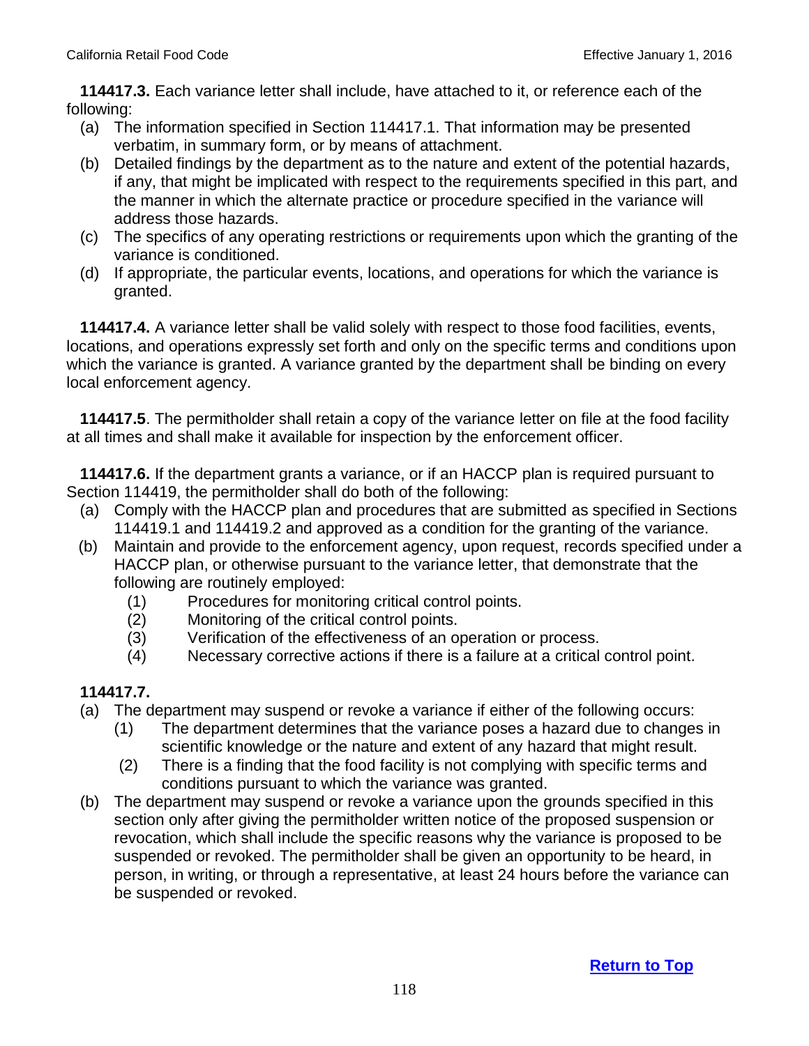**114417.3.** Each variance letter shall include, have attached to it, or reference each of the following:

- (a) The information specified in Section 114417.1. That information may be presented verbatim, in summary form, or by means of attachment.
- (b) Detailed findings by the department as to the nature and extent of the potential hazards, if any, that might be implicated with respect to the requirements specified in this part, and the manner in which the alternate practice or procedure specified in the variance will address those hazards.
- (c) The specifics of any operating restrictions or requirements upon which the granting of the variance is conditioned.
- (d) If appropriate, the particular events, locations, and operations for which the variance is granted.

**114417.4.** A variance letter shall be valid solely with respect to those food facilities, events, locations, and operations expressly set forth and only on the specific terms and conditions upon which the variance is granted. A variance granted by the department shall be binding on every local enforcement agency.

**114417.5**. The permitholder shall retain a copy of the variance letter on file at the food facility at all times and shall make it available for inspection by the enforcement officer.

**114417.6.** If the department grants a variance, or if an HACCP plan is required pursuant to Section 114419, the permitholder shall do both of the following:

- (a) Comply with the HACCP plan and procedures that are submitted as specified in Sections 114419.1 and 114419.2 and approved as a condition for the granting of the variance.
- (b) Maintain and provide to the enforcement agency, upon request, records specified under a HACCP plan, or otherwise pursuant to the variance letter, that demonstrate that the following are routinely employed:
  - (1) Procedures for monitoring critical control points.
  - (2) Monitoring of the critical control points.
  - (3) Verification of the effectiveness of an operation or process.
  - (4) Necessary corrective actions if there is a failure at a critical control point.

**114417.7.**

- (a) The department may suspend or revoke a variance if either of the following occurs:
  - (1) The department determines that the variance poses a hazard due to changes in scientific knowledge or the nature and extent of any hazard that might result.
  - (2) There is a finding that the food facility is not complying with specific terms and conditions pursuant to which the variance was granted.
- (b) The department may suspend or revoke a variance upon the grounds specified in this section only after giving the permitholder written notice of the proposed suspension or revocation, which shall include the specific reasons why the variance is proposed to be suspended or revoked. The permitholder shall be given an opportunity to be heard, in person, in writing, or through a representative, at least 24 hours before the variance can be suspended or revoked.

**Return to Top**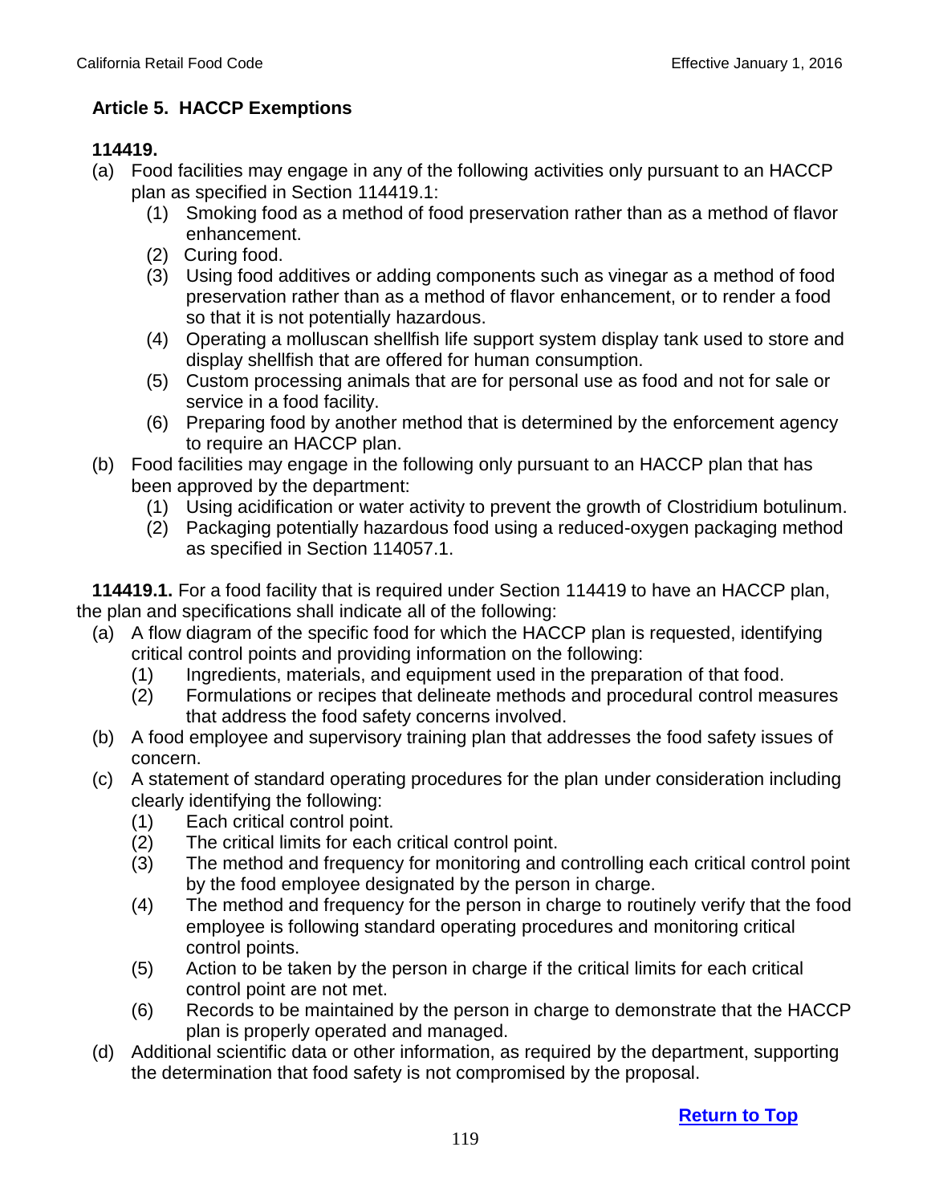## Article 5. HACCP Exemptions

**114419.**

(a) Food facilities may engage in any of the following activities only pursuant to an HACCP plan as specified in Section 114419.1:
   (1) Smoking food as a method of food preservation rather than as a method of flavor enhancement.
   (2) Curing food.
   (3) Using food additives or adding components such as vinegar as a method of food preservation rather than as a method of flavor enhancement, or to render a food so that it is not potentially hazardous.
   (4) Operating a molluscan shellfish life support system display tank used to store and display shellfish that are offered for human consumption.
   (5) Custom processing animals that are for personal use as food and not for sale or service in a food facility.
   (6) Preparing food by another method that is determined by the enforcement agency to require an HACCP plan.

(b) Food facilities may engage in the following only pursuant to an HACCP plan that has been approved by the department:
   (1) Using acidification or water activity to prevent the growth of Clostridium botulinum.
   (2) Packaging potentially hazardous food using a reduced-oxygen packaging method as specified in Section 114057.1.

**114419.1.** For a food facility that is required under Section 114419 to have an HACCP plan, the plan and specifications shall indicate all of the following:

(a) A flow diagram of the specific food for which the HACCP plan is requested, identifying critical control points and providing information on the following:
   (1) Ingredients, materials, and equipment used in the preparation of that food.
   (2) Formulations or recipes that delineate methods and procedural control measures that address the food safety concerns involved.

(b) A food employee and supervisory training plan that addresses the food safety issues of concern.

(c) A statement of standard operating procedures for the plan under consideration including clearly identifying the following:
   (1) Each critical control point.
   (2) The critical limits for each critical control point.
   (3) The method and frequency for monitoring and controlling each critical control point by the food employee designated by the person in charge.
   (4) The method and frequency for the person in charge to routinely verify that the food employee is following standard operating procedures and monitoring critical control points.
   (5) Action to be taken by the person in charge if the critical limits for each critical control point are not met.
   (6) Records to be maintained by the person in charge to demonstrate that the HACCP plan is properly operated and managed.

(d) Additional scientific data or other information, as required by the department, supporting the determination that food safety is not compromised by the proposal.

**Return to Top**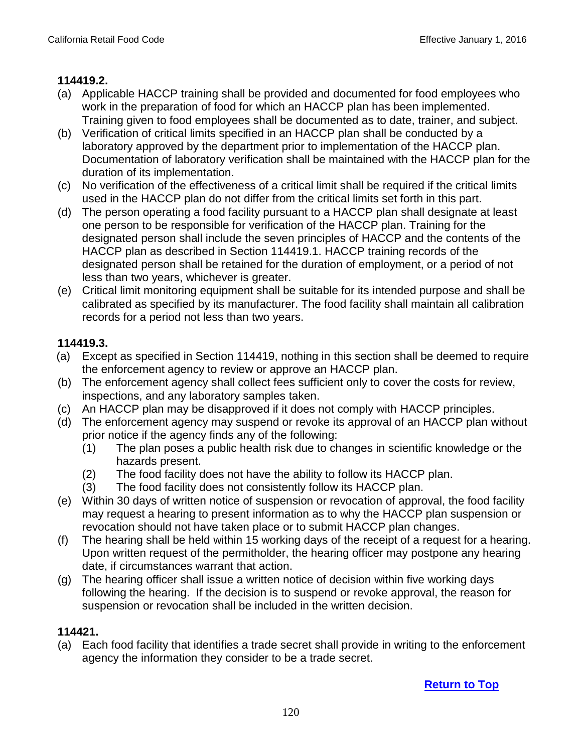**114419.2.**

(a) Applicable HACCP training shall be provided and documented for food employees who work in the preparation of food for which an HACCP plan has been implemented. Training given to food employees shall be documented as to date, trainer, and subject.

(b) Verification of critical limits specified in an HACCP plan shall be conducted by a laboratory approved by the department prior to implementation of the HACCP plan. Documentation of laboratory verification shall be maintained with the HACCP plan for the duration of its implementation.

(c) No verification of the effectiveness of a critical limit shall be required if the critical limits used in the HACCP plan do not differ from the critical limits set forth in this part.

(d) The person operating a food facility pursuant to a HACCP plan shall designate at least one person to be responsible for verification of the HACCP plan. Training for the designated person shall include the seven principles of HACCP and the contents of the HACCP plan as described in Section 114419.1. HACCP training records of the designated person shall be retained for the duration of employment, or a period of not less than two years, whichever is greater.

(e) Critical limit monitoring equipment shall be suitable for its intended purpose and shall be calibrated as specified by its manufacturer. The food facility shall maintain all calibration records for a period not less than two years.

**114419.3.**

(a) Except as specified in Section 114419, nothing in this section shall be deemed to require the enforcement agency to review or approve an HACCP plan.

(b) The enforcement agency shall collect fees sufficient only to cover the costs for review, inspections, and any laboratory samples taken.

(c) An HACCP plan may be disapproved if it does not comply with HACCP principles.

(d) The enforcement agency may suspend or revoke its approval of an HACCP plan without prior notice if the agency finds any of the following:
   (1) The plan poses a public health risk due to changes in scientific knowledge or the hazards present.
   (2) The food facility does not have the ability to follow its HACCP plan.
   (3) The food facility does not consistently follow its HACCP plan.

(e) Within 30 days of written notice of suspension or revocation of approval, the food facility may request a hearing to present information as to why the HACCP plan suspension or revocation should not have taken place or to submit HACCP plan changes.

(f) The hearing shall be held within 15 working days of the receipt of a request for a hearing. Upon written request of the permitholder, the hearing officer may postpone any hearing date, if circumstances warrant that action.

(g) The hearing officer shall issue a written notice of decision within five working days following the hearing. If the decision is to suspend or revoke approval, the reason for suspension or revocation shall be included in the written decision.

**114421.**

(a) Each food facility that identifies a trade secret shall provide in writing to the enforcement agency the information they consider to be a trade secret.

**Return to Top**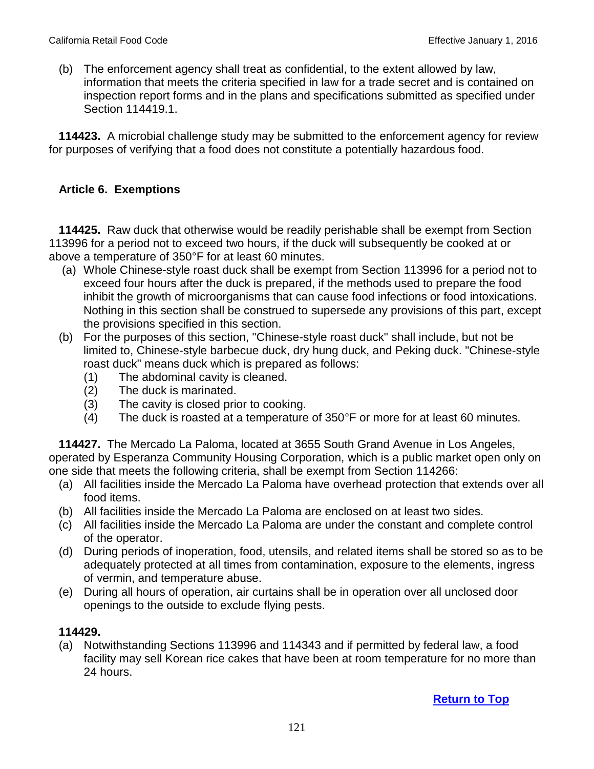(b) The enforcement agency shall treat as confidential, to the extent allowed by law, information that meets the criteria specified in law for a trade secret and is contained on inspection report forms and in the plans and specifications submitted as specified under Section 114419.1.

**114423.** A microbial challenge study may be submitted to the enforcement agency for review for purposes of verifying that a food does not constitute a potentially hazardous food.

## Article 6. Exemptions

**114425.** Raw duck that otherwise would be readily perishable shall be exempt from Section 113996 for a period not to exceed two hours, if the duck will subsequently be cooked at or above a temperature of 350°F for at least 60 minutes.

(a) Whole Chinese-style roast duck shall be exempt from Section 113996 for a period not to exceed four hours after the duck is prepared, if the methods used to prepare the food inhibit the growth of microorganisms that can cause food infections or food intoxications. Nothing in this section shall be construed to supersede any provisions of this part, except the provisions specified in this section.

(b) For the purposes of this section, "Chinese-style roast duck" shall include, but not be limited to, Chinese-style barbecue duck, dry hung duck, and Peking duck. "Chinese-style roast duck" means duck which is prepared as follows:

  (1) The abdominal cavity is cleaned.
  (2) The duck is marinated.
  (3) The cavity is closed prior to cooking.
  (4) The duck is roasted at a temperature of 350°F or more for at least 60 minutes.

**114427.** The Mercado La Paloma, located at 3655 South Grand Avenue in Los Angeles, operated by Esperanza Community Housing Corporation, which is a public market open only on one side that meets the following criteria, shall be exempt from Section 114266:

(a) All facilities inside the Mercado La Paloma have overhead protection that extends over all food items.

(b) All facilities inside the Mercado La Paloma are enclosed on at least two sides.

(c) All facilities inside the Mercado La Paloma are under the constant and complete control of the operator.

(d) During periods of inoperation, food, utensils, and related items shall be stored so as to be adequately protected at all times from contamination, exposure to the elements, ingress of vermin, and temperature abuse.

(e) During all hours of operation, air curtains shall be in operation over all unclosed door openings to the outside to exclude flying pests.

**114429.**

(a) Notwithstanding Sections 113996 and 114343 and if permitted by federal law, a food facility may sell Korean rice cakes that have been at room temperature for no more than 24 hours.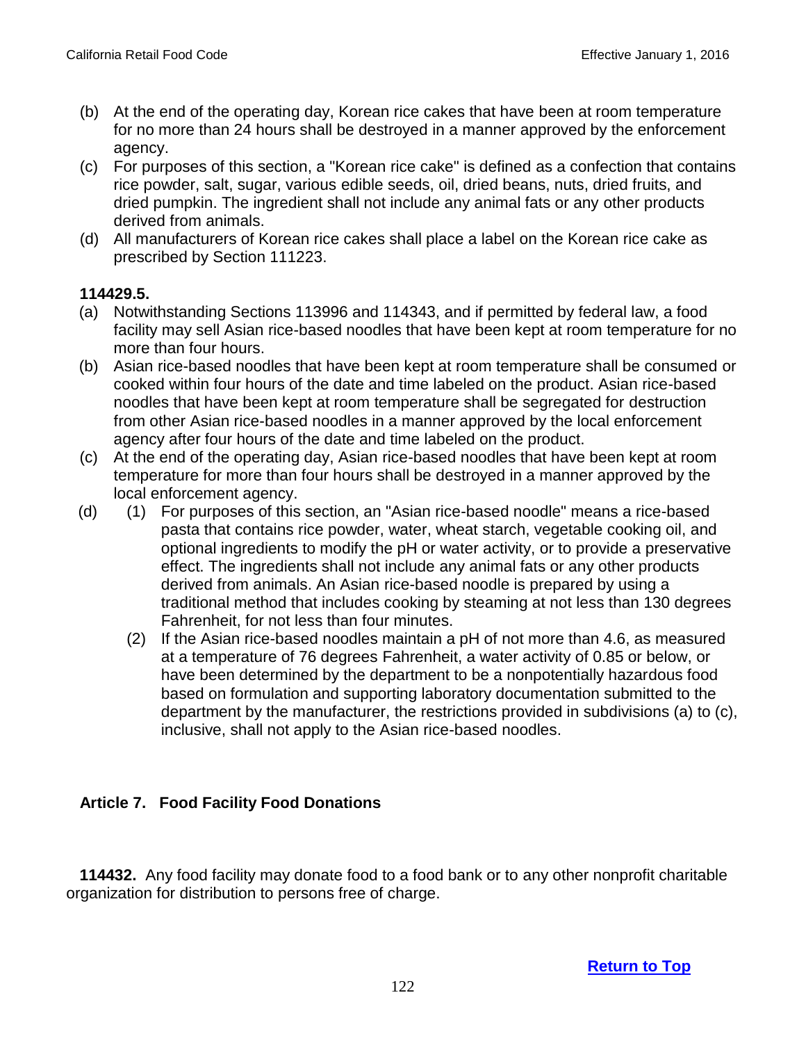(b) At the end of the operating day, Korean rice cakes that have been at room temperature for no more than 24 hours shall be destroyed in a manner approved by the enforcement agency.

(c) For purposes of this section, a "Korean rice cake" is defined as a confection that contains rice powder, salt, sugar, various edible seeds, oil, dried beans, nuts, dried fruits, and dried pumpkin. The ingredient shall not include any animal fats or any other products derived from animals.

(d) All manufacturers of Korean rice cakes shall place a label on the Korean rice cake as prescribed by Section 111223.

**114429.5.**

(a) Notwithstanding Sections 113996 and 114343, and if permitted by federal law, a food facility may sell Asian rice-based noodles that have been kept at room temperature for no more than four hours.

(b) Asian rice-based noodles that have been kept at room temperature shall be consumed or cooked within four hours of the date and time labeled on the product. Asian rice-based noodles that have been kept at room temperature shall be segregated for destruction from other Asian rice-based noodles in a manner approved by the local enforcement agency after four hours of the date and time labeled on the product.

(c) At the end of the operating day, Asian rice-based noodles that have been kept at room temperature for more than four hours shall be destroyed in a manner approved by the local enforcement agency.

(d)
   (1) For purposes of this section, an "Asian rice-based noodle" means a rice-based pasta that contains rice powder, water, wheat starch, vegetable cooking oil, and optional ingredients to modify the pH or water activity, or to provide a preservative effect. The ingredients shall not include any animal fats or any other products derived from animals. An Asian rice-based noodle is prepared by using a traditional method that includes cooking by steaming at not less than 130 degrees Fahrenheit, for not less than four minutes.

   (2) If the Asian rice-based noodles maintain a pH of not more than 4.6, as measured at a temperature of 76 degrees Fahrenheit, a water activity of 0.85 or below, or have been determined by the department to be a nonpotentially hazardous food based on formulation and supporting laboratory documentation submitted to the department by the manufacturer, the restrictions provided in subdivisions (a) to (c), inclusive, shall not apply to the Asian rice-based noodles.

## Article 7. Food Facility Food Donations

**114432.** Any food facility may donate food to a food bank or to any other nonprofit charitable organization for distribution to persons free of charge.

[Return to Top]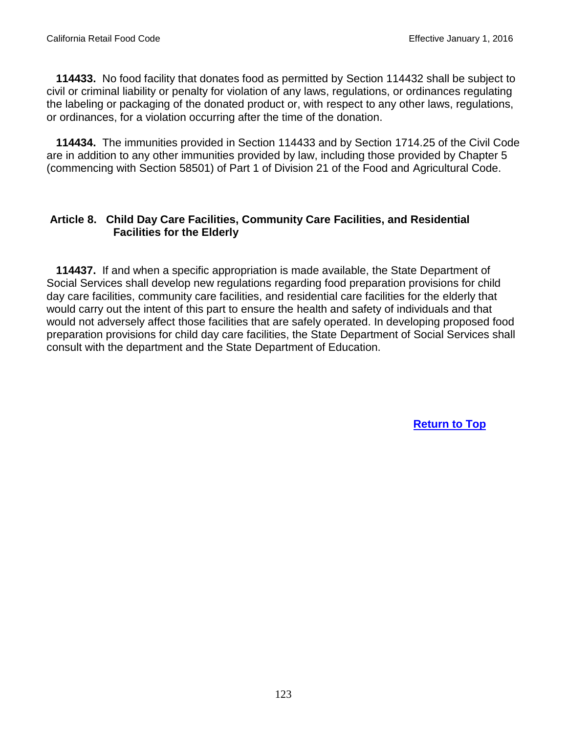**114433.** No food facility that donates food as permitted by Section 114432 shall be subject to civil or criminal liability or penalty for violation of any laws, regulations, or ordinances regulating the labeling or packaging of the donated product or, with respect to any other laws, regulations, or ordinances, for a violation occurring after the time of the donation.

**114434.** The immunities provided in Section 114433 and by Section 1714.25 of the Civil Code are in addition to any other immunities provided by law, including those provided by Chapter 5 (commencing with Section 58501) of Part 1 of Division 21 of the Food and Agricultural Code.

### Article 8. Child Day Care Facilities, Community Care Facilities, and Residential Facilities for the Elderly

**114437.** If and when a specific appropriation is made available, the State Department of Social Services shall develop new regulations regarding food preparation provisions for child day care facilities, community care facilities, and residential care facilities for the elderly that would carry out the intent of this part to ensure the health and safety of individuals and that would not adversely affect those facilities that are safely operated. In developing proposed food preparation provisions for child day care facilities, the State Department of Social Services shall consult with the department and the State Department of Education.

**Return to Top**